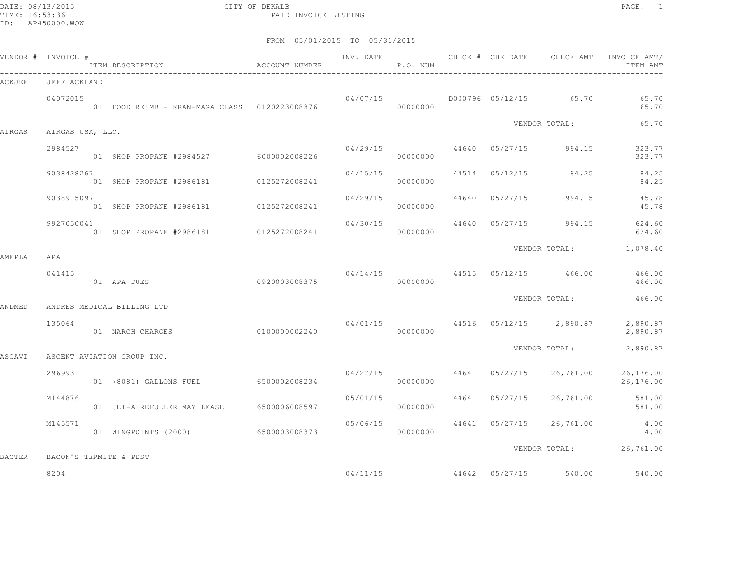DATE: 08/13/2015
TIME: 16:53:36
ID: AP450000.WOW

CITY OF DEKALB
PAID INVOICE LISTING

FROM 05/01/2015 TO 05/31/2015

| VENDOR # | INVOICE # / ITEM DESCRIPTION | ACCOUNT NUMBER | INV. DATE | P.O. NUM | CHECK # | CHK DATE | CHECK AMT | INVOICE AMT/ ITEM AMT |
|---|---|---|---|---|---|---|---|---|
| ACKJEF | JEFF ACKLAND | | | | | | | |
| | 04072015 | | 04/07/15 | | D000796 | 05/12/15 | 65.70 | 65.70 |
| | 01 FOOD REIMB - KRAN-MAGA CLASS | 0120223008376 | | 00000000 | | | | 65.70 |
| | | | | | | VENDOR TOTAL: | | 65.70 |
| AIRGAS | AIRGAS USA, LLC. | | | | | | | |
| | 2984527 | | 04/29/15 | | 44640 | 05/27/15 | 994.15 | 323.77 |
| | 01 SHOP PROPANE #2984527 | 6000002008226 | | 00000000 | | | | 323.77 |
| | 9038428267 | | 04/15/15 | | 44514 | 05/12/15 | 84.25 | 84.25 |
| | 01 SHOP PROPANE #2986181 | 0125272008241 | | 00000000 | | | | 84.25 |
| | 9038915097 | | 04/29/15 | | 44640 | 05/27/15 | 994.15 | 45.78 |
| | 01 SHOP PROPANE #2986181 | 0125272008241 | | 00000000 | | | | 45.78 |
| | 9927050041 | | 04/30/15 | | 44640 | 05/27/15 | 994.15 | 624.60 |
| | 01 SHOP PROPANE #2986181 | 0125272008241 | | 00000000 | | | | 624.60 |
| | | | | | | VENDOR TOTAL: | | 1,078.40 |
| AMEPLA | APA | | | | | | | |
| | 041415 | | 04/14/15 | | 44515 | 05/12/15 | 466.00 | 466.00 |
| | 01 APA DUES | 0920003008375 | | 00000000 | | | | 466.00 |
| | | | | | | VENDOR TOTAL: | | 466.00 |
| ANDMED | ANDRES MEDICAL BILLING LTD | | | | | | | |
| | 135064 | | 04/01/15 | | 44516 | 05/12/15 | 2,890.87 | 2,890.87 |
| | 01 MARCH CHARGES | 0100000002240 | | 00000000 | | | | 2,890.87 |
| | | | | | | VENDOR TOTAL: | | 2,890.87 |
| ASCAVI | ASCENT AVIATION GROUP INC. | | | | | | | |
| | 296993 | | 04/27/15 | | 44641 | 05/27/15 | 26,761.00 | 26,176.00 |
| | 01 (8081) GALLONS FUEL | 6500002008234 | | 00000000 | | | | 26,176.00 |
| | M144876 | | 05/01/15 | | 44641 | 05/27/15 | 26,761.00 | 581.00 |
| | 01 JET-A REFUELER MAY LEASE | 6500006008597 | | 00000000 | | | | 581.00 |
| | M145571 | | 05/06/15 | | 44641 | 05/27/15 | 26,761.00 | 4.00 |
| | 01 WINGPOINTS (2000) | 6500003008373 | | 00000000 | | | | 4.00 |
| | | | | | | VENDOR TOTAL: | | 26,761.00 |
| BACTER | BACON'S TERMITE & PEST | | | | | | | |
| | 8204 | | 04/11/15 | | 44642 | 05/27/15 | 540.00 | 540.00 |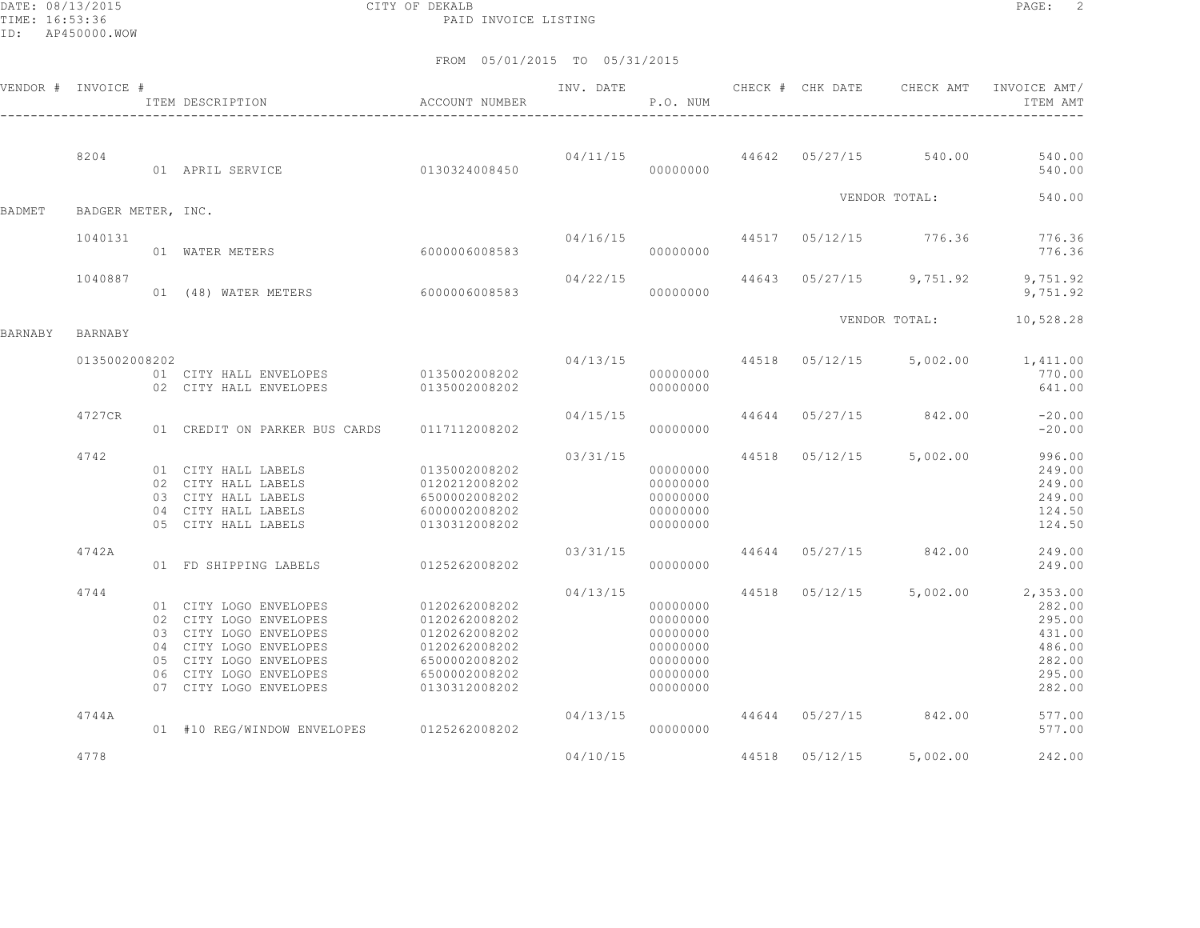FROM 05/01/2015 TO 05/31/2015

| VENDOR # | INVOICE # | ITEM DESCRIPTION | ACCOUNT NUMBER | INV. DATE | P.O. NUM | CHECK # | CHK DATE | CHECK AMT | INVOICE AMT/ ITEM AMT |
|---|---|---|---|---|---|---|---|---|---|
| | 8204 | | | 04/11/15 | | 44642 | 05/27/15 | 540.00 | 540.00 |
| | | 01 APRIL SERVICE | 0130324008450 | | 00000000 | | | | 540.00 |
| | | | | | | | | VENDOR TOTAL: | 540.00 |
| BADMET | BADGER METER, INC. | | | | | | | | |
| | 1040131 | | | 04/16/15 | | 44517 | 05/12/15 | 776.36 | 776.36 |
| | | 01 WATER METERS | 6000006008583 | | 00000000 | | | | 776.36 |
| | 1040887 | | | 04/22/15 | | 44643 | 05/27/15 | 9,751.92 | 9,751.92 |
| | | 01 (48) WATER METERS | 6000006008583 | | 00000000 | | | | 9,751.92 |
| | | | | | | | | VENDOR TOTAL: | 10,528.28 |
| BARNABY | BARNABY | | | | | | | | |
| | 0135002008202 | | | 04/13/15 | | 44518 | 05/12/15 | 5,002.00 | 1,411.00 |
| | | 01 CITY HALL ENVELOPES | 0135002008202 | | 00000000 | | | | 770.00 |
| | | 02 CITY HALL ENVELOPES | 0135002008202 | | 00000000 | | | | 641.00 |
| | 4727CR | | | 04/15/15 | | 44644 | 05/27/15 | 842.00 | -20.00 |
| | | 01 CREDIT ON PARKER BUS CARDS | 0117112008202 | | 00000000 | | | | -20.00 |
| | 4742 | | | 03/31/15 | | 44518 | 05/12/15 | 5,002.00 | 996.00 |
| | | 01 CITY HALL LABELS | 0135002008202 | | 00000000 | | | | 249.00 |
| | | 02 CITY HALL LABELS | 0120212008202 | | 00000000 | | | | 249.00 |
| | | 03 CITY HALL LABELS | 6500002008202 | | 00000000 | | | | 249.00 |
| | | 04 CITY HALL LABELS | 6000002008202 | | 00000000 | | | | 124.50 |
| | | 05 CITY HALL LABELS | 0130312008202 | | 00000000 | | | | 124.50 |
| | 4742A | | | 03/31/15 | | 44644 | 05/27/15 | 842.00 | 249.00 |
| | | 01 FD SHIPPING LABELS | 0125262008202 | | 00000000 | | | | 249.00 |
| | 4744 | | | 04/13/15 | | 44518 | 05/12/15 | 5,002.00 | 2,353.00 |
| | | 01 CITY LOGO ENVELOPES | 0120262008202 | | 00000000 | | | | 282.00 |
| | | 02 CITY LOGO ENVELOPES | 0120262008202 | | 00000000 | | | | 295.00 |
| | | 03 CITY LOGO ENVELOPES | 0120262008202 | | 00000000 | | | | 431.00 |
| | | 04 CITY LOGO ENVELOPES | 0120262008202 | | 00000000 | | | | 486.00 |
| | | 05 CITY LOGO ENVELOPES | 6500002008202 | | 00000000 | | | | 282.00 |
| | | 06 CITY LOGO ENVELOPES | 6500002008202 | | 00000000 | | | | 295.00 |
| | | 07 CITY LOGO ENVELOPES | 0130312008202 | | 00000000 | | | | 282.00 |
| | 4744A | | | 04/13/15 | | 44644 | 05/27/15 | 842.00 | 577.00 |
| | | 01 #10 REG/WINDOW ENVELOPES | 0125262008202 | | 00000000 | | | | 577.00 |
| | 4778 | | | 04/10/15 | | 44518 | 05/12/15 | 5,002.00 | 242.00 |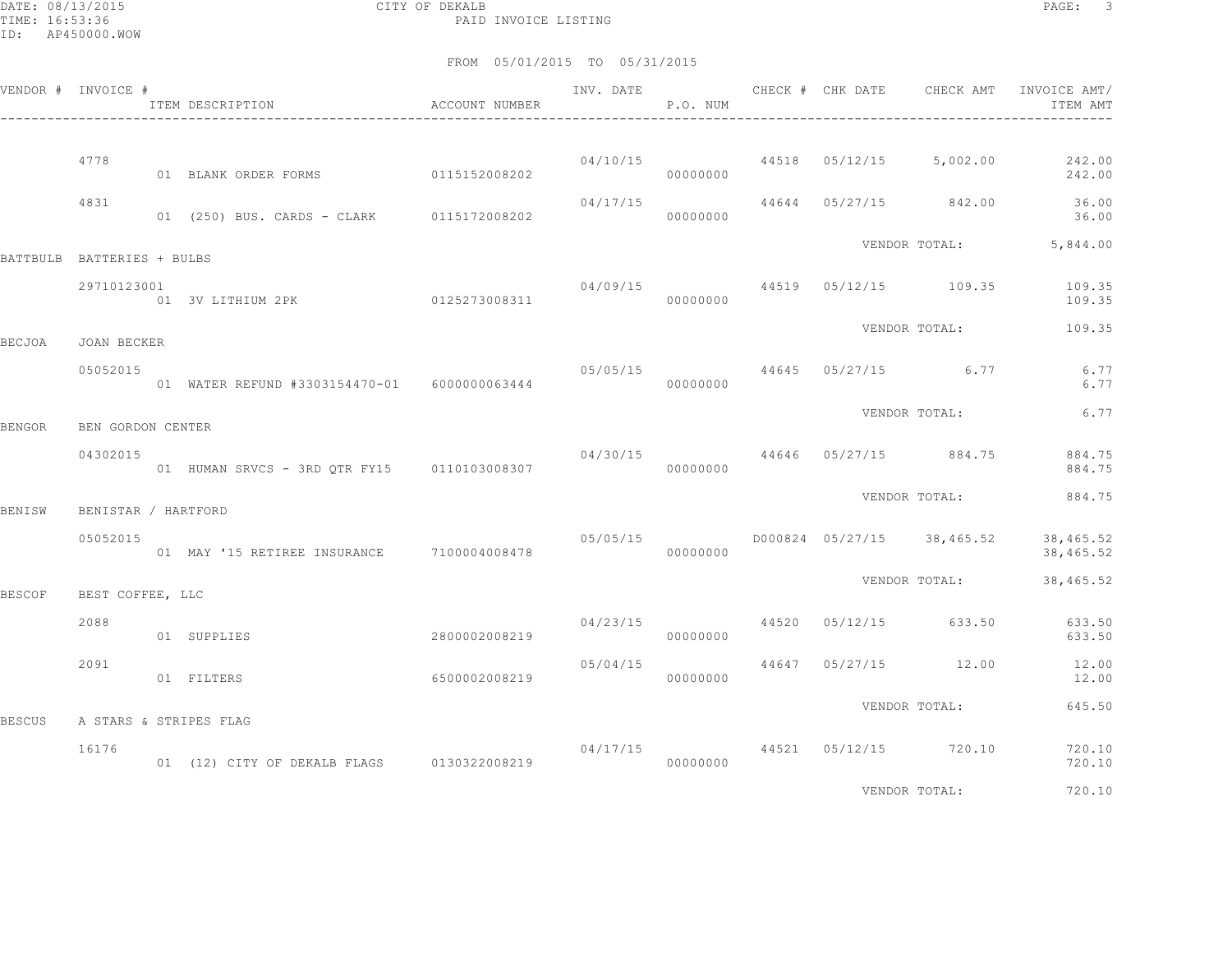FROM 05/01/2015 TO 05/31/2015

| VENDOR # | INVOICE # / ITEM DESCRIPTION | ACCOUNT NUMBER | INV. DATE | P.O. NUM | CHECK # | CHK DATE | CHECK AMT | INVOICE AMT/ ITEM AMT |
|---|---|---|---|---|---|---|---|---|
| | 4778 | | 04/10/15 | | 44518 | 05/12/15 | 5,002.00 | 242.00 |
| | 01 BLANK ORDER FORMS | 0115152008202 | | 00000000 | | | | 242.00 |
| | 4831 | | 04/17/15 | | 44644 | 05/27/15 | 842.00 | 36.00 |
| | 01 (250) BUS. CARDS - CLARK | 0115172008202 | | 00000000 | | | | 36.00 |
| | | | | | | | VENDOR TOTAL: | 5,844.00 |
| BATTBULB | BATTERIES + BULBS | | | | | | | |
| | 29710123001 | | 04/09/15 | | 44519 | 05/12/15 | 109.35 | 109.35 |
| | 01 3V LITHIUM 2PK | 0125273008311 | | 00000000 | | | | 109.35 |
| | | | | | | | VENDOR TOTAL: | 109.35 |
| BECJOA | JOAN BECKER | | | | | | | |
| | 05052015 | | 05/05/15 | | 44645 | 05/27/15 | 6.77 | 6.77 |
| | 01 WATER REFUND #3303154470-01 | 6000000063444 | | 00000000 | | | | 6.77 |
| | | | | | | | VENDOR TOTAL: | 6.77 |
| BENGOR | BEN GORDON CENTER | | | | | | | |
| | 04302015 | | 04/30/15 | | 44646 | 05/27/15 | 884.75 | 884.75 |
| | 01 HUMAN SRVCS - 3RD QTR FY15 | 0110103008307 | | 00000000 | | | | 884.75 |
| | | | | | | | VENDOR TOTAL: | 884.75 |
| BENISW | BENISTAR / HARTFORD | | | | | | | |
| | 05052015 | | 05/05/15 | | D000824 | 05/27/15 | 38,465.52 | 38,465.52 |
| | 01 MAY '15 RETIREE INSURANCE | 7100004008478 | | 00000000 | | | | 38,465.52 |
| | | | | | | | VENDOR TOTAL: | 38,465.52 |
| BESCOF | BEST COFFEE, LLC | | | | | | | |
| | 2088 | | 04/23/15 | | 44520 | 05/12/15 | 633.50 | 633.50 |
| | 01 SUPPLIES | 2800002008219 | | 00000000 | | | | 633.50 |
| | 2091 | | 05/04/15 | | 44647 | 05/27/15 | 12.00 | 12.00 |
| | 01 FILTERS | 6500002008219 | | 00000000 | | | | 12.00 |
| | | | | | | | VENDOR TOTAL: | 645.50 |
| BESCUS | A STARS & STRIPES FLAG | | | | | | | |
| | 16176 | | 04/17/15 | | 44521 | 05/12/15 | 720.10 | 720.10 |
| | 01 (12) CITY OF DEKALB FLAGS | 0130322008219 | | 00000000 | | | | 720.10 |
| | | | | | | | VENDOR TOTAL: | 720.10 |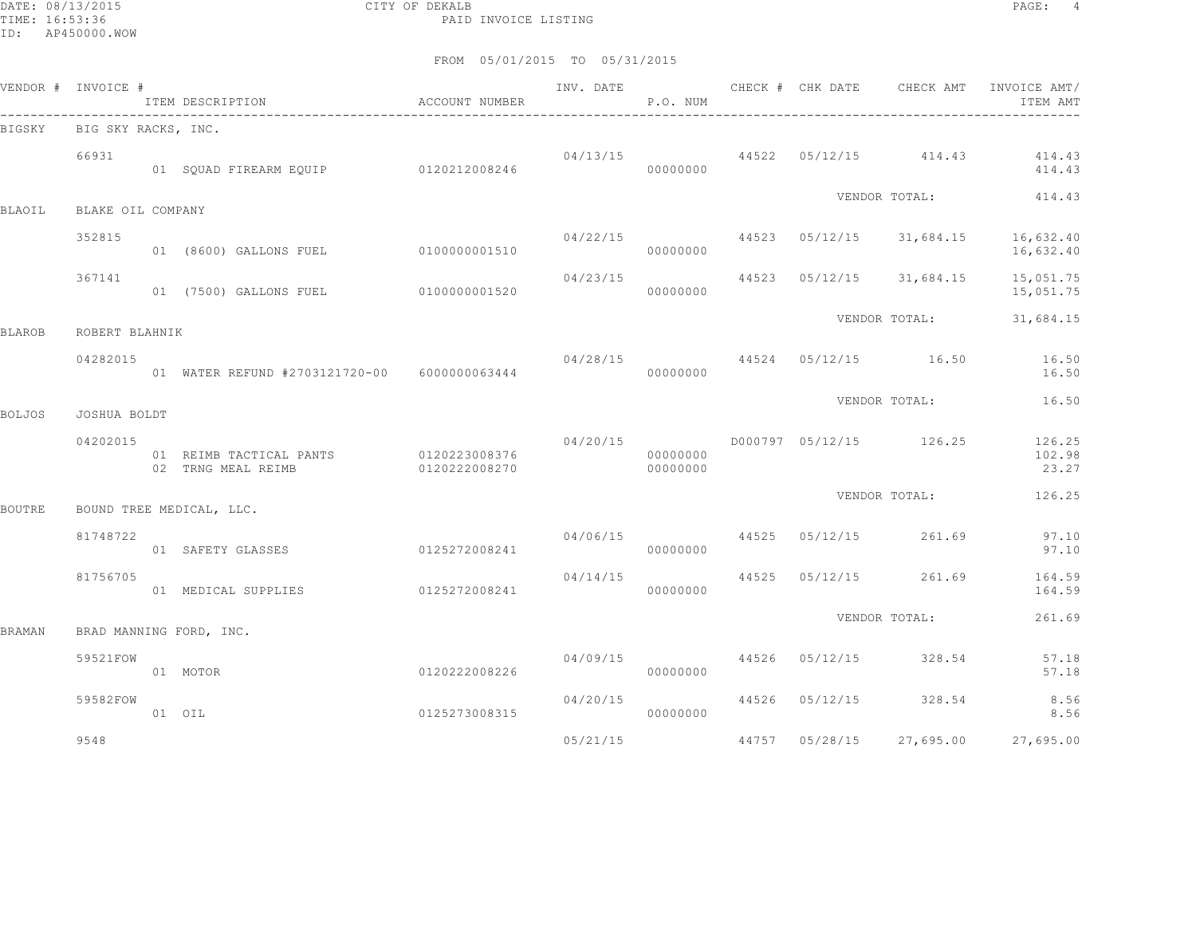CITY OF DEKALB
PAID INVOICE LISTING

DATE: 08/13/2015
TIME: 16:53:36
ID: AP450000.WOW

FROM 05/01/2015 TO 05/31/2015

| VENDOR # | INVOICE # | ITEM DESCRIPTION | ACCOUNT NUMBER | INV. DATE | P.O. NUM | CHECK # | CHK DATE | CHECK AMT | INVOICE AMT/ ITEM AMT |
|---|---|---|---|---|---|---|---|---|---|
| BIGSKY | BIG SKY RACKS, INC. | | | | | | | | |
| | 66931 | | | 04/13/15 | | 44522 | 05/12/15 | 414.43 | 414.43 |
| | | 01 SQUAD FIREARM EQUIP | 0120212008246 | | 00000000 | | | | 414.43 |
| | | | | | | | VENDOR TOTAL: | | 414.43 |
| BLAOIL | BLAKE OIL COMPANY | | | | | | | | |
| | 352815 | | | 04/22/15 | | 44523 | 05/12/15 | 31,684.15 | 16,632.40 |
| | | 01 (8600) GALLONS FUEL | 0100000001510 | | 00000000 | | | | 16,632.40 |
| | 367141 | | | 04/23/15 | | 44523 | 05/12/15 | 31,684.15 | 15,051.75 |
| | | 01 (7500) GALLONS FUEL | 0100000001520 | | 00000000 | | | | 15,051.75 |
| | | | | | | | VENDOR TOTAL: | | 31,684.15 |
| BLAROB | ROBERT BLAHNIK | | | | | | | | |
| | 04282015 | | | 04/28/15 | | 44524 | 05/12/15 | 16.50 | 16.50 |
| | | 01 WATER REFUND #2703121720-00 | 6000000063444 | | 00000000 | | | | 16.50 |
| | | | | | | | VENDOR TOTAL: | | 16.50 |
| BOLJOS | JOSHUA BOLDT | | | | | | | | |
| | 04202015 | | | 04/20/15 | | D000797 | 05/12/15 | 126.25 | 126.25 |
| | | 01 REIMB TACTICAL PANTS | 0120223008376 | | 00000000 | | | | 102.98 |
| | | 02 TRNG MEAL REIMB | 0120222008270 | | 00000000 | | | | 23.27 |
| | | | | | | | VENDOR TOTAL: | | 126.25 |
| BOUTRE | BOUND TREE MEDICAL, LLC. | | | | | | | | |
| | 81748722 | | | 04/06/15 | | 44525 | 05/12/15 | 261.69 | 97.10 |
| | | 01 SAFETY GLASSES | 0125272008241 | | 00000000 | | | | 97.10 |
| | 81756705 | | | 04/14/15 | | 44525 | 05/12/15 | 261.69 | 164.59 |
| | | 01 MEDICAL SUPPLIES | 0125272008241 | | 00000000 | | | | 164.59 |
| | | | | | | | VENDOR TOTAL: | | 261.69 |
| BRAMAN | BRAD MANNING FORD, INC. | | | | | | | | |
| | 59521FOW | | | 04/09/15 | | 44526 | 05/12/15 | 328.54 | 57.18 |
| | | 01 MOTOR | 0120222008226 | | 00000000 | | | | 57.18 |
| | 59582FOW | | | 04/20/15 | | 44526 | 05/12/15 | 328.54 | 8.56 |
| | | 01 OIL | 0125273008315 | | 00000000 | | | | 8.56 |
| | 9548 | | | 05/21/15 | | 44757 | 05/28/15 | 27,695.00 | 27,695.00 |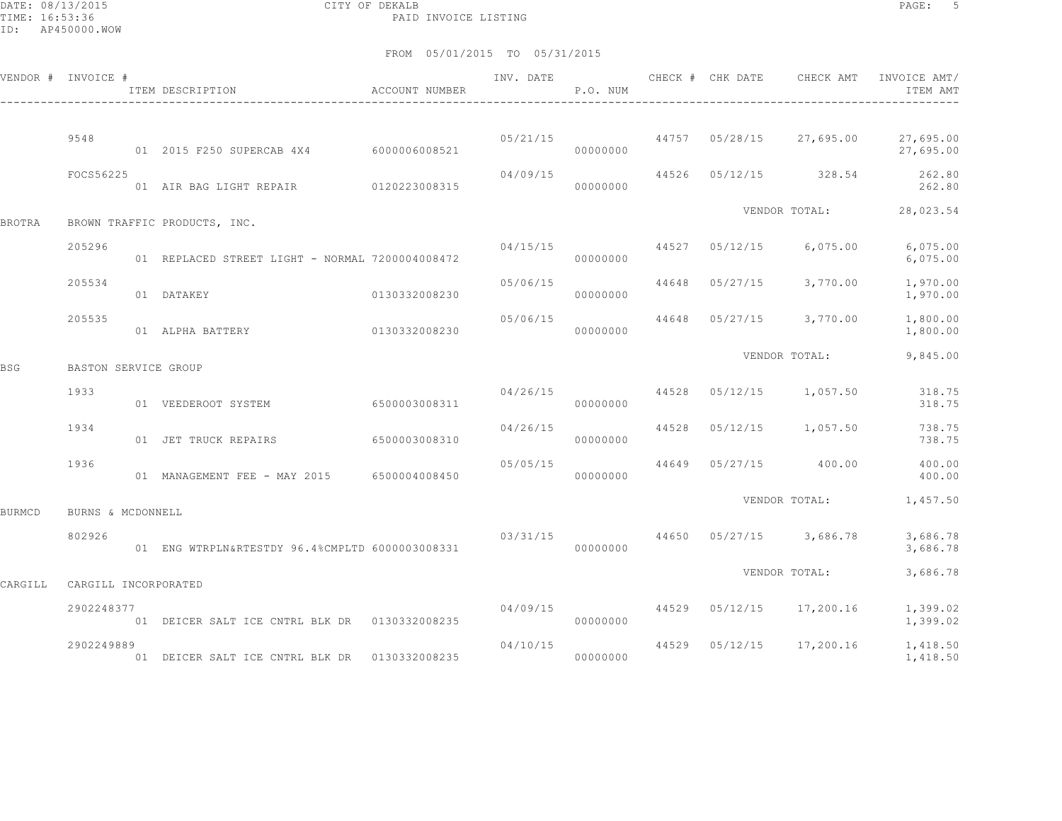CITY OF DEKALB

PAID INVOICE LISTING

DATE: 08/13/2015
TIME: 16:53:36
ID: AP450000.WOW

FROM 05/01/2015 TO 05/31/2015

| VENDOR # | INVOICE # | ITEM DESCRIPTION | ACCOUNT NUMBER | INV. DATE | P.O. NUM | CHECK # | CHK DATE | CHECK AMT | INVOICE AMT/ ITEM AMT |
|---|---|---|---|---|---|---|---|---|---|
| | 9548 | | | 05/21/15 | | 44757 | 05/28/15 | 27,695.00 | 27,695.00 |
| | | 01 2015 F250 SUPERCAB 4X4 | 6000006008521 | | 00000000 | | | | 27,695.00 |
| | FOCS56225 | | | 04/09/15 | | 44526 | 05/12/15 | 328.54 | 262.80 |
| | | 01 AIR BAG LIGHT REPAIR | 0120223008315 | | 00000000 | | | | 262.80 |
| | | | | | | | VENDOR TOTAL: | | 28,023.54 |
| BROTRA | BROWN TRAFFIC PRODUCTS, INC. | | | | | | | | |
| | 205296 | | | 04/15/15 | | 44527 | 05/12/15 | 6,075.00 | 6,075.00 |
| | | 01 REPLACED STREET LIGHT - NORMAL | 7200004008472 | | 00000000 | | | | 6,075.00 |
| | 205534 | | | 05/06/15 | | 44648 | 05/27/15 | 3,770.00 | 1,970.00 |
| | | 01 DATAKEY | 0130332008230 | | 00000000 | | | | 1,970.00 |
| | 205535 | | | 05/06/15 | | 44648 | 05/27/15 | 3,770.00 | 1,800.00 |
| | | 01 ALPHA BATTERY | 0130332008230 | | 00000000 | | | | 1,800.00 |
| | | | | | | | VENDOR TOTAL: | | 9,845.00 |
| BSG | BASTON SERVICE GROUP | | | | | | | | |
| | 1933 | | | 04/26/15 | | 44528 | 05/12/15 | 1,057.50 | 318.75 |
| | | 01 VEEDEROOT SYSTEM | 6500003008311 | | 00000000 | | | | 318.75 |
| | 1934 | | | 04/26/15 | | 44528 | 05/12/15 | 1,057.50 | 738.75 |
| | | 01 JET TRUCK REPAIRS | 6500003008310 | | 00000000 | | | | 738.75 |
| | 1936 | | | 05/05/15 | | 44649 | 05/27/15 | 400.00 | 400.00 |
| | | 01 MANAGEMENT FEE - MAY 2015 | 6500004008450 | | 00000000 | | | | 400.00 |
| | | | | | | | VENDOR TOTAL: | | 1,457.50 |
| BURMCD | BURNS & MCDONNELL | | | | | | | | |
| | 802926 | | | 03/31/15 | | 44650 | 05/27/15 | 3,686.78 | 3,686.78 |
| | | 01 ENG WTRPLN&RTESTDY 96.4%CMPLTD | 6000003008331 | | 00000000 | | | | 3,686.78 |
| | | | | | | | VENDOR TOTAL: | | 3,686.78 |
| CARGILL | CARGILL INCORPORATED | | | | | | | | |
| | 2902248377 | | | 04/09/15 | | 44529 | 05/12/15 | 17,200.16 | 1,399.02 |
| | | 01 DEICER SALT ICE CNTRL BLK DR | 0130332008235 | | 00000000 | | | | 1,399.02 |
| | 2902249889 | | | 04/10/15 | | 44529 | 05/12/15 | 17,200.16 | 1,418.50 |
| | | 01 DEICER SALT ICE CNTRL BLK DR | 0130332008235 | | 00000000 | | | | 1,418.50 |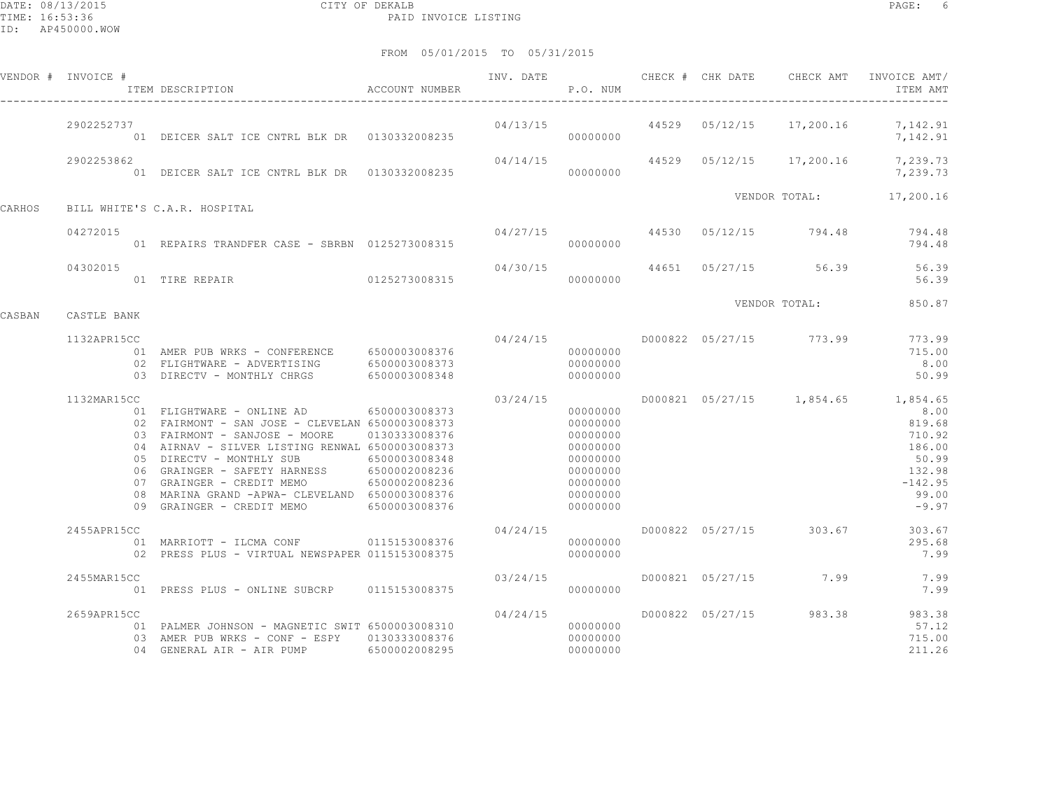CITY OF DEKALB

PAID INVOICE LISTING

DATE: 08/13/2015
TIME: 16:53:36
ID: AP450000.WOW

FROM 05/01/2015 TO 05/31/2015

| VENDOR # | INVOICE # / ITEM DESCRIPTION | ACCOUNT NUMBER | INV. DATE | P.O. NUM | CHECK # | CHK DATE | CHECK AMT | INVOICE AMT/ ITEM AMT |
|---|---|---|---|---|---|---|---|---|
| | 2902252737 | | 04/13/15 | | 44529 | 05/12/15 | 17,200.16 | 7,142.91 |
| | 01 DEICER SALT ICE CNTRL BLK DR | 0130332008235 | | 00000000 | | | | 7,142.91 |
| | 2902253862 | | 04/14/15 | | 44529 | 05/12/15 | 17,200.16 | 7,239.73 |
| | 01 DEICER SALT ICE CNTRL BLK DR | 0130332008235 | | 00000000 | | | | 7,239.73 |
| | | | | | | | VENDOR TOTAL: | 17,200.16 |
| CARHOS | BILL WHITE'S C.A.R. HOSPITAL | | | | | | | |
| | 04272015 | | 04/27/15 | | 44530 | 05/12/15 | 794.48 | 794.48 |
| | 01 REPAIRS TRANDFER CASE - SBRBN | 0125273008315 | | 00000000 | | | | 794.48 |
| | 04302015 | | 04/30/15 | | 44651 | 05/27/15 | 56.39 | 56.39 |
| | 01 TIRE REPAIR | 0125273008315 | | 00000000 | | | | 56.39 |
| | | | | | | | VENDOR TOTAL: | 850.87 |
| CASBAN | CASTLE BANK | | | | | | | |
| | 1132APR15CC | | 04/24/15 | | D000822 | 05/27/15 | 773.99 | 773.99 |
| | 01 AMER PUB WRKS - CONFERENCE | 6500003008376 | | 00000000 | | | | 715.00 |
| | 02 FLIGHTWARE - ADVERTISING | 6500003008373 | | 00000000 | | | | 8.00 |
| | 03 DIRECTV - MONTHLY CHRGS | 6500003008348 | | 00000000 | | | | 50.99 |
| | 1132MAR15CC | | 03/24/15 | | D000821 | 05/27/15 | 1,854.65 | 1,854.65 |
| | 01 FLIGHTWARE - ONLINE AD | 6500003008373 | | 00000000 | | | | 8.00 |
| | 02 FAIRMONT - SAN JOSE - CLEVELAN | 6500003008373 | | 00000000 | | | | 819.68 |
| | 03 FAIRMONT - SANJOSE - MOORE | 0130333008376 | | 00000000 | | | | 710.92 |
| | 04 AIRNAV - SILVER LISTING RENWAL | 6500003008373 | | 00000000 | | | | 186.00 |
| | 05 DIRECTV - MONTHLY SUB | 6500003008348 | | 00000000 | | | | 50.99 |
| | 06 GRAINGER - SAFETY HARNESS | 6500002008236 | | 00000000 | | | | 132.98 |
| | 07 GRAINGER - CREDIT MEMO | 6500002008236 | | 00000000 | | | | -142.95 |
| | 08 MARINA GRAND -APWA- CLEVELAND | 6500003008376 | | 00000000 | | | | 99.00 |
| | 09 GRAINGER - CREDIT MEMO | 6500003008376 | | 00000000 | | | | -9.97 |
| | 2455APR15CC | | 04/24/15 | | D000822 | 05/27/15 | 303.67 | 303.67 |
| | 01 MARRIOTT - ILCMA CONF | 0115153008376 | | 00000000 | | | | 295.68 |
| | 02 PRESS PLUS - VIRTUAL NEWSPAPER | 0115153008375 | | 00000000 | | | | 7.99 |
| | 2455MAR15CC | | 03/24/15 | | D000821 | 05/27/15 | 7.99 | 7.99 |
| | 01 PRESS PLUS - ONLINE SUBCRP | 0115153008375 | | 00000000 | | | | 7.99 |
| | 2659APR15CC | | 04/24/15 | | D000822 | 05/27/15 | 983.38 | 983.38 |
| | 01 PALMER JOHNSON - MAGNETIC SWIT | 6500003008310 | | 00000000 | | | | 57.12 |
| | 03 AMER PUB WRKS - CONF - ESPY | 0130333008376 | | 00000000 | | | | 715.00 |
| | 04 GENERAL AIR - AIR PUMP | 6500002008295 | | 00000000 | | | | 211.26 |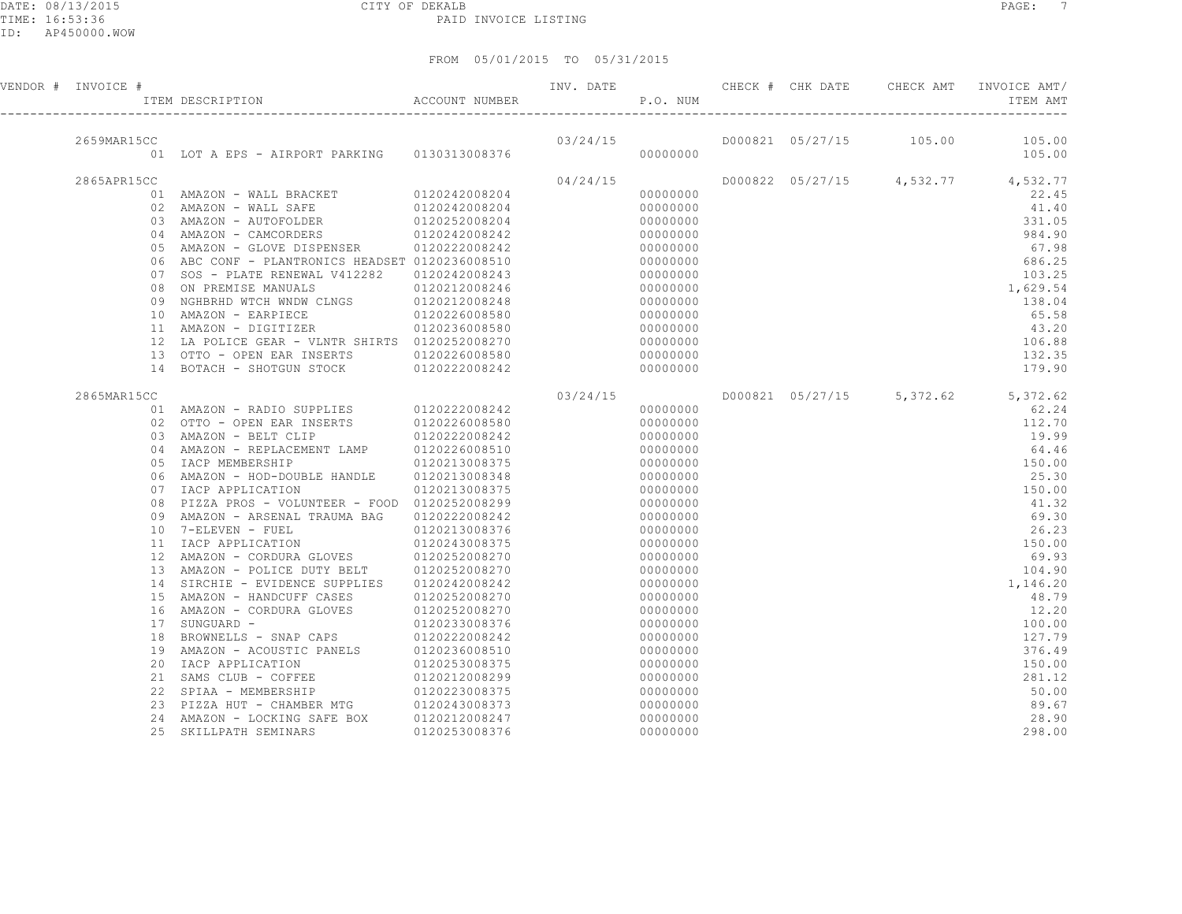CITY OF DEKALB

PAID INVOICE LISTING

DATE: 08/13/2015
TIME: 16:53:36
ID: AP450000.WOW

FROM 05/01/2015 TO 05/31/2015

| VENDOR # | INVOICE # | ITEM DESCRIPTION | ACCOUNT NUMBER | INV. DATE | P.O. NUM | CHECK # | CHK DATE | CHECK AMT | INVOICE AMT/ ITEM AMT |
|---|---|---|---|---|---|---|---|---|---|
| | 2659MAR15CC | | | 03/24/15 | | D000821 | 05/27/15 | 105.00 | 105.00 |
| | | 01 LOT A EPS - AIRPORT PARKING | 0130313008376 | | 00000000 | | | | 105.00 |
| | 2865APR15CC | | | 04/24/15 | | D000822 | 05/27/15 | 4,532.77 | 4,532.77 |
| | | 01 AMAZON - WALL BRACKET | 0120242008204 | | 00000000 | | | | 22.45 |
| | | 02 AMAZON - WALL SAFE | 0120242008204 | | 00000000 | | | | 41.40 |
| | | 03 AMAZON - AUTOFOLDER | 0120252008204 | | 00000000 | | | | 331.05 |
| | | 04 AMAZON - CAMCORDERS | 0120242008242 | | 00000000 | | | | 984.90 |
| | | 05 AMAZON - GLOVE DISPENSER | 0120222008242 | | 00000000 | | | | 67.98 |
| | | 06 ABC CONF - PLANTRONICS HEADSET | 0120236008510 | | 00000000 | | | | 686.25 |
| | | 07 SOS - PLATE RENEWAL V412282 | 0120242008243 | | 00000000 | | | | 103.25 |
| | | 08 ON PREMISE MANUALS | 0120212008246 | | 00000000 | | | | 1,629.54 |
| | | 09 NGHBRHD WTCH WNDW CLNGS | 0120212008248 | | 00000000 | | | | 138.04 |
| | | 10 AMAZON - EARPIECE | 0120226008580 | | 00000000 | | | | 65.58 |
| | | 11 AMAZON - DIGITIZER | 0120236008580 | | 00000000 | | | | 43.20 |
| | | 12 LA POLICE GEAR - VLNTR SHIRTS | 0120252008270 | | 00000000 | | | | 106.88 |
| | | 13 OTTO - OPEN EAR INSERTS | 0120226008580 | | 00000000 | | | | 132.35 |
| | | 14 BOTACH - SHOTGUN STOCK | 0120222008242 | | 00000000 | | | | 179.90 |
| | 2865MAR15CC | | | 03/24/15 | | D000821 | 05/27/15 | 5,372.62 | 5,372.62 |
| | | 01 AMAZON - RADIO SUPPLIES | 0120222008242 | | 00000000 | | | | 62.24 |
| | | 02 OTTO - OPEN EAR INSERTS | 0120226008580 | | 00000000 | | | | 112.70 |
| | | 03 AMAZON - BELT CLIP | 0120222008242 | | 00000000 | | | | 19.99 |
| | | 04 AMAZON - REPLACEMENT LAMP | 0120226008510 | | 00000000 | | | | 64.46 |
| | | 05 IACP MEMBERSHIP | 0120213008375 | | 00000000 | | | | 150.00 |
| | | 06 AMAZON - HOD-DOUBLE HANDLE | 0120213008348 | | 00000000 | | | | 25.30 |
| | | 07 IACP APPLICATION | 0120213008375 | | 00000000 | | | | 150.00 |
| | | 08 PIZZA PROS - VOLUNTEER - FOOD | 0120252008299 | | 00000000 | | | | 41.32 |
| | | 09 AMAZON - ARSENAL TRAUMA BAG | 0120222008242 | | 00000000 | | | | 69.30 |
| | | 10 7-ELEVEN - FUEL | 0120213008376 | | 00000000 | | | | 26.23 |
| | | 11 IACP APPLICATION | 0120243008375 | | 00000000 | | | | 150.00 |
| | | 12 AMAZON - CORDURA GLOVES | 0120252008270 | | 00000000 | | | | 69.93 |
| | | 13 AMAZON - POLICE DUTY BELT | 0120252008270 | | 00000000 | | | | 104.90 |
| | | 14 SIRCHIE - EVIDENCE SUPPLIES | 0120242008242 | | 00000000 | | | | 1,146.20 |
| | | 15 AMAZON - HANDCUFF CASES | 0120252008270 | | 00000000 | | | | 48.79 |
| | | 16 AMAZON - CORDURA GLOVES | 0120252008270 | | 00000000 | | | | 12.20 |
| | | 17 SUNGUARD - | 0120233008376 | | 00000000 | | | | 100.00 |
| | | 18 BROWNELLS - SNAP CAPS | 0120222008242 | | 00000000 | | | | 127.79 |
| | | 19 AMAZON - ACOUSTIC PANELS | 0120236008510 | | 00000000 | | | | 376.49 |
| | | 20 IACP APPLICATION | 0120253008375 | | 00000000 | | | | 150.00 |
| | | 21 SAMS CLUB - COFFEE | 0120212008299 | | 00000000 | | | | 281.12 |
| | | 22 SPIAA - MEMBERSHIP | 0120223008375 | | 00000000 | | | | 50.00 |
| | | 23 PIZZA HUT - CHAMBER MTG | 0120243008373 | | 00000000 | | | | 89.67 |
| | | 24 AMAZON - LOCKING SAFE BOX | 0120212008247 | | 00000000 | | | | 28.90 |
| | | 25 SKILLPATH SEMINARS | 0120253008376 | | 00000000 | | | | 298.00 |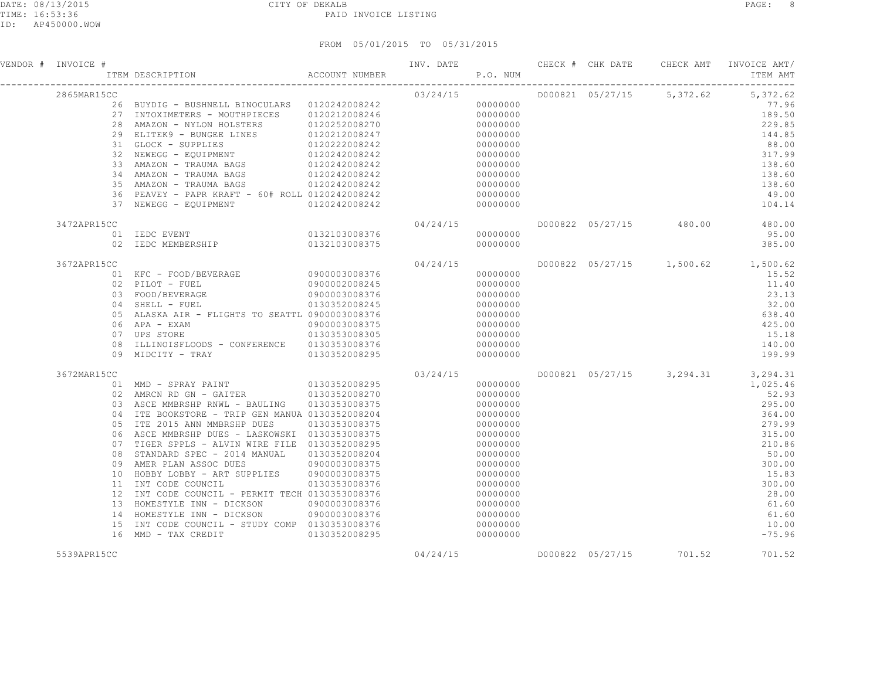CITY OF DEKALB
PAID INVOICE LISTING

FROM 05/01/2015 TO 05/31/2015

| VENDOR # | INVOICE # / ITEM DESCRIPTION | ACCOUNT NUMBER | INV. DATE | P.O. NUM | CHECK # | CHK DATE | CHECK AMT | INVOICE AMT/ ITEM AMT |
|---|---|---|---|---|---|---|---|---|
| | 2865MAR15CC | | 03/24/15 | | D000821 | 05/27/15 | 5,372.62 | 5,372.62 |
| | 26 BUYDIG - BUSHNELL BINOCULARS | 0120242008242 | | 00000000 | | | | 77.96 |
| | 27 INTOXIMETERS - MOUTHPIECES | 0120212008246 | | 00000000 | | | | 189.50 |
| | 28 AMAZON - NYLON HOLSTERS | 0120252008270 | | 00000000 | | | | 229.85 |
| | 29 ELITEK9 - BUNGEE LINES | 0120212008247 | | 00000000 | | | | 144.85 |
| | 31 GLOCK - SUPPLIES | 0120222008242 | | 00000000 | | | | 88.00 |
| | 32 NEWEGG - EQUIPMENT | 0120242008242 | | 00000000 | | | | 317.99 |
| | 33 AMAZON - TRAUMA BAGS | 0120242008242 | | 00000000 | | | | 138.60 |
| | 34 AMAZON - TRAUMA BAGS | 0120242008242 | | 00000000 | | | | 138.60 |
| | 35 AMAZON - TRAUMA BAGS | 0120242008242 | | 00000000 | | | | 138.60 |
| | 36 PEAVEY - PAPR KRAFT - 60# ROLL | 0120242008242 | | 00000000 | | | | 49.00 |
| | 37 NEWEGG - EQUIPMENT | 0120242008242 | | 00000000 | | | | 104.14 |
| | 3472APR15CC | | 04/24/15 | | D000822 | 05/27/15 | 480.00 | 480.00 |
| | 01 IEDC EVENT | 0132103008376 | | 00000000 | | | | 95.00 |
| | 02 IEDC MEMBERSHIP | 0132103008375 | | 00000000 | | | | 385.00 |
| | 3672APR15CC | | 04/24/15 | | D000822 | 05/27/15 | 1,500.62 | 1,500.62 |
| | 01 KFC - FOOD/BEVERAGE | 0900003008376 | | 00000000 | | | | 15.52 |
| | 02 PILOT - FUEL | 0900002008245 | | 00000000 | | | | 11.40 |
| | 03 FOOD/BEVERAGE | 0900003008376 | | 00000000 | | | | 23.13 |
| | 04 SHELL - FUEL | 0130352008245 | | 00000000 | | | | 32.00 |
| | 05 ALASKA AIR - FLIGHTS TO SEATTL | 0900003008376 | | 00000000 | | | | 638.40 |
| | 06 APA - EXAM | 0900003008375 | | 00000000 | | | | 425.00 |
| | 07 UPS STORE | 0130353008305 | | 00000000 | | | | 15.18 |
| | 08 ILLINOISFLOODS - CONFERENCE | 0130353008376 | | 00000000 | | | | 140.00 |
| | 09 MIDCITY - TRAY | 0130352008295 | | 00000000 | | | | 199.99 |
| | 3672MAR15CC | | 03/24/15 | | D000821 | 05/27/15 | 3,294.31 | 3,294.31 |
| | 01 MMD - SPRAY PAINT | 0130352008295 | | 00000000 | | | | 1,025.46 |
| | 02 AMRCN RD GN - GAITER | 0130352008270 | | 00000000 | | | | 52.93 |
| | 03 ASCE MMBRSHP RNWL - BAULING | 0130353008375 | | 00000000 | | | | 295.00 |
| | 04 ITE BOOKSTORE - TRIP GEN MANUA | 0130352008204 | | 00000000 | | | | 364.00 |
| | 05 ITE 2015 ANN MMBRSHP DUES | 0130353008375 | | 00000000 | | | | 279.99 |
| | 06 ASCE MMBRSHP DUES - LASKOWSKI | 0130353008375 | | 00000000 | | | | 315.00 |
| | 07 TIGER SPPLS - ALVIN WIRE FILE | 0130352008295 | | 00000000 | | | | 210.86 |
| | 08 STANDARD SPEC - 2014 MANUAL | 0130352008204 | | 00000000 | | | | 50.00 |
| | 09 AMER PLAN ASSOC DUES | 0900003008375 | | 00000000 | | | | 300.00 |
| | 10 HOBBY LOBBY - ART SUPPLIES | 0900003008375 | | 00000000 | | | | 15.83 |
| | 11 INT CODE COUNCIL | 0130353008376 | | 00000000 | | | | 300.00 |
| | 12 INT CODE COUNCIL - PERMIT TECH | 0130353008376 | | 00000000 | | | | 28.00 |
| | 13 HOMESTYLE INN - DICKSON | 0900003008376 | | 00000000 | | | | 61.60 |
| | 14 HOMESTYLE INN - DICKSON | 0900003008376 | | 00000000 | | | | 61.60 |
| | 15 INT CODE COUNCIL - STUDY COMP | 0130353008376 | | 00000000 | | | | 10.00 |
| | 16 MMD - TAX CREDIT | 0130352008295 | | 00000000 | | | | -75.96 |
| | 5539APR15CC | | 04/24/15 | | D000822 | 05/27/15 | 701.52 | 701.52 |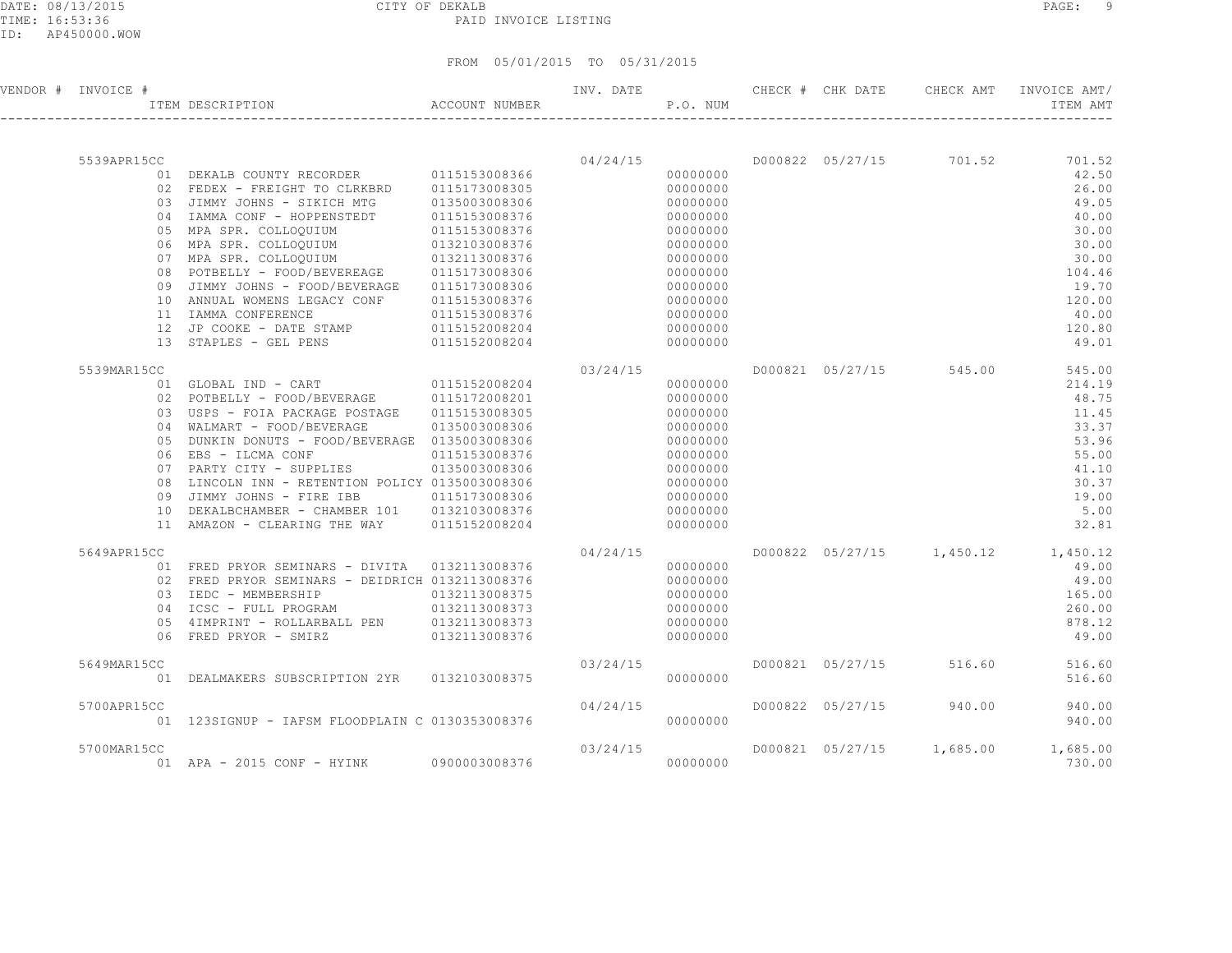CITY OF DEKALB

PAID INVOICE LISTING

FROM 05/01/2015 TO 05/31/2015

| VENDOR # | INVOICE # / ITEM DESCRIPTION | ACCOUNT NUMBER | INV. DATE | P.O. NUM | CHECK # | CHK DATE | CHECK AMT | INVOICE AMT/ ITEM AMT |
|---|---|---|---|---|---|---|---|---|
| | 5539APR15CC | | 04/24/15 | | D000822 | 05/27/15 | 701.52 | 701.52 |
| | 01 DEKALB COUNTY RECORDER | 0115153008366 | | 00000000 | | | | 42.50 |
| | 02 FEDEX - FREIGHT TO CLRKBRD | 0115173008305 | | 00000000 | | | | 26.00 |
| | 03 JIMMY JOHNS - SIKICH MTG | 0135003008306 | | 00000000 | | | | 49.05 |
| | 04 IAMMA CONF - HOPPENSTEDT | 0115153008376 | | 00000000 | | | | 40.00 |
| | 05 MPA SPR. COLLOQUIUM | 0115153008376 | | 00000000 | | | | 30.00 |
| | 06 MPA SPR. COLLOQUIUM | 0132103008376 | | 00000000 | | | | 30.00 |
| | 07 MPA SPR. COLLOQUIUM | 0132113008376 | | 00000000 | | | | 30.00 |
| | 08 POTBELLY - FOOD/BEVEREAGE | 0115173008306 | | 00000000 | | | | 104.46 |
| | 09 JIMMY JOHNS - FOOD/BEVERAGE | 0115173008306 | | 00000000 | | | | 19.70 |
| | 10 ANNUAL WOMENS LEGACY CONF | 0115153008376 | | 00000000 | | | | 120.00 |
| | 11 IAMMA CONFERENCE | 0115153008376 | | 00000000 | | | | 40.00 |
| | 12 JP COOKE - DATE STAMP | 0115152008204 | | 00000000 | | | | 120.80 |
| | 13 STAPLES - GEL PENS | 0115152008204 | | 00000000 | | | | 49.01 |
| | 5539MAR15CC | | 03/24/15 | | D000821 | 05/27/15 | 545.00 | 545.00 |
| | 01 GLOBAL IND - CART | 0115152008204 | | 00000000 | | | | 214.19 |
| | 02 POTBELLY - FOOD/BEVERAGE | 0115172008201 | | 00000000 | | | | 48.75 |
| | 03 USPS - FOIA PACKAGE POSTAGE | 0115153008305 | | 00000000 | | | | 11.45 |
| | 04 WALMART - FOOD/BEVERAGE | 0135003008306 | | 00000000 | | | | 33.37 |
| | 05 DUNKIN DONUTS - FOOD/BEVERAGE | 0135003008306 | | 00000000 | | | | 53.96 |
| | 06 EBS - ILCMA CONF | 0115153008376 | | 00000000 | | | | 55.00 |
| | 07 PARTY CITY - SUPPLIES | 0135003008306 | | 00000000 | | | | 41.10 |
| | 08 LINCOLN INN - RETENTION POLICY | 0135003008306 | | 00000000 | | | | 30.37 |
| | 09 JIMMY JOHNS - FIRE IBB | 0115173008306 | | 00000000 | | | | 19.00 |
| | 10 DEKALBCHAMBER - CHAMBER 101 | 0132103008376 | | 00000000 | | | | 5.00 |
| | 11 AMAZON - CLEARING THE WAY | 0115152008204 | | 00000000 | | | | 32.81 |
| | 5649APR15CC | | 04/24/15 | | D000822 | 05/27/15 | 1,450.12 | 1,450.12 |
| | 01 FRED PRYOR SEMINARS - DIVITA | 0132113008376 | | 00000000 | | | | 49.00 |
| | 02 FRED PRYOR SEMINARS - DEIDRICH | 0132113008376 | | 00000000 | | | | 49.00 |
| | 03 IEDC - MEMBERSHIP | 0132113008375 | | 00000000 | | | | 165.00 |
| | 04 ICSC - FULL PROGRAM | 0132113008373 | | 00000000 | | | | 260.00 |
| | 05 4IMPRINT - ROLLARBALL PEN | 0132113008373 | | 00000000 | | | | 878.12 |
| | 06 FRED PRYOR - SMIRZ | 0132113008376 | | 00000000 | | | | 49.00 |
| | 5649MAR15CC | | 03/24/15 | | D000821 | 05/27/15 | 516.60 | 516.60 |
| | 01 DEALMAKERS SUBSCRIPTION 2YR | 0132103008375 | | 00000000 | | | | 516.60 |
| | 5700APR15CC | | 04/24/15 | | D000822 | 05/27/15 | 940.00 | 940.00 |
| | 01 123SIGNUP - IAFSM FLOODPLAIN C | 0130353008376 | | 00000000 | | | | 940.00 |
| | 5700MAR15CC | | 03/24/15 | | D000821 | 05/27/15 | 1,685.00 | 1,685.00 |
| | 01 APA - 2015 CONF - HYINK | 0900003008376 | | 00000000 | | | | 730.00 |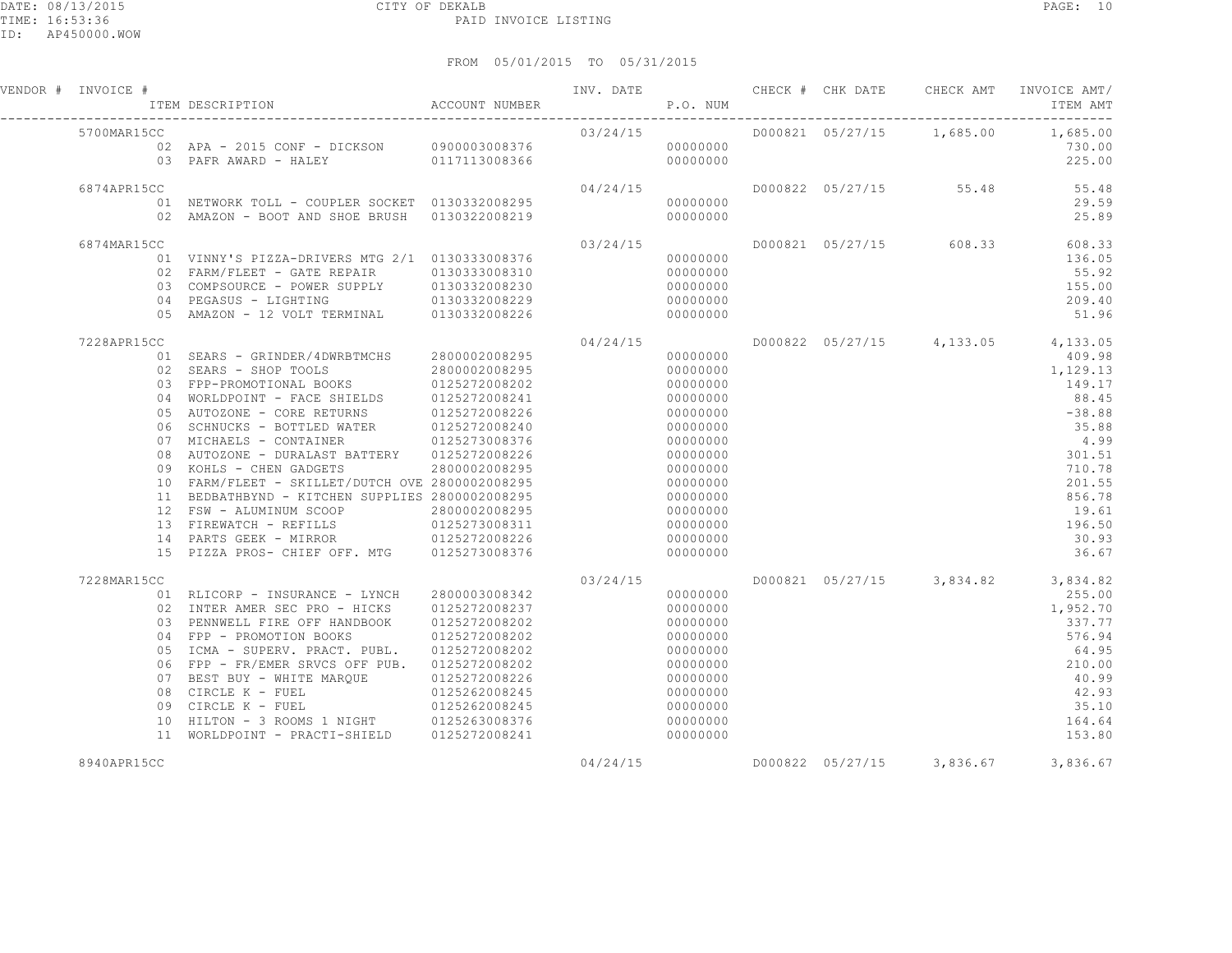CITY OF DEKALB

PAID INVOICE LISTING

FROM 05/01/2015 TO 05/31/2015

| VENDOR # | INVOICE # / ITEM DESCRIPTION | ACCOUNT NUMBER | INV. DATE | P.O. NUM | CHECK # | CHK DATE | CHECK AMT | INVOICE AMT/ ITEM AMT |
|---|---|---|---|---|---|---|---|---|
| | 5700MAR15CC | | 03/24/15 | | D000821 | 05/27/15 | 1,685.00 | 1,685.00 |
| | 02 APA - 2015 CONF - DICKSON | 0900003008376 | | 00000000 | | | | 730.00 |
| | 03 PAFR AWARD - HALEY | 0117113008366 | | 00000000 | | | | 225.00 |
| | 6874APR15CC | | 04/24/15 | | D000822 | 05/27/15 | 55.48 | 55.48 |
| | 01 NETWORK TOLL - COUPLER SOCKET | 0130332008295 | | 00000000 | | | | 29.59 |
| | 02 AMAZON - BOOT AND SHOE BRUSH | 0130322008219 | | 00000000 | | | | 25.89 |
| | 6874MAR15CC | | 03/24/15 | | D000821 | 05/27/15 | 608.33 | 608.33 |
| | 01 VINNY'S PIZZA-DRIVERS MTG 2/1 | 0130333008376 | | 00000000 | | | | 136.05 |
| | 02 FARM/FLEET - GATE REPAIR | 0130333008310 | | 00000000 | | | | 55.92 |
| | 03 COMPSOURCE - POWER SUPPLY | 0130332008230 | | 00000000 | | | | 155.00 |
| | 04 PEGASUS - LIGHTING | 0130332008229 | | 00000000 | | | | 209.40 |
| | 05 AMAZON - 12 VOLT TERMINAL | 0130332008226 | | 00000000 | | | | 51.96 |
| | 7228APR15CC | | 04/24/15 | | D000822 | 05/27/15 | 4,133.05 | 4,133.05 |
| | 01 SEARS - GRINDER/4DWRBTMCHS | 2800002008295 | | 00000000 | | | | 409.98 |
| | 02 SEARS - SHOP TOOLS | 2800002008295 | | 00000000 | | | | 1,129.13 |
| | 03 FPP-PROMOTIONAL BOOKS | 0125272008202 | | 00000000 | | | | 149.17 |
| | 04 WORLDPOINT - FACE SHIELDS | 0125272008241 | | 00000000 | | | | 88.45 |
| | 05 AUTOZONE - CORE RETURNS | 0125272008226 | | 00000000 | | | | -38.88 |
| | 06 SCHNUCKS - BOTTLED WATER | 0125272008240 | | 00000000 | | | | 35.88 |
| | 07 MICHAELS - CONTAINER | 0125273008376 | | 00000000 | | | | 4.99 |
| | 08 AUTOZONE - DURALAST BATTERY | 0125272008226 | | 00000000 | | | | 301.51 |
| | 09 KOHLS - CHEN GADGETS | 2800002008295 | | 00000000 | | | | 710.78 |
| | 10 FARM/FLEET - SKILLET/DUTCH OVE | 2800002008295 | | 00000000 | | | | 201.55 |
| | 11 BEDBATHBYND - KITCHEN SUPPLIES | 2800002008295 | | 00000000 | | | | 856.78 |
| | 12 FSW - ALUMINUM SCOOP | 2800002008295 | | 00000000 | | | | 19.61 |
| | 13 FIREWATCH - REFILLS | 0125273008311 | | 00000000 | | | | 196.50 |
| | 14 PARTS GEEK - MIRROR | 0125272008226 | | 00000000 | | | | 30.93 |
| | 15 PIZZA PROS- CHIEF OFF. MTG | 0125273008376 | | 00000000 | | | | 36.67 |
| | 7228MAR15CC | | 03/24/15 | | D000821 | 05/27/15 | 3,834.82 | 3,834.82 |
| | 01 RLICORP - INSURANCE - LYNCH | 2800003008342 | | 00000000 | | | | 255.00 |
| | 02 INTER AMER SEC PRO - HICKS | 0125272008237 | | 00000000 | | | | 1,952.70 |
| | 03 PENNWELL FIRE OFF HANDBOOK | 0125272008202 | | 00000000 | | | | 337.77 |
| | 04 FPP - PROMOTION BOOKS | 0125272008202 | | 00000000 | | | | 576.94 |
| | 05 ICMA - SUPERV. PRACT. PUBL. | 0125272008202 | | 00000000 | | | | 64.95 |
| | 06 FPP - FR/EMER SRVCS OFF PUB. | 0125272008202 | | 00000000 | | | | 210.00 |
| | 07 BEST BUY - WHITE MARQUE | 0125272008226 | | 00000000 | | | | 40.99 |
| | 08 CIRCLE K - FUEL | 0125262008245 | | 00000000 | | | | 42.93 |
| | 09 CIRCLE K - FUEL | 0125262008245 | | 00000000 | | | | 35.10 |
| | 10 HILTON - 3 ROOMS 1 NIGHT | 0125263008376 | | 00000000 | | | | 164.64 |
| | 11 WORLDPOINT - PRACTI-SHIELD | 0125272008241 | | 00000000 | | | | 153.80 |
| | 8940APR15CC | | 04/24/15 | | D000822 | 05/27/15 | 3,836.67 | 3,836.67 |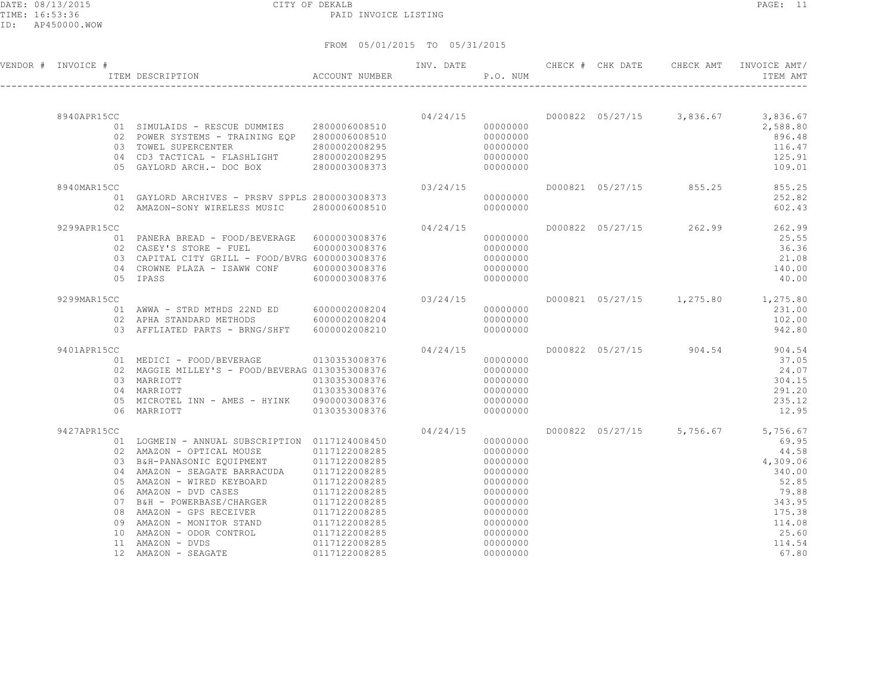CITY OF DEKALB

PAID INVOICE LISTING

FROM 05/01/2015 TO 05/31/2015

| VENDOR # | INVOICE # | ITEM DESCRIPTION | ACCOUNT NUMBER | INV. DATE | P.O. NUM | CHECK # | CHK DATE | CHECK AMT | INVOICE AMT/ ITEM AMT |
|---|---|---|---|---|---|---|---|---|---|
| | 8940APR15CC | | | 04/24/15 | | D000822 | 05/27/15 | 3,836.67 | 3,836.67 |
| | 01 | SIMULAIDS - RESCUE DUMMIES | 2800006008510 | | 00000000 | | | | 2,588.80 |
| | 02 | POWER SYSTEMS - TRAINING EQP | 2800006008510 | | 00000000 | | | | 896.48 |
| | 03 | TOWEL SUPERCENTER | 2800002008295 | | 00000000 | | | | 116.47 |
| | 04 | CD3 TACTICAL - FLASHLIGHT | 2800002008295 | | 00000000 | | | | 125.91 |
| | 05 | GAYLORD ARCH.- DOC BOX | 2800003008373 | | 00000000 | | | | 109.01 |
| | 8940MAR15CC | | | 03/24/15 | | D000821 | 05/27/15 | 855.25 | 855.25 |
| | 01 | GAYLORD ARCHIVES - PRSRV SPPLS | 2800003008373 | | 00000000 | | | | 252.82 |
| | 02 | AMAZON-SONY WIRELESS MUSIC | 2800006008510 | | 00000000 | | | | 602.43 |
| | 9299APR15CC | | | 04/24/15 | | D000822 | 05/27/15 | 262.99 | 262.99 |
| | 01 | PANERA BREAD - FOOD/BEVERAGE | 6000003008376 | | 00000000 | | | | 25.55 |
| | 02 | CASEY'S STORE - FUEL | 6000003008376 | | 00000000 | | | | 36.36 |
| | 03 | CAPITAL CITY GRILL - FOOD/BVRG | 6000003008376 | | 00000000 | | | | 21.08 |
| | 04 | CROWNE PLAZA - ISAWW CONF | 6000003008376 | | 00000000 | | | | 140.00 |
| | 05 | IPASS | 6000003008376 | | 00000000 | | | | 40.00 |
| | 9299MAR15CC | | | 03/24/15 | | D000821 | 05/27/15 | 1,275.80 | 1,275.80 |
| | 01 | AWWA - STRD MTHDS 22ND ED | 6000002008204 | | 00000000 | | | | 231.00 |
| | 02 | APHA STANDARD METHODS | 6000002008204 | | 00000000 | | | | 102.00 |
| | 03 | AFFLIATED PARTS - BRNG/SHFT | 6000002008210 | | 00000000 | | | | 942.80 |
| | 9401APR15CC | | | 04/24/15 | | D000822 | 05/27/15 | 904.54 | 904.54 |
| | 01 | MEDICI - FOOD/BEVERAGE | 0130353008376 | | 00000000 | | | | 37.05 |
| | 02 | MAGGIE MILLEY'S - FOOD/BEVERAG | 0130353008376 | | 00000000 | | | | 24.07 |
| | 03 | MARRIOTT | 0130353008376 | | 00000000 | | | | 304.15 |
| | 04 | MARRIOTT | 0130353008376 | | 00000000 | | | | 291.20 |
| | 05 | MICROTEL INN - AMES - HYINK | 0900003008376 | | 00000000 | | | | 235.12 |
| | 06 | MARRIOTT | 0130353008376 | | 00000000 | | | | 12.95 |
| | 9427APR15CC | | | 04/24/15 | | D000822 | 05/27/15 | 5,756.67 | 5,756.67 |
| | 01 | LOGMEIN - ANNUAL SUBSCRIPTION | 0117124008450 | | 00000000 | | | | 69.95 |
| | 02 | AMAZON - OPTICAL MOUSE | 0117122008285 | | 00000000 | | | | 44.58 |
| | 03 | B&H-PANASONIC EQUIPMENT | 0117122008285 | | 00000000 | | | | 4,309.06 |
| | 04 | AMAZON - SEAGATE BARRACUDA | 0117122008285 | | 00000000 | | | | 340.00 |
| | 05 | AMAZON - WIRED KEYBOARD | 0117122008285 | | 00000000 | | | | 52.85 |
| | 06 | AMAZON - DVD CASES | 0117122008285 | | 00000000 | | | | 79.88 |
| | 07 | B&H - POWERBASE/CHARGER | 0117122008285 | | 00000000 | | | | 343.95 |
| | 08 | AMAZON - GPS RECEIVER | 0117122008285 | | 00000000 | | | | 175.38 |
| | 09 | AMAZON - MONITOR STAND | 0117122008285 | | 00000000 | | | | 114.08 |
| | 10 | AMAZON - ODOR CONTROL | 0117122008285 | | 00000000 | | | | 25.60 |
| | 11 | AMAZON - DVDS | 0117122008285 | | 00000000 | | | | 114.54 |
| | 12 | AMAZON - SEAGATE | 0117122008285 | | 00000000 | | | | 67.80 |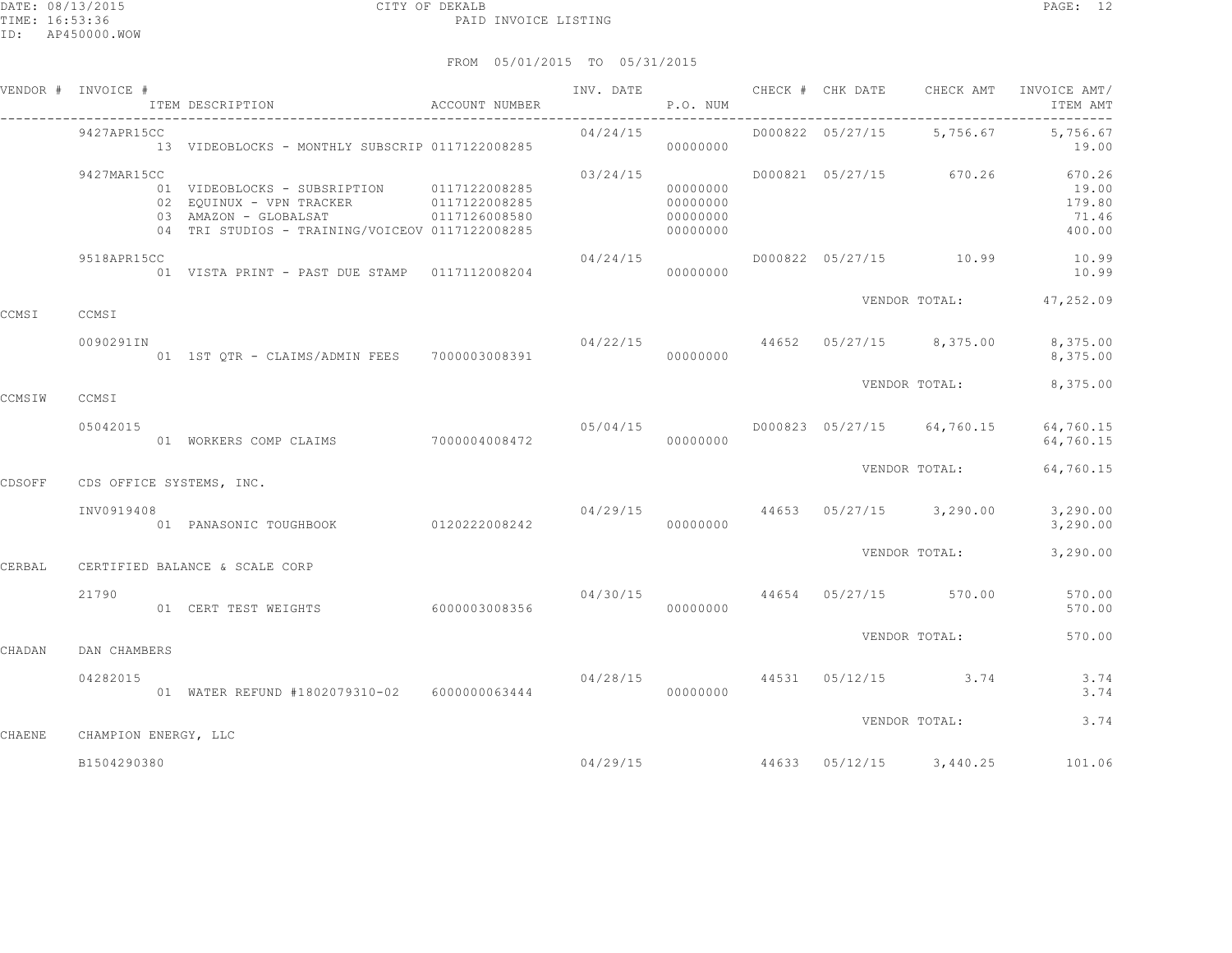FROM 05/01/2015 TO 05/31/2015

| VENDOR # | INVOICE # | ITEM DESCRIPTION | ACCOUNT NUMBER | INV. DATE | P.O. NUM | CHECK # | CHK DATE | CHECK AMT | INVOICE AMT/ ITEM AMT |
|---|---|---|---|---|---|---|---|---|---|
| | 9427APR15CC | | | 04/24/15 | | D000822 | 05/27/15 | 5,756.67 | 5,756.67 |
| | | 13 VIDEOBLOCKS - MONTHLY SUBSCRIP | 0117122008285 | | 00000000 | | | | 19.00 |
| | 9427MAR15CC | | | 03/24/15 | | D000821 | 05/27/15 | 670.26 | 670.26 |
| | | 01 VIDEOBLOCKS - SUBSRIPTION | 0117122008285 | | 00000000 | | | | 19.00 |
| | | 02 EQUINUX - VPN TRACKER | 0117122008285 | | 00000000 | | | | 179.80 |
| | | 03 AMAZON - GLOBALSAT | 0117126008580 | | 00000000 | | | | 71.46 |
| | | 04 TRI STUDIOS - TRAINING/VOICEOV | 0117122008285 | | 00000000 | | | | 400.00 |
| | 9518APR15CC | | | 04/24/15 | | D000822 | 05/27/15 | 10.99 | 10.99 |
| | | 01 VISTA PRINT - PAST DUE STAMP | 0117112008204 | | 00000000 | | | | 10.99 |
| | | | | | | | VENDOR TOTAL: | | 47,252.09 |
| CCMSI | CCMSI | | | | | | | | |
| | 0090291IN | | | 04/22/15 | | 44652 | 05/27/15 | 8,375.00 | 8,375.00 |
| | | 01 1ST QTR - CLAIMS/ADMIN FEES | 7000003008391 | | 00000000 | | | | 8,375.00 |
| | | | | | | | VENDOR TOTAL: | | 8,375.00 |
| CCMSIW | CCMSI | | | | | | | | |
| | 05042015 | | | 05/04/15 | | D000823 | 05/27/15 | 64,760.15 | 64,760.15 |
| | | 01 WORKERS COMP CLAIMS | 7000004008472 | | 00000000 | | | | 64,760.15 |
| | | | | | | | VENDOR TOTAL: | | 64,760.15 |
| CDSOFF | CDS OFFICE SYSTEMS, INC. | | | | | | | | |
| | INV0919408 | | | 04/29/15 | | 44653 | 05/27/15 | 3,290.00 | 3,290.00 |
| | | 01 PANASONIC TOUGHBOOK | 0120222008242 | | 00000000 | | | | 3,290.00 |
| | | | | | | | VENDOR TOTAL: | | 3,290.00 |
| CERBAL | CERTIFIED BALANCE & SCALE CORP | | | | | | | | |
| | 21790 | | | 04/30/15 | | 44654 | 05/27/15 | 570.00 | 570.00 |
| | | 01 CERT TEST WEIGHTS | 6000003008356 | | 00000000 | | | | 570.00 |
| | | | | | | | VENDOR TOTAL: | | 570.00 |
| CHADAN | DAN CHAMBERS | | | | | | | | |
| | 04282015 | | | 04/28/15 | | 44531 | 05/12/15 | 3.74 | 3.74 |
| | | 01 WATER REFUND #1802079310-02 | 6000000063444 | | 00000000 | | | | 3.74 |
| | | | | | | | VENDOR TOTAL: | | 3.74 |
| CHAENE | CHAMPION ENERGY, LLC | | | | | | | | |
| | B1504290380 | | | 04/29/15 | | 44633 | 05/12/15 | 3,440.25 | 101.06 |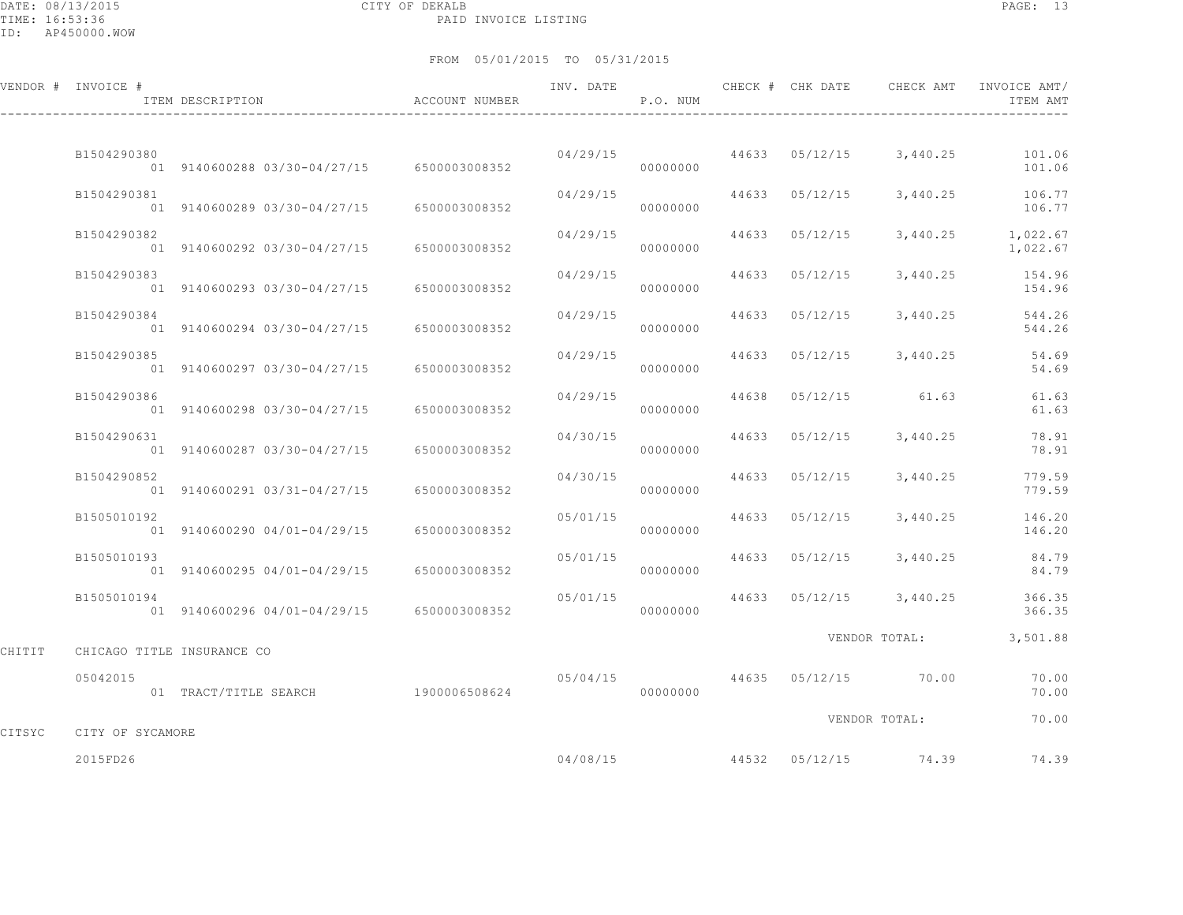CITY OF DEKALB

PAID INVOICE LISTING

FROM 05/01/2015 TO 05/31/2015

| VENDOR # | INVOICE # / ITEM DESCRIPTION | ACCOUNT NUMBER | INV. DATE | P.O. NUM | CHECK # | CHK DATE | CHECK AMT | INVOICE AMT/ ITEM AMT |
|---|---|---|---|---|---|---|---|---|
| | B1504290380 | | 04/29/15 | | 44633 | 05/12/15 | 3,440.25 | 101.06 |
| | 01 9140600288 03/30-04/27/15 | 6500003008352 | | 00000000 | | | | 101.06 |
| | B1504290381 | | 04/29/15 | | 44633 | 05/12/15 | 3,440.25 | 106.77 |
| | 01 9140600289 03/30-04/27/15 | 6500003008352 | | 00000000 | | | | 106.77 |
| | B1504290382 | | 04/29/15 | | 44633 | 05/12/15 | 3,440.25 | 1,022.67 |
| | 01 9140600292 03/30-04/27/15 | 6500003008352 | | 00000000 | | | | 1,022.67 |
| | B1504290383 | | 04/29/15 | | 44633 | 05/12/15 | 3,440.25 | 154.96 |
| | 01 9140600293 03/30-04/27/15 | 6500003008352 | | 00000000 | | | | 154.96 |
| | B1504290384 | | 04/29/15 | | 44633 | 05/12/15 | 3,440.25 | 544.26 |
| | 01 9140600294 03/30-04/27/15 | 6500003008352 | | 00000000 | | | | 544.26 |
| | B1504290385 | | 04/29/15 | | 44633 | 05/12/15 | 3,440.25 | 54.69 |
| | 01 9140600297 03/30-04/27/15 | 6500003008352 | | 00000000 | | | | 54.69 |
| | B1504290386 | | 04/29/15 | | 44638 | 05/12/15 | 61.63 | 61.63 |
| | 01 9140600298 03/30-04/27/15 | 6500003008352 | | 00000000 | | | | 61.63 |
| | B1504290631 | | 04/30/15 | | 44633 | 05/12/15 | 3,440.25 | 78.91 |
| | 01 9140600287 03/30-04/27/15 | 6500003008352 | | 00000000 | | | | 78.91 |
| | B1504290852 | | 04/30/15 | | 44633 | 05/12/15 | 3,440.25 | 779.59 |
| | 01 9140600291 03/31-04/27/15 | 6500003008352 | | 00000000 | | | | 779.59 |
| | B1505010192 | | 05/01/15 | | 44633 | 05/12/15 | 3,440.25 | 146.20 |
| | 01 9140600290 04/01-04/29/15 | 6500003008352 | | 00000000 | | | | 146.20 |
| | B1505010193 | | 05/01/15 | | 44633 | 05/12/15 | 3,440.25 | 84.79 |
| | 01 9140600295 04/01-04/29/15 | 6500003008352 | | 00000000 | | | | 84.79 |
| | B1505010194 | | 05/01/15 | | 44633 | 05/12/15 | 3,440.25 | 366.35 |
| | 01 9140600296 04/01-04/29/15 | 6500003008352 | | 00000000 | | | | 366.35 |
| | | | | | | | VENDOR TOTAL: | 3,501.88 |
| CHITIT | CHICAGO TITLE INSURANCE CO | | | | | | | |
| | 05042015 | | 05/04/15 | | 44635 | 05/12/15 | 70.00 | 70.00 |
| | 01 TRACT/TITLE SEARCH | 1900006508624 | | 00000000 | | | | 70.00 |
| | | | | | | | VENDOR TOTAL: | 70.00 |
| CITSYC | CITY OF SYCAMORE | | | | | | | |
| | 2015FD26 | | 04/08/15 | | 44532 | 05/12/15 | 74.39 | 74.39 |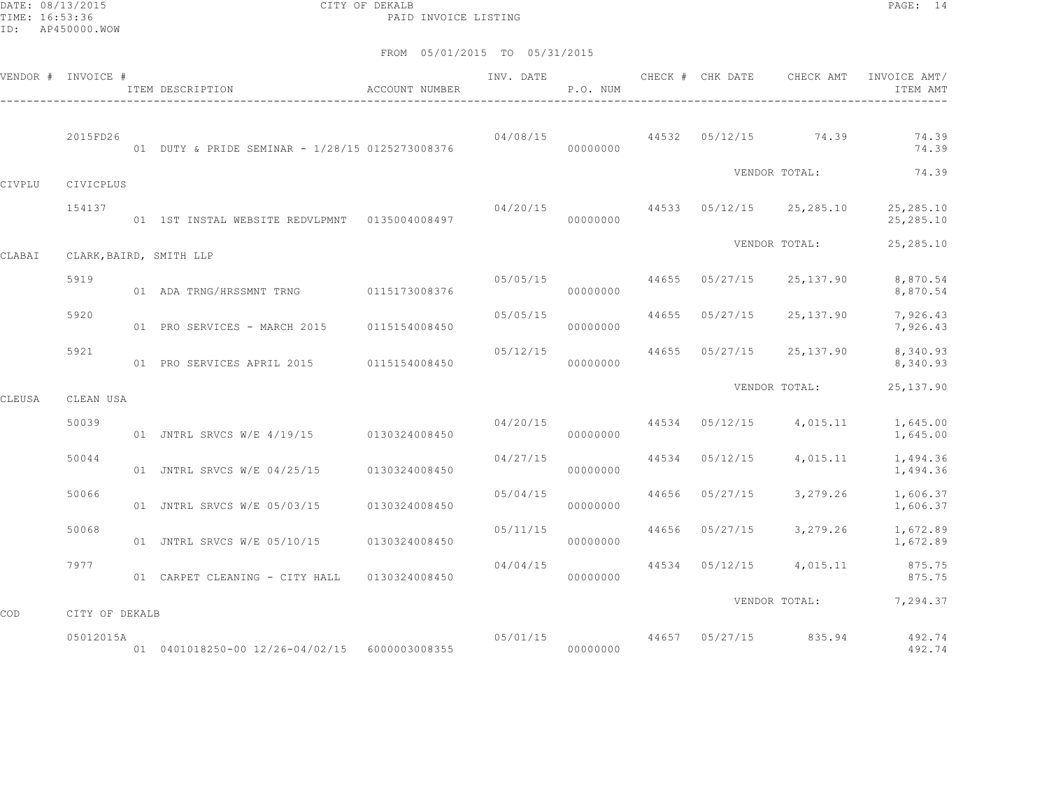CITY OF DEKALB
PAID INVOICE LISTING

DATE: 08/13/2015
TIME: 16:53:36
ID: AP450000.WOW

FROM 05/01/2015 TO 05/31/2015

| VENDOR # | INVOICE # | ITEM DESCRIPTION | ACCOUNT NUMBER | INV. DATE | P.O. NUM | CHECK # | CHK DATE | CHECK AMT | INVOICE AMT/ ITEM AMT |
|---|---|---|---|---|---|---|---|---|---|
| | 2015FD26 | | | 04/08/15 | | 44532 | 05/12/15 | 74.39 | 74.39 |
| | | 01 DUTY & PRIDE SEMINAR - 1/28/15 | 0125273008376 | | 00000000 | | | | 74.39 |
| | | | | | | | | VENDOR TOTAL: | 74.39 |
| CIVPLU | CIVICPLUS | | | | | | | | |
| | 154137 | | | 04/20/15 | | 44533 | 05/12/15 | 25,285.10 | 25,285.10 |
| | | 01 1ST INSTAL WEBSITE REDVLPMNT | 0135004008497 | | 00000000 | | | | 25,285.10 |
| | | | | | | | | VENDOR TOTAL: | 25,285.10 |
| CLABAI | CLARK,BAIRD, SMITH LLP | | | | | | | | |
| | 5919 | | | 05/05/15 | | 44655 | 05/27/15 | 25,137.90 | 8,870.54 |
| | | 01 ADA TRNG/HRSSMNT TRNG | 0115173008376 | | 00000000 | | | | 8,870.54 |
| | 5920 | | | 05/05/15 | | 44655 | 05/27/15 | 25,137.90 | 7,926.43 |
| | | 01 PRO SERVICES - MARCH 2015 | 0115154008450 | | 00000000 | | | | 7,926.43 |
| | 5921 | | | 05/12/15 | | 44655 | 05/27/15 | 25,137.90 | 8,340.93 |
| | | 01 PRO SERVICES APRIL 2015 | 0115154008450 | | 00000000 | | | | 8,340.93 |
| | | | | | | | | VENDOR TOTAL: | 25,137.90 |
| CLEUSA | CLEAN USA | | | | | | | | |
| | 50039 | | | 04/20/15 | | 44534 | 05/12/15 | 4,015.11 | 1,645.00 |
| | | 01 JNTRL SRVCS W/E 4/19/15 | 0130324008450 | | 00000000 | | | | 1,645.00 |
| | 50044 | | | 04/27/15 | | 44534 | 05/12/15 | 4,015.11 | 1,494.36 |
| | | 01 JNTRL SRVCS W/E 04/25/15 | 0130324008450 | | 00000000 | | | | 1,494.36 |
| | 50066 | | | 05/04/15 | | 44656 | 05/27/15 | 3,279.26 | 1,606.37 |
| | | 01 JNTRL SRVCS W/E 05/03/15 | 0130324008450 | | 00000000 | | | | 1,606.37 |
| | 50068 | | | 05/11/15 | | 44656 | 05/27/15 | 3,279.26 | 1,672.89 |
| | | 01 JNTRL SRVCS W/E 05/10/15 | 0130324008450 | | 00000000 | | | | 1,672.89 |
| | 7977 | | | 04/04/15 | | 44534 | 05/12/15 | 4,015.11 | 875.75 |
| | | 01 CARPET CLEANING - CITY HALL | 0130324008450 | | 00000000 | | | | 875.75 |
| | | | | | | | | VENDOR TOTAL: | 7,294.37 |
| COD | CITY OF DEKALB | | | | | | | | |
| | 05012015A | | | 05/01/15 | | 44657 | 05/27/15 | 835.94 | 492.74 |
| | | 01 0401018250-00 12/26-04/02/15 | 6000003008355 | | 00000000 | | | | 492.74 |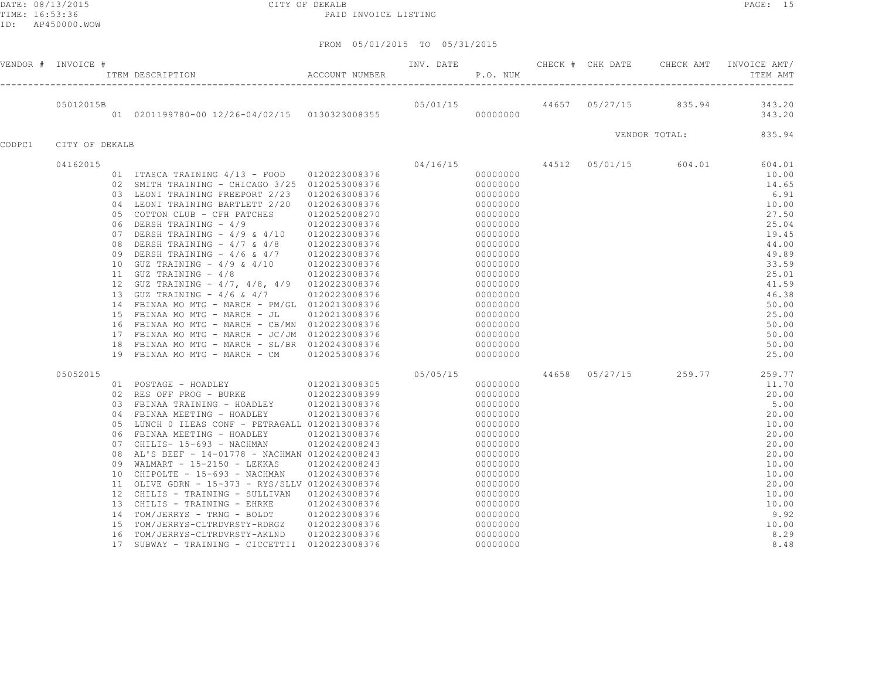CITY OF DEKALB

PAID INVOICE LISTING

FROM 05/01/2015 TO 05/31/2015

| VENDOR # | INVOICE # | ITEM DESCRIPTION | ACCOUNT NUMBER | INV. DATE | P.O. NUM | CHECK # | CHK DATE | CHECK AMT | INVOICE AMT/ ITEM AMT |
|---|---|---|---|---|---|---|---|---|---|
| | 05012015B | | | 05/01/15 | | 44657 | 05/27/15 | 835.94 | 343.20 |
| | | 01 0201199780-00 12/26-04/02/15 | 0130323008355 | | 00000000 | | | | 343.20 |
| | | | | | | | VENDOR TOTAL: | | 835.94 |
| CODPC1 | CITY OF DEKALB | | | | | | | | |
| | 04162015 | | | 04/16/15 | | 44512 | 05/01/15 | 604.01 | 604.01 |
| | | 01 ITASCA TRAINING 4/13 - FOOD | 0120223008376 | | 00000000 | | | | 10.00 |
| | | 02 SMITH TRAINING - CHICAGO 3/25 | 0120253008376 | | 00000000 | | | | 14.65 |
| | | 03 LEONI TRAINING FREEPORT 2/23 | 0120263008376 | | 00000000 | | | | 6.91 |
| | | 04 LEONI TRAINING BARTLETT 2/20 | 0120263008376 | | 00000000 | | | | 10.00 |
| | | 05 COTTON CLUB - CFH PATCHES | 0120252008270 | | 00000000 | | | | 27.50 |
| | | 06 DERSH TRAINING - 4/9 | 0120223008376 | | 00000000 | | | | 25.04 |
| | | 07 DERSH TRAINING - 4/9 & 4/10 | 0120223008376 | | 00000000 | | | | 19.45 |
| | | 08 DERSH TRAINING - 4/7 & 4/8 | 0120223008376 | | 00000000 | | | | 44.00 |
| | | 09 DERSH TRAINING - 4/6 & 4/7 | 0120223008376 | | 00000000 | | | | 49.89 |
| | | 10 GUZ TRAINING - 4/9 & 4/10 | 0120223008376 | | 00000000 | | | | 33.59 |
| | | 11 GUZ TRAINING - 4/8 | 0120223008376 | | 00000000 | | | | 25.01 |
| | | 12 GUZ TRAINING - 4/7, 4/8, 4/9 | 0120223008376 | | 00000000 | | | | 41.59 |
| | | 13 GUZ TRAINING - 4/6 & 4/7 | 0120223008376 | | 00000000 | | | | 46.38 |
| | | 14 FBINAA MO MTG - MARCH - PM/GL | 0120213008376 | | 00000000 | | | | 50.00 |
| | | 15 FBINAA MO MTG - MARCH - JL | 0120213008376 | | 00000000 | | | | 25.00 |
| | | 16 FBINAA MO MTG - MARCH - CB/MN | 0120223008376 | | 00000000 | | | | 50.00 |
| | | 17 FBINAA MO MTG - MARCH - JC/JM | 0120223008376 | | 00000000 | | | | 50.00 |
| | | 18 FBINAA MO MTG - MARCH - SL/BR | 0120243008376 | | 00000000 | | | | 50.00 |
| | | 19 FBINAA MO MTG - MARCH - CM | 0120253008376 | | 00000000 | | | | 25.00 |
| | 05052015 | | | 05/05/15 | | 44658 | 05/27/15 | 259.77 | 259.77 |
| | | 01 POSTAGE - HOADLEY | 0120213008305 | | 00000000 | | | | 11.70 |
| | | 02 RES OFF PROG - BURKE | 0120223008399 | | 00000000 | | | | 20.00 |
| | | 03 FBINAA TRAINING - HOADLEY | 0120213008376 | | 00000000 | | | | 5.00 |
| | | 04 FBINAA MEETING - HOADLEY | 0120213008376 | | 00000000 | | | | 20.00 |
| | | 05 LUNCH 0 ILEAS CONF - PETRAGALL | 0120213008376 | | 00000000 | | | | 10.00 |
| | | 06 FBINAA MEETING - HOADLEY | 0120213008376 | | 00000000 | | | | 20.00 |
| | | 07 CHILIS- 15-693 - NACHMAN | 0120242008243 | | 00000000 | | | | 20.00 |
| | | 08 AL'S BEEF - 14-01778 - NACHMAN | 0120242008243 | | 00000000 | | | | 20.00 |
| | | 09 WALMART - 15-2150 - LEKKAS | 0120242008243 | | 00000000 | | | | 10.00 |
| | | 10 CHIPOLTE - 15-693 - NACHMAN | 0120243008376 | | 00000000 | | | | 10.00 |
| | | 11 OLIVE GDRN - 15-373 - RYS/SLLV | 0120243008376 | | 00000000 | | | | 20.00 |
| | | 12 CHILIS - TRAINING - SULLIVAN | 0120243008376 | | 00000000 | | | | 10.00 |
| | | 13 CHILIS - TRAINING - EHRKE | 0120243008376 | | 00000000 | | | | 10.00 |
| | | 14 TOM/JERRYS - TRNG - BOLDT | 0120223008376 | | 00000000 | | | | 9.92 |
| | | 15 TOM/JERRYS-CLTRDVRSTY-RDRGZ | 0120223008376 | | 00000000 | | | | 10.00 |
| | | 16 TOM/JERRYS-CLTRDVRSTY-AKLND | 0120223008376 | | 00000000 | | | | 8.29 |
| | | 17 SUBWAY - TRAINING - CICCETTII | 0120223008376 | | 00000000 | | | | 8.48 |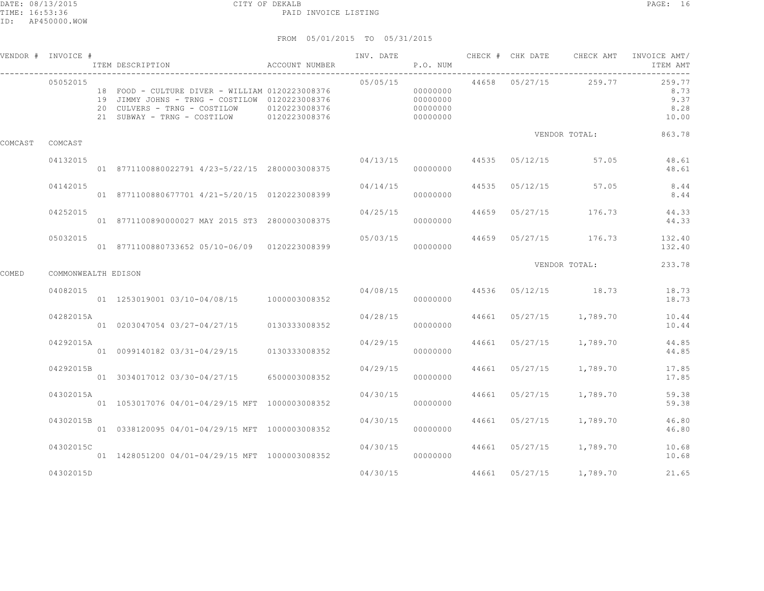CITY OF DEKALB
PAID INVOICE LISTING

FROM 05/01/2015 TO 05/31/2015

| VENDOR # | INVOICE # | ITEM DESCRIPTION | ACCOUNT NUMBER | INV. DATE | P.O. NUM | CHECK # | CHK DATE | CHECK AMT | INVOICE AMT/ ITEM AMT |
|---|---|---|---|---|---|---|---|---|---|
| | 05052015 | | | 05/05/15 | | 44658 | 05/27/15 | 259.77 | 259.77 |
| | | 18 FOOD - CULTURE DIVER - WILLIAM | 0120223008376 | | 00000000 | | | | 8.73 |
| | | 19 JIMMY JOHNS - TRNG - COSTILOW | 0120223008376 | | 00000000 | | | | 9.37 |
| | | 20 CULVERS - TRNG - COSTILOW | 0120223008376 | | 00000000 | | | | 8.28 |
| | | 21 SUBWAY - TRNG - COSTILOW | 0120223008376 | | 00000000 | | | | 10.00 |
| | | | | | | | VENDOR TOTAL: | | 863.78 |
| COMCAST | COMCAST | | | | | | | | |
| | 04132015 | | | 04/13/15 | | 44535 | 05/12/15 | 57.05 | 48.61 |
| | | 01 8771100880022791 4/23-5/22/15 | 2800003008375 | | 00000000 | | | | 48.61 |
| | 04142015 | | | 04/14/15 | | 44535 | 05/12/15 | 57.05 | 8.44 |
| | | 01 8771100880677701 4/21-5/20/15 | 0120223008399 | | 00000000 | | | | 8.44 |
| | 04252015 | | | 04/25/15 | | 44659 | 05/27/15 | 176.73 | 44.33 |
| | | 01 8771100890000027 MAY 2015 ST3 | 2800003008375 | | 00000000 | | | | 44.33 |
| | 05032015 | | | 05/03/15 | | 44659 | 05/27/15 | 176.73 | 132.40 |
| | | 01 8771100880733652 05/10-06/09 | 0120223008399 | | 00000000 | | | | 132.40 |
| | | | | | | | VENDOR TOTAL: | | 233.78 |
| COMED | COMMONWEALTH EDISON | | | | | | | | |
| | 04082015 | | | 04/08/15 | | 44536 | 05/12/15 | 18.73 | 18.73 |
| | | 01 1253019001 03/10-04/08/15 | 1000003008352 | | 00000000 | | | | 18.73 |
| | 04282015A | | | 04/28/15 | | 44661 | 05/27/15 | 1,789.70 | 10.44 |
| | | 01 0203047054 03/27-04/27/15 | 0130333008352 | | 00000000 | | | | 10.44 |
| | 04292015A | | | 04/29/15 | | 44661 | 05/27/15 | 1,789.70 | 44.85 |
| | | 01 0099140182 03/31-04/29/15 | 0130333008352 | | 00000000 | | | | 44.85 |
| | 04292015B | | | 04/29/15 | | 44661 | 05/27/15 | 1,789.70 | 17.85 |
| | | 01 3034017012 03/30-04/27/15 | 6500003008352 | | 00000000 | | | | 17.85 |
| | 04302015A | | | 04/30/15 | | 44661 | 05/27/15 | 1,789.70 | 59.38 |
| | | 01 1053017076 04/01-04/29/15 MFT | 1000003008352 | | 00000000 | | | | 59.38 |
| | 04302015B | | | 04/30/15 | | 44661 | 05/27/15 | 1,789.70 | 46.80 |
| | | 01 0338120095 04/01-04/29/15 MFT | 1000003008352 | | 00000000 | | | | 46.80 |
| | 04302015C | | | 04/30/15 | | 44661 | 05/27/15 | 1,789.70 | 10.68 |
| | | 01 1428051200 04/01-04/29/15 MFT | 1000003008352 | | 00000000 | | | | 10.68 |
| | 04302015D | | | 04/30/15 | | 44661 | 05/27/15 | 1,789.70 | 21.65 |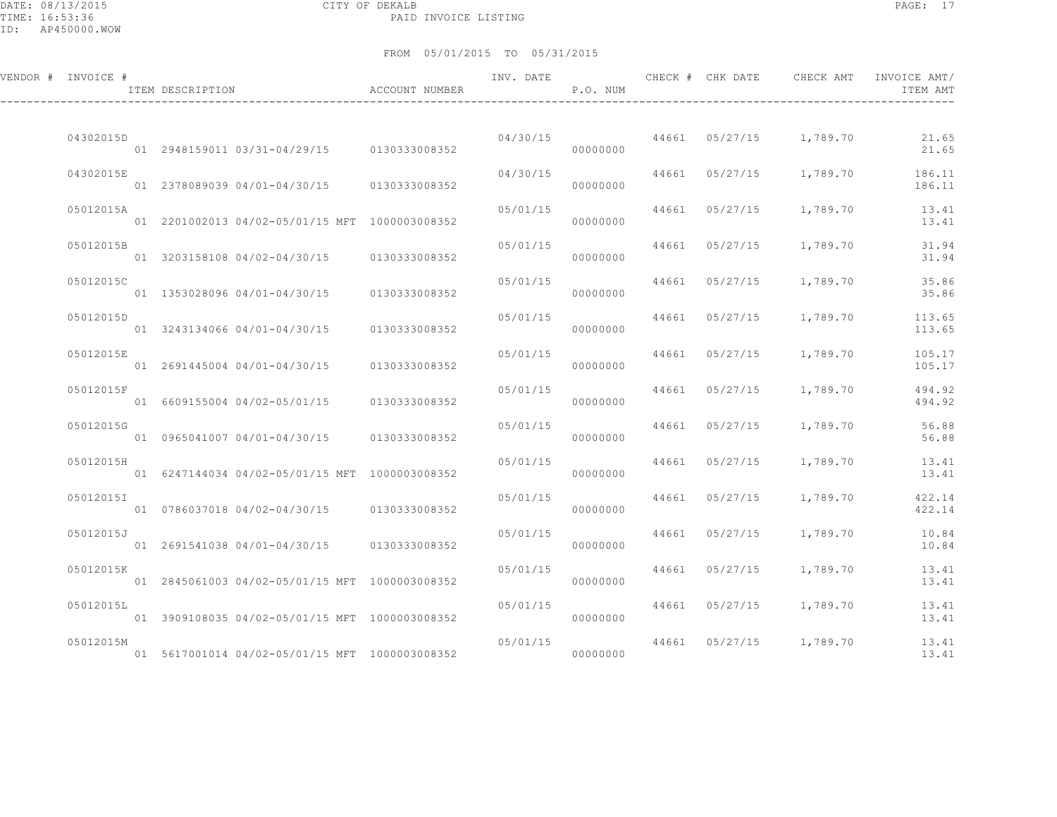CITY OF DEKALB
PAID INVOICE LISTING

DATE: 08/13/2015
TIME: 16:53:36
ID: AP450000.WOW

FROM 05/01/2015 TO 05/31/2015

| VENDOR # | INVOICE # | ITEM DESCRIPTION | ACCOUNT NUMBER | INV. DATE | P.O. NUM | CHECK # | CHK DATE | CHECK AMT | INVOICE AMT/ ITEM AMT |
|---|---|---|---|---|---|---|---|---|---|
| | 04302015D | | | 04/30/15 | | 44661 | 05/27/15 | 1,789.70 | 21.65 |
| | | 01 2948159011 03/31-04/29/15 | 0130333008352 | | 00000000 | | | | 21.65 |
| | 04302015E | | | 04/30/15 | | 44661 | 05/27/15 | 1,789.70 | 186.11 |
| | | 01 2378089039 04/01-04/30/15 | 0130333008352 | | 00000000 | | | | 186.11 |
| | 05012015A | | | 05/01/15 | | 44661 | 05/27/15 | 1,789.70 | 13.41 |
| | | 01 2201002013 04/02-05/01/15 MFT | 1000003008352 | | 00000000 | | | | 13.41 |
| | 05012015B | | | 05/01/15 | | 44661 | 05/27/15 | 1,789.70 | 31.94 |
| | | 01 3203158108 04/02-04/30/15 | 0130333008352 | | 00000000 | | | | 31.94 |
| | 05012015C | | | 05/01/15 | | 44661 | 05/27/15 | 1,789.70 | 35.86 |
| | | 01 1353028096 04/01-04/30/15 | 0130333008352 | | 00000000 | | | | 35.86 |
| | 05012015D | | | 05/01/15 | | 44661 | 05/27/15 | 1,789.70 | 113.65 |
| | | 01 3243134066 04/01-04/30/15 | 0130333008352 | | 00000000 | | | | 113.65 |
| | 05012015E | | | 05/01/15 | | 44661 | 05/27/15 | 1,789.70 | 105.17 |
| | | 01 2691445004 04/01-04/30/15 | 0130333008352 | | 00000000 | | | | 105.17 |
| | 05012015F | | | 05/01/15 | | 44661 | 05/27/15 | 1,789.70 | 494.92 |
| | | 01 6609155004 04/02-05/01/15 | 0130333008352 | | 00000000 | | | | 494.92 |
| | 05012015G | | | 05/01/15 | | 44661 | 05/27/15 | 1,789.70 | 56.88 |
| | | 01 0965041007 04/01-04/30/15 | 0130333008352 | | 00000000 | | | | 56.88 |
| | 05012015H | | | 05/01/15 | | 44661 | 05/27/15 | 1,789.70 | 13.41 |
| | | 01 6247144034 04/02-05/01/15 MFT | 1000003008352 | | 00000000 | | | | 13.41 |
| | 05012015I | | | 05/01/15 | | 44661 | 05/27/15 | 1,789.70 | 422.14 |
| | | 01 0786037018 04/02-04/30/15 | 0130333008352 | | 00000000 | | | | 422.14 |
| | 05012015J | | | 05/01/15 | | 44661 | 05/27/15 | 1,789.70 | 10.84 |
| | | 01 2691541038 04/01-04/30/15 | 0130333008352 | | 00000000 | | | | 10.84 |
| | 05012015K | | | 05/01/15 | | 44661 | 05/27/15 | 1,789.70 | 13.41 |
| | | 01 2845061003 04/02-05/01/15 MFT | 1000003008352 | | 00000000 | | | | 13.41 |
| | 05012015L | | | 05/01/15 | | 44661 | 05/27/15 | 1,789.70 | 13.41 |
| | | 01 3909108035 04/02-05/01/15 MFT | 1000003008352 | | 00000000 | | | | 13.41 |
| | 05012015M | | | 05/01/15 | | 44661 | 05/27/15 | 1,789.70 | 13.41 |
| | | 01 5617001014 04/02-05/01/15 MFT | 1000003008352 | | 00000000 | | | | 13.41 |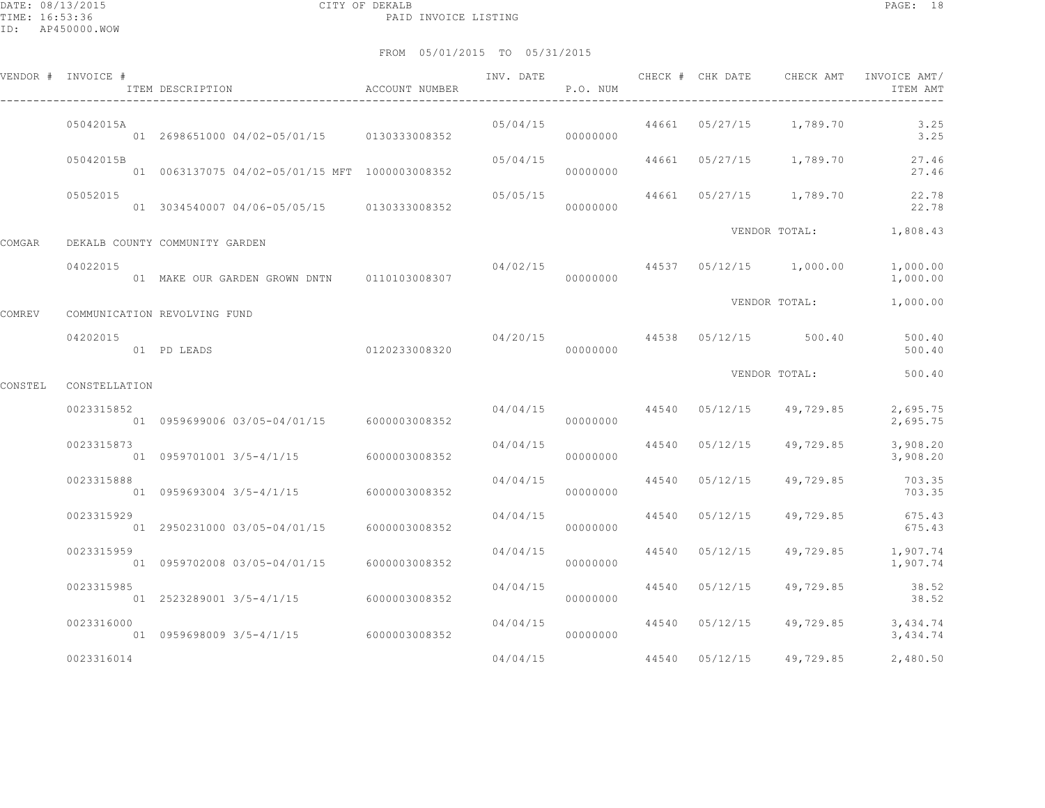CITY OF DEKALB

PAID INVOICE LISTING

DATE: 08/13/2015
TIME: 16:53:36
ID: AP450000.WOW

FROM 05/01/2015 TO 05/31/2015

| VENDOR # | INVOICE # / ITEM DESCRIPTION | ACCOUNT NUMBER | INV. DATE | P.O. NUM | CHECK # | CHK DATE | CHECK AMT | INVOICE AMT/ ITEM AMT |
|---|---|---|---|---|---|---|---|---|
| | 05042015A | | 05/04/15 | | 44661 | 05/27/15 | 1,789.70 | 3.25 |
| | 01 2698651000 04/02-05/01/15 | 0130333008352 | | 00000000 | | | | 3.25 |
| | 05042015B | | 05/04/15 | | 44661 | 05/27/15 | 1,789.70 | 27.46 |
| | 01 0063137075 04/02-05/01/15 MFT | 1000003008352 | | 00000000 | | | | 27.46 |
| | 05052015 | | 05/05/15 | | 44661 | 05/27/15 | 1,789.70 | 22.78 |
| | 01 3034540007 04/06-05/05/15 | 0130333008352 | | 00000000 | | | | 22.78 |
| | | | | | | VENDOR TOTAL: | | 1,808.43 |
| COMGAR | DEKALB COUNTY COMMUNITY GARDEN | | | | | | | |
| | 04022015 | | 04/02/15 | | 44537 | 05/12/15 | 1,000.00 | 1,000.00 |
| | 01 MAKE OUR GARDEN GROWN DNTN | 0110103008307 | | 00000000 | | | | 1,000.00 |
| | | | | | | VENDOR TOTAL: | | 1,000.00 |
| COMREV | COMMUNICATION REVOLVING FUND | | | | | | | |
| | 04202015 | | 04/20/15 | | 44538 | 05/12/15 | 500.40 | 500.40 |
| | 01 PD LEADS | 0120233008320 | | 00000000 | | | | 500.40 |
| | | | | | | VENDOR TOTAL: | | 500.40 |
| CONSTEL | CONSTELLATION | | | | | | | |
| | 0023315852 | | 04/04/15 | | 44540 | 05/12/15 | 49,729.85 | 2,695.75 |
| | 01 0959699006 03/05-04/01/15 | 6000003008352 | | 00000000 | | | | 2,695.75 |
| | 0023315873 | | 04/04/15 | | 44540 | 05/12/15 | 49,729.85 | 3,908.20 |
| | 01 0959701001 3/5-4/1/15 | 6000003008352 | | 00000000 | | | | 3,908.20 |
| | 0023315888 | | 04/04/15 | | 44540 | 05/12/15 | 49,729.85 | 703.35 |
| | 01 0959693004 3/5-4/1/15 | 6000003008352 | | 00000000 | | | | 703.35 |
| | 0023315929 | | 04/04/15 | | 44540 | 05/12/15 | 49,729.85 | 675.43 |
| | 01 2950231000 03/05-04/01/15 | 6000003008352 | | 00000000 | | | | 675.43 |
| | 0023315959 | | 04/04/15 | | 44540 | 05/12/15 | 49,729.85 | 1,907.74 |
| | 01 0959702008 03/05-04/01/15 | 6000003008352 | | 00000000 | | | | 1,907.74 |
| | 0023315985 | | 04/04/15 | | 44540 | 05/12/15 | 49,729.85 | 38.52 |
| | 01 2523289001 3/5-4/1/15 | 6000003008352 | | 00000000 | | | | 38.52 |
| | 0023316000 | | 04/04/15 | | 44540 | 05/12/15 | 49,729.85 | 3,434.74 |
| | 01 0959698009 3/5-4/1/15 | 6000003008352 | | 00000000 | | | | 3,434.74 |
| | 0023316014 | | 04/04/15 | | 44540 | 05/12/15 | 49,729.85 | 2,480.50 |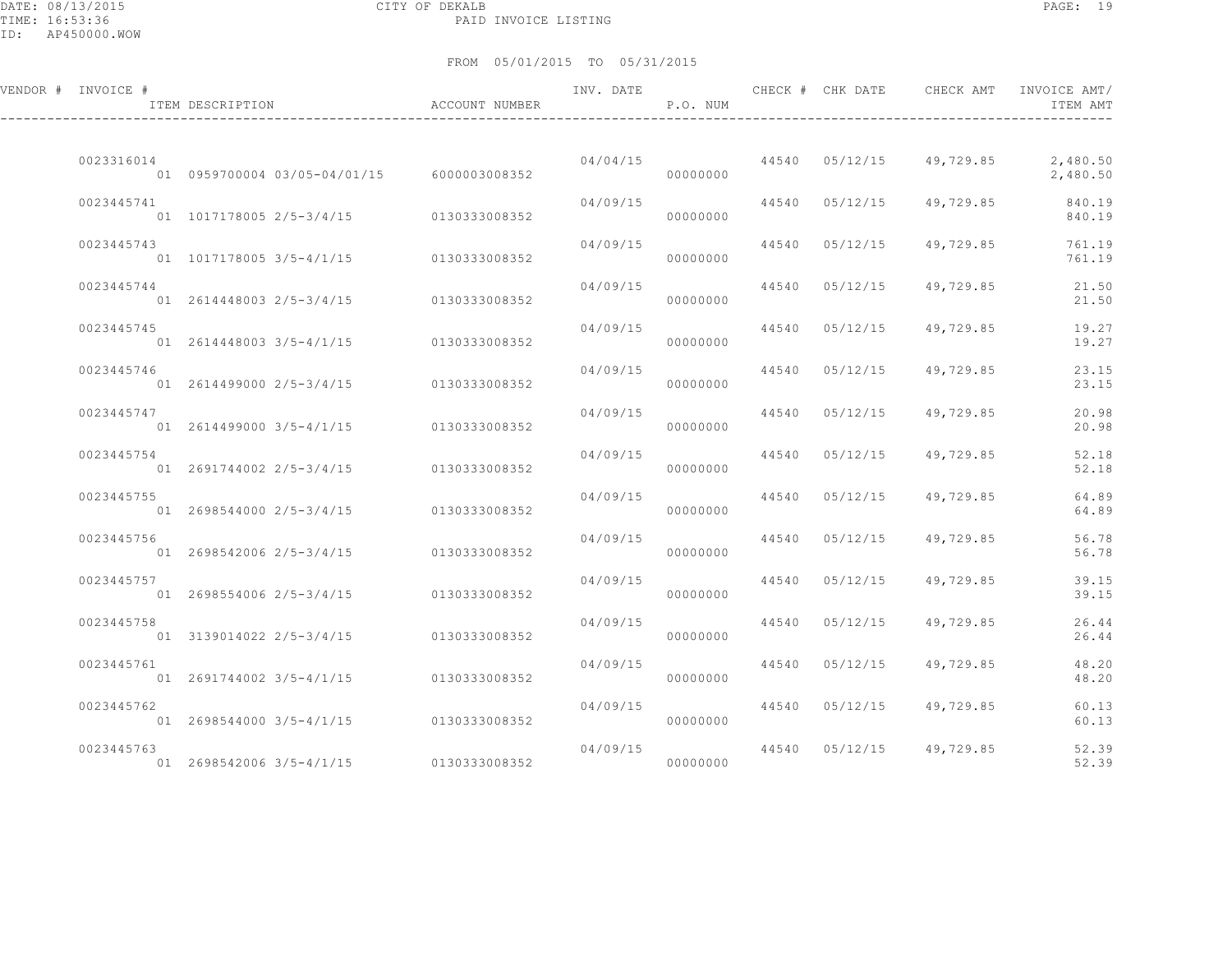CITY OF DEKALB

PAID INVOICE LISTING

DATE: 08/13/2015
TIME: 16:53:36
ID: AP450000.WOW

FROM 05/01/2015 TO 05/31/2015

| VENDOR # | INVOICE # / ITEM DESCRIPTION | ACCOUNT NUMBER | INV. DATE | P.O. NUM | CHECK # | CHK DATE | CHECK AMT | INVOICE AMT/ ITEM AMT |
|---|---|---|---|---|---|---|---|---|
| | 0023316014 | | 04/04/15 | | 44540 | 05/12/15 | 49,729.85 | 2,480.50 |
| | 01 0959700004 03/05-04/01/15 | 6000003008352 | | 00000000 | | | | 2,480.50 |
| | 0023445741 | | 04/09/15 | | 44540 | 05/12/15 | 49,729.85 | 840.19 |
| | 01 1017178005 2/5-3/4/15 | 0130333008352 | | 00000000 | | | | 840.19 |
| | 0023445743 | | 04/09/15 | | 44540 | 05/12/15 | 49,729.85 | 761.19 |
| | 01 1017178005 3/5-4/1/15 | 0130333008352 | | 00000000 | | | | 761.19 |
| | 0023445744 | | 04/09/15 | | 44540 | 05/12/15 | 49,729.85 | 21.50 |
| | 01 2614448003 2/5-3/4/15 | 0130333008352 | | 00000000 | | | | 21.50 |
| | 0023445745 | | 04/09/15 | | 44540 | 05/12/15 | 49,729.85 | 19.27 |
| | 01 2614448003 3/5-4/1/15 | 0130333008352 | | 00000000 | | | | 19.27 |
| | 0023445746 | | 04/09/15 | | 44540 | 05/12/15 | 49,729.85 | 23.15 |
| | 01 2614499000 2/5-3/4/15 | 0130333008352 | | 00000000 | | | | 23.15 |
| | 0023445747 | | 04/09/15 | | 44540 | 05/12/15 | 49,729.85 | 20.98 |
| | 01 2614499000 3/5-4/1/15 | 0130333008352 | | 00000000 | | | | 20.98 |
| | 0023445754 | | 04/09/15 | | 44540 | 05/12/15 | 49,729.85 | 52.18 |
| | 01 2691744002 2/5-3/4/15 | 0130333008352 | | 00000000 | | | | 52.18 |
| | 0023445755 | | 04/09/15 | | 44540 | 05/12/15 | 49,729.85 | 64.89 |
| | 01 2698544000 2/5-3/4/15 | 0130333008352 | | 00000000 | | | | 64.89 |
| | 0023445756 | | 04/09/15 | | 44540 | 05/12/15 | 49,729.85 | 56.78 |
| | 01 2698542006 2/5-3/4/15 | 0130333008352 | | 00000000 | | | | 56.78 |
| | 0023445757 | | 04/09/15 | | 44540 | 05/12/15 | 49,729.85 | 39.15 |
| | 01 2698554006 2/5-3/4/15 | 0130333008352 | | 00000000 | | | | 39.15 |
| | 0023445758 | | 04/09/15 | | 44540 | 05/12/15 | 49,729.85 | 26.44 |
| | 01 3139014022 2/5-3/4/15 | 0130333008352 | | 00000000 | | | | 26.44 |
| | 0023445761 | | 04/09/15 | | 44540 | 05/12/15 | 49,729.85 | 48.20 |
| | 01 2691744002 3/5-4/1/15 | 0130333008352 | | 00000000 | | | | 48.20 |
| | 0023445762 | | 04/09/15 | | 44540 | 05/12/15 | 49,729.85 | 60.13 |
| | 01 2698544000 3/5-4/1/15 | 0130333008352 | | 00000000 | | | | 60.13 |
| | 0023445763 | | 04/09/15 | | 44540 | 05/12/15 | 49,729.85 | 52.39 |
| | 01 2698542006 3/5-4/1/15 | 0130333008352 | | 00000000 | | | | 52.39 |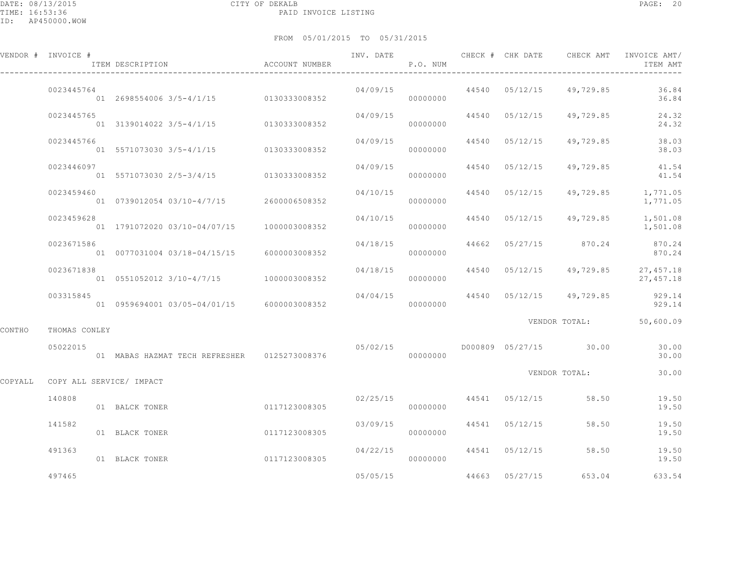DATE: 08/13/2015
TIME: 16:53:36
ID: AP450000.WOW

CITY OF DEKALB
PAID INVOICE LISTING

FROM 05/01/2015 TO 05/31/2015

| VENDOR # | INVOICE # / ITEM DESCRIPTION | ACCOUNT NUMBER | INV. DATE | P.O. NUM | CHECK # | CHK DATE | CHECK AMT | INVOICE AMT/ ITEM AMT |
|---|---|---|---|---|---|---|---|---|
| | 0023445764 | | 04/09/15 | | 44540 | 05/12/15 | 49,729.85 | 36.84 |
| | 01 2698554006 3/5-4/1/15 | 0130333008352 | | 00000000 | | | | 36.84 |
| | 0023445765 | | 04/09/15 | | 44540 | 05/12/15 | 49,729.85 | 24.32 |
| | 01 3139014022 3/5-4/1/15 | 0130333008352 | | 00000000 | | | | 24.32 |
| | 0023445766 | | 04/09/15 | | 44540 | 05/12/15 | 49,729.85 | 38.03 |
| | 01 5571073030 3/5-4/1/15 | 0130333008352 | | 00000000 | | | | 38.03 |
| | 0023446097 | | 04/09/15 | | 44540 | 05/12/15 | 49,729.85 | 41.54 |
| | 01 5571073030 2/5-3/4/15 | 0130333008352 | | 00000000 | | | | 41.54 |
| | 0023459460 | | 04/10/15 | | 44540 | 05/12/15 | 49,729.85 | 1,771.05 |
| | 01 0739012054 03/10-4/7/15 | 2600006508352 | | 00000000 | | | | 1,771.05 |
| | 0023459628 | | 04/10/15 | | 44540 | 05/12/15 | 49,729.85 | 1,501.08 |
| | 01 1791072020 03/10-04/07/15 | 1000003008352 | | 00000000 | | | | 1,501.08 |
| | 0023671586 | | 04/18/15 | | 44662 | 05/27/15 | 870.24 | 870.24 |
| | 01 0077031004 03/18-04/15/15 | 6000003008352 | | 00000000 | | | | 870.24 |
| | 0023671838 | | 04/18/15 | | 44540 | 05/12/15 | 49,729.85 | 27,457.18 |
| | 01 0551052012 3/10-4/7/15 | 1000003008352 | | 00000000 | | | | 27,457.18 |
| | 003315845 | | 04/04/15 | | 44540 | 05/12/15 | 49,729.85 | 929.14 |
| | 01 0959694001 03/05-04/01/15 | 6000003008352 | | 00000000 | | | | 929.14 |
| | | | | | | | VENDOR TOTAL: | 50,600.09 |
| CONTHO | THOMAS CONLEY | | | | | | | |
| | 05022015 | | 05/02/15 | | D000809 | 05/27/15 | 30.00 | 30.00 |
| | 01 MABAS HAZMAT TECH REFRESHER | 0125273008376 | | 00000000 | | | | 30.00 |
| | | | | | | | VENDOR TOTAL: | 30.00 |
| COPYALL | COPY ALL SERVICE/ IMPACT | | | | | | | |
| | 140808 | | 02/25/15 | | 44541 | 05/12/15 | 58.50 | 19.50 |
| | 01 BALCK TONER | 0117123008305 | | 00000000 | | | | 19.50 |
| | 141582 | | 03/09/15 | | 44541 | 05/12/15 | 58.50 | 19.50 |
| | 01 BLACK TONER | 0117123008305 | | 00000000 | | | | 19.50 |
| | 491363 | | 04/22/15 | | 44541 | 05/12/15 | 58.50 | 19.50 |
| | 01 BLACK TONER | 0117123008305 | | 00000000 | | | | 19.50 |
| | 497465 | | 05/05/15 | | 44663 | 05/27/15 | 653.04 | 633.54 |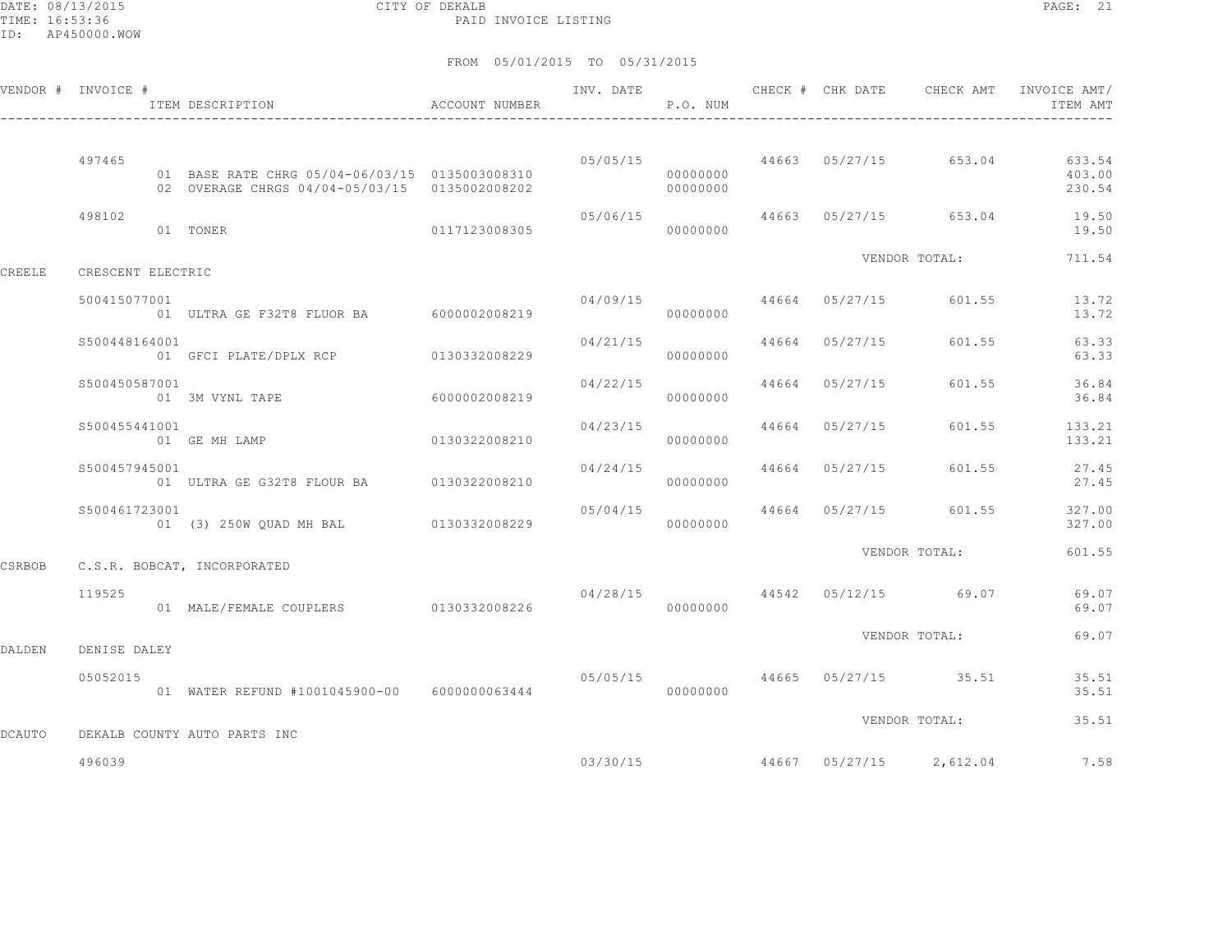CITY OF DEKALB
PAID INVOICE LISTING

FROM 05/01/2015 TO 05/31/2015

| VENDOR # | INVOICE # / ITEM DESCRIPTION | ACCOUNT NUMBER | INV. DATE | P.O. NUM | CHECK # | CHK DATE | CHECK AMT | INVOICE AMT/ ITEM AMT |
|---|---|---|---|---|---|---|---|---|
| | 497465 | | 05/05/15 | | 44663 | 05/27/15 | 653.04 | 633.54 |
| | 01 BASE RATE CHRG 05/04-06/03/15 | 0135003008310 | | 00000000 | | | | 403.00 |
| | 02 OVERAGE CHRGS 04/04-05/03/15 | 0135002008202 | | 00000000 | | | | 230.54 |
| | 498102 | | 05/06/15 | | 44663 | 05/27/15 | 653.04 | 19.50 |
| | 01 TONER | 0117123008305 | | 00000000 | | | | 19.50 |
| | | | | | | | VENDOR TOTAL: | 711.54 |
| CREELE | CRESCENT ELECTRIC | | | | | | | |
| | 500415077001 | | 04/09/15 | | 44664 | 05/27/15 | 601.55 | 13.72 |
| | 01 ULTRA GE F32T8 FLUOR BA | 6000002008219 | | 00000000 | | | | 13.72 |
| | S500448164001 | | 04/21/15 | | 44664 | 05/27/15 | 601.55 | 63.33 |
| | 01 GFCI PLATE/DPLX RCP | 0130332008229 | | 00000000 | | | | 63.33 |
| | S500450587001 | | 04/22/15 | | 44664 | 05/27/15 | 601.55 | 36.84 |
| | 01 3M VYNL TAPE | 6000002008219 | | 00000000 | | | | 36.84 |
| | S500455441001 | | 04/23/15 | | 44664 | 05/27/15 | 601.55 | 133.21 |
| | 01 GE MH LAMP | 0130322008210 | | 00000000 | | | | 133.21 |
| | S500457945001 | | 04/24/15 | | 44664 | 05/27/15 | 601.55 | 27.45 |
| | 01 ULTRA GE G32T8 FLOUR BA | 0130322008210 | | 00000000 | | | | 27.45 |
| | S500461723001 | | 05/04/15 | | 44664 | 05/27/15 | 601.55 | 327.00 |
| | 01 (3) 250W QUAD MH BAL | 0130332008229 | | 00000000 | | | | 327.00 |
| | | | | | | | VENDOR TOTAL: | 601.55 |
| CSRBOB | C.S.R. BOBCAT, INCORPORATED | | | | | | | |
| | 119525 | | 04/28/15 | | 44542 | 05/12/15 | 69.07 | 69.07 |
| | 01 MALE/FEMALE COUPLERS | 0130332008226 | | 00000000 | | | | 69.07 |
| | | | | | | | VENDOR TOTAL: | 69.07 |
| DALDEN | DENISE DALEY | | | | | | | |
| | 05052015 | | 05/05/15 | | 44665 | 05/27/15 | 35.51 | 35.51 |
| | 01 WATER REFUND #1001045900-00 | 6000000063444 | | 00000000 | | | | 35.51 |
| | | | | | | | VENDOR TOTAL: | 35.51 |
| DCAUTO | DEKALB COUNTY AUTO PARTS INC | | | | | | | |
| | 496039 | | 03/30/15 | | 44667 | 05/27/15 | 2,612.04 | 7.58 |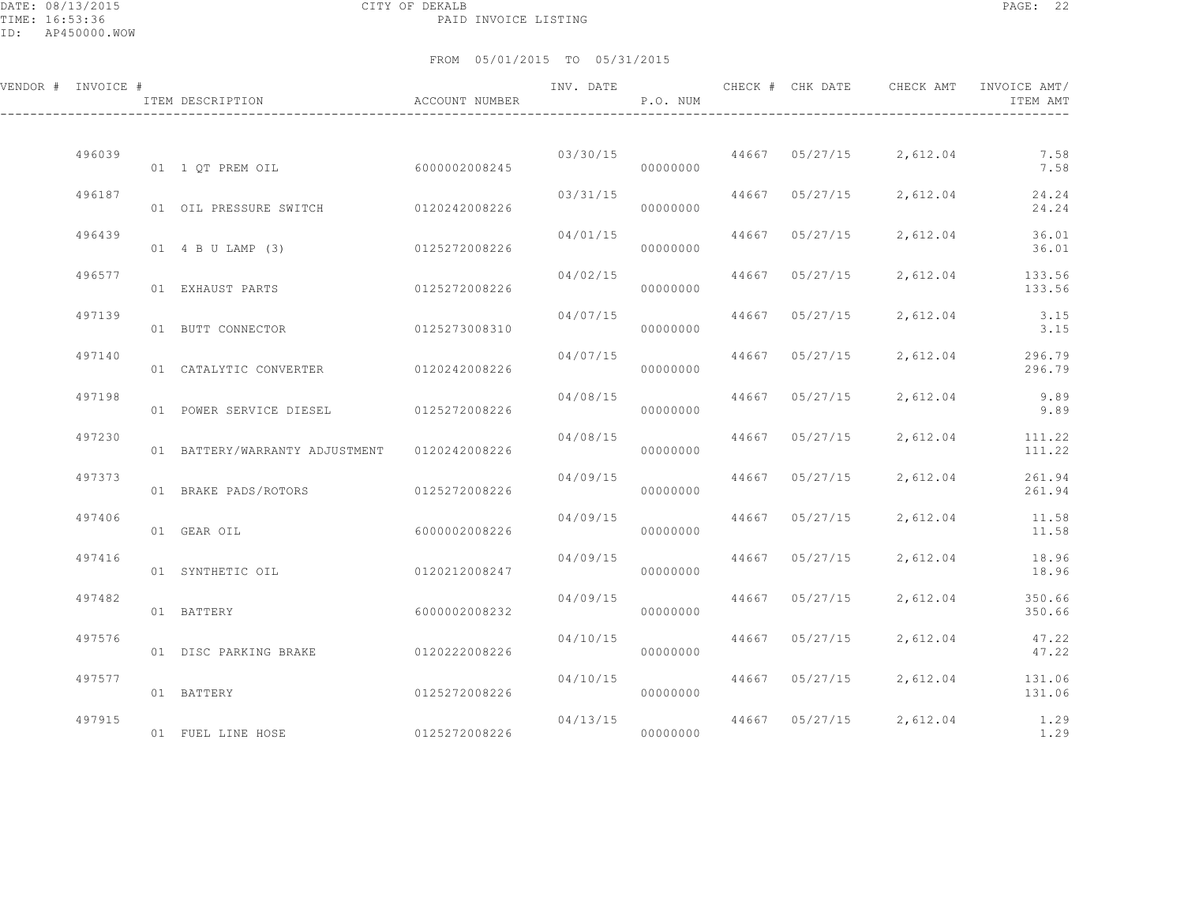CITY OF DEKALB
PAID INVOICE LISTING

FROM 05/01/2015 TO 05/31/2015

| VENDOR # | INVOICE # | ITEM DESCRIPTION | ACCOUNT NUMBER | INV. DATE | P.O. NUM | CHECK # | CHK DATE | CHECK AMT | INVOICE AMT/ ITEM AMT |
|---|---|---|---|---|---|---|---|---|---|
| | 496039 | | | 03/30/15 | | 44667 | 05/27/15 | 2,612.04 | 7.58 |
| | | 01 1 QT PREM OIL | 6000002008245 | | 00000000 | | | | 7.58 |
| | 496187 | | | 03/31/15 | | 44667 | 05/27/15 | 2,612.04 | 24.24 |
| | | 01 OIL PRESSURE SWITCH | 0120242008226 | | 00000000 | | | | 24.24 |
| | 496439 | | | 04/01/15 | | 44667 | 05/27/15 | 2,612.04 | 36.01 |
| | | 01 4 B U LAMP (3) | 0125272008226 | | 00000000 | | | | 36.01 |
| | 496577 | | | 04/02/15 | | 44667 | 05/27/15 | 2,612.04 | 133.56 |
| | | 01 EXHAUST PARTS | 0125272008226 | | 00000000 | | | | 133.56 |
| | 497139 | | | 04/07/15 | | 44667 | 05/27/15 | 2,612.04 | 3.15 |
| | | 01 BUTT CONNECTOR | 0125273008310 | | 00000000 | | | | 3.15 |
| | 497140 | | | 04/07/15 | | 44667 | 05/27/15 | 2,612.04 | 296.79 |
| | | 01 CATALYTIC CONVERTER | 0120242008226 | | 00000000 | | | | 296.79 |
| | 497198 | | | 04/08/15 | | 44667 | 05/27/15 | 2,612.04 | 9.89 |
| | | 01 POWER SERVICE DIESEL | 0125272008226 | | 00000000 | | | | 9.89 |
| | 497230 | | | 04/08/15 | | 44667 | 05/27/15 | 2,612.04 | 111.22 |
| | | 01 BATTERY/WARRANTY ADJUSTMENT | 0120242008226 | | 00000000 | | | | 111.22 |
| | 497373 | | | 04/09/15 | | 44667 | 05/27/15 | 2,612.04 | 261.94 |
| | | 01 BRAKE PADS/ROTORS | 0125272008226 | | 00000000 | | | | 261.94 |
| | 497406 | | | 04/09/15 | | 44667 | 05/27/15 | 2,612.04 | 11.58 |
| | | 01 GEAR OIL | 6000002008226 | | 00000000 | | | | 11.58 |
| | 497416 | | | 04/09/15 | | 44667 | 05/27/15 | 2,612.04 | 18.96 |
| | | 01 SYNTHETIC OIL | 0120212008247 | | 00000000 | | | | 18.96 |
| | 497482 | | | 04/09/15 | | 44667 | 05/27/15 | 2,612.04 | 350.66 |
| | | 01 BATTERY | 6000002008232 | | 00000000 | | | | 350.66 |
| | 497576 | | | 04/10/15 | | 44667 | 05/27/15 | 2,612.04 | 47.22 |
| | | 01 DISC PARKING BRAKE | 0120222008226 | | 00000000 | | | | 47.22 |
| | 497577 | | | 04/10/15 | | 44667 | 05/27/15 | 2,612.04 | 131.06 |
| | | 01 BATTERY | 0125272008226 | | 00000000 | | | | 131.06 |
| | 497915 | | | 04/13/15 | | 44667 | 05/27/15 | 2,612.04 | 1.29 |
| | | 01 FUEL LINE HOSE | 0125272008226 | | 00000000 | | | | 1.29 |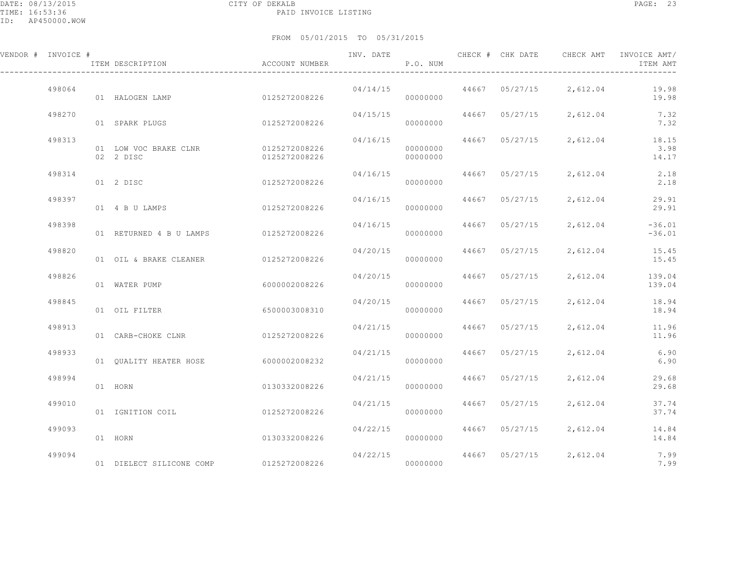CITY OF DEKALB

PAID INVOICE LISTING

DATE: 08/13/2015
TIME: 16:53:36
ID: AP450000.WOW

FROM 05/01/2015 TO 05/31/2015

| VENDOR # | INVOICE # | ITEM DESCRIPTION | ACCOUNT NUMBER | INV. DATE | P.O. NUM | CHECK # | CHK DATE | CHECK AMT | INVOICE AMT/ ITEM AMT |
|---|---|---|---|---|---|---|---|---|---|
| | 498064 | | | 04/14/15 | | 44667 | 05/27/15 | 2,612.04 | 19.98 |
| | | 01 HALOGEN LAMP | 0125272008226 | | 00000000 | | | | 19.98 |
| | 498270 | | | 04/15/15 | | 44667 | 05/27/15 | 2,612.04 | 7.32 |
| | | 01 SPARK PLUGS | 0125272008226 | | 00000000 | | | | 7.32 |
| | 498313 | | | 04/16/15 | | 44667 | 05/27/15 | 2,612.04 | 18.15 |
| | | 01 LOW VOC BRAKE CLNR | 0125272008226 | | 00000000 | | | | 3.98 |
| | | 02 2 DISC | 0125272008226 | | 00000000 | | | | 14.17 |
| | 498314 | | | 04/16/15 | | 44667 | 05/27/15 | 2,612.04 | 2.18 |
| | | 01 2 DISC | 0125272008226 | | 00000000 | | | | 2.18 |
| | 498397 | | | 04/16/15 | | 44667 | 05/27/15 | 2,612.04 | 29.91 |
| | | 01 4 B U LAMPS | 0125272008226 | | 00000000 | | | | 29.91 |
| | 498398 | | | 04/16/15 | | 44667 | 05/27/15 | 2,612.04 | -36.01 |
| | | 01 RETURNED 4 B U LAMPS | 0125272008226 | | 00000000 | | | | -36.01 |
| | 498820 | | | 04/20/15 | | 44667 | 05/27/15 | 2,612.04 | 15.45 |
| | | 01 OIL & BRAKE CLEANER | 0125272008226 | | 00000000 | | | | 15.45 |
| | 498826 | | | 04/20/15 | | 44667 | 05/27/15 | 2,612.04 | 139.04 |
| | | 01 WATER PUMP | 6000002008226 | | 00000000 | | | | 139.04 |
| | 498845 | | | 04/20/15 | | 44667 | 05/27/15 | 2,612.04 | 18.94 |
| | | 01 OIL FILTER | 6500003008310 | | 00000000 | | | | 18.94 |
| | 498913 | | | 04/21/15 | | 44667 | 05/27/15 | 2,612.04 | 11.96 |
| | | 01 CARB-CHOKE CLNR | 0125272008226 | | 00000000 | | | | 11.96 |
| | 498933 | | | 04/21/15 | | 44667 | 05/27/15 | 2,612.04 | 6.90 |
| | | 01 QUALITY HEATER HOSE | 6000002008232 | | 00000000 | | | | 6.90 |
| | 498994 | | | 04/21/15 | | 44667 | 05/27/15 | 2,612.04 | 29.68 |
| | | 01 HORN | 0130332008226 | | 00000000 | | | | 29.68 |
| | 499010 | | | 04/21/15 | | 44667 | 05/27/15 | 2,612.04 | 37.74 |
| | | 01 IGNITION COIL | 0125272008226 | | 00000000 | | | | 37.74 |
| | 499093 | | | 04/22/15 | | 44667 | 05/27/15 | 2,612.04 | 14.84 |
| | | 01 HORN | 0130332008226 | | 00000000 | | | | 14.84 |
| | 499094 | | | 04/22/15 | | 44667 | 05/27/15 | 2,612.04 | 7.99 |
| | | 01 DIELECT SILICONE COMP | 0125272008226 | | 00000000 | | | | 7.99 |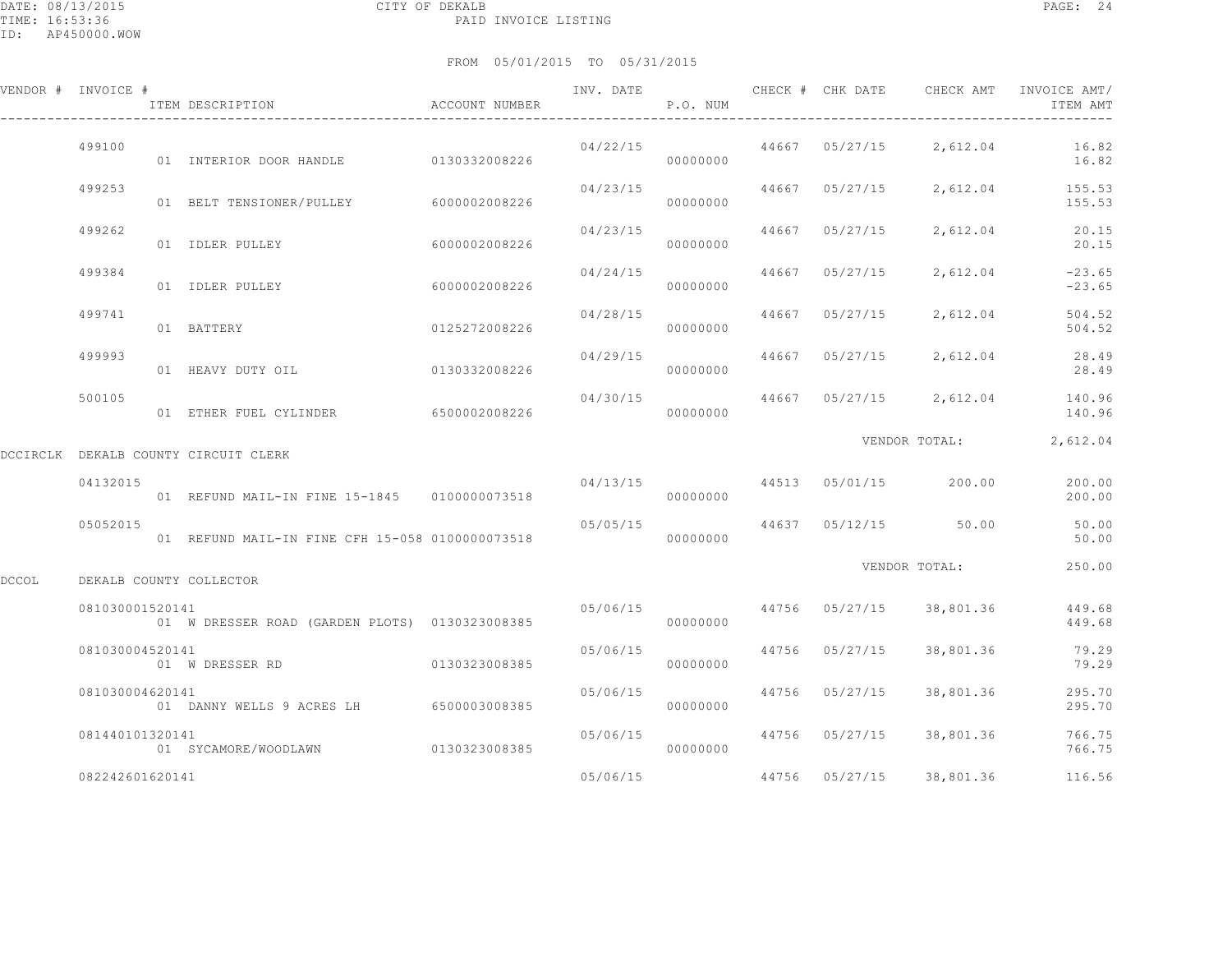FROM 05/01/2015 TO 05/31/2015

| VENDOR # | INVOICE # | ITEM DESCRIPTION | ACCOUNT NUMBER | INV. DATE | P.O. NUM | CHECK # | CHK DATE | CHECK AMT | INVOICE AMT/ ITEM AMT |
|---|---|---|---|---|---|---|---|---|---|
| | 499100 | | | 04/22/15 | | 44667 | 05/27/15 | 2,612.04 | 16.82 |
| | | 01 INTERIOR DOOR HANDLE | 0130332008226 | | 00000000 | | | | 16.82 |
| | 499253 | | | 04/23/15 | | 44667 | 05/27/15 | 2,612.04 | 155.53 |
| | | 01 BELT TENSIONER/PULLEY | 6000002008226 | | 00000000 | | | | 155.53 |
| | 499262 | | | 04/23/15 | | 44667 | 05/27/15 | 2,612.04 | 20.15 |
| | | 01 IDLER PULLEY | 6000002008226 | | 00000000 | | | | 20.15 |
| | 499384 | | | 04/24/15 | | 44667 | 05/27/15 | 2,612.04 | -23.65 |
| | | 01 IDLER PULLEY | 6000002008226 | | 00000000 | | | | -23.65 |
| | 499741 | | | 04/28/15 | | 44667 | 05/27/15 | 2,612.04 | 504.52 |
| | | 01 BATTERY | 0125272008226 | | 00000000 | | | | 504.52 |
| | 499993 | | | 04/29/15 | | 44667 | 05/27/15 | 2,612.04 | 28.49 |
| | | 01 HEAVY DUTY OIL | 0130332008226 | | 00000000 | | | | 28.49 |
| | 500105 | | | 04/30/15 | | 44667 | 05/27/15 | 2,612.04 | 140.96 |
| | | 01 ETHER FUEL CYLINDER | 6500002008226 | | 00000000 | | | | 140.96 |
| | | | | | | | | VENDOR TOTAL: | 2,612.04 |
| DCCIRCLK | DEKALB COUNTY CIRCUIT CLERK | | | | | | | | |
| | 04132015 | | | 04/13/15 | | 44513 | 05/01/15 | 200.00 | 200.00 |
| | | 01 REFUND MAIL-IN FINE 15-1845 | 0100000073518 | | 00000000 | | | | 200.00 |
| | 05052015 | | | 05/05/15 | | 44637 | 05/12/15 | 50.00 | 50.00 |
| | | 01 REFUND MAIL-IN FINE CFH 15-058 | 0100000073518 | | 00000000 | | | | 50.00 |
| | | | | | | | | VENDOR TOTAL: | 250.00 |
| DCCOL | DEKALB COUNTY COLLECTOR | | | | | | | | |
| | 081030001520141 | | | 05/06/15 | | 44756 | 05/27/15 | 38,801.36 | 449.68 |
| | | 01 W DRESSER ROAD (GARDEN PLOTS) | 0130323008385 | | 00000000 | | | | 449.68 |
| | 081030004520141 | | | 05/06/15 | | 44756 | 05/27/15 | 38,801.36 | 79.29 |
| | | 01 W DRESSER RD | 0130323008385 | | 00000000 | | | | 79.29 |
| | 081030004620141 | | | 05/06/15 | | 44756 | 05/27/15 | 38,801.36 | 295.70 |
| | | 01 DANNY WELLS 9 ACRES LH | 6500003008385 | | 00000000 | | | | 295.70 |
| | 081440101320141 | | | 05/06/15 | | 44756 | 05/27/15 | 38,801.36 | 766.75 |
| | | 01 SYCAMORE/WOODLAWN | 0130323008385 | | 00000000 | | | | 766.75 |
| | 082242601620141 | | | 05/06/15 | | 44756 | 05/27/15 | 38,801.36 | 116.56 |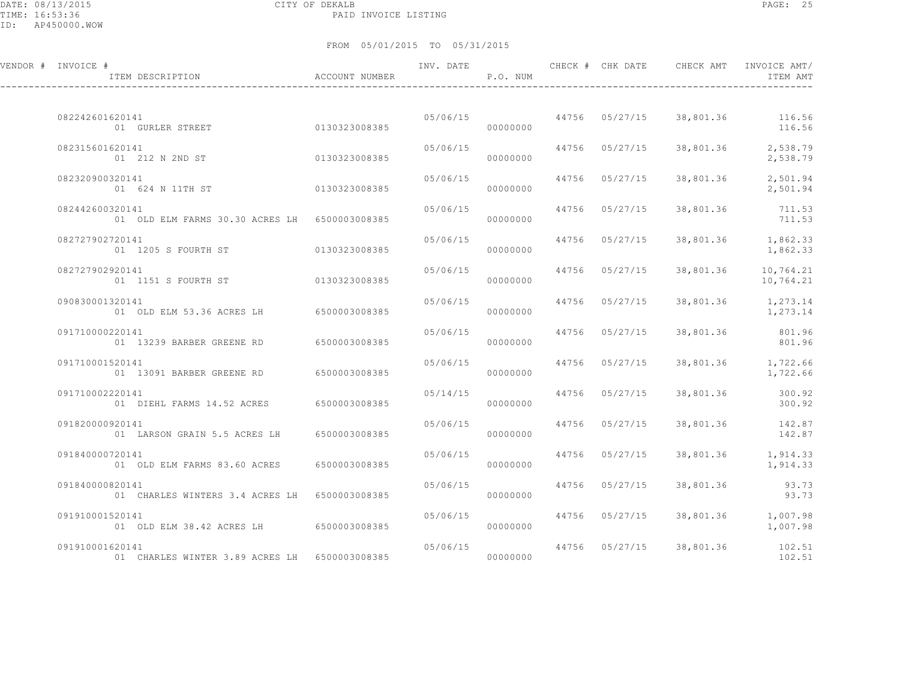CITY OF DEKALB
PAID INVOICE LISTING

DATE: 08/13/2015
TIME: 16:53:36
ID: AP450000.WOW

FROM 05/01/2015 TO 05/31/2015

| VENDOR # | INVOICE # / ITEM DESCRIPTION | ACCOUNT NUMBER | INV. DATE | P.O. NUM | CHECK # | CHK DATE | CHECK AMT | INVOICE AMT/ ITEM AMT |
|---|---|---|---|---|---|---|---|---|
| | 082242601620141 | | 05/06/15 | | 44756 | 05/27/15 | 38,801.36 | 116.56 |
| | 01 GURLER STREET | 0130323008385 | | 00000000 | | | | 116.56 |
| | 082315601620141 | | 05/06/15 | | 44756 | 05/27/15 | 38,801.36 | 2,538.79 |
| | 01 212 N 2ND ST | 0130323008385 | | 00000000 | | | | 2,538.79 |
| | 082320900320141 | | 05/06/15 | | 44756 | 05/27/15 | 38,801.36 | 2,501.94 |
| | 01 624 N 11TH ST | 0130323008385 | | 00000000 | | | | 2,501.94 |
| | 082442600320141 | | 05/06/15 | | 44756 | 05/27/15 | 38,801.36 | 711.53 |
| | 01 OLD ELM FARMS 30.30 ACRES LH | 6500003008385 | | 00000000 | | | | 711.53 |
| | 082727902720141 | | 05/06/15 | | 44756 | 05/27/15 | 38,801.36 | 1,862.33 |
| | 01 1205 S FOURTH ST | 0130323008385 | | 00000000 | | | | 1,862.33 |
| | 082727902920141 | | 05/06/15 | | 44756 | 05/27/15 | 38,801.36 | 10,764.21 |
| | 01 1151 S FOURTH ST | 0130323008385 | | 00000000 | | | | 10,764.21 |
| | 090830001320141 | | 05/06/15 | | 44756 | 05/27/15 | 38,801.36 | 1,273.14 |
| | 01 OLD ELM 53.36 ACRES LH | 6500003008385 | | 00000000 | | | | 1,273.14 |
| | 091710000220141 | | 05/06/15 | | 44756 | 05/27/15 | 38,801.36 | 801.96 |
| | 01 13239 BARBER GREENE RD | 6500003008385 | | 00000000 | | | | 801.96 |
| | 091710001520141 | | 05/06/15 | | 44756 | 05/27/15 | 38,801.36 | 1,722.66 |
| | 01 13091 BARBER GREENE RD | 6500003008385 | | 00000000 | | | | 1,722.66 |
| | 091710002220141 | | 05/14/15 | | 44756 | 05/27/15 | 38,801.36 | 300.92 |
| | 01 DIEHL FARMS 14.52 ACRES | 6500003008385 | | 00000000 | | | | 300.92 |
| | 091820000920141 | | 05/06/15 | | 44756 | 05/27/15 | 38,801.36 | 142.87 |
| | 01 LARSON GRAIN 5.5 ACRES LH | 6500003008385 | | 00000000 | | | | 142.87 |
| | 091840000720141 | | 05/06/15 | | 44756 | 05/27/15 | 38,801.36 | 1,914.33 |
| | 01 OLD ELM FARMS 83.60 ACRES | 6500003008385 | | 00000000 | | | | 1,914.33 |
| | 091840000820141 | | 05/06/15 | | 44756 | 05/27/15 | 38,801.36 | 93.73 |
| | 01 CHARLES WINTERS 3.4 ACRES LH | 6500003008385 | | 00000000 | | | | 93.73 |
| | 091910001520141 | | 05/06/15 | | 44756 | 05/27/15 | 38,801.36 | 1,007.98 |
| | 01 OLD ELM 38.42 ACRES LH | 6500003008385 | | 00000000 | | | | 1,007.98 |
| | 091910001620141 | | 05/06/15 | | 44756 | 05/27/15 | 38,801.36 | 102.51 |
| | 01 CHARLES WINTER 3.89 ACRES LH | 6500003008385 | | 00000000 | | | | 102.51 |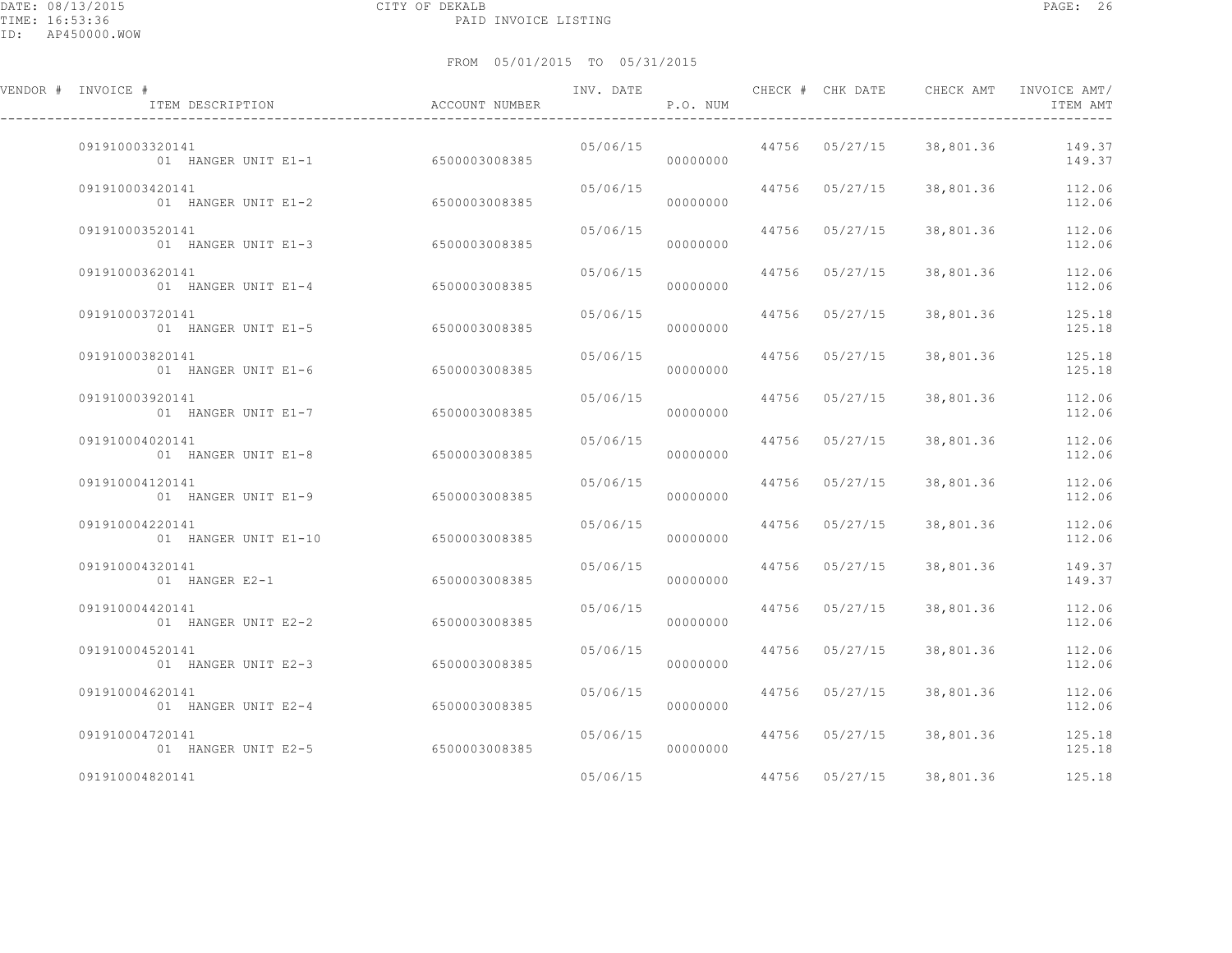CITY OF DEKALB
PAID INVOICE LISTING

FROM 05/01/2015 TO 05/31/2015

| VENDOR # | INVOICE # / ITEM DESCRIPTION | ACCOUNT NUMBER | INV. DATE | P.O. NUM | CHECK # | CHK DATE | CHECK AMT | INVOICE AMT/ ITEM AMT |
|---|---|---|---|---|---|---|---|---|
| | 091910003320141 | | 05/06/15 | | 44756 | 05/27/15 | 38,801.36 | 149.37 |
| | 01 HANGER UNIT E1-1 | 6500003008385 | | 00000000 | | | | 149.37 |
| | 091910003420141 | | 05/06/15 | | 44756 | 05/27/15 | 38,801.36 | 112.06 |
| | 01 HANGER UNIT E1-2 | 6500003008385 | | 00000000 | | | | 112.06 |
| | 091910003520141 | | 05/06/15 | | 44756 | 05/27/15 | 38,801.36 | 112.06 |
| | 01 HANGER UNIT E1-3 | 6500003008385 | | 00000000 | | | | 112.06 |
| | 091910003620141 | | 05/06/15 | | 44756 | 05/27/15 | 38,801.36 | 112.06 |
| | 01 HANGER UNIT E1-4 | 6500003008385 | | 00000000 | | | | 112.06 |
| | 091910003720141 | | 05/06/15 | | 44756 | 05/27/15 | 38,801.36 | 125.18 |
| | 01 HANGER UNIT E1-5 | 6500003008385 | | 00000000 | | | | 125.18 |
| | 091910003820141 | | 05/06/15 | | 44756 | 05/27/15 | 38,801.36 | 125.18 |
| | 01 HANGER UNIT E1-6 | 6500003008385 | | 00000000 | | | | 125.18 |
| | 091910003920141 | | 05/06/15 | | 44756 | 05/27/15 | 38,801.36 | 112.06 |
| | 01 HANGER UNIT E1-7 | 6500003008385 | | 00000000 | | | | 112.06 |
| | 091910004020141 | | 05/06/15 | | 44756 | 05/27/15 | 38,801.36 | 112.06 |
| | 01 HANGER UNIT E1-8 | 6500003008385 | | 00000000 | | | | 112.06 |
| | 091910004120141 | | 05/06/15 | | 44756 | 05/27/15 | 38,801.36 | 112.06 |
| | 01 HANGER UNIT E1-9 | 6500003008385 | | 00000000 | | | | 112.06 |
| | 091910004220141 | | 05/06/15 | | 44756 | 05/27/15 | 38,801.36 | 112.06 |
| | 01 HANGER UNIT E1-10 | 6500003008385 | | 00000000 | | | | 112.06 |
| | 091910004320141 | | 05/06/15 | | 44756 | 05/27/15 | 38,801.36 | 149.37 |
| | 01 HANGER E2-1 | 6500003008385 | | 00000000 | | | | 149.37 |
| | 091910004420141 | | 05/06/15 | | 44756 | 05/27/15 | 38,801.36 | 112.06 |
| | 01 HANGER UNIT E2-2 | 6500003008385 | | 00000000 | | | | 112.06 |
| | 091910004520141 | | 05/06/15 | | 44756 | 05/27/15 | 38,801.36 | 112.06 |
| | 01 HANGER UNIT E2-3 | 6500003008385 | | 00000000 | | | | 112.06 |
| | 091910004620141 | | 05/06/15 | | 44756 | 05/27/15 | 38,801.36 | 112.06 |
| | 01 HANGER UNIT E2-4 | 6500003008385 | | 00000000 | | | | 112.06 |
| | 091910004720141 | | 05/06/15 | | 44756 | 05/27/15 | 38,801.36 | 125.18 |
| | 01 HANGER UNIT E2-5 | 6500003008385 | | 00000000 | | | | 125.18 |
| | 091910004820141 | | 05/06/15 | | 44756 | 05/27/15 | 38,801.36 | 125.18 |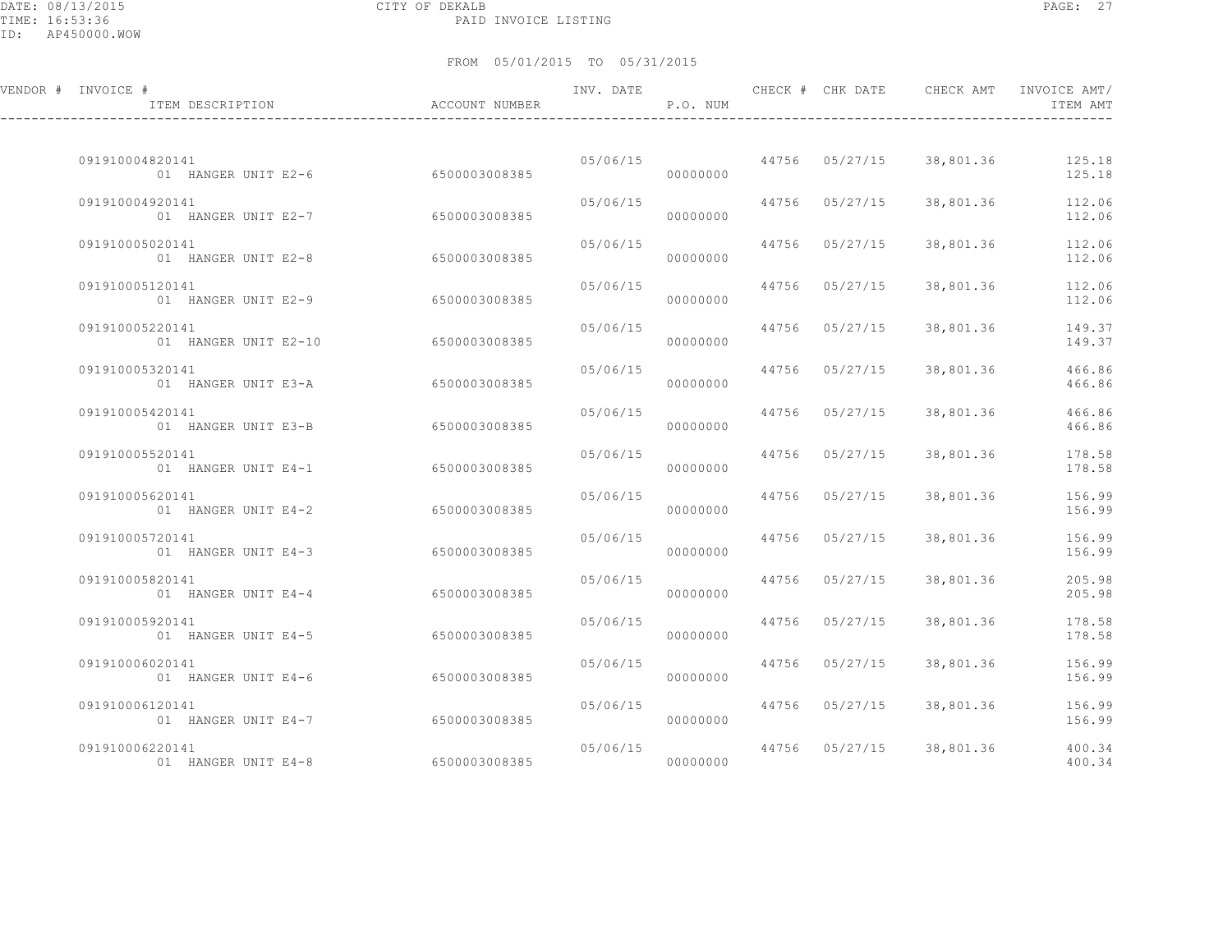CITY OF DEKALB
PAID INVOICE LISTING

FROM 05/01/2015 TO 05/31/2015

| VENDOR # | INVOICE # / ITEM DESCRIPTION | ACCOUNT NUMBER | INV. DATE | P.O. NUM | CHECK # | CHK DATE | CHECK AMT | INVOICE AMT/ ITEM AMT |
|---|---|---|---|---|---|---|---|---|
| | 091910004820141 | | 05/06/15 | | 44756 | 05/27/15 | 38,801.36 | 125.18 |
| | 01 HANGER UNIT E2-6 | 6500003008385 | | 00000000 | | | | 125.18 |
| | 091910004920141 | | 05/06/15 | | 44756 | 05/27/15 | 38,801.36 | 112.06 |
| | 01 HANGER UNIT E2-7 | 6500003008385 | | 00000000 | | | | 112.06 |
| | 091910005020141 | | 05/06/15 | | 44756 | 05/27/15 | 38,801.36 | 112.06 |
| | 01 HANGER UNIT E2-8 | 6500003008385 | | 00000000 | | | | 112.06 |
| | 091910005120141 | | 05/06/15 | | 44756 | 05/27/15 | 38,801.36 | 112.06 |
| | 01 HANGER UNIT E2-9 | 6500003008385 | | 00000000 | | | | 112.06 |
| | 091910005220141 | | 05/06/15 | | 44756 | 05/27/15 | 38,801.36 | 149.37 |
| | 01 HANGER UNIT E2-10 | 6500003008385 | | 00000000 | | | | 149.37 |
| | 091910005320141 | | 05/06/15 | | 44756 | 05/27/15 | 38,801.36 | 466.86 |
| | 01 HANGER UNIT E3-A | 6500003008385 | | 00000000 | | | | 466.86 |
| | 091910005420141 | | 05/06/15 | | 44756 | 05/27/15 | 38,801.36 | 466.86 |
| | 01 HANGER UNIT E3-B | 6500003008385 | | 00000000 | | | | 466.86 |
| | 091910005520141 | | 05/06/15 | | 44756 | 05/27/15 | 38,801.36 | 178.58 |
| | 01 HANGER UNIT E4-1 | 6500003008385 | | 00000000 | | | | 178.58 |
| | 091910005620141 | | 05/06/15 | | 44756 | 05/27/15 | 38,801.36 | 156.99 |
| | 01 HANGER UNIT E4-2 | 6500003008385 | | 00000000 | | | | 156.99 |
| | 091910005720141 | | 05/06/15 | | 44756 | 05/27/15 | 38,801.36 | 156.99 |
| | 01 HANGER UNIT E4-3 | 6500003008385 | | 00000000 | | | | 156.99 |
| | 091910005820141 | | 05/06/15 | | 44756 | 05/27/15 | 38,801.36 | 205.98 |
| | 01 HANGER UNIT E4-4 | 6500003008385 | | 00000000 | | | | 205.98 |
| | 091910005920141 | | 05/06/15 | | 44756 | 05/27/15 | 38,801.36 | 178.58 |
| | 01 HANGER UNIT E4-5 | 6500003008385 | | 00000000 | | | | 178.58 |
| | 091910006020141 | | 05/06/15 | | 44756 | 05/27/15 | 38,801.36 | 156.99 |
| | 01 HANGER UNIT E4-6 | 6500003008385 | | 00000000 | | | | 156.99 |
| | 091910006120141 | | 05/06/15 | | 44756 | 05/27/15 | 38,801.36 | 156.99 |
| | 01 HANGER UNIT E4-7 | 6500003008385 | | 00000000 | | | | 156.99 |
| | 091910006220141 | | 05/06/15 | | 44756 | 05/27/15 | 38,801.36 | 400.34 |
| | 01 HANGER UNIT E4-8 | 6500003008385 | | 00000000 | | | | 400.34 |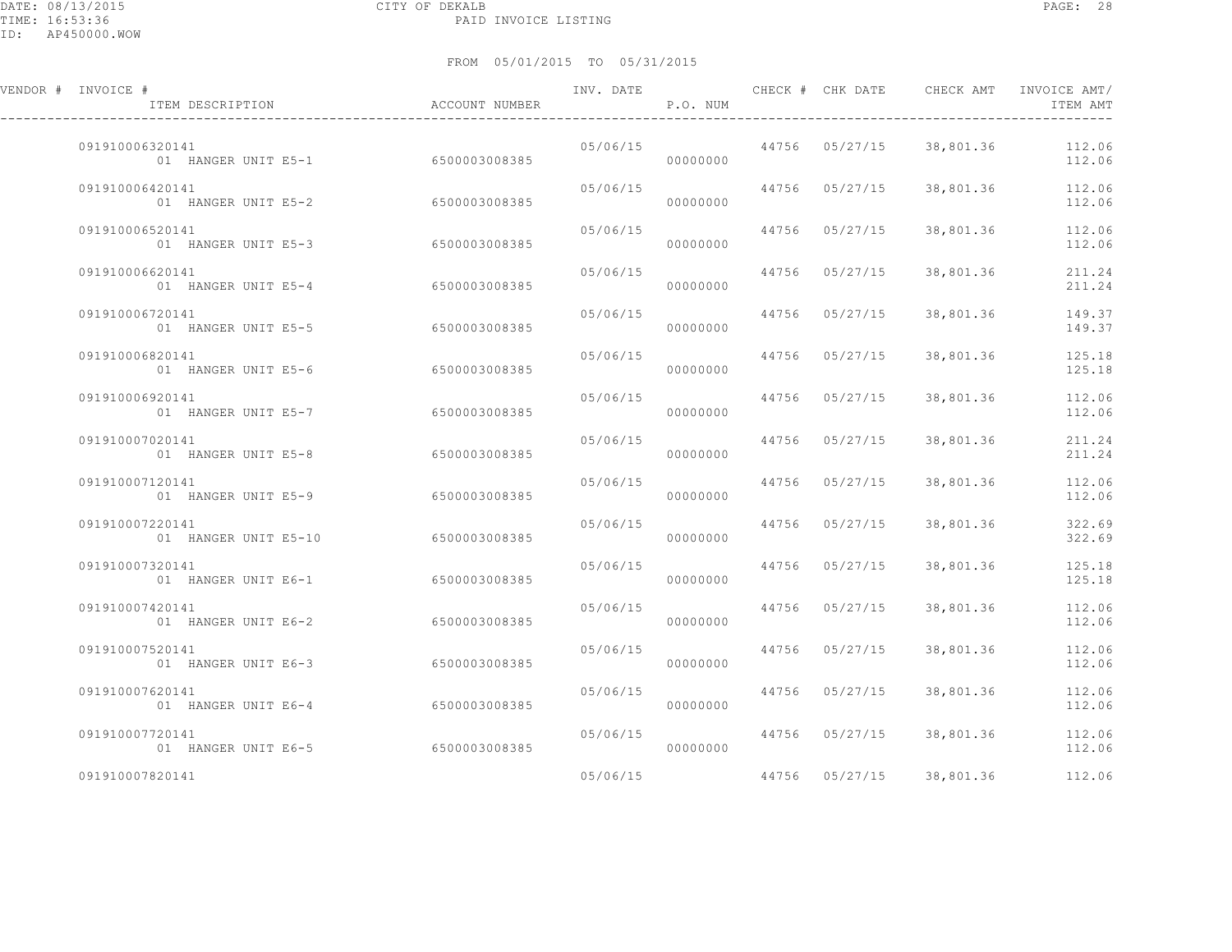CITY OF DEKALB
PAID INVOICE LISTING

FROM 05/01/2015 TO 05/31/2015

| VENDOR # | INVOICE # / ITEM DESCRIPTION | ACCOUNT NUMBER | INV. DATE | P.O. NUM | CHECK # | CHK DATE | CHECK AMT | INVOICE AMT/ ITEM AMT |
|---|---|---|---|---|---|---|---|---|
| | 091910006320141 | | 05/06/15 | | 44756 | 05/27/15 | 38,801.36 | 112.06 |
| | 01 HANGER UNIT E5-1 | 6500003008385 | | 00000000 | | | | 112.06 |
| | 091910006420141 | | 05/06/15 | | 44756 | 05/27/15 | 38,801.36 | 112.06 |
| | 01 HANGER UNIT E5-2 | 6500003008385 | | 00000000 | | | | 112.06 |
| | 091910006520141 | | 05/06/15 | | 44756 | 05/27/15 | 38,801.36 | 112.06 |
| | 01 HANGER UNIT E5-3 | 6500003008385 | | 00000000 | | | | 112.06 |
| | 091910006620141 | | 05/06/15 | | 44756 | 05/27/15 | 38,801.36 | 211.24 |
| | 01 HANGER UNIT E5-4 | 6500003008385 | | 00000000 | | | | 211.24 |
| | 091910006720141 | | 05/06/15 | | 44756 | 05/27/15 | 38,801.36 | 149.37 |
| | 01 HANGER UNIT E5-5 | 6500003008385 | | 00000000 | | | | 149.37 |
| | 091910006820141 | | 05/06/15 | | 44756 | 05/27/15 | 38,801.36 | 125.18 |
| | 01 HANGER UNIT E5-6 | 6500003008385 | | 00000000 | | | | 125.18 |
| | 091910006920141 | | 05/06/15 | | 44756 | 05/27/15 | 38,801.36 | 112.06 |
| | 01 HANGER UNIT E5-7 | 6500003008385 | | 00000000 | | | | 112.06 |
| | 091910007020141 | | 05/06/15 | | 44756 | 05/27/15 | 38,801.36 | 211.24 |
| | 01 HANGER UNIT E5-8 | 6500003008385 | | 00000000 | | | | 211.24 |
| | 091910007120141 | | 05/06/15 | | 44756 | 05/27/15 | 38,801.36 | 112.06 |
| | 01 HANGER UNIT E5-9 | 6500003008385 | | 00000000 | | | | 112.06 |
| | 091910007220141 | | 05/06/15 | | 44756 | 05/27/15 | 38,801.36 | 322.69 |
| | 01 HANGER UNIT E5-10 | 6500003008385 | | 00000000 | | | | 322.69 |
| | 091910007320141 | | 05/06/15 | | 44756 | 05/27/15 | 38,801.36 | 125.18 |
| | 01 HANGER UNIT E6-1 | 6500003008385 | | 00000000 | | | | 125.18 |
| | 091910007420141 | | 05/06/15 | | 44756 | 05/27/15 | 38,801.36 | 112.06 |
| | 01 HANGER UNIT E6-2 | 6500003008385 | | 00000000 | | | | 112.06 |
| | 091910007520141 | | 05/06/15 | | 44756 | 05/27/15 | 38,801.36 | 112.06 |
| | 01 HANGER UNIT E6-3 | 6500003008385 | | 00000000 | | | | 112.06 |
| | 091910007620141 | | 05/06/15 | | 44756 | 05/27/15 | 38,801.36 | 112.06 |
| | 01 HANGER UNIT E6-4 | 6500003008385 | | 00000000 | | | | 112.06 |
| | 091910007720141 | | 05/06/15 | | 44756 | 05/27/15 | 38,801.36 | 112.06 |
| | 01 HANGER UNIT E6-5 | 6500003008385 | | 00000000 | | | | 112.06 |
| | 091910007820141 | | 05/06/15 | | 44756 | 05/27/15 | 38,801.36 | 112.06 |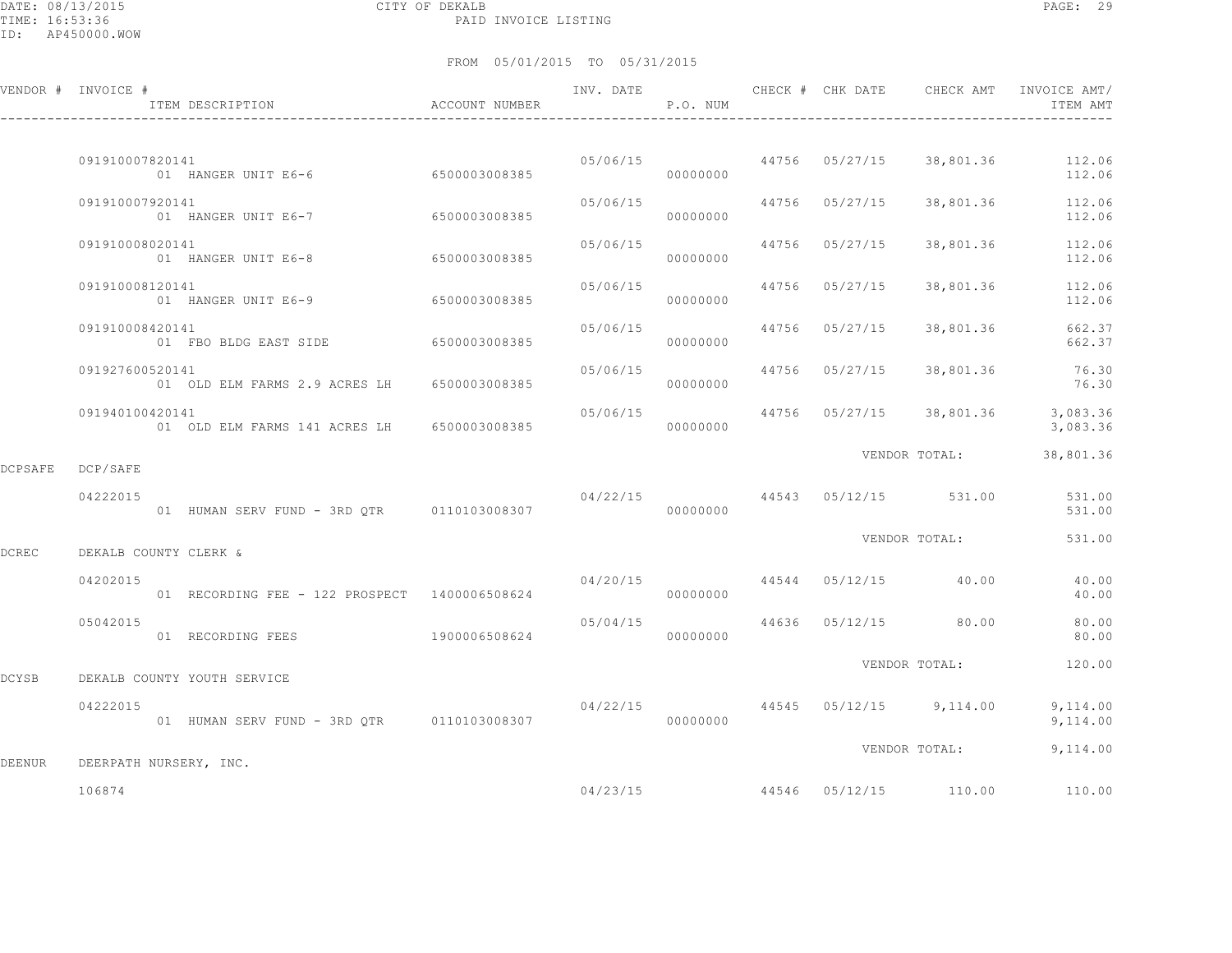CITY OF DEKALB
PAID INVOICE LISTING

FROM 05/01/2015 TO 05/31/2015

| VENDOR # | INVOICE # / ITEM DESCRIPTION | ACCOUNT NUMBER | INV. DATE | P.O. NUM | CHECK # | CHK DATE | CHECK AMT | INVOICE AMT/ ITEM AMT |
|---|---|---|---|---|---|---|---|---|
| | 091910007820141 | | 05/06/15 | | 44756 | 05/27/15 | 38,801.36 | 112.06 |
| | 01 HANGER UNIT E6-6 | 6500003008385 | | 00000000 | | | | 112.06 |
| | 091910007920141 | | 05/06/15 | | 44756 | 05/27/15 | 38,801.36 | 112.06 |
| | 01 HANGER UNIT E6-7 | 6500003008385 | | 00000000 | | | | 112.06 |
| | 091910008020141 | | 05/06/15 | | 44756 | 05/27/15 | 38,801.36 | 112.06 |
| | 01 HANGER UNIT E6-8 | 6500003008385 | | 00000000 | | | | 112.06 |
| | 091910008120141 | | 05/06/15 | | 44756 | 05/27/15 | 38,801.36 | 112.06 |
| | 01 HANGER UNIT E6-9 | 6500003008385 | | 00000000 | | | | 112.06 |
| | 091910008420141 | | 05/06/15 | | 44756 | 05/27/15 | 38,801.36 | 662.37 |
| | 01 FBO BLDG EAST SIDE | 6500003008385 | | 00000000 | | | | 662.37 |
| | 091927600520141 | | 05/06/15 | | 44756 | 05/27/15 | 38,801.36 | 76.30 |
| | 01 OLD ELM FARMS 2.9 ACRES LH | 6500003008385 | | 00000000 | | | | 76.30 |
| | 091940100420141 | | 05/06/15 | | 44756 | 05/27/15 | 38,801.36 | 3,083.36 |
| | 01 OLD ELM FARMS 141 ACRES LH | 6500003008385 | | 00000000 | | | | 3,083.36 |
| | | | | | | | VENDOR TOTAL: | 38,801.36 |
| DCPSAFE | DCP/SAFE | | | | | | | |
| | 04222015 | | 04/22/15 | | 44543 | 05/12/15 | 531.00 | 531.00 |
| | 01 HUMAN SERV FUND - 3RD QTR | 0110103008307 | | 00000000 | | | | 531.00 |
| | | | | | | | VENDOR TOTAL: | 531.00 |
| DCREC | DEKALB COUNTY CLERK & | | | | | | | |
| | 04202015 | | 04/20/15 | | 44544 | 05/12/15 | 40.00 | 40.00 |
| | 01 RECORDING FEE - 122 PROSPECT | 1400006508624 | | 00000000 | | | | 40.00 |
| | 05042015 | | 05/04/15 | | 44636 | 05/12/15 | 80.00 | 80.00 |
| | 01 RECORDING FEES | 1900006508624 | | 00000000 | | | | 80.00 |
| | | | | | | | VENDOR TOTAL: | 120.00 |
| DCYSB | DEKALB COUNTY YOUTH SERVICE | | | | | | | |
| | 04222015 | | 04/22/15 | | 44545 | 05/12/15 | 9,114.00 | 9,114.00 |
| | 01 HUMAN SERV FUND - 3RD QTR | 0110103008307 | | 00000000 | | | | 9,114.00 |
| | | | | | | | VENDOR TOTAL: | 9,114.00 |
| DEENUR | DEERPATH NURSERY, INC. | | | | | | | |
| | 106874 | | 04/23/15 | | 44546 | 05/12/15 | 110.00 | 110.00 |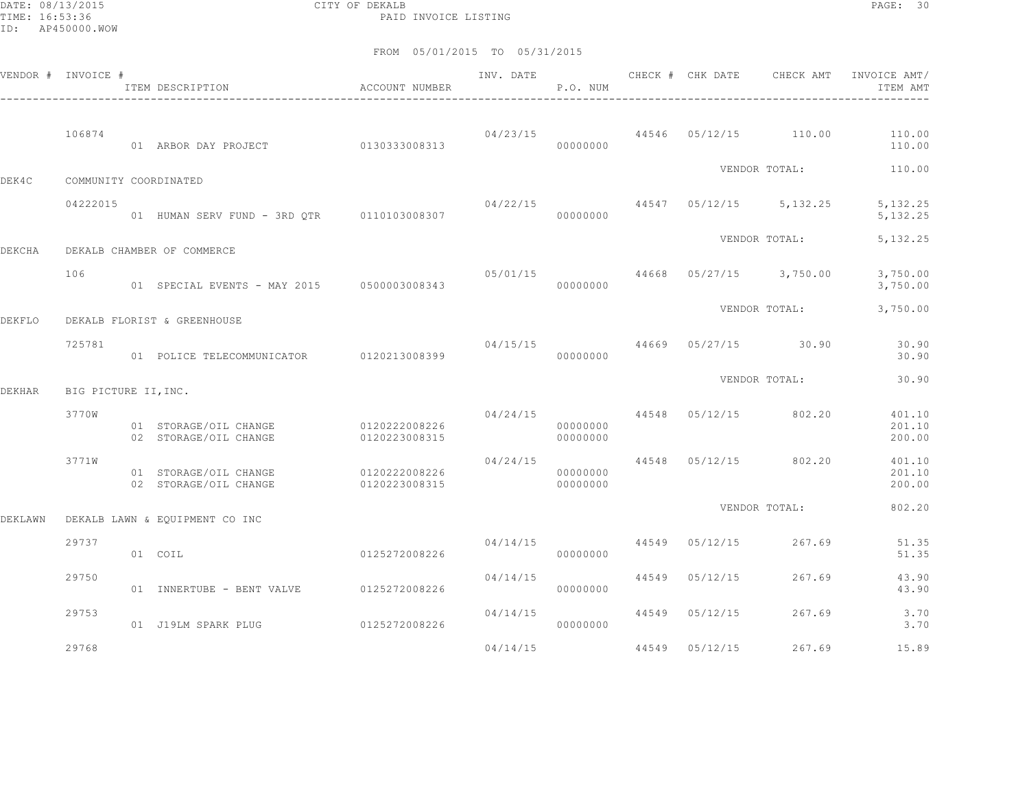CITY OF DEKALB
PAID INVOICE LISTING

FROM 05/01/2015 TO 05/31/2015

| VENDOR # | INVOICE # | ITEM DESCRIPTION | ACCOUNT NUMBER | INV. DATE | P.O. NUM | CHECK # | CHK DATE | CHECK AMT | INVOICE AMT/ ITEM AMT |
|---|---|---|---|---|---|---|---|---|---|
| | 106874 | | | 04/23/15 | | 44546 | 05/12/15 | 110.00 | 110.00 |
| | | 01 ARBOR DAY PROJECT | 0130333008313 | | 00000000 | | | | 110.00 |
| | | | | | | | VENDOR TOTAL: | | 110.00 |
| DEK4C | COMMUNITY COORDINATED | | | | | | | | |
| | 04222015 | | | 04/22/15 | | 44547 | 05/12/15 | 5,132.25 | 5,132.25 |
| | | 01 HUMAN SERV FUND - 3RD QTR | 0110103008307 | | 00000000 | | | | 5,132.25 |
| | | | | | | | VENDOR TOTAL: | | 5,132.25 |
| DEKCHA | DEKALB CHAMBER OF COMMERCE | | | | | | | | |
| | 106 | | | 05/01/15 | | 44668 | 05/27/15 | 3,750.00 | 3,750.00 |
| | | 01 SPECIAL EVENTS - MAY 2015 | 0500003008343 | | 00000000 | | | | 3,750.00 |
| | | | | | | | VENDOR TOTAL: | | 3,750.00 |
| DEKFLO | DEKALB FLORIST & GREENHOUSE | | | | | | | | |
| | 725781 | | | 04/15/15 | | 44669 | 05/27/15 | 30.90 | 30.90 |
| | | 01 POLICE TELECOMMUNICATOR | 0120213008399 | | 00000000 | | | | 30.90 |
| | | | | | | | VENDOR TOTAL: | | 30.90 |
| DEKHAR | BIG PICTURE II,INC. | | | | | | | | |
| | 3770W | | | 04/24/15 | | 44548 | 05/12/15 | 802.20 | 401.10 |
| | | 01 STORAGE/OIL CHANGE | 0120222008226 | | 00000000 | | | | 201.10 |
| | | 02 STORAGE/OIL CHANGE | 0120223008315 | | 00000000 | | | | 200.00 |
| | 3771W | | | 04/24/15 | | 44548 | 05/12/15 | 802.20 | 401.10 |
| | | 01 STORAGE/OIL CHANGE | 0120222008226 | | 00000000 | | | | 201.10 |
| | | 02 STORAGE/OIL CHANGE | 0120223008315 | | 00000000 | | | | 200.00 |
| | | | | | | | VENDOR TOTAL: | | 802.20 |
| DEKLAWN | DEKALB LAWN & EQUIPMENT CO INC | | | | | | | | |
| | 29737 | | | 04/14/15 | | 44549 | 05/12/15 | 267.69 | 51.35 |
| | | 01 COIL | 0125272008226 | | 00000000 | | | | 51.35 |
| | 29750 | | | 04/14/15 | | 44549 | 05/12/15 | 267.69 | 43.90 |
| | | 01 INNERTUBE - BENT VALVE | 0125272008226 | | 00000000 | | | | 43.90 |
| | 29753 | | | 04/14/15 | | 44549 | 05/12/15 | 267.69 | 3.70 |
| | | 01 J19LM SPARK PLUG | 0125272008226 | | 00000000 | | | | 3.70 |
| | 29768 | | | 04/14/15 | | 44549 | 05/12/15 | 267.69 | 15.89 |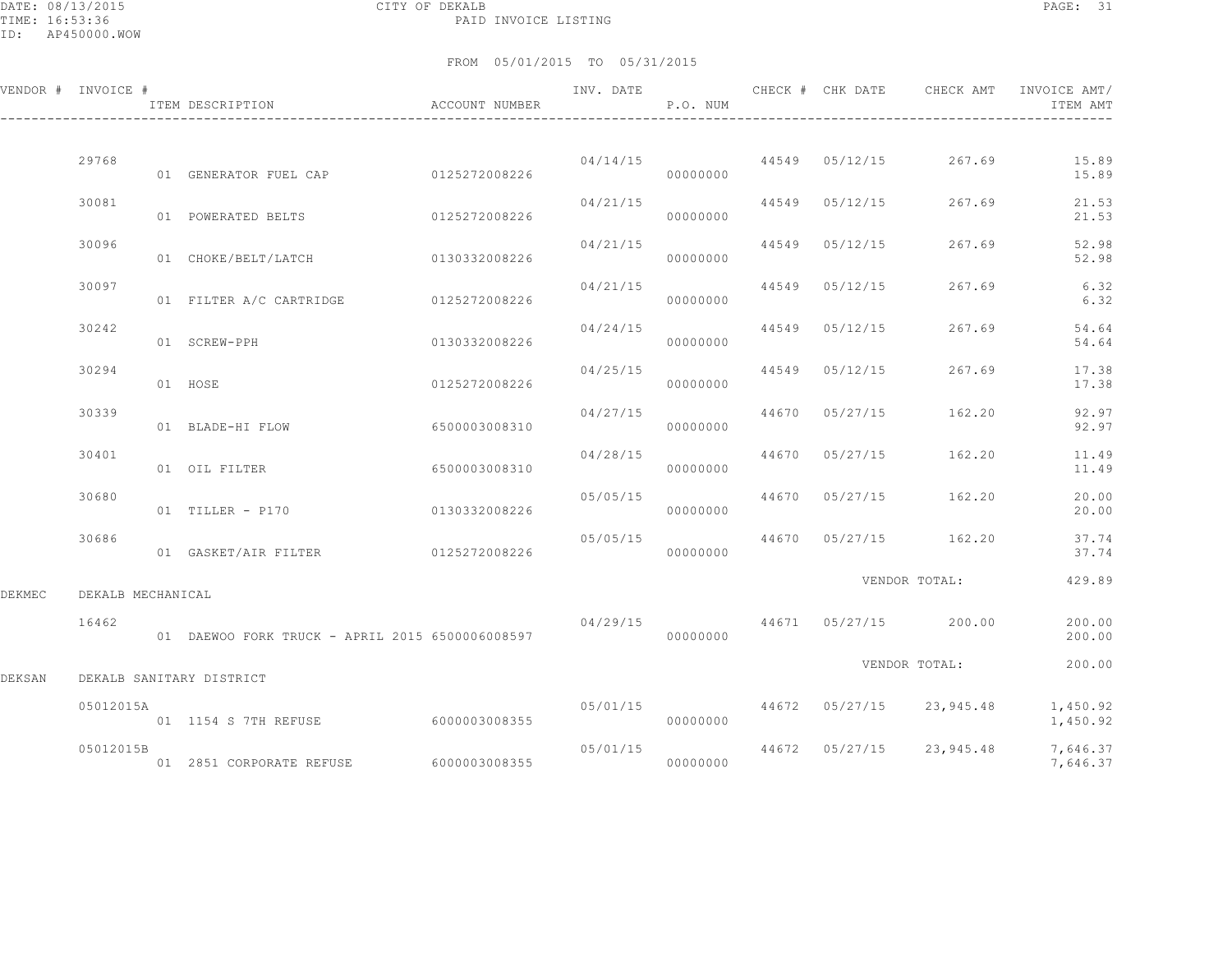CITY OF DEKALB

PAID INVOICE LISTING

FROM 05/01/2015 TO 05/31/2015

| VENDOR # | INVOICE # | ITEM DESCRIPTION | ACCOUNT NUMBER | INV. DATE | P.O. NUM | CHECK # | CHK DATE | CHECK AMT | INVOICE AMT/ ITEM AMT |
|---|---|---|---|---|---|---|---|---|---|
| | 29768 | | | 04/14/15 | | 44549 | 05/12/15 | 267.69 | 15.89 |
| | | 01 GENERATOR FUEL CAP | 0125272008226 | | 00000000 | | | | 15.89 |
| | 30081 | | | 04/21/15 | | 44549 | 05/12/15 | 267.69 | 21.53 |
| | | 01 POWERATED BELTS | 0125272008226 | | 00000000 | | | | 21.53 |
| | 30096 | | | 04/21/15 | | 44549 | 05/12/15 | 267.69 | 52.98 |
| | | 01 CHOKE/BELT/LATCH | 0130332008226 | | 00000000 | | | | 52.98 |
| | 30097 | | | 04/21/15 | | 44549 | 05/12/15 | 267.69 | 6.32 |
| | | 01 FILTER A/C CARTRIDGE | 0125272008226 | | 00000000 | | | | 6.32 |
| | 30242 | | | 04/24/15 | | 44549 | 05/12/15 | 267.69 | 54.64 |
| | | 01 SCREW-PPH | 0130332008226 | | 00000000 | | | | 54.64 |
| | 30294 | | | 04/25/15 | | 44549 | 05/12/15 | 267.69 | 17.38 |
| | | 01 HOSE | 0125272008226 | | 00000000 | | | | 17.38 |
| | 30339 | | | 04/27/15 | | 44670 | 05/27/15 | 162.20 | 92.97 |
| | | 01 BLADE-HI FLOW | 6500003008310 | | 00000000 | | | | 92.97 |
| | 30401 | | | 04/28/15 | | 44670 | 05/27/15 | 162.20 | 11.49 |
| | | 01 OIL FILTER | 6500003008310 | | 00000000 | | | | 11.49 |
| | 30680 | | | 05/05/15 | | 44670 | 05/27/15 | 162.20 | 20.00 |
| | | 01 TILLER - P170 | 0130332008226 | | 00000000 | | | | 20.00 |
| | 30686 | | | 05/05/15 | | 44670 | 05/27/15 | 162.20 | 37.74 |
| | | 01 GASKET/AIR FILTER | 0125272008226 | | 00000000 | | | | 37.74 |
| | | | | | | | | VENDOR TOTAL: | 429.89 |
| DEKMEC | DEKALB MECHANICAL | | | | | | | | |
| | 16462 | | | 04/29/15 | | 44671 | 05/27/15 | 200.00 | 200.00 |
| | | 01 DAEWOO FORK TRUCK - APRIL 2015 | 6500006008597 | | 00000000 | | | | 200.00 |
| | | | | | | | | VENDOR TOTAL: | 200.00 |
| DEKSAN | DEKALB SANITARY DISTRICT | | | | | | | | |
| | 05012015A | | | 05/01/15 | | 44672 | 05/27/15 | 23,945.48 | 1,450.92 |
| | | 01 1154 S 7TH REFUSE | 6000003008355 | | 00000000 | | | | 1,450.92 |
| | 05012015B | | | 05/01/15 | | 44672 | 05/27/15 | 23,945.48 | 7,646.37 |
| | | 01 2851 CORPORATE REFUSE | 6000003008355 | | 00000000 | | | | 7,646.37 |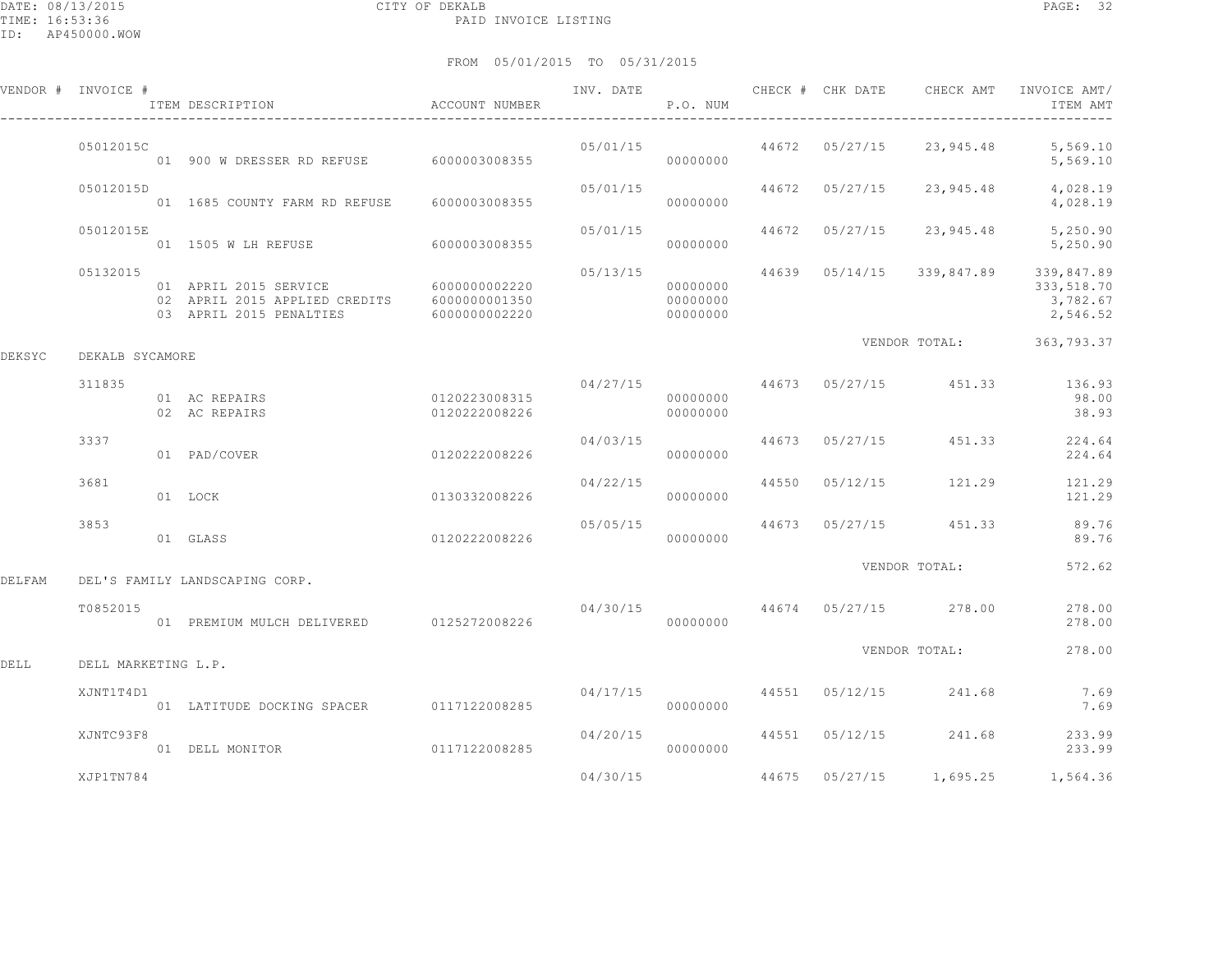CITY OF DEKALB

PAID INVOICE LISTING

DATE: 08/13/2015
TIME: 16:53:36
ID: AP450000.WOW

FROM 05/01/2015 TO 05/31/2015

| VENDOR # | INVOICE # | ITEM DESCRIPTION | ACCOUNT NUMBER | INV. DATE | P.O. NUM | CHECK # | CHK DATE | CHECK AMT | INVOICE AMT/ ITEM AMT |
|---|---|---|---|---|---|---|---|---|---|
| | 05012015C | | | 05/01/15 | | 44672 | 05/27/15 | 23,945.48 | 5,569.10 |
| | | 01 900 W DRESSER RD REFUSE | 6000003008355 | | 00000000 | | | | 5,569.10 |
| | 05012015D | | | 05/01/15 | | 44672 | 05/27/15 | 23,945.48 | 4,028.19 |
| | | 01 1685 COUNTY FARM RD REFUSE | 6000003008355 | | 00000000 | | | | 4,028.19 |
| | 05012015E | | | 05/01/15 | | 44672 | 05/27/15 | 23,945.48 | 5,250.90 |
| | | 01 1505 W LH REFUSE | 6000003008355 | | 00000000 | | | | 5,250.90 |
| | 05132015 | | | 05/13/15 | | 44639 | 05/14/15 | 339,847.89 | 339,847.89 |
| | | 01 APRIL 2015 SERVICE | 6000000002220 | | 00000000 | | | | 333,518.70 |
| | | 02 APRIL 2015 APPLIED CREDITS | 6000000001350 | | 00000000 | | | | 3,782.67 |
| | | 03 APRIL 2015 PENALTIES | 6000000002220 | | 00000000 | | | | 2,546.52 |
| | | | | | | | | VENDOR TOTAL: | 363,793.37 |
| DEKSYC | DEKALB SYCAMORE | | | | | | | | |
| | 311835 | | | 04/27/15 | | 44673 | 05/27/15 | 451.33 | 136.93 |
| | | 01 AC REPAIRS | 0120223008315 | | 00000000 | | | | 98.00 |
| | | 02 AC REPAIRS | 0120222008226 | | 00000000 | | | | 38.93 |
| | 3337 | | | 04/03/15 | | 44673 | 05/27/15 | 451.33 | 224.64 |
| | | 01 PAD/COVER | 0120222008226 | | 00000000 | | | | 224.64 |
| | 3681 | | | 04/22/15 | | 44550 | 05/12/15 | 121.29 | 121.29 |
| | | 01 LOCK | 0130332008226 | | 00000000 | | | | 121.29 |
| | 3853 | | | 05/05/15 | | 44673 | 05/27/15 | 451.33 | 89.76 |
| | | 01 GLASS | 0120222008226 | | 00000000 | | | | 89.76 |
| | | | | | | | | VENDOR TOTAL: | 572.62 |
| DELFAM | DEL'S FAMILY LANDSCAPING CORP. | | | | | | | | |
| | T0852015 | | | 04/30/15 | | 44674 | 05/27/15 | 278.00 | 278.00 |
| | | 01 PREMIUM MULCH DELIVERED | 0125272008226 | | 00000000 | | | | 278.00 |
| | | | | | | | | VENDOR TOTAL: | 278.00 |
| DELL | DELL MARKETING L.P. | | | | | | | | |
| | XJNT1T4D1 | | | 04/17/15 | | 44551 | 05/12/15 | 241.68 | 7.69 |
| | | 01 LATITUDE DOCKING SPACER | 0117122008285 | | 00000000 | | | | 7.69 |
| | XJNTC93F8 | | | 04/20/15 | | 44551 | 05/12/15 | 241.68 | 233.99 |
| | | 01 DELL MONITOR | 0117122008285 | | 00000000 | | | | 233.99 |
| | XJP1TN784 | | | 04/30/15 | | 44675 | 05/27/15 | 1,695.25 | 1,564.36 |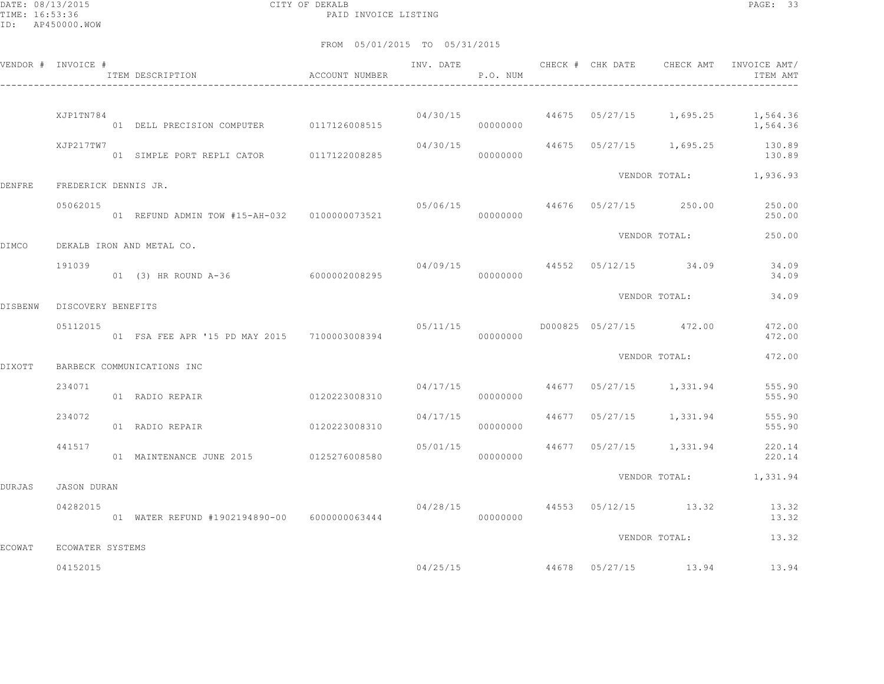CITY OF DEKALB

PAID INVOICE LISTING

FROM 05/01/2015 TO 05/31/2015

| VENDOR # | INVOICE # / ITEM DESCRIPTION | ACCOUNT NUMBER | INV. DATE | P.O. NUM | CHECK # | CHK DATE | CHECK AMT | INVOICE AMT/ ITEM AMT |
|---|---|---|---|---|---|---|---|---|
| | XJP1TN784 | | 04/30/15 | | 44675 | 05/27/15 | 1,695.25 | 1,564.36 |
| | 01 DELL PRECISION COMPUTER | 0117126008515 | | 00000000 | | | | 1,564.36 |
| | XJP217TW7 | | 04/30/15 | | 44675 | 05/27/15 | 1,695.25 | 130.89 |
| | 01 SIMPLE PORT REPLI CATOR | 0117122008285 | | 00000000 | | | | 130.89 |
| | | | | | | | VENDOR TOTAL: | 1,936.93 |
| DENFRE | FREDERICK DENNIS JR. | | | | | | | |
| | 05062015 | | 05/06/15 | | 44676 | 05/27/15 | 250.00 | 250.00 |
| | 01 REFUND ADMIN TOW #15-AH-032 | 0100000073521 | | 00000000 | | | | 250.00 |
| | | | | | | | VENDOR TOTAL: | 250.00 |
| DIMCO | DEKALB IRON AND METAL CO. | | | | | | | |
| | 191039 | | 04/09/15 | | 44552 | 05/12/15 | 34.09 | 34.09 |
| | 01 (3) HR ROUND A-36 | 6000002008295 | | 00000000 | | | | 34.09 |
| | | | | | | | VENDOR TOTAL: | 34.09 |
| DISBENW | DISCOVERY BENEFITS | | | | | | | |
| | 05112015 | | 05/11/15 | | D000825 | 05/27/15 | 472.00 | 472.00 |
| | 01 FSA FEE APR '15 PD MAY 2015 | 7100003008394 | | 00000000 | | | | 472.00 |
| | | | | | | | VENDOR TOTAL: | 472.00 |
| DIXOTT | BARBECK COMMUNICATIONS INC | | | | | | | |
| | 234071 | | 04/17/15 | | 44677 | 05/27/15 | 1,331.94 | 555.90 |
| | 01 RADIO REPAIR | 0120223008310 | | 00000000 | | | | 555.90 |
| | 234072 | | 04/17/15 | | 44677 | 05/27/15 | 1,331.94 | 555.90 |
| | 01 RADIO REPAIR | 0120223008310 | | 00000000 | | | | 555.90 |
| | 441517 | | 05/01/15 | | 44677 | 05/27/15 | 1,331.94 | 220.14 |
| | 01 MAINTENANCE JUNE 2015 | 0125276008580 | | 00000000 | | | | 220.14 |
| | | | | | | | VENDOR TOTAL: | 1,331.94 |
| DURJAS | JASON DURAN | | | | | | | |
| | 04282015 | | 04/28/15 | | 44553 | 05/12/15 | 13.32 | 13.32 |
| | 01 WATER REFUND #1902194890-00 | 6000000063444 | | 00000000 | | | | 13.32 |
| | | | | | | | VENDOR TOTAL: | 13.32 |
| ECOWAT | ECOWATER SYSTEMS | | | | | | | |
| | 04152015 | | 04/25/15 | | 44678 | 05/27/15 | 13.94 | 13.94 |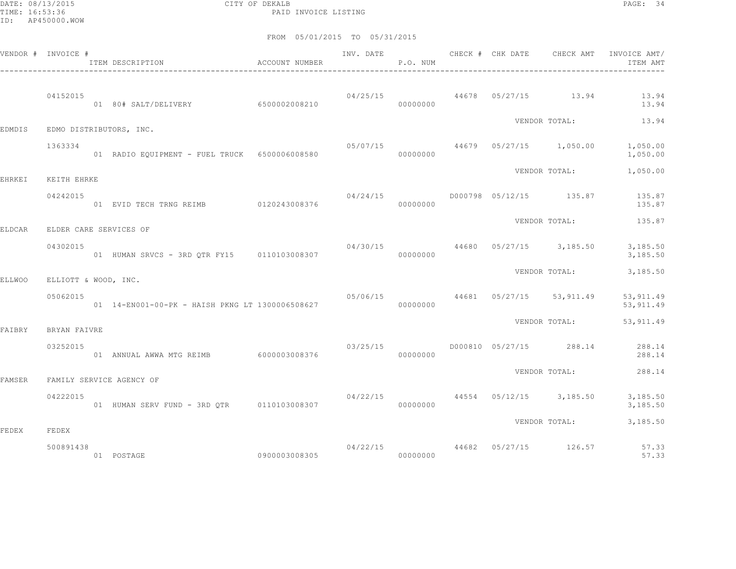CITY OF DEKALB

PAID INVOICE LISTING

FROM 05/01/2015 TO 05/31/2015

| VENDOR # | INVOICE # / ITEM DESCRIPTION | ACCOUNT NUMBER | INV. DATE | P.O. NUM | CHECK # | CHK DATE | CHECK AMT | INVOICE AMT/ ITEM AMT |
|---|---|---|---|---|---|---|---|---|
| | 04152015 | | 04/25/15 | | 44678 | 05/27/15 | 13.94 | 13.94 |
| | 01 80# SALT/DELIVERY | 6500002008210 | | 00000000 | | | | 13.94 |
| | | | | | | VENDOR TOTAL: | | 13.94 |
| EDMDIS | EDMO DISTRIBUTORS, INC. | | | | | | | |
| | 1363334 | | 05/07/15 | | 44679 | 05/27/15 | 1,050.00 | 1,050.00 |
| | 01 RADIO EQUIPMENT - FUEL TRUCK | 6500006008580 | | 00000000 | | | | 1,050.00 |
| | | | | | | VENDOR TOTAL: | | 1,050.00 |
| EHRKEI | KEITH EHRKE | | | | | | | |
| | 04242015 | | 04/24/15 | | D000798 | 05/12/15 | 135.87 | 135.87 |
| | 01 EVID TECH TRNG REIMB | 0120243008376 | | 00000000 | | | | 135.87 |
| | | | | | | VENDOR TOTAL: | | 135.87 |
| ELDCAR | ELDER CARE SERVICES OF | | | | | | | |
| | 04302015 | | 04/30/15 | | 44680 | 05/27/15 | 3,185.50 | 3,185.50 |
| | 01 HUMAN SRVCS - 3RD QTR FY15 | 0110103008307 | | 00000000 | | | | 3,185.50 |
| | | | | | | VENDOR TOTAL: | | 3,185.50 |
| ELLWOO | ELLIOTT & WOOD, INC. | | | | | | | |
| | 05062015 | | 05/06/15 | | 44681 | 05/27/15 | 53,911.49 | 53,911.49 |
| | 01 14-EN001-00-PK - HAISH PKNG LT | 1300006508627 | | 00000000 | | | | 53,911.49 |
| | | | | | | VENDOR TOTAL: | | 53,911.49 |
| FAIBRY | BRYAN FAIVRE | | | | | | | |
| | 03252015 | | 03/25/15 | | D000810 | 05/27/15 | 288.14 | 288.14 |
| | 01 ANNUAL AWWA MTG REIMB | 6000003008376 | | 00000000 | | | | 288.14 |
| | | | | | | VENDOR TOTAL: | | 288.14 |
| FAMSER | FAMILY SERVICE AGENCY OF | | | | | | | |
| | 04222015 | | 04/22/15 | | 44554 | 05/12/15 | 3,185.50 | 3,185.50 |
| | 01 HUMAN SERV FUND - 3RD QTR | 0110103008307 | | 00000000 | | | | 3,185.50 |
| | | | | | | VENDOR TOTAL: | | 3,185.50 |
| FEDEX | FEDEX | | | | | | | |
| | 500891438 | | 04/22/15 | | 44682 | 05/27/15 | 126.57 | 57.33 |
| | 01 POSTAGE | 0900003008305 | | 00000000 | | | | 57.33 |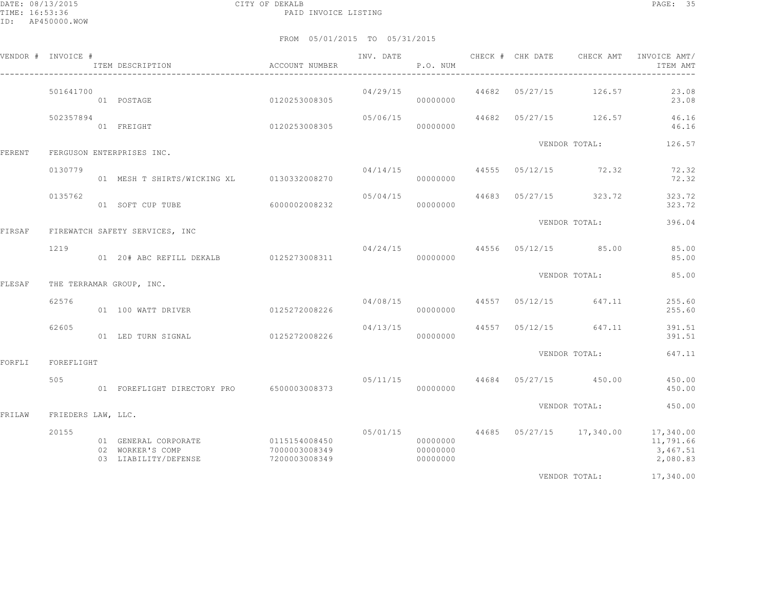FROM 05/01/2015 TO 05/31/2015

| VENDOR # | INVOICE # | ITEM DESCRIPTION | ACCOUNT NUMBER | INV. DATE | P.O. NUM | CHECK # | CHK DATE | CHECK AMT | INVOICE AMT/ ITEM AMT |
|---|---|---|---|---|---|---|---|---|---|
| | 501641700 | | | 04/29/15 | | 44682 | 05/27/15 | 126.57 | 23.08 |
| | | 01 POSTAGE | 0120253008305 | | 00000000 | | | | 23.08 |
| | 502357894 | | | 05/06/15 | | 44682 | 05/27/15 | 126.57 | 46.16 |
| | | 01 FREIGHT | 0120253008305 | | 00000000 | | | | 46.16 |
| | | | | | | | VENDOR TOTAL: | | 126.57 |
| FERENT | FERGUSON ENTERPRISES INC. | | | | | | | | |
| | 0130779 | | | 04/14/15 | | 44555 | 05/12/15 | 72.32 | 72.32 |
| | | 01 MESH T SHIRTS/WICKING XL | 0130332008270 | | 00000000 | | | | 72.32 |
| | 0135762 | | | 05/04/15 | | 44683 | 05/27/15 | 323.72 | 323.72 |
| | | 01 SOFT CUP TUBE | 6000002008232 | | 00000000 | | | | 323.72 |
| | | | | | | | VENDOR TOTAL: | | 396.04 |
| FIRSAF | FIREWATCH SAFETY SERVICES, INC | | | | | | | | |
| | 1219 | | | 04/24/15 | | 44556 | 05/12/15 | 85.00 | 85.00 |
| | | 01 20# ABC REFILL DEKALB | 0125273008311 | | 00000000 | | | | 85.00 |
| | | | | | | | VENDOR TOTAL: | | 85.00 |
| FLESAF | THE TERRAMAR GROUP, INC. | | | | | | | | |
| | 62576 | | | 04/08/15 | | 44557 | 05/12/15 | 647.11 | 255.60 |
| | | 01 100 WATT DRIVER | 0125272008226 | | 00000000 | | | | 255.60 |
| | 62605 | | | 04/13/15 | | 44557 | 05/12/15 | 647.11 | 391.51 |
| | | 01 LED TURN SIGNAL | 0125272008226 | | 00000000 | | | | 391.51 |
| | | | | | | | VENDOR TOTAL: | | 647.11 |
| FORFLI | FOREFLIGHT | | | | | | | | |
| | 505 | | | 05/11/15 | | 44684 | 05/27/15 | 450.00 | 450.00 |
| | | 01 FOREFLIGHT DIRECTORY PRO | 6500003008373 | | 00000000 | | | | 450.00 |
| | | | | | | | VENDOR TOTAL: | | 450.00 |
| FRILAW | FRIEDERS LAW, LLC. | | | | | | | | |
| | 20155 | | | 05/01/15 | | 44685 | 05/27/15 | 17,340.00 | 17,340.00 |
| | | 01 GENERAL CORPORATE | 0115154008450 | | 00000000 | | | | 11,791.66 |
| | | 02 WORKER'S COMP | 7000003008349 | | 00000000 | | | | 3,467.51 |
| | | 03 LIABILITY/DEFENSE | 7200003008349 | | 00000000 | | | | 2,080.83 |
| | | | | | | | VENDOR TOTAL: | | 17,340.00 |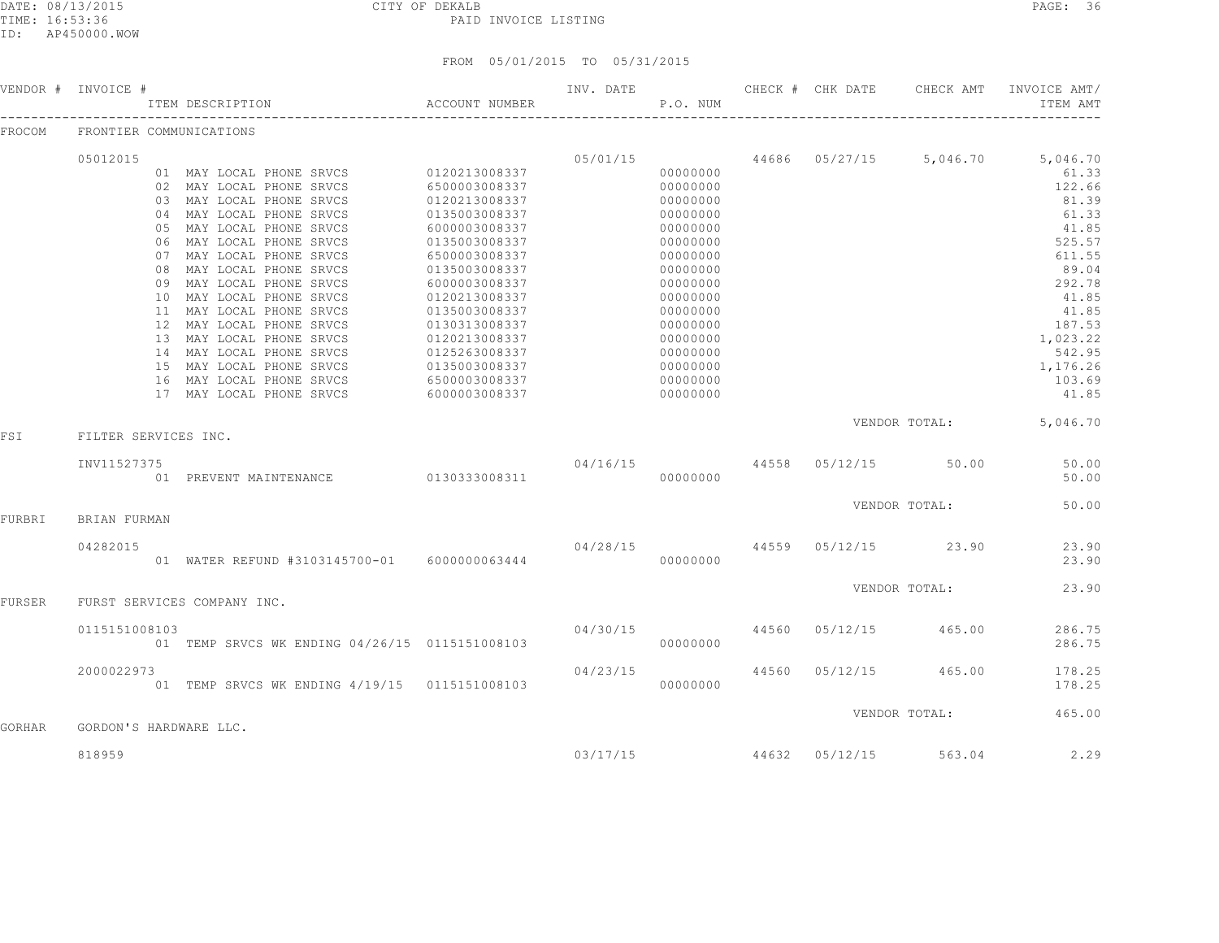DATE: 08/13/2015 CITY OF DEKALB
TIME: 16:53:36 PAID INVOICE LISTING
ID: AP450000.WOW

FROM 05/01/2015 TO 05/31/2015

| VENDOR # | INVOICE # / ITEM DESCRIPTION | ACCOUNT NUMBER | INV. DATE | P.O. NUM | CHECK # | CHK DATE | CHECK AMT | INVOICE AMT/ ITEM AMT |
|---|---|---|---|---|---|---|---|---|
| FROCOM | FRONTIER COMMUNICATIONS | | | | | | | |
| | 05012015 | | 05/01/15 | | 44686 | 05/27/15 | 5,046.70 | 5,046.70 |
| | 01 MAY LOCAL PHONE SRVCS | 0120213008337 | | 00000000 | | | | 61.33 |
| | 02 MAY LOCAL PHONE SRVCS | 6500003008337 | | 00000000 | | | | 122.66 |
| | 03 MAY LOCAL PHONE SRVCS | 0120213008337 | | 00000000 | | | | 81.39 |
| | 04 MAY LOCAL PHONE SRVCS | 0135003008337 | | 00000000 | | | | 61.33 |
| | 05 MAY LOCAL PHONE SRVCS | 6000003008337 | | 00000000 | | | | 41.85 |
| | 06 MAY LOCAL PHONE SRVCS | 0135003008337 | | 00000000 | | | | 525.57 |
| | 07 MAY LOCAL PHONE SRVCS | 6500003008337 | | 00000000 | | | | 611.55 |
| | 08 MAY LOCAL PHONE SRVCS | 0135003008337 | | 00000000 | | | | 89.04 |
| | 09 MAY LOCAL PHONE SRVCS | 6000003008337 | | 00000000 | | | | 292.78 |
| | 10 MAY LOCAL PHONE SRVCS | 0120213008337 | | 00000000 | | | | 41.85 |
| | 11 MAY LOCAL PHONE SRVCS | 0135003008337 | | 00000000 | | | | 41.85 |
| | 12 MAY LOCAL PHONE SRVCS | 0130313008337 | | 00000000 | | | | 187.53 |
| | 13 MAY LOCAL PHONE SRVCS | 0120213008337 | | 00000000 | | | | 1,023.22 |
| | 14 MAY LOCAL PHONE SRVCS | 0125263008337 | | 00000000 | | | | 542.95 |
| | 15 MAY LOCAL PHONE SRVCS | 0135003008337 | | 00000000 | | | | 1,176.26 |
| | 16 MAY LOCAL PHONE SRVCS | 6500003008337 | | 00000000 | | | | 103.69 |
| | 17 MAY LOCAL PHONE SRVCS | 6000003008337 | | 00000000 | | | | 41.85 |
| | | | | | | | VENDOR TOTAL: | 5,046.70 |
| FSI | FILTER SERVICES INC. | | | | | | | |
| | INV11527375 | | 04/16/15 | | 44558 | 05/12/15 | 50.00 | 50.00 |
| | 01 PREVENT MAINTENANCE | 0130333008311 | | 00000000 | | | | 50.00 |
| | | | | | | | VENDOR TOTAL: | 50.00 |
| FURBRI | BRIAN FURMAN | | | | | | | |
| | 04282015 | | 04/28/15 | | 44559 | 05/12/15 | 23.90 | 23.90 |
| | 01 WATER REFUND #3103145700-01 | 6000000063444 | | 00000000 | | | | 23.90 |
| | | | | | | | VENDOR TOTAL: | 23.90 |
| FURSER | FURST SERVICES COMPANY INC. | | | | | | | |
| | 0115151008103 | | 04/30/15 | | 44560 | 05/12/15 | 465.00 | 286.75 |
| | 01 TEMP SRVCS WK ENDING 04/26/15 | 0115151008103 | | 00000000 | | | | 286.75 |
| | 2000022973 | | 04/23/15 | | 44560 | 05/12/15 | 465.00 | 178.25 |
| | 01 TEMP SRVCS WK ENDING 4/19/15 | 0115151008103 | | 00000000 | | | | 178.25 |
| | | | | | | | VENDOR TOTAL: | 465.00 |
| GORHAR | GORDON'S HARDWARE LLC. | | | | | | | |
| | 818959 | | 03/17/15 | | 44632 | 05/12/15 | 563.04 | 2.29 |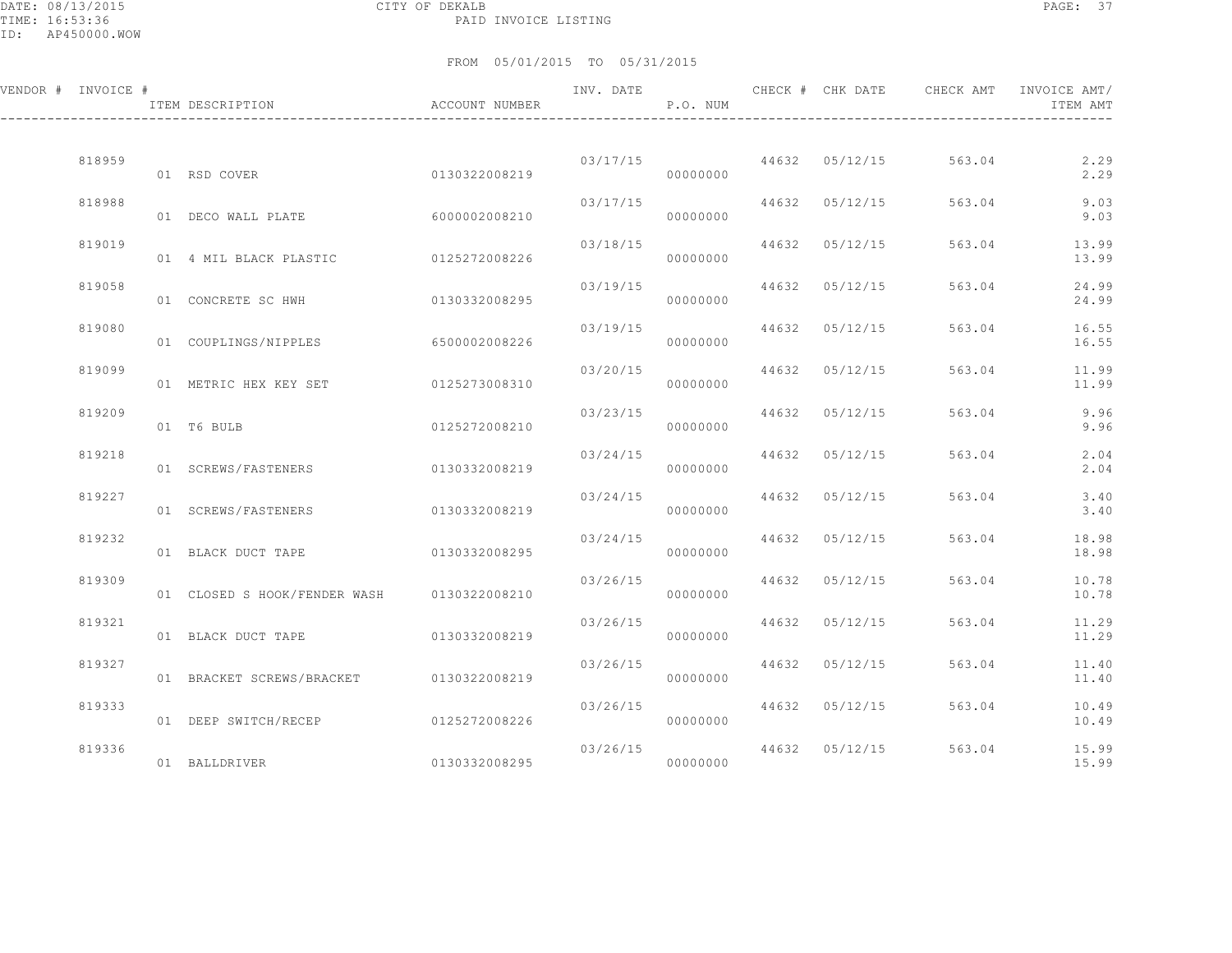CITY OF DEKALB
PAID INVOICE LISTING

FROM 05/01/2015 TO 05/31/2015

| VENDOR # | INVOICE # | ITEM DESCRIPTION | ACCOUNT NUMBER | INV. DATE | P.O. NUM | CHECK # | CHK DATE | CHECK AMT | INVOICE AMT/ ITEM AMT |
|---|---|---|---|---|---|---|---|---|---|
| | 818959 | | | 03/17/15 | | 44632 | 05/12/15 | 563.04 | 2.29 |
| | | 01 RSD COVER | 0130322008219 | | 00000000 | | | | 2.29 |
| | 818988 | | | 03/17/15 | | 44632 | 05/12/15 | 563.04 | 9.03 |
| | | 01 DECO WALL PLATE | 6000002008210 | | 00000000 | | | | 9.03 |
| | 819019 | | | 03/18/15 | | 44632 | 05/12/15 | 563.04 | 13.99 |
| | | 01 4 MIL BLACK PLASTIC | 0125272008226 | | 00000000 | | | | 13.99 |
| | 819058 | | | 03/19/15 | | 44632 | 05/12/15 | 563.04 | 24.99 |
| | | 01 CONCRETE SC HWH | 0130332008295 | | 00000000 | | | | 24.99 |
| | 819080 | | | 03/19/15 | | 44632 | 05/12/15 | 563.04 | 16.55 |
| | | 01 COUPLINGS/NIPPLES | 6500002008226 | | 00000000 | | | | 16.55 |
| | 819099 | | | 03/20/15 | | 44632 | 05/12/15 | 563.04 | 11.99 |
| | | 01 METRIC HEX KEY SET | 0125273008310 | | 00000000 | | | | 11.99 |
| | 819209 | | | 03/23/15 | | 44632 | 05/12/15 | 563.04 | 9.96 |
| | | 01 T6 BULB | 0125272008210 | | 00000000 | | | | 9.96 |
| | 819218 | | | 03/24/15 | | 44632 | 05/12/15 | 563.04 | 2.04 |
| | | 01 SCREWS/FASTENERS | 0130332008219 | | 00000000 | | | | 2.04 |
| | 819227 | | | 03/24/15 | | 44632 | 05/12/15 | 563.04 | 3.40 |
| | | 01 SCREWS/FASTENERS | 0130332008219 | | 00000000 | | | | 3.40 |
| | 819232 | | | 03/24/15 | | 44632 | 05/12/15 | 563.04 | 18.98 |
| | | 01 BLACK DUCT TAPE | 0130332008295 | | 00000000 | | | | 18.98 |
| | 819309 | | | 03/26/15 | | 44632 | 05/12/15 | 563.04 | 10.78 |
| | | 01 CLOSED S HOOK/FENDER WASH | 0130322008210 | | 00000000 | | | | 10.78 |
| | 819321 | | | 03/26/15 | | 44632 | 05/12/15 | 563.04 | 11.29 |
| | | 01 BLACK DUCT TAPE | 0130332008219 | | 00000000 | | | | 11.29 |
| | 819327 | | | 03/26/15 | | 44632 | 05/12/15 | 563.04 | 11.40 |
| | | 01 BRACKET SCREWS/BRACKET | 0130322008219 | | 00000000 | | | | 11.40 |
| | 819333 | | | 03/26/15 | | 44632 | 05/12/15 | 563.04 | 10.49 |
| | | 01 DEEP SWITCH/RECEP | 0125272008226 | | 00000000 | | | | 10.49 |
| | 819336 | | | 03/26/15 | | 44632 | 05/12/15 | 563.04 | 15.99 |
| | | 01 BALLDRIVER | 0130332008295 | | 00000000 | | | | 15.99 |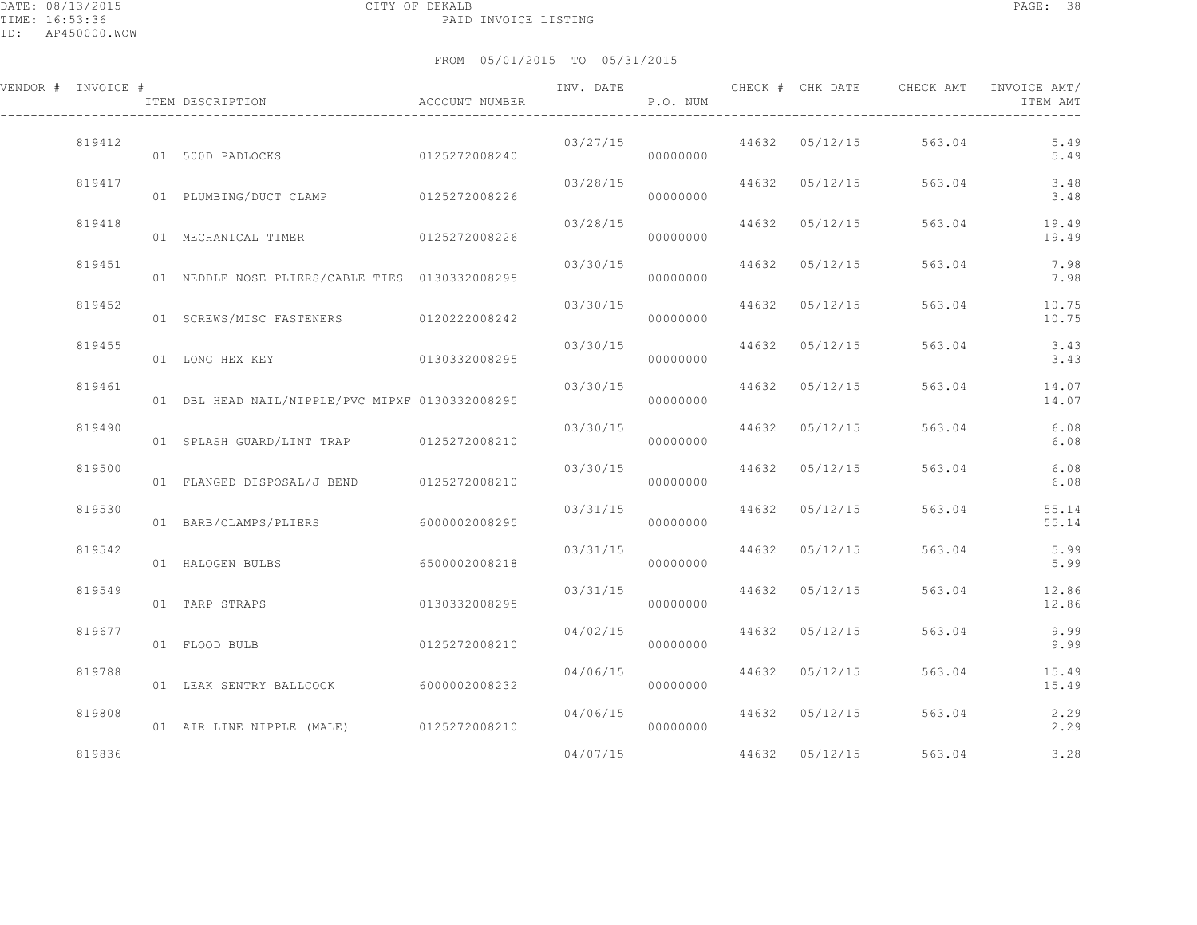CITY OF DEKALB
PAID INVOICE LISTING

DATE: 08/13/2015
TIME: 16:53:36
ID: AP450000.WOW

FROM 05/01/2015 TO 05/31/2015

| VENDOR # | INVOICE # | ITEM DESCRIPTION | ACCOUNT NUMBER | INV. DATE | P.O. NUM | CHECK # | CHK DATE | CHECK AMT | INVOICE AMT/ ITEM AMT |
|---|---|---|---|---|---|---|---|---|---|
| | 819412 | | | 03/27/15 | | 44632 | 05/12/15 | 563.04 | 5.49 |
| | | 01 500D PADLOCKS | 0125272008240 | | 00000000 | | | | 5.49 |
| | 819417 | | | 03/28/15 | | 44632 | 05/12/15 | 563.04 | 3.48 |
| | | 01 PLUMBING/DUCT CLAMP | 0125272008226 | | 00000000 | | | | 3.48 |
| | 819418 | | | 03/28/15 | | 44632 | 05/12/15 | 563.04 | 19.49 |
| | | 01 MECHANICAL TIMER | 0125272008226 | | 00000000 | | | | 19.49 |
| | 819451 | | | 03/30/15 | | 44632 | 05/12/15 | 563.04 | 7.98 |
| | | 01 NEDDLE NOSE PLIERS/CABLE TIES | 0130332008295 | | 00000000 | | | | 7.98 |
| | 819452 | | | 03/30/15 | | 44632 | 05/12/15 | 563.04 | 10.75 |
| | | 01 SCREWS/MISC FASTENERS | 0120222008242 | | 00000000 | | | | 10.75 |
| | 819455 | | | 03/30/15 | | 44632 | 05/12/15 | 563.04 | 3.43 |
| | | 01 LONG HEX KEY | 0130332008295 | | 00000000 | | | | 3.43 |
| | 819461 | | | 03/30/15 | | 44632 | 05/12/15 | 563.04 | 14.07 |
| | | 01 DBL HEAD NAIL/NIPPLE/PVC MIPXF | 0130332008295 | | 00000000 | | | | 14.07 |
| | 819490 | | | 03/30/15 | | 44632 | 05/12/15 | 563.04 | 6.08 |
| | | 01 SPLASH GUARD/LINT TRAP | 0125272008210 | | 00000000 | | | | 6.08 |
| | 819500 | | | 03/30/15 | | 44632 | 05/12/15 | 563.04 | 6.08 |
| | | 01 FLANGED DISPOSAL/J BEND | 0125272008210 | | 00000000 | | | | 6.08 |
| | 819530 | | | 03/31/15 | | 44632 | 05/12/15 | 563.04 | 55.14 |
| | | 01 BARB/CLAMPS/PLIERS | 6000002008295 | | 00000000 | | | | 55.14 |
| | 819542 | | | 03/31/15 | | 44632 | 05/12/15 | 563.04 | 5.99 |
| | | 01 HALOGEN BULBS | 6500002008218 | | 00000000 | | | | 5.99 |
| | 819549 | | | 03/31/15 | | 44632 | 05/12/15 | 563.04 | 12.86 |
| | | 01 TARP STRAPS | 0130332008295 | | 00000000 | | | | 12.86 |
| | 819677 | | | 04/02/15 | | 44632 | 05/12/15 | 563.04 | 9.99 |
| | | 01 FLOOD BULB | 0125272008210 | | 00000000 | | | | 9.99 |
| | 819788 | | | 04/06/15 | | 44632 | 05/12/15 | 563.04 | 15.49 |
| | | 01 LEAK SENTRY BALLCOCK | 6000002008232 | | 00000000 | | | | 15.49 |
| | 819808 | | | 04/06/15 | | 44632 | 05/12/15 | 563.04 | 2.29 |
| | | 01 AIR LINE NIPPLE (MALE) | 0125272008210 | | 00000000 | | | | 2.29 |
| | 819836 | | | 04/07/15 | | 44632 | 05/12/15 | 563.04 | 3.28 |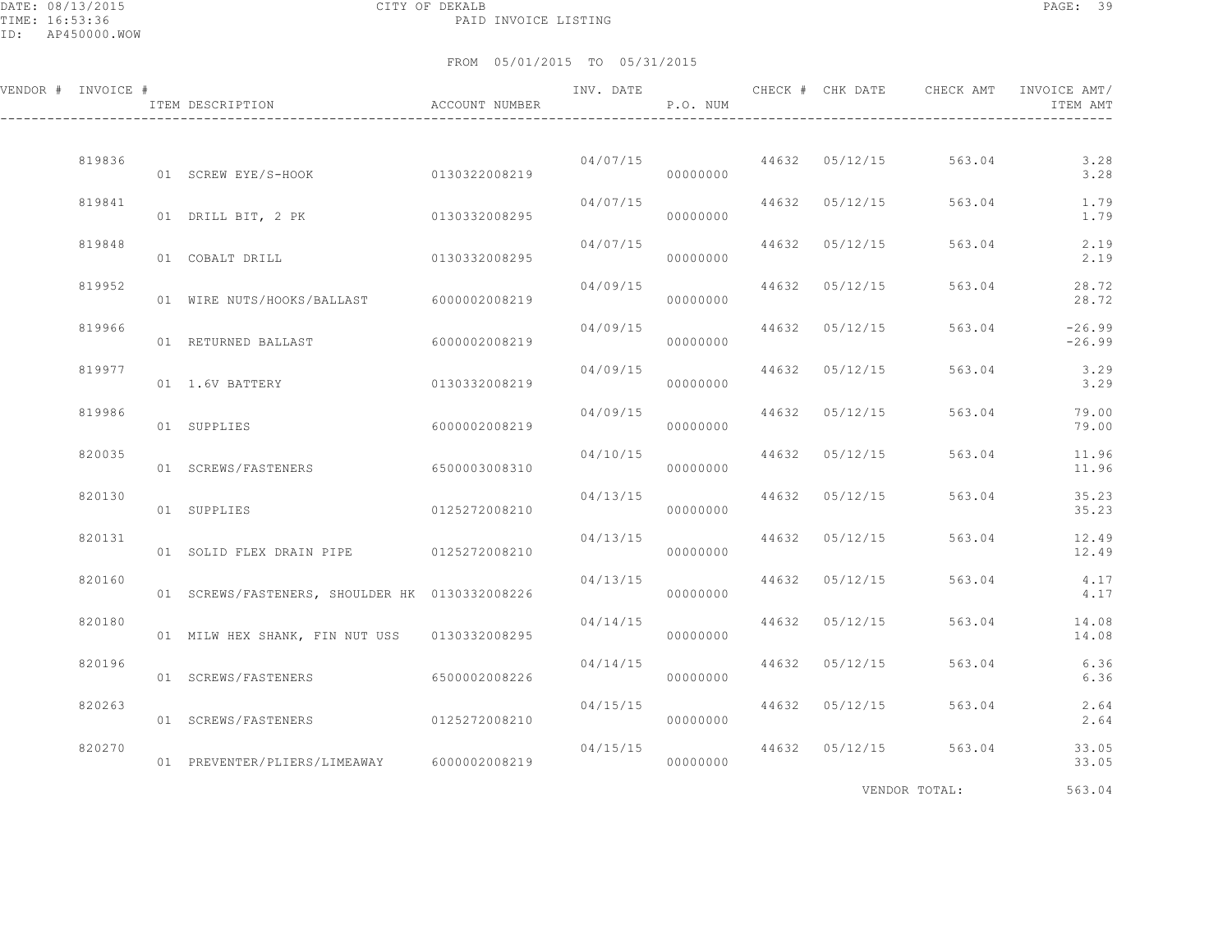CITY OF DEKALB

PAID INVOICE LISTING

FROM 05/01/2015 TO 05/31/2015

| VENDOR # | INVOICE # | ITEM DESCRIPTION | ACCOUNT NUMBER | INV. DATE | P.O. NUM | CHECK # | CHK DATE | CHECK AMT | INVOICE AMT/ ITEM AMT |
|---|---|---|---|---|---|---|---|---|---|
| | 819836 | | | 04/07/15 | | 44632 | 05/12/15 | 563.04 | 3.28 |
| | | 01 SCREW EYE/S-HOOK | 0130322008219 | | 00000000 | | | | 3.28 |
| | 819841 | | | 04/07/15 | | 44632 | 05/12/15 | 563.04 | 1.79 |
| | | 01 DRILL BIT, 2 PK | 0130332008295 | | 00000000 | | | | 1.79 |
| | 819848 | | | 04/07/15 | | 44632 | 05/12/15 | 563.04 | 2.19 |
| | | 01 COBALT DRILL | 0130332008295 | | 00000000 | | | | 2.19 |
| | 819952 | | | 04/09/15 | | 44632 | 05/12/15 | 563.04 | 28.72 |
| | | 01 WIRE NUTS/HOOKS/BALLAST | 6000002008219 | | 00000000 | | | | 28.72 |
| | 819966 | | | 04/09/15 | | 44632 | 05/12/15 | 563.04 | -26.99 |
| | | 01 RETURNED BALLAST | 6000002008219 | | 00000000 | | | | -26.99 |
| | 819977 | | | 04/09/15 | | 44632 | 05/12/15 | 563.04 | 3.29 |
| | | 01 1.6V BATTERY | 0130332008219 | | 00000000 | | | | 3.29 |
| | 819986 | | | 04/09/15 | | 44632 | 05/12/15 | 563.04 | 79.00 |
| | | 01 SUPPLIES | 6000002008219 | | 00000000 | | | | 79.00 |
| | 820035 | | | 04/10/15 | | 44632 | 05/12/15 | 563.04 | 11.96 |
| | | 01 SCREWS/FASTENERS | 6500003008310 | | 00000000 | | | | 11.96 |
| | 820130 | | | 04/13/15 | | 44632 | 05/12/15 | 563.04 | 35.23 |
| | | 01 SUPPLIES | 0125272008210 | | 00000000 | | | | 35.23 |
| | 820131 | | | 04/13/15 | | 44632 | 05/12/15 | 563.04 | 12.49 |
| | | 01 SOLID FLEX DRAIN PIPE | 0125272008210 | | 00000000 | | | | 12.49 |
| | 820160 | | | 04/13/15 | | 44632 | 05/12/15 | 563.04 | 4.17 |
| | | 01 SCREWS/FASTENERS, SHOULDER HK | 0130332008226 | | 00000000 | | | | 4.17 |
| | 820180 | | | 04/14/15 | | 44632 | 05/12/15 | 563.04 | 14.08 |
| | | 01 MILW HEX SHANK, FIN NUT USS | 0130332008295 | | 00000000 | | | | 14.08 |
| | 820196 | | | 04/14/15 | | 44632 | 05/12/15 | 563.04 | 6.36 |
| | | 01 SCREWS/FASTENERS | 6500002008226 | | 00000000 | | | | 6.36 |
| | 820263 | | | 04/15/15 | | 44632 | 05/12/15 | 563.04 | 2.64 |
| | | 01 SCREWS/FASTENERS | 0125272008210 | | 00000000 | | | | 2.64 |
| | 820270 | | | 04/15/15 | | 44632 | 05/12/15 | 563.04 | 33.05 |
| | | 01 PREVENTER/PLIERS/LIMEAWAY | 6000002008219 | | 00000000 | | | | 33.05 |
| | | | | | | | | VENDOR TOTAL: | 563.04 |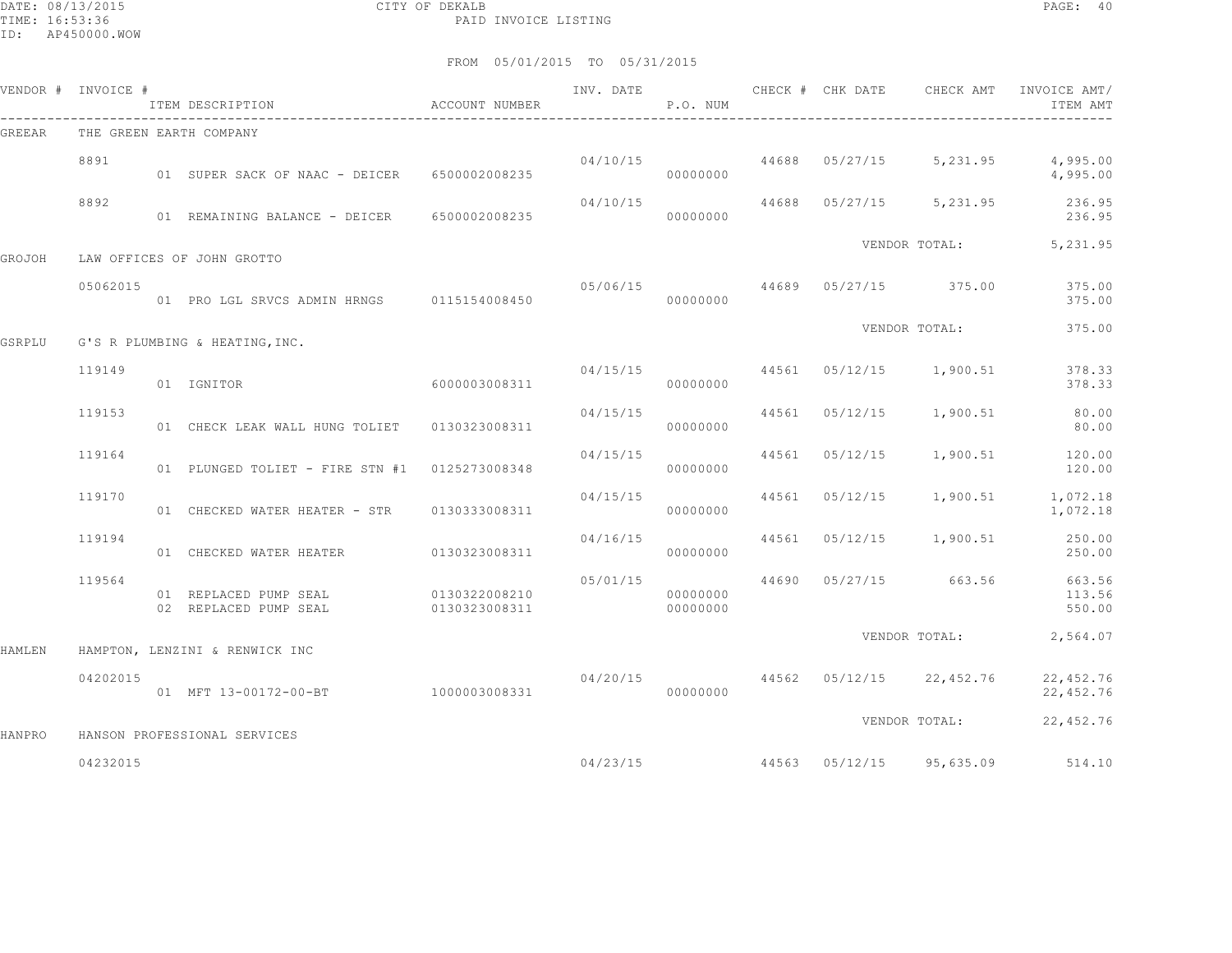DATE: 08/13/2015 CITY OF DEKALB
TIME: 16:53:36 PAID INVOICE LISTING
ID: AP450000.WOW

FROM 05/01/2015 TO 05/31/2015

| VENDOR # | INVOICE # | ITEM DESCRIPTION | ACCOUNT NUMBER | INV. DATE | P.O. NUM | CHECK # | CHK DATE | CHECK AMT | INVOICE AMT/ ITEM AMT |
|---|---|---|---|---|---|---|---|---|---|
| GREEAR | THE GREEN EARTH COMPANY | | | | | | | | |
| | 8891 | | | 04/10/15 | | 44688 | 05/27/15 | 5,231.95 | 4,995.00 |
| | | 01 SUPER SACK OF NAAC - DEICER | 6500002008235 | | 00000000 | | | | 4,995.00 |
| | 8892 | | | 04/10/15 | | 44688 | 05/27/15 | 5,231.95 | 236.95 |
| | | 01 REMAINING BALANCE - DEICER | 6500002008235 | | 00000000 | | | | 236.95 |
| | | | | | | | VENDOR TOTAL: | | 5,231.95 |
| GROJOH | LAW OFFICES OF JOHN GROTTO | | | | | | | | |
| | 05062015 | | | 05/06/15 | | 44689 | 05/27/15 | 375.00 | 375.00 |
| | | 01 PRO LGL SRVCS ADMIN HRNGS | 0115154008450 | | 00000000 | | | | 375.00 |
| | | | | | | | VENDOR TOTAL: | | 375.00 |
| GSRPLU | G'S R PLUMBING & HEATING,INC. | | | | | | | | |
| | 119149 | | | 04/15/15 | | 44561 | 05/12/15 | 1,900.51 | 378.33 |
| | | 01 IGNITOR | 6000003008311 | | 00000000 | | | | 378.33 |
| | 119153 | | | 04/15/15 | | 44561 | 05/12/15 | 1,900.51 | 80.00 |
| | | 01 CHECK LEAK WALL HUNG TOLIET | 0130323008311 | | 00000000 | | | | 80.00 |
| | 119164 | | | 04/15/15 | | 44561 | 05/12/15 | 1,900.51 | 120.00 |
| | | 01 PLUNGED TOLIET - FIRE STN #1 | 0125273008348 | | 00000000 | | | | 120.00 |
| | 119170 | | | 04/15/15 | | 44561 | 05/12/15 | 1,900.51 | 1,072.18 |
| | | 01 CHECKED WATER HEATER - STR | 0130333008311 | | 00000000 | | | | 1,072.18 |
| | 119194 | | | 04/16/15 | | 44561 | 05/12/15 | 1,900.51 | 250.00 |
| | | 01 CHECKED WATER HEATER | 0130323008311 | | 00000000 | | | | 250.00 |
| | 119564 | | | 05/01/15 | | 44690 | 05/27/15 | 663.56 | 663.56 |
| | | 01 REPLACED PUMP SEAL | 0130322008210 | | 00000000 | | | | 113.56 |
| | | 02 REPLACED PUMP SEAL | 0130323008311 | | 00000000 | | | | 550.00 |
| | | | | | | | VENDOR TOTAL: | | 2,564.07 |
| HAMLEN | HAMPTON, LENZINI & RENWICK INC | | | | | | | | |
| | 04202015 | | | 04/20/15 | | 44562 | 05/12/15 | 22,452.76 | 22,452.76 |
| | | 01 MFT 13-00172-00-BT | 1000003008331 | | 00000000 | | | | 22,452.76 |
| | | | | | | | VENDOR TOTAL: | | 22,452.76 |
| HANPRO | HANSON PROFESSIONAL SERVICES | | | | | | | | |
| | 04232015 | | | 04/23/15 | | 44563 | 05/12/15 | 95,635.09 | 514.10 |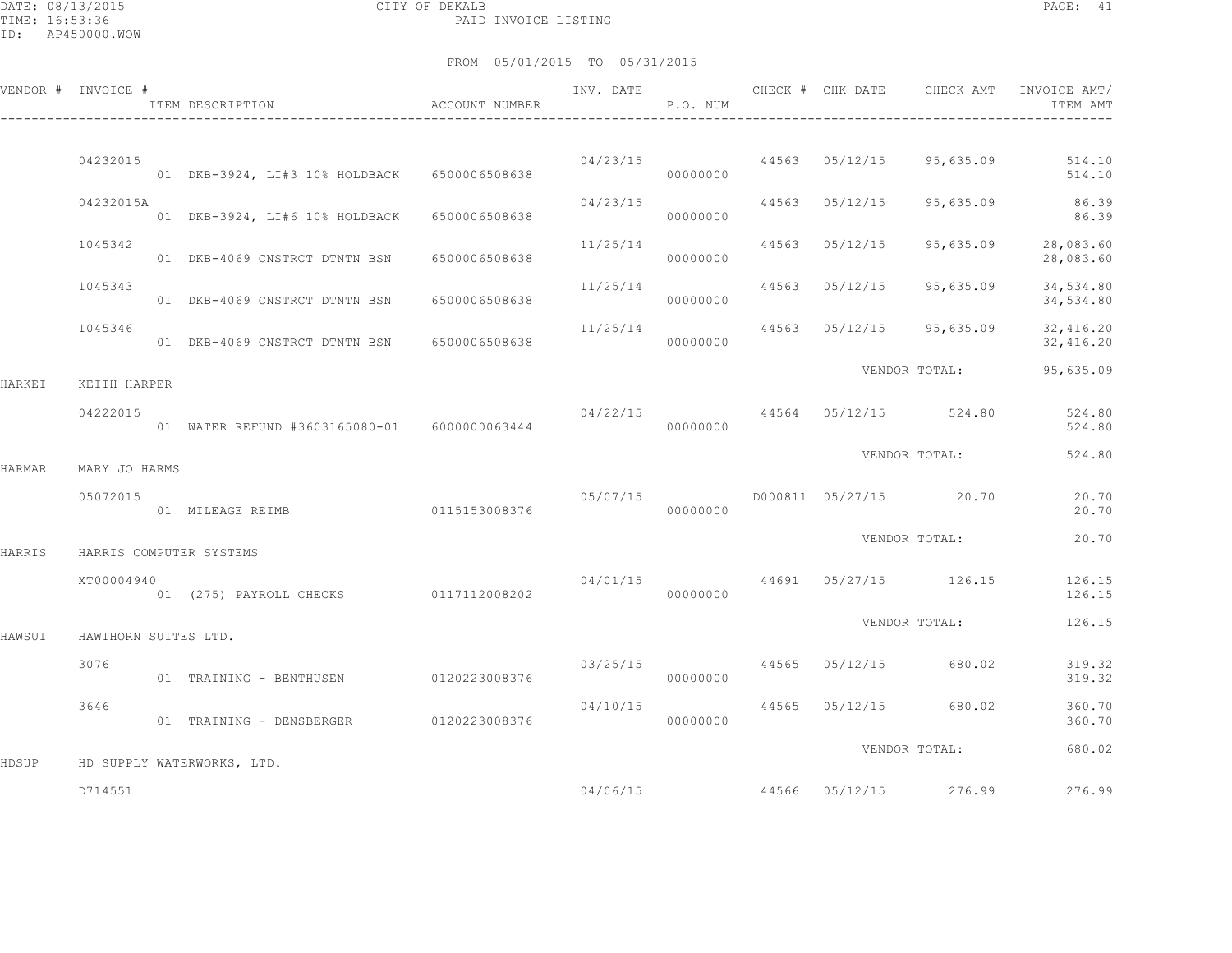CITY OF DEKALB
PAID INVOICE LISTING

FROM 05/01/2015 TO 05/31/2015

| VENDOR # | INVOICE # / ITEM DESCRIPTION | ACCOUNT NUMBER | INV. DATE | P.O. NUM | CHECK # | CHK DATE | CHECK AMT | INVOICE AMT/ ITEM AMT |
|---|---|---|---|---|---|---|---|---|
| | 04232015 | | 04/23/15 | | 44563 | 05/12/15 | 95,635.09 | 514.10 |
| | 01 DKB-3924, LI#3 10% HOLDBACK | 6500006508638 | | 00000000 | | | | 514.10 |
| | 04232015A | | 04/23/15 | | 44563 | 05/12/15 | 95,635.09 | 86.39 |
| | 01 DKB-3924, LI#6 10% HOLDBACK | 6500006508638 | | 00000000 | | | | 86.39 |
| | 1045342 | | 11/25/14 | | 44563 | 05/12/15 | 95,635.09 | 28,083.60 |
| | 01 DKB-4069 CNSTRCT DTNTN BSN | 6500006508638 | | 00000000 | | | | 28,083.60 |
| | 1045343 | | 11/25/14 | | 44563 | 05/12/15 | 95,635.09 | 34,534.80 |
| | 01 DKB-4069 CNSTRCT DTNTN BSN | 6500006508638 | | 00000000 | | | | 34,534.80 |
| | 1045346 | | 11/25/14 | | 44563 | 05/12/15 | 95,635.09 | 32,416.20 |
| | 01 DKB-4069 CNSTRCT DTNTN BSN | 6500006508638 | | 00000000 | | | | 32,416.20 |
| | | | | | | | VENDOR TOTAL: | 95,635.09 |
| HARKEI | KEITH HARPER | | | | | | | |
| | 04222015 | | 04/22/15 | | 44564 | 05/12/15 | 524.80 | 524.80 |
| | 01 WATER REFUND #3603165080-01 | 6000000063444 | | 00000000 | | | | 524.80 |
| | | | | | | | VENDOR TOTAL: | 524.80 |
| HARMAR | MARY JO HARMS | | | | | | | |
| | 05072015 | | 05/07/15 | | D000811 | 05/27/15 | 20.70 | 20.70 |
| | 01 MILEAGE REIMB | 0115153008376 | | 00000000 | | | | 20.70 |
| | | | | | | | VENDOR TOTAL: | 20.70 |
| HARRIS | HARRIS COMPUTER SYSTEMS | | | | | | | |
| | XT00004940 | | 04/01/15 | | 44691 | 05/27/15 | 126.15 | 126.15 |
| | 01 (275) PAYROLL CHECKS | 0117112008202 | | 00000000 | | | | 126.15 |
| | | | | | | | VENDOR TOTAL: | 126.15 |
| HAWSUI | HAWTHORN SUITES LTD. | | | | | | | |
| | 3076 | | 03/25/15 | | 44565 | 05/12/15 | 680.02 | 319.32 |
| | 01 TRAINING - BENTHUSEN | 0120223008376 | | 00000000 | | | | 319.32 |
| | 3646 | | 04/10/15 | | 44565 | 05/12/15 | 680.02 | 360.70 |
| | 01 TRAINING - DENSBERGER | 0120223008376 | | 00000000 | | | | 360.70 |
| | | | | | | | VENDOR TOTAL: | 680.02 |
| HDSUP | HD SUPPLY WATERWORKS, LTD. | | | | | | | |
| | D714551 | | 04/06/15 | | 44566 | 05/12/15 | 276.99 | 276.99 |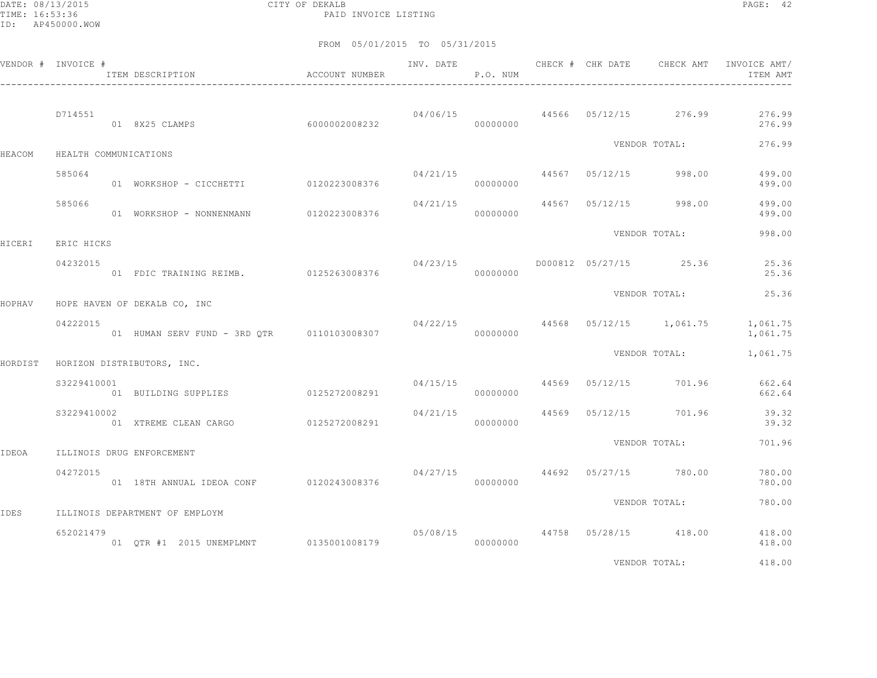CITY OF DEKALB
PAID INVOICE LISTING

FROM 05/01/2015 TO 05/31/2015

| VENDOR # | INVOICE # / ITEM DESCRIPTION | ACCOUNT NUMBER | INV. DATE | P.O. NUM | CHECK # | CHK DATE | CHECK AMT | INVOICE AMT/ ITEM AMT |
|---|---|---|---|---|---|---|---|---|
| | D714551 | | 04/06/15 | | 44566 | 05/12/15 | 276.99 | 276.99 |
| | 01 8X25 CLAMPS | 6000002008232 | | 00000000 | | | | 276.99 |
| | | | | | | VENDOR TOTAL: | | 276.99 |
| HEACOM | HEALTH COMMUNICATIONS | | | | | | | |
| | 585064 | | 04/21/15 | | 44567 | 05/12/15 | 998.00 | 499.00 |
| | 01 WORKSHOP - CICCHETTI | 0120223008376 | | 00000000 | | | | 499.00 |
| | 585066 | | 04/21/15 | | 44567 | 05/12/15 | 998.00 | 499.00 |
| | 01 WORKSHOP - NONNENMANN | 0120223008376 | | 00000000 | | | | 499.00 |
| | | | | | | VENDOR TOTAL: | | 998.00 |
| HICERI | ERIC HICKS | | | | | | | |
| | 04232015 | | 04/23/15 | | D000812 | 05/27/15 | 25.36 | 25.36 |
| | 01 FDIC TRAINING REIMB. | 0125263008376 | | 00000000 | | | | 25.36 |
| | | | | | | VENDOR TOTAL: | | 25.36 |
| HOPHAV | HOPE HAVEN OF DEKALB CO, INC | | | | | | | |
| | 04222015 | | 04/22/15 | | 44568 | 05/12/15 | 1,061.75 | 1,061.75 |
| | 01 HUMAN SERV FUND - 3RD QTR | 0110103008307 | | 00000000 | | | | 1,061.75 |
| | | | | | | VENDOR TOTAL: | | 1,061.75 |
| HORDIST | HORIZON DISTRIBUTORS, INC. | | | | | | | |
| | S3229410001 | | 04/15/15 | | 44569 | 05/12/15 | 701.96 | 662.64 |
| | 01 BUILDING SUPPLIES | 0125272008291 | | 00000000 | | | | 662.64 |
| | S3229410002 | | 04/21/15 | | 44569 | 05/12/15 | 701.96 | 39.32 |
| | 01 XTREME CLEAN CARGO | 0125272008291 | | 00000000 | | | | 39.32 |
| | | | | | | VENDOR TOTAL: | | 701.96 |
| IDEOA | ILLINOIS DRUG ENFORCEMENT | | | | | | | |
| | 04272015 | | 04/27/15 | | 44692 | 05/27/15 | 780.00 | 780.00 |
| | 01 18TH ANNUAL IDEOA CONF | 0120243008376 | | 00000000 | | | | 780.00 |
| | | | | | | VENDOR TOTAL: | | 780.00 |
| IDES | ILLINOIS DEPARTMENT OF EMPLOYM | | | | | | | |
| | 652021479 | | 05/08/15 | | 44758 | 05/28/15 | 418.00 | 418.00 |
| | 01 QTR #1 2015 UNEMPLMNT | 0135001008179 | | 00000000 | | | | 418.00 |
| | | | | | | VENDOR TOTAL: | | 418.00 |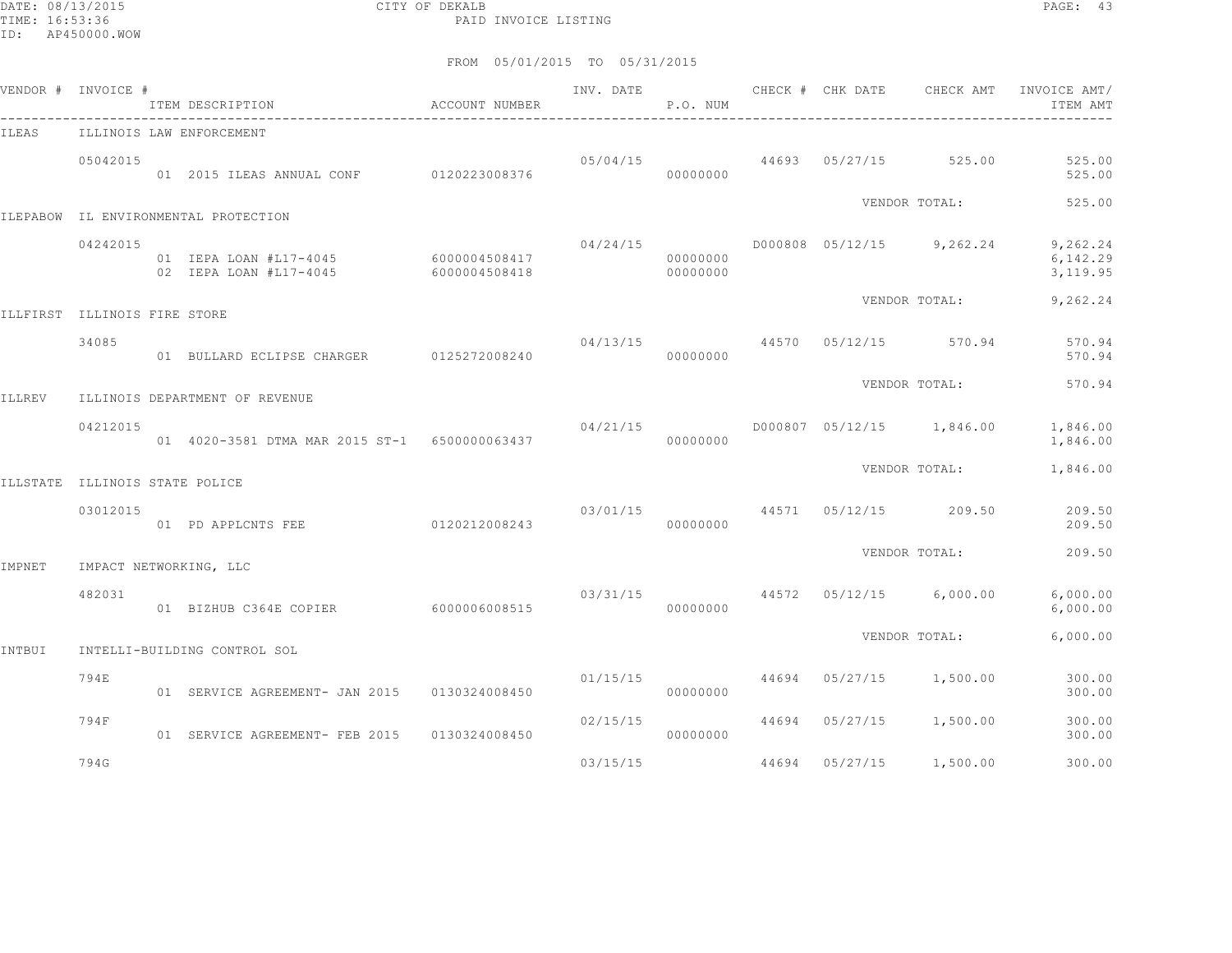CITY OF DEKALB
PAID INVOICE LISTING

DATE: 08/13/2015
TIME: 16:53:36
ID: AP450000.WOW

FROM 05/01/2015 TO 05/31/2015

| VENDOR # | INVOICE # | ITEM DESCRIPTION | ACCOUNT NUMBER | INV. DATE | P.O. NUM | CHECK # | CHK DATE | CHECK AMT | INVOICE AMT/ ITEM AMT |
|---|---|---|---|---|---|---|---|---|---|
| ILEAS | ILLINOIS LAW ENFORCEMENT | | | | | | | | |
| | 05042015 | | | 05/04/15 | | 44693 | 05/27/15 | 525.00 | 525.00 |
| | | 01 2015 ILEAS ANNUAL CONF | 0120223008376 | | 00000000 | | | | 525.00 |
| | | | | | | | VENDOR TOTAL: | | 525.00 |
| ILEPABOW | IL ENVIRONMENTAL PROTECTION | | | | | | | | |
| | 04242015 | | | 04/24/15 | | D000808 | 05/12/15 | 9,262.24 | 9,262.24 |
| | | 01 IEPA LOAN #L17-4045 | 6000004508417 | | 00000000 | | | | 6,142.29 |
| | | 02 IEPA LOAN #L17-4045 | 6000004508418 | | 00000000 | | | | 3,119.95 |
| | | | | | | | VENDOR TOTAL: | | 9,262.24 |
| ILLFIRST | ILLINOIS FIRE STORE | | | | | | | | |
| | 34085 | | | 04/13/15 | | 44570 | 05/12/15 | 570.94 | 570.94 |
| | | 01 BULLARD ECLIPSE CHARGER | 0125272008240 | | 00000000 | | | | 570.94 |
| | | | | | | | VENDOR TOTAL: | | 570.94 |
| ILLREV | ILLINOIS DEPARTMENT OF REVENUE | | | | | | | | |
| | 04212015 | | | 04/21/15 | | D000807 | 05/12/15 | 1,846.00 | 1,846.00 |
| | | 01 4020-3581 DTMA MAR 2015 ST-1 | 6500000063437 | | 00000000 | | | | 1,846.00 |
| | | | | | | | VENDOR TOTAL: | | 1,846.00 |
| ILLSTATE | ILLINOIS STATE POLICE | | | | | | | | |
| | 03012015 | | | 03/01/15 | | 44571 | 05/12/15 | 209.50 | 209.50 |
| | | 01 PD APPLCNTS FEE | 0120212008243 | | 00000000 | | | | 209.50 |
| | | | | | | | VENDOR TOTAL: | | 209.50 |
| IMPNET | IMPACT NETWORKING, LLC | | | | | | | | |
| | 482031 | | | 03/31/15 | | 44572 | 05/12/15 | 6,000.00 | 6,000.00 |
| | | 01 BIZHUB C364E COPIER | 6000006008515 | | 00000000 | | | | 6,000.00 |
| | | | | | | | VENDOR TOTAL: | | 6,000.00 |
| INTBUI | INTELLI-BUILDING CONTROL SOL | | | | | | | | |
| | 794E | | | 01/15/15 | | 44694 | 05/27/15 | 1,500.00 | 300.00 |
| | | 01 SERVICE AGREEMENT- JAN 2015 | 0130324008450 | | 00000000 | | | | 300.00 |
| | 794F | | | 02/15/15 | | 44694 | 05/27/15 | 1,500.00 | 300.00 |
| | | 01 SERVICE AGREEMENT- FEB 2015 | 0130324008450 | | 00000000 | | | | 300.00 |
| | 794G | | | 03/15/15 | | 44694 | 05/27/15 | 1,500.00 | 300.00 |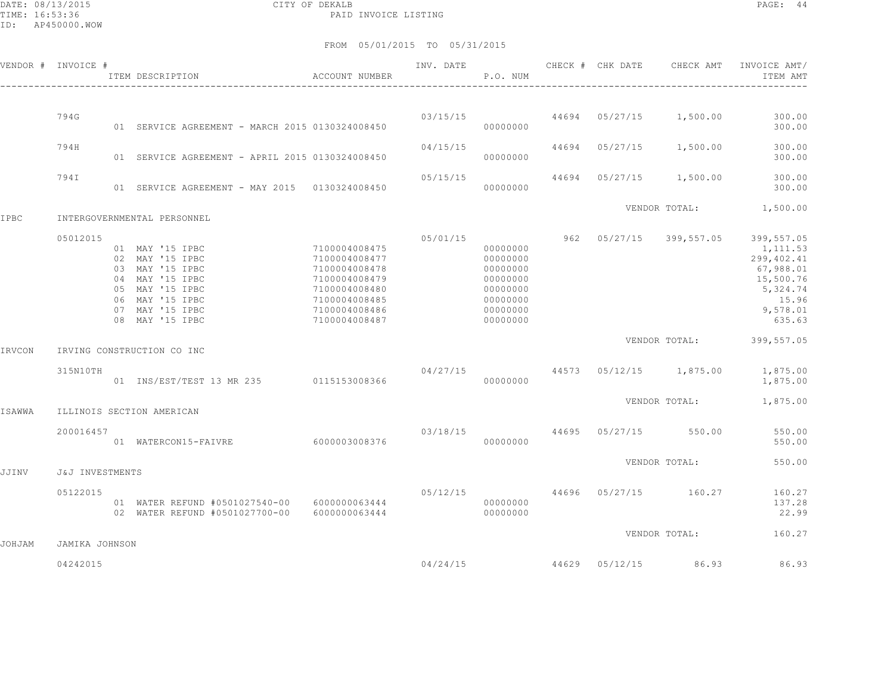CITY OF DEKALB

PAID INVOICE LISTING

DATE: 08/13/2015
TIME: 16:53:36
ID: AP450000.WOW

FROM 05/01/2015 TO 05/31/2015

| VENDOR # | INVOICE # | ITEM DESCRIPTION | ACCOUNT NUMBER | INV. DATE | P.O. NUM | CHECK # | CHK DATE | CHECK AMT | INVOICE AMT/ ITEM AMT |
|---|---|---|---|---|---|---|---|---|---|
| | 794G | | | 03/15/15 | | 44694 | 05/27/15 | 1,500.00 | 300.00 |
| | | 01 SERVICE AGREEMENT - MARCH 2015 | 0130324008450 | | 00000000 | | | | 300.00 |
| | 794H | | | 04/15/15 | | 44694 | 05/27/15 | 1,500.00 | 300.00 |
| | | 01 SERVICE AGREEMENT - APRIL 2015 | 0130324008450 | | 00000000 | | | | 300.00 |
| | 794I | | | 05/15/15 | | 44694 | 05/27/15 | 1,500.00 | 300.00 |
| | | 01 SERVICE AGREEMENT - MAY 2015 | 0130324008450 | | 00000000 | | | | 300.00 |
| | | | | | | | VENDOR TOTAL: | | 1,500.00 |
| IPBC | INTERGOVERNMENTAL PERSONNEL | | | | | | | | |
| | 05012015 | | | 05/01/15 | | 962 | 05/27/15 | 399,557.05 | 399,557.05 |
| | | 01 MAY '15 IPBC | 7100004008475 | | 00000000 | | | | 1,111.53 |
| | | 02 MAY '15 IPBC | 7100004008477 | | 00000000 | | | | 299,402.41 |
| | | 03 MAY '15 IPBC | 7100004008478 | | 00000000 | | | | 67,988.01 |
| | | 04 MAY '15 IPBC | 7100004008479 | | 00000000 | | | | 15,500.76 |
| | | 05 MAY '15 IPBC | 7100004008480 | | 00000000 | | | | 5,324.74 |
| | | 06 MAY '15 IPBC | 7100004008485 | | 00000000 | | | | 15.96 |
| | | 07 MAY '15 IPBC | 7100004008486 | | 00000000 | | | | 9,578.01 |
| | | 08 MAY '15 IPBC | 7100004008487 | | 00000000 | | | | 635.63 |
| | | | | | | | VENDOR TOTAL: | | 399,557.05 |
| IRVCON | IRVING CONSTRUCTION CO INC | | | | | | | | |
| | 315N10TH | | | 04/27/15 | | 44573 | 05/12/15 | 1,875.00 | 1,875.00 |
| | | 01 INS/EST/TEST 13 MR 235 | 0115153008366 | | 00000000 | | | | 1,875.00 |
| | | | | | | | VENDOR TOTAL: | | 1,875.00 |
| ISAWWA | ILLINOIS SECTION AMERICAN | | | | | | | | |
| | 200016457 | | | 03/18/15 | | 44695 | 05/27/15 | 550.00 | 550.00 |
| | | 01 WATERCON15-FAIVRE | 6000003008376 | | 00000000 | | | | 550.00 |
| | | | | | | | VENDOR TOTAL: | | 550.00 |
| JJINV | J&J INVESTMENTS | | | | | | | | |
| | 05122015 | | | 05/12/15 | | 44696 | 05/27/15 | 160.27 | 160.27 |
| | | 01 WATER REFUND #0501027540-00 | 6000000063444 | | 00000000 | | | | 137.28 |
| | | 02 WATER REFUND #0501027700-00 | 6000000063444 | | 00000000 | | | | 22.99 |
| | | | | | | | VENDOR TOTAL: | | 160.27 |
| JOHJAM | JAMIKA JOHNSON | | | | | | | | |
| | 04242015 | | | 04/24/15 | | 44629 | 05/12/15 | 86.93 | 86.93 |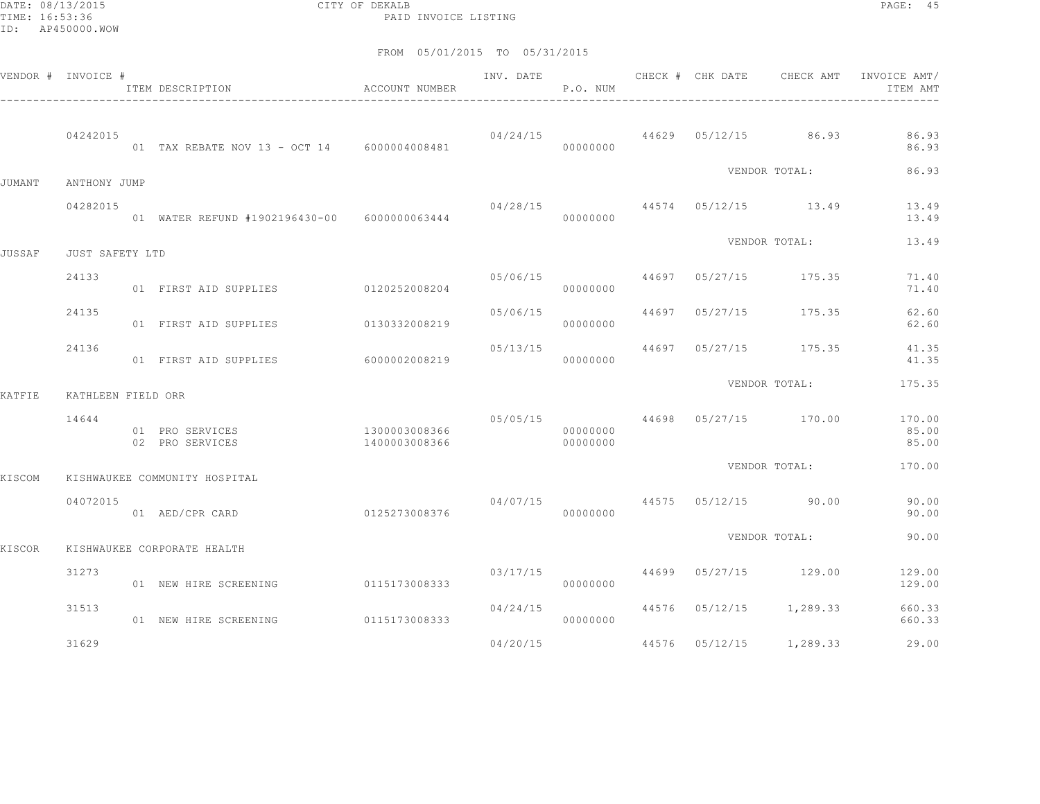CITY OF DEKALB
PAID INVOICE LISTING

FROM 05/01/2015 TO 05/31/2015

| VENDOR # | INVOICE # / ITEM DESCRIPTION | ACCOUNT NUMBER | INV. DATE | P.O. NUM | CHECK # | CHK DATE | CHECK AMT | INVOICE AMT/ ITEM AMT |
|---|---|---|---|---|---|---|---|---|
| | 04242015 | | 04/24/15 | | 44629 | 05/12/15 | 86.93 | 86.93 |
| | 01 TAX REBATE NOV 13 - OCT 14 | 6000004008481 | | 00000000 | | | | 86.93 |
| | | | | | | VENDOR TOTAL: | | 86.93 |
| JUMANT | ANTHONY JUMP | | | | | | | |
| | 04282015 | | 04/28/15 | | 44574 | 05/12/15 | 13.49 | 13.49 |
| | 01 WATER REFUND #1902196430-00 | 6000000063444 | | 00000000 | | | | 13.49 |
| | | | | | | VENDOR TOTAL: | | 13.49 |
| JUSSAF | JUST SAFETY LTD | | | | | | | |
| | 24133 | | 05/06/15 | | 44697 | 05/27/15 | 175.35 | 71.40 |
| | 01 FIRST AID SUPPLIES | 0120252008204 | | 00000000 | | | | 71.40 |
| | 24135 | | 05/06/15 | | 44697 | 05/27/15 | 175.35 | 62.60 |
| | 01 FIRST AID SUPPLIES | 0130332008219 | | 00000000 | | | | 62.60 |
| | 24136 | | 05/13/15 | | 44697 | 05/27/15 | 175.35 | 41.35 |
| | 01 FIRST AID SUPPLIES | 6000002008219 | | 00000000 | | | | 41.35 |
| | | | | | | VENDOR TOTAL: | | 175.35 |
| KATFIE | KATHLEEN FIELD ORR | | | | | | | |
| | 14644 | | 05/05/15 | | 44698 | 05/27/15 | 170.00 | 170.00 |
| | 01 PRO SERVICES | 1300003008366 | | 00000000 | | | | 85.00 |
| | 02 PRO SERVICES | 1400003008366 | | 00000000 | | | | 85.00 |
| | | | | | | VENDOR TOTAL: | | 170.00 |
| KISCOM | KISHWAUKEE COMMUNITY HOSPITAL | | | | | | | |
| | 04072015 | | 04/07/15 | | 44575 | 05/12/15 | 90.00 | 90.00 |
| | 01 AED/CPR CARD | 0125273008376 | | 00000000 | | | | 90.00 |
| | | | | | | VENDOR TOTAL: | | 90.00 |
| KISCOR | KISHWAUKEE CORPORATE HEALTH | | | | | | | |
| | 31273 | | 03/17/15 | | 44699 | 05/27/15 | 129.00 | 129.00 |
| | 01 NEW HIRE SCREENING | 0115173008333 | | 00000000 | | | | 129.00 |
| | 31513 | | 04/24/15 | | 44576 | 05/12/15 | 1,289.33 | 660.33 |
| | 01 NEW HIRE SCREENING | 0115173008333 | | 00000000 | | | | 660.33 |
| | 31629 | | 04/20/15 | | 44576 | 05/12/15 | 1,289.33 | 29.00 |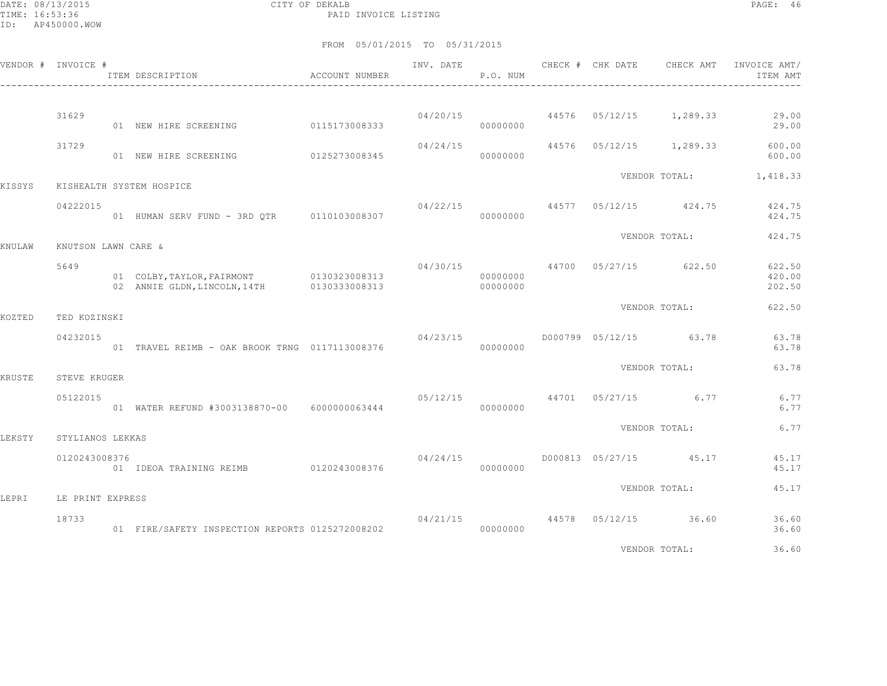DATE: 08/13/2015 CITY OF DEKALB
TIME: 16:53:36 PAID INVOICE LISTING
ID: AP450000.WOW

FROM 05/01/2015 TO 05/31/2015

| VENDOR # | INVOICE # / ITEM DESCRIPTION | ACCOUNT NUMBER | INV. DATE | P.O. NUM | CHECK # | CHK DATE | CHECK AMT | INVOICE AMT/ ITEM AMT |
|---|---|---|---|---|---|---|---|---|
| | 31629 | | 04/20/15 | | 44576 | 05/12/15 | 1,289.33 | 29.00 |
| | 01 NEW HIRE SCREENING | 0115173008333 | | 00000000 | | | | 29.00 |
| | 31729 | | 04/24/15 | | 44576 | 05/12/15 | 1,289.33 | 600.00 |
| | 01 NEW HIRE SCREENING | 0125273008345 | | 00000000 | | | | 600.00 |
| | | | | | | VENDOR TOTAL: | | 1,418.33 |
| KISSYS | KISHEALTH SYSTEM HOSPICE | | | | | | | |
| | 04222015 | | 04/22/15 | | 44577 | 05/12/15 | 424.75 | 424.75 |
| | 01 HUMAN SERV FUND - 3RD QTR | 0110103008307 | | 00000000 | | | | 424.75 |
| | | | | | | VENDOR TOTAL: | | 424.75 |
| KNULAW | KNUTSON LAWN CARE & | | | | | | | |
| | 5649 | | 04/30/15 | | 44700 | 05/27/15 | 622.50 | 622.50 |
| | 01 COLBY,TAYLOR,FAIRMONT | 0130323008313 | | 00000000 | | | | 420.00 |
| | 02 ANNIE GLDN,LINCOLN,14TH | 0130333008313 | | 00000000 | | | | 202.50 |
| | | | | | | VENDOR TOTAL: | | 622.50 |
| KOZTED | TED KOZINSKI | | | | | | | |
| | 04232015 | | 04/23/15 | | D000799 | 05/12/15 | 63.78 | 63.78 |
| | 01 TRAVEL REIMB - OAK BROOK TRNG | 0117113008376 | | 00000000 | | | | 63.78 |
| | | | | | | VENDOR TOTAL: | | 63.78 |
| KRUSTE | STEVE KRUGER | | | | | | | |
| | 05122015 | | 05/12/15 | | 44701 | 05/27/15 | 6.77 | 6.77 |
| | 01 WATER REFUND #3003138870-00 | 6000000063444 | | 00000000 | | | | 6.77 |
| | | | | | | VENDOR TOTAL: | | 6.77 |
| LEKSTY | STYLIANOS LEKKAS | | | | | | | |
| | 0120243008376 | | 04/24/15 | | D000813 | 05/27/15 | 45.17 | 45.17 |
| | 01 IDEOA TRAINING REIMB | 0120243008376 | | 00000000 | | | | 45.17 |
| | | | | | | VENDOR TOTAL: | | 45.17 |
| LEPRI | LE PRINT EXPRESS | | | | | | | |
| | 18733 | | 04/21/15 | | 44578 | 05/12/15 | 36.60 | 36.60 |
| | 01 FIRE/SAFETY INSPECTION REPORTS | 0125272008202 | | 00000000 | | | | 36.60 |
| | | | | | | VENDOR TOTAL: | | 36.60 |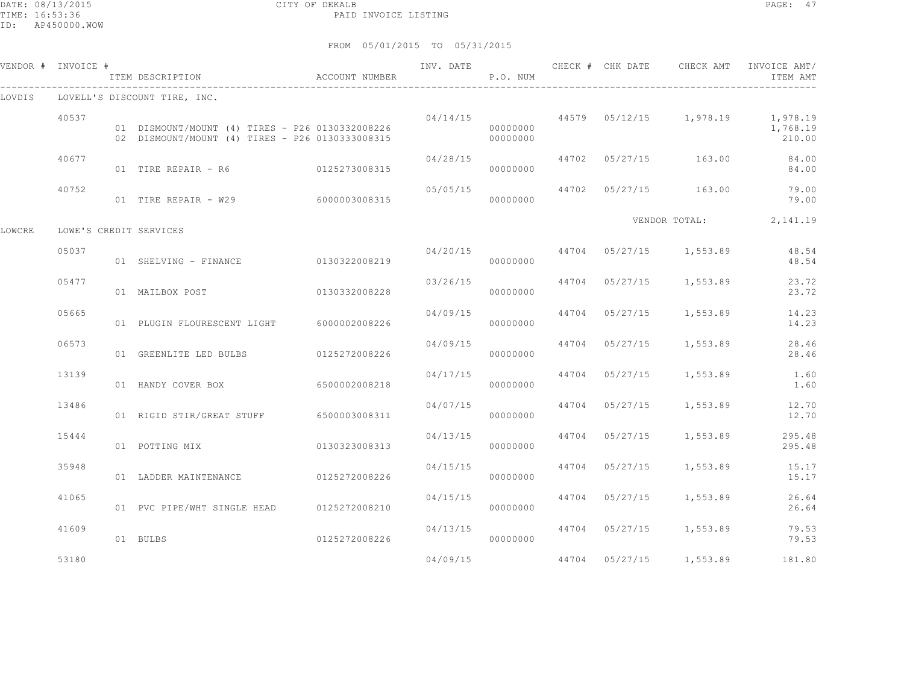CITY OF DEKALB
PAID INVOICE LISTING

DATE: 08/13/2015
TIME: 16:53:36
ID: AP450000.WOW

FROM 05/01/2015 TO 05/31/2015

| VENDOR # | INVOICE # | ITEM DESCRIPTION | ACCOUNT NUMBER | INV. DATE | P.O. NUM | CHECK # | CHK DATE | CHECK AMT | INVOICE AMT/ ITEM AMT |
|---|---|---|---|---|---|---|---|---|---|
| LOVDIS | LOVELL'S DISCOUNT TIRE, INC. | | | | | | | | |
| | 40537 | | | 04/14/15 | | 44579 | 05/12/15 | 1,978.19 | 1,978.19 |
| | | 01 DISMOUNT/MOUNT (4) TIRES - P26 | 0130332008226 | | 00000000 | | | | 1,768.19 |
| | | 02 DISMOUNT/MOUNT (4) TIRES - P26 | 0130333008315 | | 00000000 | | | | 210.00 |
| | 40677 | | | 04/28/15 | | 44702 | 05/27/15 | 163.00 | 84.00 |
| | | 01 TIRE REPAIR - R6 | 0125273008315 | | 00000000 | | | | 84.00 |
| | 40752 | | | 05/05/15 | | 44702 | 05/27/15 | 163.00 | 79.00 |
| | | 01 TIRE REPAIR - W29 | 6000003008315 | | 00000000 | | | | 79.00 |
| | | | | | | | VENDOR TOTAL: | | 2,141.19 |
| LOWCRE | LOWE'S CREDIT SERVICES | | | | | | | | |
| | 05037 | | | 04/20/15 | | 44704 | 05/27/15 | 1,553.89 | 48.54 |
| | | 01 SHELVING - FINANCE | 0130322008219 | | 00000000 | | | | 48.54 |
| | 05477 | | | 03/26/15 | | 44704 | 05/27/15 | 1,553.89 | 23.72 |
| | | 01 MAILBOX POST | 0130332008228 | | 00000000 | | | | 23.72 |
| | 05665 | | | 04/09/15 | | 44704 | 05/27/15 | 1,553.89 | 14.23 |
| | | 01 PLUGIN FLOURESCENT LIGHT | 6000002008226 | | 00000000 | | | | 14.23 |
| | 06573 | | | 04/09/15 | | 44704 | 05/27/15 | 1,553.89 | 28.46 |
| | | 01 GREENLITE LED BULBS | 0125272008226 | | 00000000 | | | | 28.46 |
| | 13139 | | | 04/17/15 | | 44704 | 05/27/15 | 1,553.89 | 1.60 |
| | | 01 HANDY COVER BOX | 6500002008218 | | 00000000 | | | | 1.60 |
| | 13486 | | | 04/07/15 | | 44704 | 05/27/15 | 1,553.89 | 12.70 |
| | | 01 RIGID STIR/GREAT STUFF | 6500003008311 | | 00000000 | | | | 12.70 |
| | 15444 | | | 04/13/15 | | 44704 | 05/27/15 | 1,553.89 | 295.48 |
| | | 01 POTTING MIX | 0130323008313 | | 00000000 | | | | 295.48 |
| | 35948 | | | 04/15/15 | | 44704 | 05/27/15 | 1,553.89 | 15.17 |
| | | 01 LADDER MAINTENANCE | 0125272008226 | | 00000000 | | | | 15.17 |
| | 41065 | | | 04/15/15 | | 44704 | 05/27/15 | 1,553.89 | 26.64 |
| | | 01 PVC PIPE/WHT SINGLE HEAD | 0125272008210 | | 00000000 | | | | 26.64 |
| | 41609 | | | 04/13/15 | | 44704 | 05/27/15 | 1,553.89 | 79.53 |
| | | 01 BULBS | 0125272008226 | | 00000000 | | | | 79.53 |
| | 53180 | | | 04/09/15 | | 44704 | 05/27/15 | 1,553.89 | 181.80 |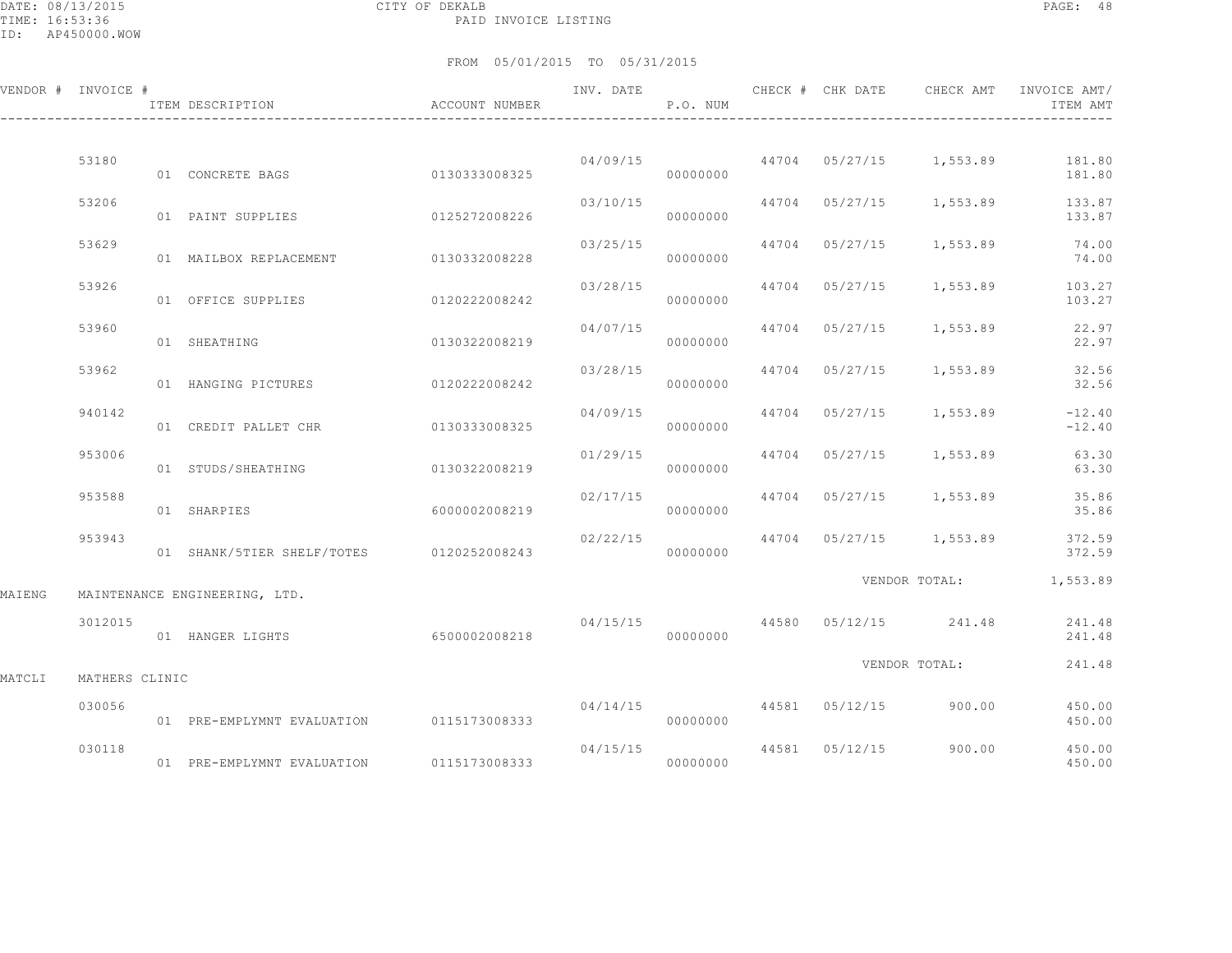FROM 05/01/2015 TO 05/31/2015

| VENDOR # | INVOICE # | ITEM DESCRIPTION | ACCOUNT NUMBER | INV. DATE | P.O. NUM | CHECK # | CHK DATE | CHECK AMT | INVOICE AMT/ ITEM AMT |
|---|---|---|---|---|---|---|---|---|---|
| | 53180 | | | 04/09/15 | | 44704 | 05/27/15 | 1,553.89 | 181.80 |
| | | 01 CONCRETE BAGS | 0130333008325 | | 00000000 | | | | 181.80 |
| | 53206 | | | 03/10/15 | | 44704 | 05/27/15 | 1,553.89 | 133.87 |
| | | 01 PAINT SUPPLIES | 0125272008226 | | 00000000 | | | | 133.87 |
| | 53629 | | | 03/25/15 | | 44704 | 05/27/15 | 1,553.89 | 74.00 |
| | | 01 MAILBOX REPLACEMENT | 0130332008228 | | 00000000 | | | | 74.00 |
| | 53926 | | | 03/28/15 | | 44704 | 05/27/15 | 1,553.89 | 103.27 |
| | | 01 OFFICE SUPPLIES | 0120222008242 | | 00000000 | | | | 103.27 |
| | 53960 | | | 04/07/15 | | 44704 | 05/27/15 | 1,553.89 | 22.97 |
| | | 01 SHEATHING | 0130322008219 | | 00000000 | | | | 22.97 |
| | 53962 | | | 03/28/15 | | 44704 | 05/27/15 | 1,553.89 | 32.56 |
| | | 01 HANGING PICTURES | 0120222008242 | | 00000000 | | | | 32.56 |
| | 940142 | | | 04/09/15 | | 44704 | 05/27/15 | 1,553.89 | -12.40 |
| | | 01 CREDIT PALLET CHR | 0130333008325 | | 00000000 | | | | -12.40 |
| | 953006 | | | 01/29/15 | | 44704 | 05/27/15 | 1,553.89 | 63.30 |
| | | 01 STUDS/SHEATHING | 0130322008219 | | 00000000 | | | | 63.30 |
| | 953588 | | | 02/17/15 | | 44704 | 05/27/15 | 1,553.89 | 35.86 |
| | | 01 SHARPIES | 6000002008219 | | 00000000 | | | | 35.86 |
| | 953943 | | | 02/22/15 | | 44704 | 05/27/15 | 1,553.89 | 372.59 |
| | | 01 SHANK/5TIER SHELF/TOTES | 0120252008243 | | 00000000 | | | | 372.59 |
| | | | | | | | | VENDOR TOTAL: | 1,553.89 |
| MAIENG | MAINTENANCE ENGINEERING, LTD. | | | | | | | | |
| | 3012015 | | | 04/15/15 | | 44580 | 05/12/15 | 241.48 | 241.48 |
| | | 01 HANGER LIGHTS | 6500002008218 | | 00000000 | | | | 241.48 |
| | | | | | | | | VENDOR TOTAL: | 241.48 |
| MATCLI | MATHERS CLINIC | | | | | | | | |
| | 030056 | | | 04/14/15 | | 44581 | 05/12/15 | 900.00 | 450.00 |
| | | 01 PRE-EMPLYMNT EVALUATION | 0115173008333 | | 00000000 | | | | 450.00 |
| | 030118 | | | 04/15/15 | | 44581 | 05/12/15 | 900.00 | 450.00 |
| | | 01 PRE-EMPLYMNT EVALUATION | 0115173008333 | | 00000000 | | | | 450.00 |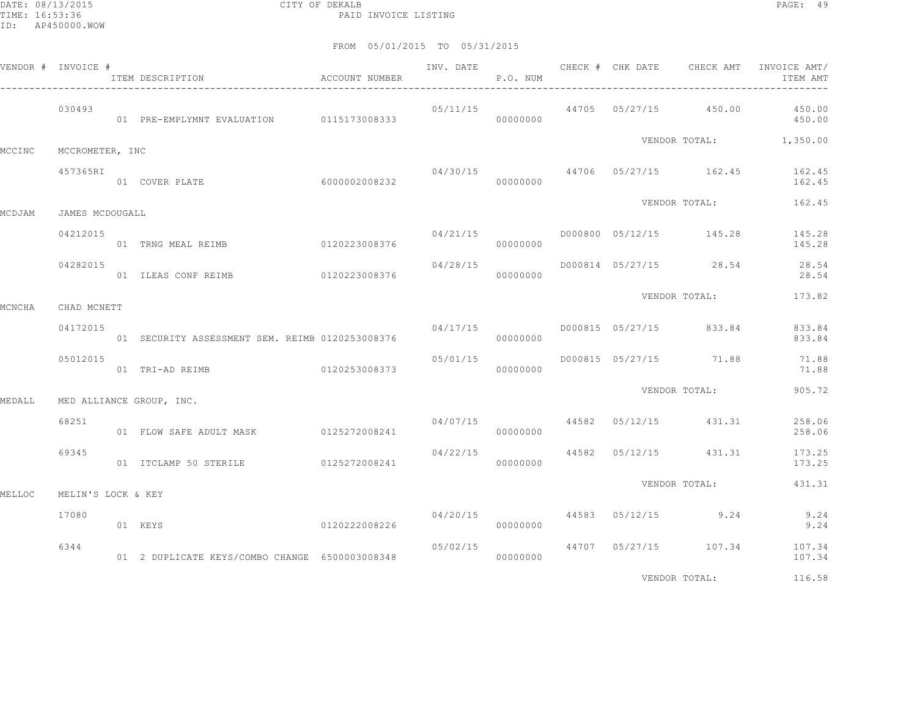CITY OF DEKALB
PAID INVOICE LISTING

FROM 05/01/2015 TO 05/31/2015

| VENDOR # | INVOICE # | ITEM DESCRIPTION | ACCOUNT NUMBER | INV. DATE | P.O. NUM | CHECK # | CHK DATE | CHECK AMT | INVOICE AMT/ ITEM AMT |
|---|---|---|---|---|---|---|---|---|---|
| | 030493 | | | 05/11/15 | | 44705 | 05/27/15 | 450.00 | 450.00 |
| | | 01 PRE-EMPLYMNT EVALUATION | 0115173008333 | | 00000000 | | | | 450.00 |
| | | | | | | | VENDOR TOTAL: | | 1,350.00 |
| MCCINC | MCCROMETER, INC | | | | | | | | |
| | 457365RI | | | 04/30/15 | | 44706 | 05/27/15 | 162.45 | 162.45 |
| | | 01 COVER PLATE | 6000002008232 | | 00000000 | | | | 162.45 |
| | | | | | | | VENDOR TOTAL: | | 162.45 |
| MCDJAM | JAMES MCDOUGALL | | | | | | | | |
| | 04212015 | | | 04/21/15 | | D000800 | 05/12/15 | 145.28 | 145.28 |
| | | 01 TRNG MEAL REIMB | 0120223008376 | | 00000000 | | | | 145.28 |
| | 04282015 | | | 04/28/15 | | D000814 | 05/27/15 | 28.54 | 28.54 |
| | | 01 ILEAS CONF REIMB | 0120223008376 | | 00000000 | | | | 28.54 |
| | | | | | | | VENDOR TOTAL: | | 173.82 |
| MCNCHA | CHAD MCNETT | | | | | | | | |
| | 04172015 | | | 04/17/15 | | D000815 | 05/27/15 | 833.84 | 833.84 |
| | | 01 SECURITY ASSESSMENT SEM. REIMB | 0120253008376 | | 00000000 | | | | 833.84 |
| | 05012015 | | | 05/01/15 | | D000815 | 05/27/15 | 71.88 | 71.88 |
| | | 01 TRI-AD REIMB | 0120253008373 | | 00000000 | | | | 71.88 |
| | | | | | | | VENDOR TOTAL: | | 905.72 |
| MEDALL | MED ALLIANCE GROUP, INC. | | | | | | | | |
| | 68251 | | | 04/07/15 | | 44582 | 05/12/15 | 431.31 | 258.06 |
| | | 01 FLOW SAFE ADULT MASK | 0125272008241 | | 00000000 | | | | 258.06 |
| | 69345 | | | 04/22/15 | | 44582 | 05/12/15 | 431.31 | 173.25 |
| | | 01 ITCLAMP 50 STERILE | 0125272008241 | | 00000000 | | | | 173.25 |
| | | | | | | | VENDOR TOTAL: | | 431.31 |
| MELLOC | MELIN'S LOCK & KEY | | | | | | | | |
| | 17080 | | | 04/20/15 | | 44583 | 05/12/15 | 9.24 | 9.24 |
| | | 01 KEYS | 0120222008226 | | 00000000 | | | | 9.24 |
| | 6344 | | | 05/02/15 | | 44707 | 05/27/15 | 107.34 | 107.34 |
| | | 01 2 DUPLICATE KEYS/COMBO CHANGE | 6500003008348 | | 00000000 | | | | 107.34 |
| | | | | | | | VENDOR TOTAL: | | 116.58 |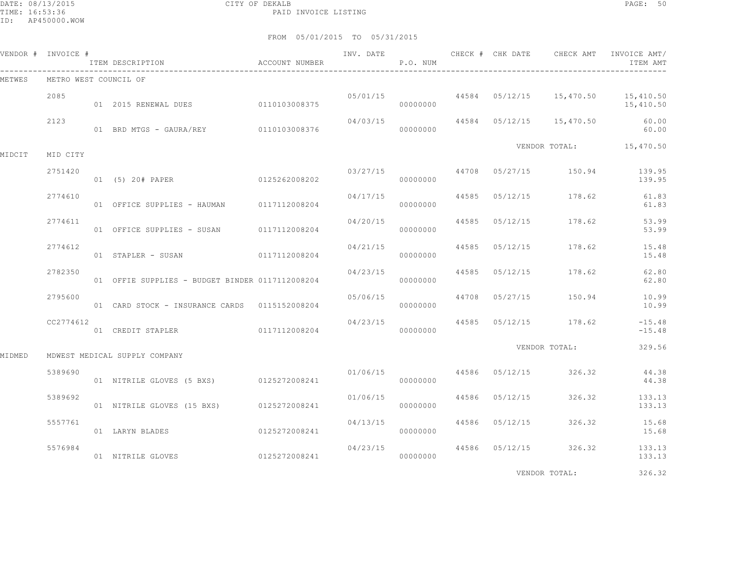CITY OF DEKALB
PAID INVOICE LISTING

DATE: 08/13/2015
TIME: 16:53:36
ID: AP450000.WOW

FROM 05/01/2015 TO 05/31/2015

| VENDOR # | INVOICE # | ITEM DESCRIPTION | ACCOUNT NUMBER | INV. DATE | P.O. NUM | CHECK # | CHK DATE | CHECK AMT | INVOICE AMT/ ITEM AMT |
|---|---|---|---|---|---|---|---|---|---|
| METWES | METRO WEST COUNCIL OF | | | | | | | | |
| | 2085 | | | 05/01/15 | | 44584 | 05/12/15 | 15,470.50 | 15,410.50 |
| | | 01 2015 RENEWAL DUES | 0110103008375 | | 00000000 | | | | 15,410.50 |
| | 2123 | | | 04/03/15 | | 44584 | 05/12/15 | 15,470.50 | 60.00 |
| | | 01 BRD MTGS - GAURA/REY | 0110103008376 | | 00000000 | | | | 60.00 |
| | | | | | | | VENDOR TOTAL: | | 15,470.50 |
| MIDCIT | MID CITY | | | | | | | | |
| | 2751420 | | | 03/27/15 | | 44708 | 05/27/15 | 150.94 | 139.95 |
| | | 01 (5) 20# PAPER | 0125262008202 | | 00000000 | | | | 139.95 |
| | 2774610 | | | 04/17/15 | | 44585 | 05/12/15 | 178.62 | 61.83 |
| | | 01 OFFICE SUPPLIES - HAUMAN | 0117112008204 | | 00000000 | | | | 61.83 |
| | 2774611 | | | 04/20/15 | | 44585 | 05/12/15 | 178.62 | 53.99 |
| | | 01 OFFICE SUPPLIES - SUSAN | 0117112008204 | | 00000000 | | | | 53.99 |
| | 2774612 | | | 04/21/15 | | 44585 | 05/12/15 | 178.62 | 15.48 |
| | | 01 STAPLER - SUSAN | 0117112008204 | | 00000000 | | | | 15.48 |
| | 2782350 | | | 04/23/15 | | 44585 | 05/12/15 | 178.62 | 62.80 |
| | | 01 OFFIE SUPPLIES - BUDGET BINDER | 0117112008204 | | 00000000 | | | | 62.80 |
| | 2795600 | | | 05/06/15 | | 44708 | 05/27/15 | 150.94 | 10.99 |
| | | 01 CARD STOCK - INSURANCE CARDS | 0115152008204 | | 00000000 | | | | 10.99 |
| | CC2774612 | | | 04/23/15 | | 44585 | 05/12/15 | 178.62 | -15.48 |
| | | 01 CREDIT STAPLER | 0117112008204 | | 00000000 | | | | -15.48 |
| | | | | | | | VENDOR TOTAL: | | 329.56 |
| MIDMED | MDWEST MEDICAL SUPPLY COMPANY | | | | | | | | |
| | 5389690 | | | 01/06/15 | | 44586 | 05/12/15 | 326.32 | 44.38 |
| | | 01 NITRILE GLOVES (5 BXS) | 0125272008241 | | 00000000 | | | | 44.38 |
| | 5389692 | | | 01/06/15 | | 44586 | 05/12/15 | 326.32 | 133.13 |
| | | 01 NITRILE GLOVES (15 BXS) | 0125272008241 | | 00000000 | | | | 133.13 |
| | 5557761 | | | 04/13/15 | | 44586 | 05/12/15 | 326.32 | 15.68 |
| | | 01 LARYN BLADES | 0125272008241 | | 00000000 | | | | 15.68 |
| | 5576984 | | | 04/23/15 | | 44586 | 05/12/15 | 326.32 | 133.13 |
| | | 01 NITRILE GLOVES | 0125272008241 | | 00000000 | | | | 133.13 |
| | | | | | | | VENDOR TOTAL: | | 326.32 |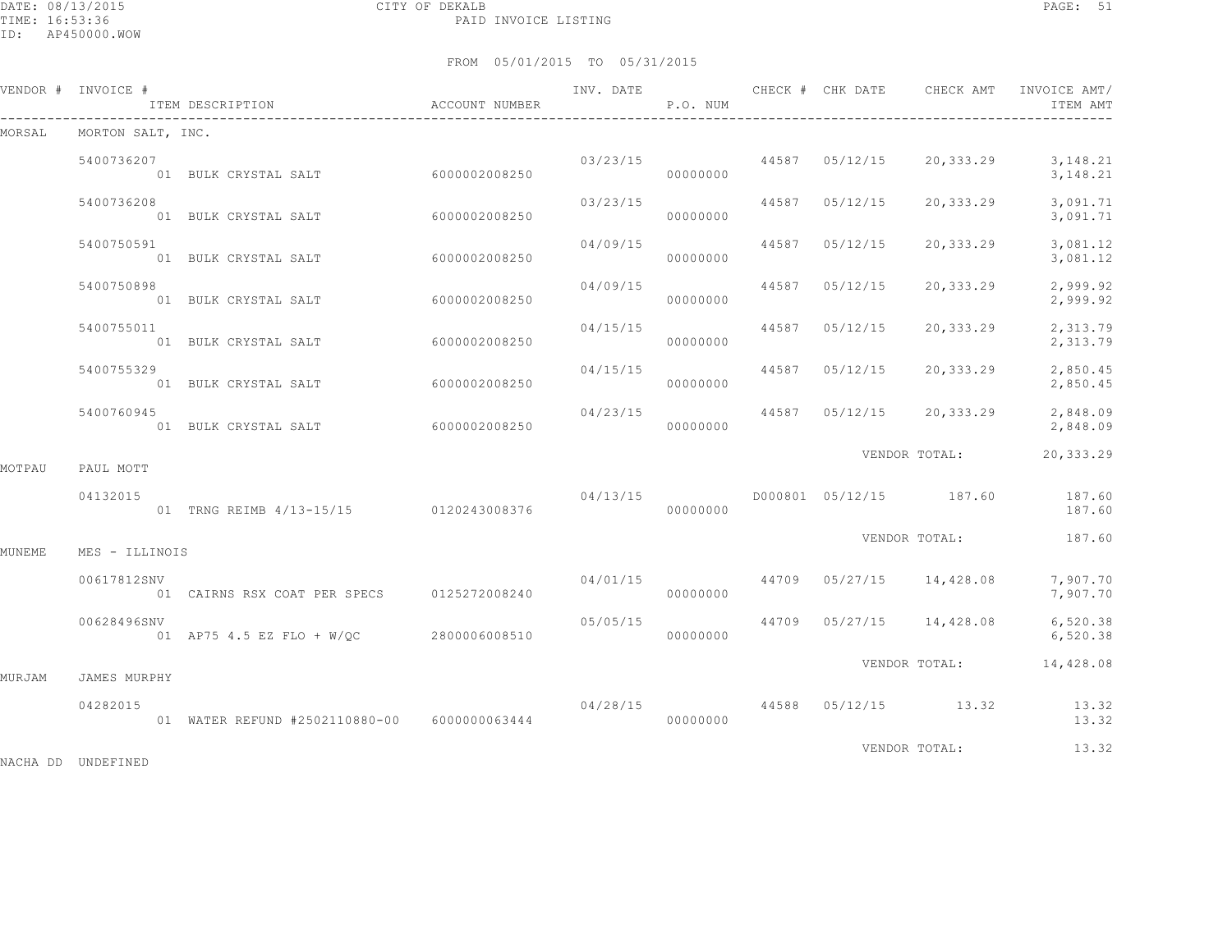FROM 05/01/2015 TO 05/31/2015

| VENDOR # | INVOICE # / ITEM DESCRIPTION | ACCOUNT NUMBER | INV. DATE | P.O. NUM | CHECK # | CHK DATE | CHECK AMT | INVOICE AMT/ ITEM AMT |
|---|---|---|---|---|---|---|---|---|
| MORSAL | MORTON SALT, INC. | | | | | | | |
| | 5400736207 | | 03/23/15 | | 44587 | 05/12/15 | 20,333.29 | 3,148.21 |
| | 01 BULK CRYSTAL SALT | 6000002008250 | | 00000000 | | | | 3,148.21 |
| | 5400736208 | | 03/23/15 | | 44587 | 05/12/15 | 20,333.29 | 3,091.71 |
| | 01 BULK CRYSTAL SALT | 6000002008250 | | 00000000 | | | | 3,091.71 |
| | 5400750591 | | 04/09/15 | | 44587 | 05/12/15 | 20,333.29 | 3,081.12 |
| | 01 BULK CRYSTAL SALT | 6000002008250 | | 00000000 | | | | 3,081.12 |
| | 5400750898 | | 04/09/15 | | 44587 | 05/12/15 | 20,333.29 | 2,999.92 |
| | 01 BULK CRYSTAL SALT | 6000002008250 | | 00000000 | | | | 2,999.92 |
| | 5400755011 | | 04/15/15 | | 44587 | 05/12/15 | 20,333.29 | 2,313.79 |
| | 01 BULK CRYSTAL SALT | 6000002008250 | | 00000000 | | | | 2,313.79 |
| | 5400755329 | | 04/15/15 | | 44587 | 05/12/15 | 20,333.29 | 2,850.45 |
| | 01 BULK CRYSTAL SALT | 6000002008250 | | 00000000 | | | | 2,850.45 |
| | 5400760945 | | 04/23/15 | | 44587 | 05/12/15 | 20,333.29 | 2,848.09 |
| | 01 BULK CRYSTAL SALT | 6000002008250 | | 00000000 | | | | 2,848.09 |
| | | | | | | | VENDOR TOTAL: | 20,333.29 |
| MOTPAU | PAUL MOTT | | | | | | | |
| | 04132015 | | 04/13/15 | | D000801 | 05/12/15 | 187.60 | 187.60 |
| | 01 TRNG REIMB 4/13-15/15 | 0120243008376 | | 00000000 | | | | 187.60 |
| | | | | | | | VENDOR TOTAL: | 187.60 |
| MUNEME | MES - ILLINOIS | | | | | | | |
| | 00617812SNV | | 04/01/15 | | 44709 | 05/27/15 | 14,428.08 | 7,907.70 |
| | 01 CAIRNS RSX COAT PER SPECS | 0125272008240 | | 00000000 | | | | 7,907.70 |
| | 00628496SNV | | 05/05/15 | | 44709 | 05/27/15 | 14,428.08 | 6,520.38 |
| | 01 AP75 4.5 EZ FLO + W/QC | 2800006008510 | | 00000000 | | | | 6,520.38 |
| | | | | | | | VENDOR TOTAL: | 14,428.08 |
| MURJAM | JAMES MURPHY | | | | | | | |
| | 04282015 | | 04/28/15 | | 44588 | 05/12/15 | 13.32 | 13.32 |
| | 01 WATER REFUND #2502110880-00 | 6000000063444 | | 00000000 | | | | 13.32 |
| | | | | | | | VENDOR TOTAL: | 13.32 |
| NACHA DD | UNDEFINED | | | | | | | |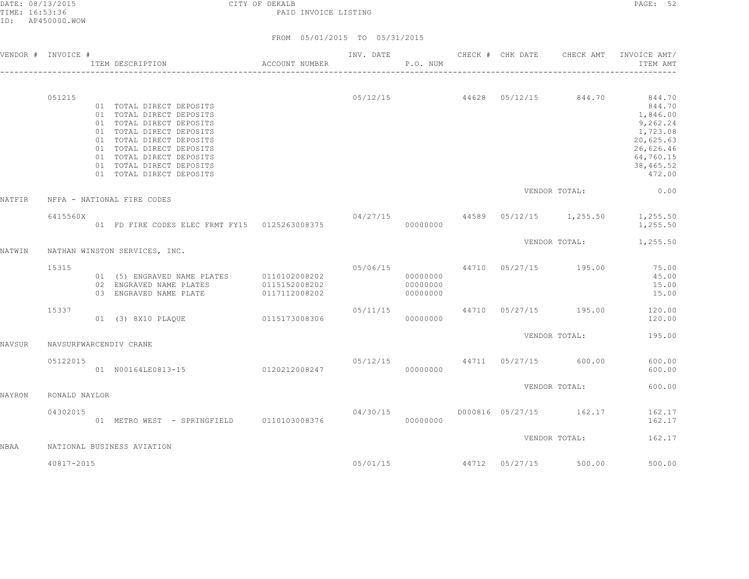DATE: 08/13/2015 CITY OF DEKALB
TIME: 16:53:36 PAID INVOICE LISTING
ID: AP450000.WOW

FROM 05/01/2015 TO 05/31/2015

| VENDOR # | INVOICE # / ITEM DESCRIPTION | ACCOUNT NUMBER | INV. DATE | P.O. NUM | CHECK # | CHK DATE | CHECK AMT | INVOICE AMT/ ITEM AMT |
|---|---|---|---|---|---|---|---|---|
| | 051215 | | 05/12/15 | | 44628 | 05/12/15 | 844.70 | 844.70 |
| | 01 TOTAL DIRECT DEPOSITS | | | | | | | 844.70 |
| | 01 TOTAL DIRECT DEPOSITS | | | | | | | 1,846.00 |
| | 01 TOTAL DIRECT DEPOSITS | | | | | | | 9,262.24 |
| | 01 TOTAL DIRECT DEPOSITS | | | | | | | 1,723.08 |
| | 01 TOTAL DIRECT DEPOSITS | | | | | | | 20,625.63 |
| | 01 TOTAL DIRECT DEPOSITS | | | | | | | 26,626.46 |
| | 01 TOTAL DIRECT DEPOSITS | | | | | | | 64,760.15 |
| | 01 TOTAL DIRECT DEPOSITS | | | | | | | 38,465.52 |
| | 01 TOTAL DIRECT DEPOSITS | | | | | | | 472.00 |
| | | | | | | VENDOR TOTAL: | | 0.00 |
| NATFIR | NFPA - NATIONAL FIRE CODES | | | | | | | |
| | 6415560X | | 04/27/15 | | 44589 | 05/12/15 | 1,255.50 | 1,255.50 |
| | 01 FD FIRE CODES ELEC FRMT FY15 | 0125263008375 | | 00000000 | | | | 1,255.50 |
| | | | | | | VENDOR TOTAL: | | 1,255.50 |
| NATWIN | NATHAN WINSTON SERVICES, INC. | | | | | | | |
| | 15315 | | 05/06/15 | | 44710 | 05/27/15 | 195.00 | 75.00 |
| | 01 (5) ENGRAVED NAME PLATES | 0110102008202 | | 00000000 | | | | 45.00 |
| | 02 ENGRAVED NAME PLATES | 0115152008202 | | 00000000 | | | | 15.00 |
| | 03 ENGRAVED NAME PLATE | 0117112008202 | | 00000000 | | | | 15.00 |
| | 15337 | | 05/11/15 | | 44710 | 05/27/15 | 195.00 | 120.00 |
| | 01 (3) 8X10 PLAQUE | 0115173008306 | | 00000000 | | | | 120.00 |
| | | | | | | VENDOR TOTAL: | | 195.00 |
| NAVSUR | NAVSURFWARCENDIV CRANE | | | | | | | |
| | 05122015 | | 05/12/15 | | 44711 | 05/27/15 | 600.00 | 600.00 |
| | 01 N00164LE0813-15 | 0120212008247 | | 00000000 | | | | 600.00 |
| | | | | | | VENDOR TOTAL: | | 600.00 |
| NAYRON | RONALD NAYLOR | | | | | | | |
| | 04302015 | | 04/30/15 | | D000816 | 05/27/15 | 162.17 | 162.17 |
| | 01 METRO WEST - SPRINGFIELD | 0110103008376 | | 00000000 | | | | 162.17 |
| | | | | | | VENDOR TOTAL: | | 162.17 |
| NBAA | NATIONAL BUSINESS AVIATION | | | | | | | |
| | 40817-2015 | | 05/01/15 | | 44712 | 05/27/15 | 500.00 | 500.00 |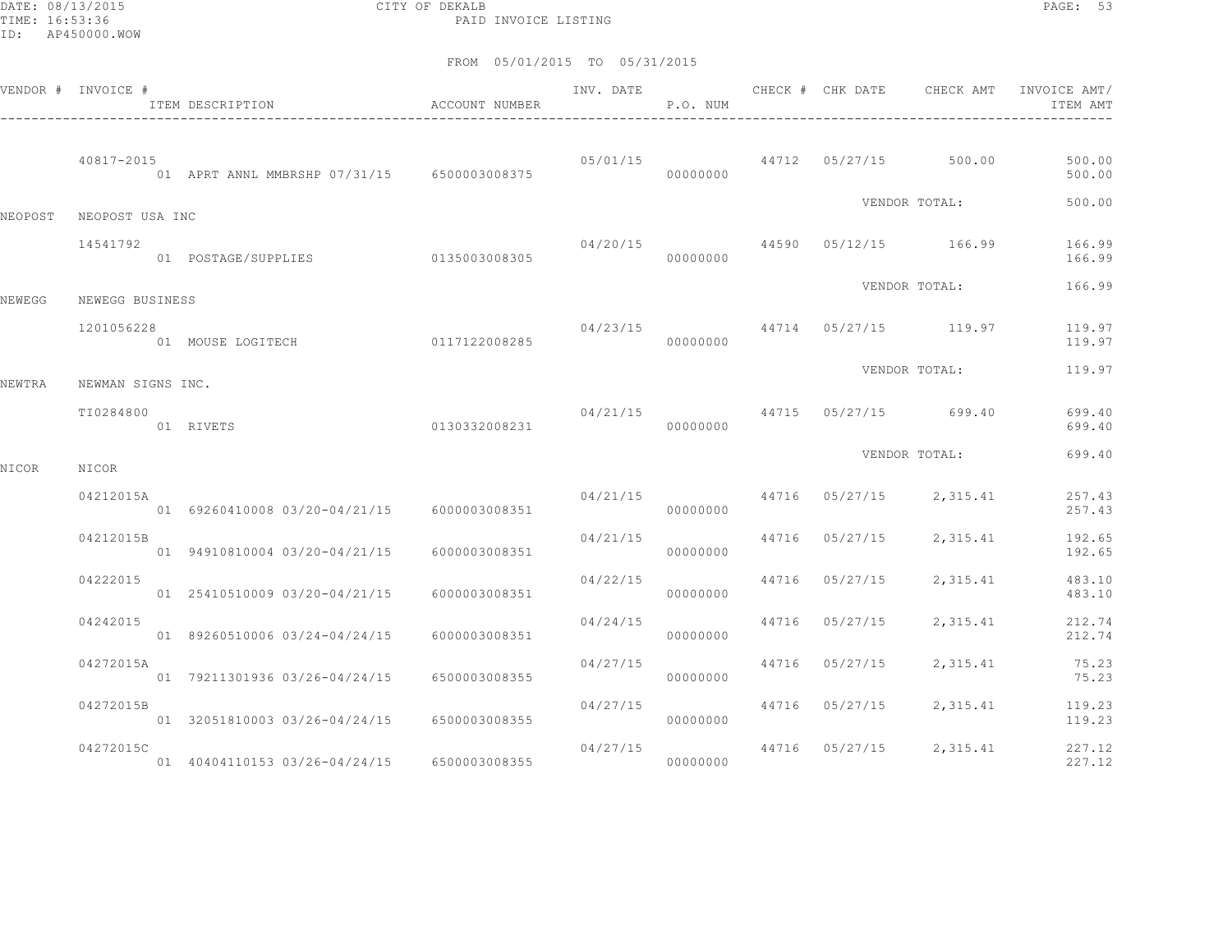CITY OF DEKALB

PAID INVOICE LISTING

FROM 05/01/2015 TO 05/31/2015

| VENDOR # | INVOICE # / ITEM DESCRIPTION | ACCOUNT NUMBER | INV. DATE | P.O. NUM | CHECK # | CHK DATE | CHECK AMT | INVOICE AMT/ ITEM AMT |
|---|---|---|---|---|---|---|---|---|
| | 40817-2015 | | 05/01/15 | | 44712 | 05/27/15 | 500.00 | 500.00 |
| | 01 APRT ANNL MMBRSHP 07/31/15 | 6500003008375 | | 00000000 | | | | 500.00 |
| | | | | | | VENDOR TOTAL: | | 500.00 |
| NEOPOST | NEOPOST USA INC | | | | | | | |
| | 14541792 | | 04/20/15 | | 44590 | 05/12/15 | 166.99 | 166.99 |
| | 01 POSTAGE/SUPPLIES | 0135003008305 | | 00000000 | | | | 166.99 |
| | | | | | | VENDOR TOTAL: | | 166.99 |
| NEWEGG | NEWEGG BUSINESS | | | | | | | |
| | 1201056228 | | 04/23/15 | | 44714 | 05/27/15 | 119.97 | 119.97 |
| | 01 MOUSE LOGITECH | 0117122008285 | | 00000000 | | | | 119.97 |
| | | | | | | VENDOR TOTAL: | | 119.97 |
| NEWTRA | NEWMAN SIGNS INC. | | | | | | | |
| | TI0284800 | | 04/21/15 | | 44715 | 05/27/15 | 699.40 | 699.40 |
| | 01 RIVETS | 0130332008231 | | 00000000 | | | | 699.40 |
| | | | | | | VENDOR TOTAL: | | 699.40 |
| NICOR | NICOR | | | | | | | |
| | 04212015A | | 04/21/15 | | 44716 | 05/27/15 | 2,315.41 | 257.43 |
| | 01 69260410008 03/20-04/21/15 | 6000003008351 | | 00000000 | | | | 257.43 |
| | 04212015B | | 04/21/15 | | 44716 | 05/27/15 | 2,315.41 | 192.65 |
| | 01 94910810004 03/20-04/21/15 | 6000003008351 | | 00000000 | | | | 192.65 |
| | 04222015 | | 04/22/15 | | 44716 | 05/27/15 | 2,315.41 | 483.10 |
| | 01 25410510009 03/20-04/21/15 | 6000003008351 | | 00000000 | | | | 483.10 |
| | 04242015 | | 04/24/15 | | 44716 | 05/27/15 | 2,315.41 | 212.74 |
| | 01 89260510006 03/24-04/24/15 | 6000003008351 | | 00000000 | | | | 212.74 |
| | 04272015A | | 04/27/15 | | 44716 | 05/27/15 | 2,315.41 | 75.23 |
| | 01 79211301936 03/26-04/24/15 | 6500003008355 | | 00000000 | | | | 75.23 |
| | 04272015B | | 04/27/15 | | 44716 | 05/27/15 | 2,315.41 | 119.23 |
| | 01 32051810003 03/26-04/24/15 | 6500003008355 | | 00000000 | | | | 119.23 |
| | 04272015C | | 04/27/15 | | 44716 | 05/27/15 | 2,315.41 | 227.12 |
| | 01 40404110153 03/26-04/24/15 | 6500003008355 | | 00000000 | | | | 227.12 |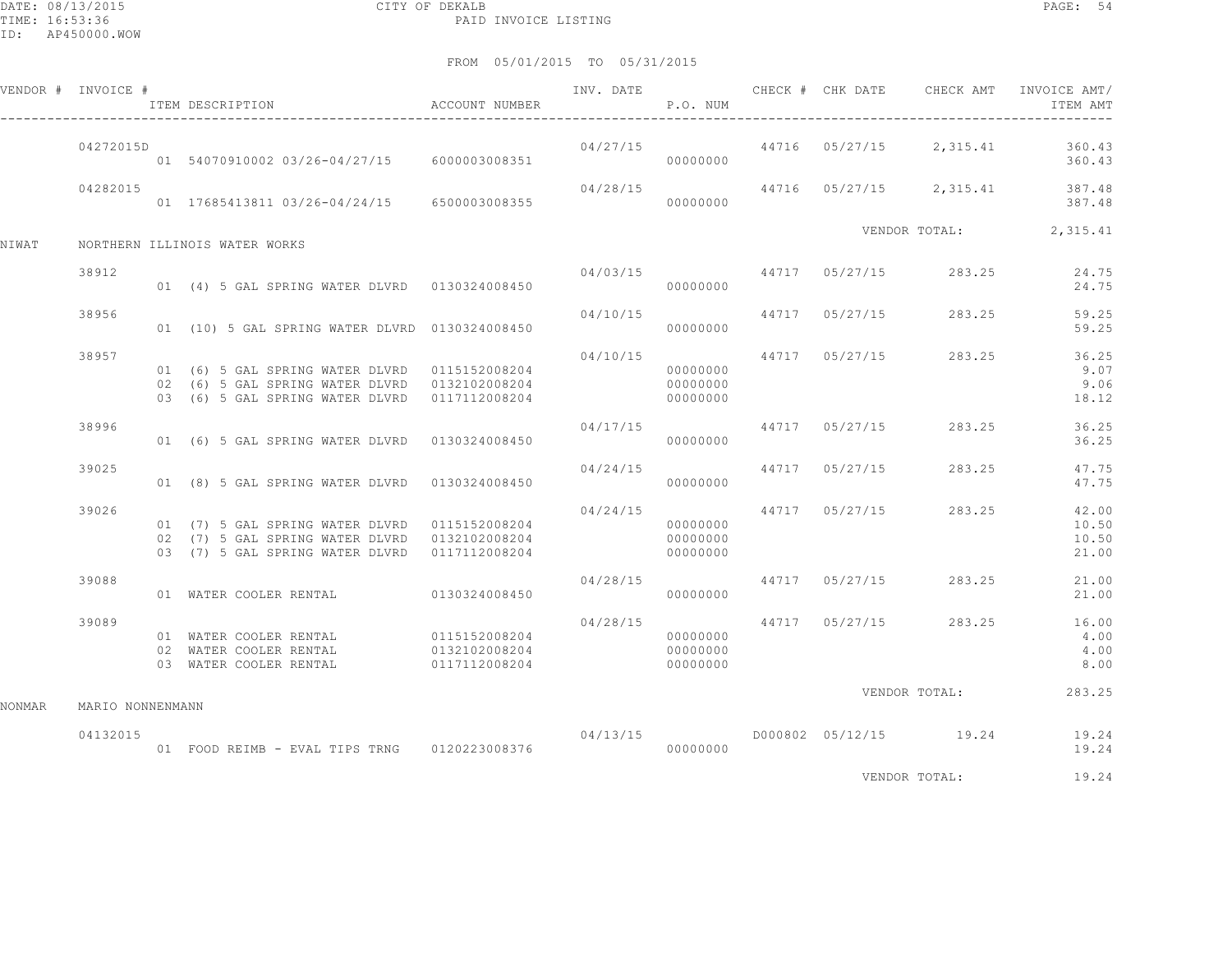CITY OF DEKALB
PAID INVOICE LISTING

DATE: 08/13/2015
TIME: 16:53:36
ID: AP450000.WOW

FROM 05/01/2015 TO 05/31/2015

| VENDOR # | INVOICE # | ITEM DESCRIPTION | ACCOUNT NUMBER | INV. DATE | P.O. NUM | CHECK # | CHK DATE | CHECK AMT | INVOICE AMT/ ITEM AMT |
|---|---|---|---|---|---|---|---|---|---|
| | 04272015D | | | 04/27/15 | | 44716 | 05/27/15 | 2,315.41 | 360.43 |
| | | 01 54070910002 03/26-04/27/15 | 6000003008351 | | 00000000 | | | | 360.43 |
| | 04282015 | | | 04/28/15 | | 44716 | 05/27/15 | 2,315.41 | 387.48 |
| | | 01 17685413811 03/26-04/24/15 | 6500003008355 | | 00000000 | | | | 387.48 |
| | | | | | | | VENDOR TOTAL: | | 2,315.41 |
| NIWAT | NORTHERN ILLINOIS WATER WORKS | | | | | | | | |
| | 38912 | | | 04/03/15 | | 44717 | 05/27/15 | 283.25 | 24.75 |
| | | 01 (4) 5 GAL SPRING WATER DLVRD | 0130324008450 | | 00000000 | | | | 24.75 |
| | 38956 | | | 04/10/15 | | 44717 | 05/27/15 | 283.25 | 59.25 |
| | | 01 (10) 5 GAL SPRING WATER DLVRD | 0130324008450 | | 00000000 | | | | 59.25 |
| | 38957 | | | 04/10/15 | | 44717 | 05/27/15 | 283.25 | 36.25 |
| | | 01 (6) 5 GAL SPRING WATER DLVRD | 0115152008204 | | 00000000 | | | | 9.07 |
| | | 02 (6) 5 GAL SPRING WATER DLVRD | 0132102008204 | | 00000000 | | | | 9.06 |
| | | 03 (6) 5 GAL SPRING WATER DLVRD | 0117112008204 | | 00000000 | | | | 18.12 |
| | 38996 | | | 04/17/15 | | 44717 | 05/27/15 | 283.25 | 36.25 |
| | | 01 (6) 5 GAL SPRING WATER DLVRD | 0130324008450 | | 00000000 | | | | 36.25 |
| | 39025 | | | 04/24/15 | | 44717 | 05/27/15 | 283.25 | 47.75 |
| | | 01 (8) 5 GAL SPRING WATER DLVRD | 0130324008450 | | 00000000 | | | | 47.75 |
| | 39026 | | | 04/24/15 | | 44717 | 05/27/15 | 283.25 | 42.00 |
| | | 01 (7) 5 GAL SPRING WATER DLVRD | 0115152008204 | | 00000000 | | | | 10.50 |
| | | 02 (7) 5 GAL SPRING WATER DLVRD | 0132102008204 | | 00000000 | | | | 10.50 |
| | | 03 (7) 5 GAL SPRING WATER DLVRD | 0117112008204 | | 00000000 | | | | 21.00 |
| | 39088 | | | 04/28/15 | | 44717 | 05/27/15 | 283.25 | 21.00 |
| | | 01 WATER COOLER RENTAL | 0130324008450 | | 00000000 | | | | 21.00 |
| | 39089 | | | 04/28/15 | | 44717 | 05/27/15 | 283.25 | 16.00 |
| | | 01 WATER COOLER RENTAL | 0115152008204 | | 00000000 | | | | 4.00 |
| | | 02 WATER COOLER RENTAL | 0132102008204 | | 00000000 | | | | 4.00 |
| | | 03 WATER COOLER RENTAL | 0117112008204 | | 00000000 | | | | 8.00 |
| | | | | | | | VENDOR TOTAL: | | 283.25 |
| NONMAR | MARIO NONNENMANN | | | | | | | | |
| | 04132015 | | | 04/13/15 | | D000802 | 05/12/15 | 19.24 | 19.24 |
| | | 01 FOOD REIMB - EVAL TIPS TRNG | 0120223008376 | | 00000000 | | | | 19.24 |
| | | | | | | | VENDOR TOTAL: | | 19.24 |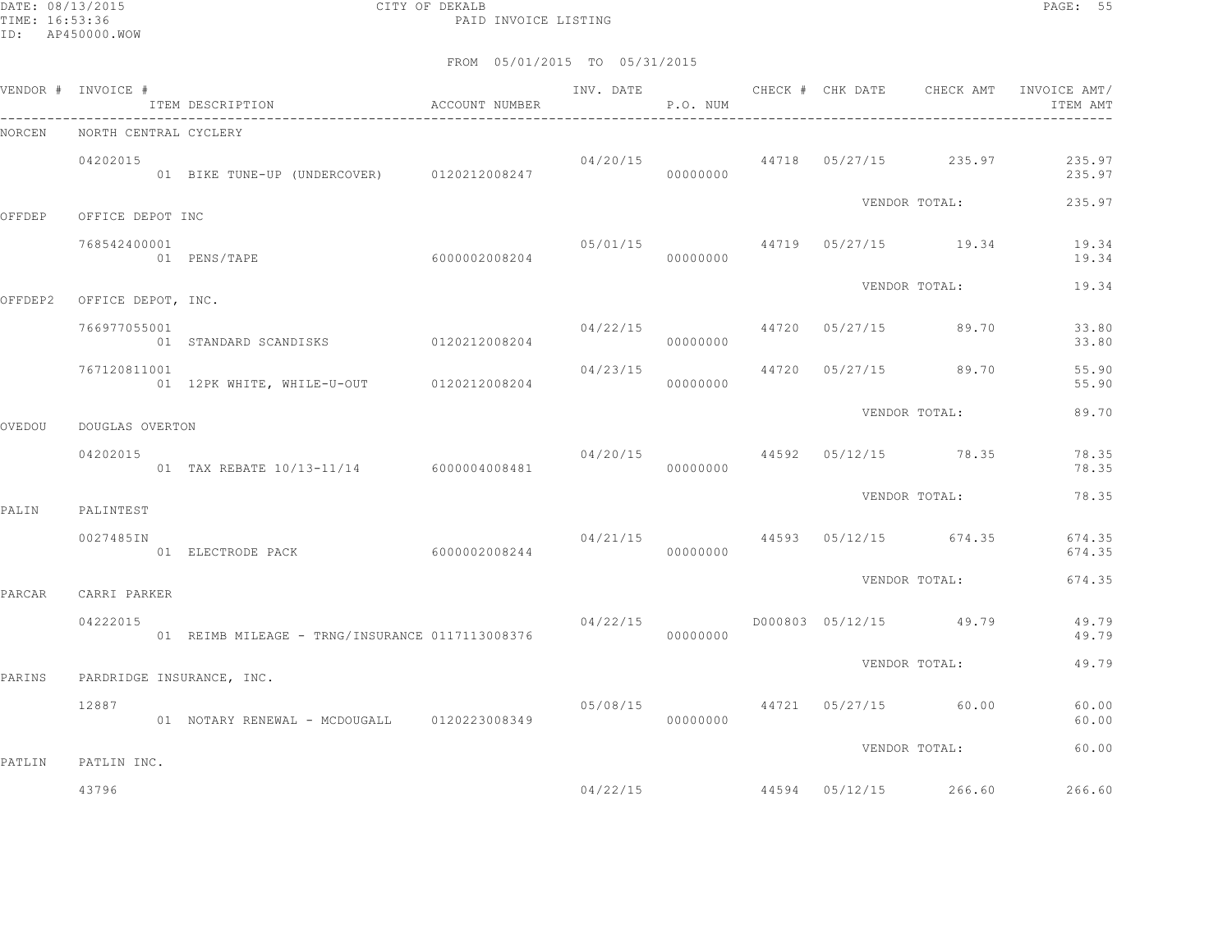CITY OF DEKALB

PAID INVOICE LISTING

FROM 05/01/2015 TO 05/31/2015

| VENDOR # | INVOICE # / ITEM DESCRIPTION | ACCOUNT NUMBER | INV. DATE | P.O. NUM | CHECK # | CHK DATE | CHECK AMT | INVOICE AMT/ ITEM AMT |
|---|---|---|---|---|---|---|---|---|
| NORCEN | NORTH CENTRAL CYCLERY | | | | | | | |
| | 04202015 | | 04/20/15 | | 44718 | 05/27/15 | 235.97 | 235.97 |
| | 01 BIKE TUNE-UP (UNDERCOVER) | 0120212008247 | | 00000000 | | | | 235.97 |
| | | | | | | VENDOR TOTAL: | | 235.97 |
| OFFDEP | OFFICE DEPOT INC | | | | | | | |
| | 768542400001 | | 05/01/15 | | 44719 | 05/27/15 | 19.34 | 19.34 |
| | 01 PENS/TAPE | 6000002008204 | | 00000000 | | | | 19.34 |
| | | | | | | VENDOR TOTAL: | | 19.34 |
| OFFDEP2 | OFFICE DEPOT, INC. | | | | | | | |
| | 766977055001 | | 04/22/15 | | 44720 | 05/27/15 | 89.70 | 33.80 |
| | 01 STANDARD SCANDISKS | 0120212008204 | | 00000000 | | | | 33.80 |
| | 767120811001 | | 04/23/15 | | 44720 | 05/27/15 | 89.70 | 55.90 |
| | 01 12PK WHITE, WHILE-U-OUT | 0120212008204 | | 00000000 | | | | 55.90 |
| | | | | | | VENDOR TOTAL: | | 89.70 |
| OVEDOU | DOUGLAS OVERTON | | | | | | | |
| | 04202015 | | 04/20/15 | | 44592 | 05/12/15 | 78.35 | 78.35 |
| | 01 TAX REBATE 10/13-11/14 | 6000004008481 | | 00000000 | | | | 78.35 |
| | | | | | | VENDOR TOTAL: | | 78.35 |
| PALIN | PALINTEST | | | | | | | |
| | 0027485IN | | 04/21/15 | | 44593 | 05/12/15 | 674.35 | 674.35 |
| | 01 ELECTRODE PACK | 6000002008244 | | 00000000 | | | | 674.35 |
| | | | | | | VENDOR TOTAL: | | 674.35 |
| PARCAR | CARRI PARKER | | | | | | | |
| | 04222015 | | 04/22/15 | | D000803 | 05/12/15 | 49.79 | 49.79 |
| | 01 REIMB MILEAGE - TRNG/INSURANCE | 0117113008376 | | 00000000 | | | | 49.79 |
| | | | | | | VENDOR TOTAL: | | 49.79 |
| PARINS | PARDRIDGE INSURANCE, INC. | | | | | | | |
| | 12887 | | 05/08/15 | | 44721 | 05/27/15 | 60.00 | 60.00 |
| | 01 NOTARY RENEWAL - MCDOUGALL | 0120223008349 | | 00000000 | | | | 60.00 |
| | | | | | | VENDOR TOTAL: | | 60.00 |
| PATLIN | PATLIN INC. | | | | | | | |
| | 43796 | | 04/22/15 | | 44594 | 05/12/15 | 266.60 | 266.60 |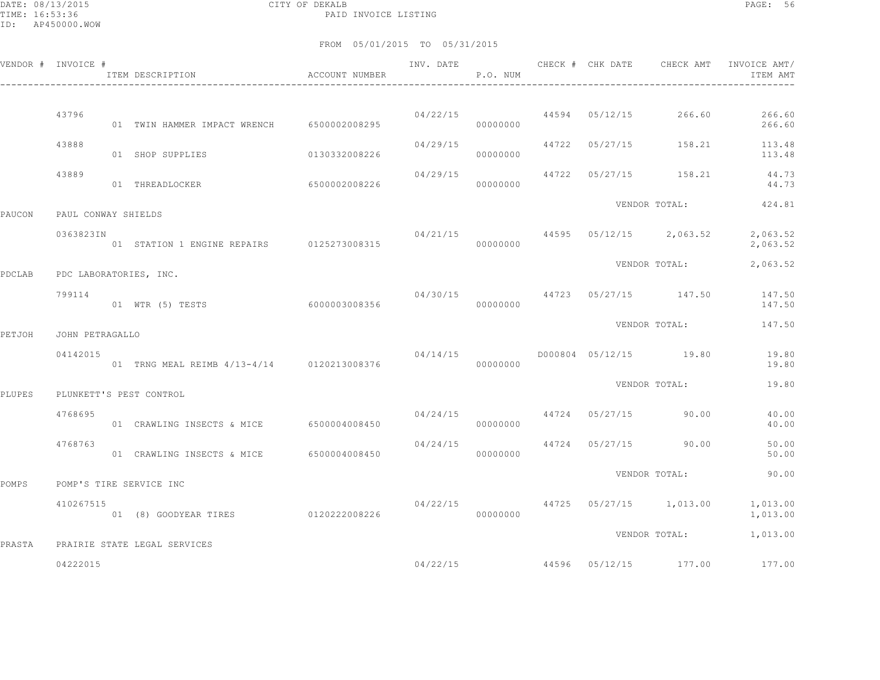FROM 05/01/2015 TO 05/31/2015

| VENDOR # | INVOICE # | ITEM DESCRIPTION | ACCOUNT NUMBER | INV. DATE | P.O. NUM | CHECK # | CHK DATE | CHECK AMT | INVOICE AMT/ ITEM AMT |
|---|---|---|---|---|---|---|---|---|---|
| | 43796 | | | 04/22/15 | | 44594 | 05/12/15 | 266.60 | 266.60 |
| | | 01 TWIN HAMMER IMPACT WRENCH | 6500002008295 | | 00000000 | | | | 266.60 |
| | 43888 | | | 04/29/15 | | 44722 | 05/27/15 | 158.21 | 113.48 |
| | | 01 SHOP SUPPLIES | 0130332008226 | | 00000000 | | | | 113.48 |
| | 43889 | | | 04/29/15 | | 44722 | 05/27/15 | 158.21 | 44.73 |
| | | 01 THREADLOCKER | 6500002008226 | | 00000000 | | | | 44.73 |
| | | | | | | | VENDOR TOTAL: | | 424.81 |
| PAUCON | PAUL CONWAY SHIELDS | | | | | | | | |
| | 0363823IN | | | 04/21/15 | | 44595 | 05/12/15 | 2,063.52 | 2,063.52 |
| | | 01 STATION 1 ENGINE REPAIRS | 0125273008315 | | 00000000 | | | | 2,063.52 |
| | | | | | | | VENDOR TOTAL: | | 2,063.52 |
| PDCLAB | PDC LABORATORIES, INC. | | | | | | | | |
| | 799114 | | | 04/30/15 | | 44723 | 05/27/15 | 147.50 | 147.50 |
| | | 01 WTR (5) TESTS | 6000003008356 | | 00000000 | | | | 147.50 |
| | | | | | | | VENDOR TOTAL: | | 147.50 |
| PETJOH | JOHN PETRAGALLO | | | | | | | | |
| | 04142015 | | | 04/14/15 | | D000804 | 05/12/15 | 19.80 | 19.80 |
| | | 01 TRNG MEAL REIMB 4/13-4/14 | 0120213008376 | | 00000000 | | | | 19.80 |
| | | | | | | | VENDOR TOTAL: | | 19.80 |
| PLUPES | PLUNKETT'S PEST CONTROL | | | | | | | | |
| | 4768695 | | | 04/24/15 | | 44724 | 05/27/15 | 90.00 | 40.00 |
| | | 01 CRAWLING INSECTS & MICE | 6500004008450 | | 00000000 | | | | 40.00 |
| | 4768763 | | | 04/24/15 | | 44724 | 05/27/15 | 90.00 | 50.00 |
| | | 01 CRAWLING INSECTS & MICE | 6500004008450 | | 00000000 | | | | 50.00 |
| | | | | | | | VENDOR TOTAL: | | 90.00 |
| POMPS | POMP'S TIRE SERVICE INC | | | | | | | | |
| | 410267515 | | | 04/22/15 | | 44725 | 05/27/15 | 1,013.00 | 1,013.00 |
| | | 01 (8) GOODYEAR TIRES | 0120222008226 | | 00000000 | | | | 1,013.00 |
| | | | | | | | VENDOR TOTAL: | | 1,013.00 |
| PRASTA | PRAIRIE STATE LEGAL SERVICES | | | | | | | | |
| | 04222015 | | | 04/22/15 | | 44596 | 05/12/15 | 177.00 | 177.00 |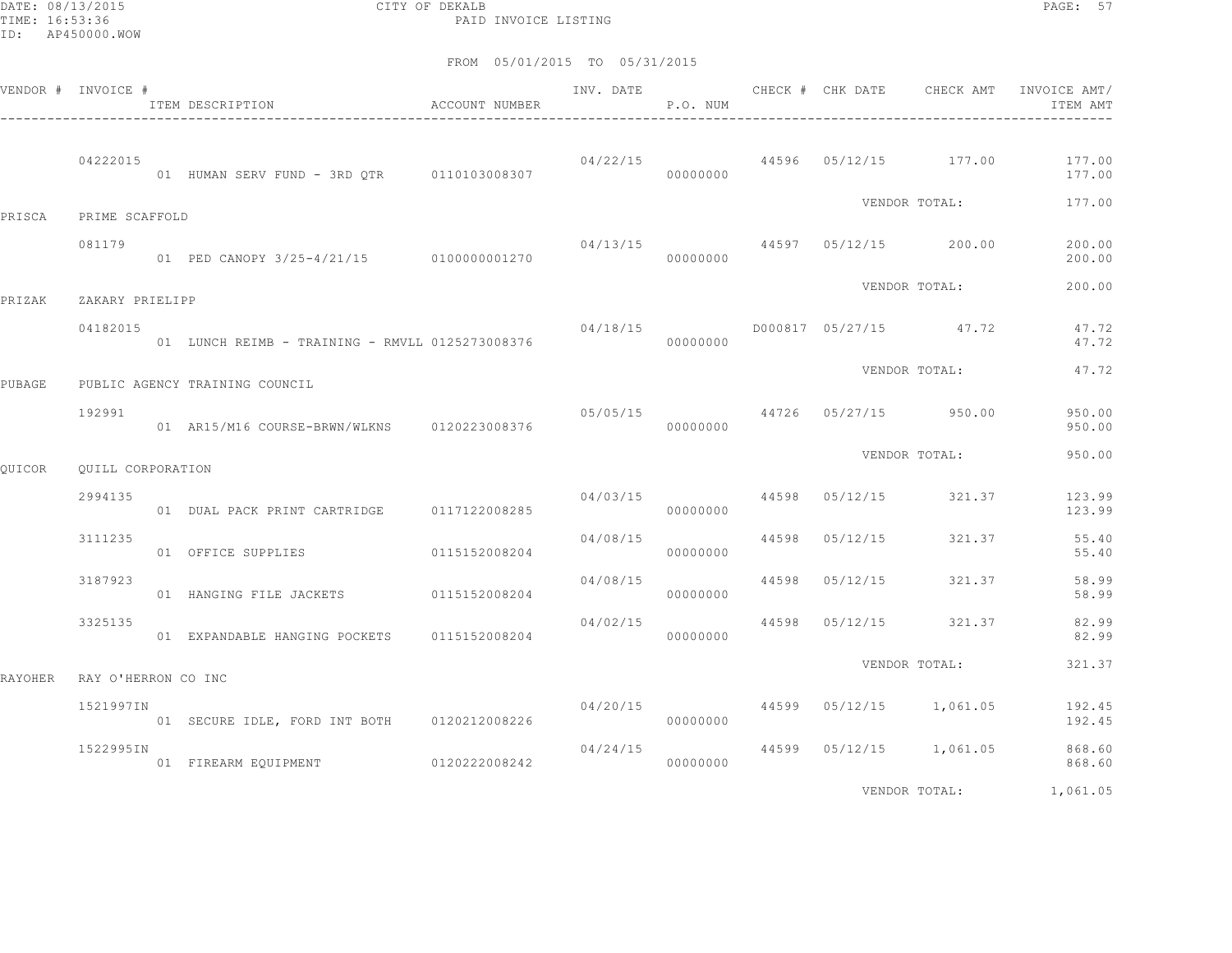CITY OF DEKALB
PAID INVOICE LISTING

FROM 05/01/2015 TO 05/31/2015

| VENDOR # | INVOICE # | ITEM DESCRIPTION | ACCOUNT NUMBER | INV. DATE | P.O. NUM | CHECK # | CHK DATE | CHECK AMT | INVOICE AMT/ ITEM AMT |
|---|---|---|---|---|---|---|---|---|---|
| | 04222015 | | | 04/22/15 | | 44596 | 05/12/15 | 177.00 | 177.00 |
| | | 01 HUMAN SERV FUND - 3RD QTR | 0110103008307 | | 00000000 | | | | 177.00 |
| | | | | | | | VENDOR TOTAL: | | 177.00 |
| PRISCA | PRIME SCAFFOLD | | | | | | | | |
| | 081179 | | | 04/13/15 | | 44597 | 05/12/15 | 200.00 | 200.00 |
| | | 01 PED CANOPY 3/25-4/21/15 | 0100000001270 | | 00000000 | | | | 200.00 |
| | | | | | | | VENDOR TOTAL: | | 200.00 |
| PRIZAK | ZAKARY PRIELIPP | | | | | | | | |
| | 04182015 | | | 04/18/15 | | D000817 | 05/27/15 | 47.72 | 47.72 |
| | | 01 LUNCH REIMB - TRAINING - RMVLL | 0125273008376 | | 00000000 | | | | 47.72 |
| | | | | | | | VENDOR TOTAL: | | 47.72 |
| PUBAGE | PUBLIC AGENCY TRAINING COUNCIL | | | | | | | | |
| | 192991 | | | 05/05/15 | | 44726 | 05/27/15 | 950.00 | 950.00 |
| | | 01 AR15/M16 COURSE-BRWN/WLKNS | 0120223008376 | | 00000000 | | | | 950.00 |
| | | | | | | | VENDOR TOTAL: | | 950.00 |
| QUICOR | QUILL CORPORATION | | | | | | | | |
| | 2994135 | | | 04/03/15 | | 44598 | 05/12/15 | 321.37 | 123.99 |
| | | 01 DUAL PACK PRINT CARTRIDGE | 0117122008285 | | 00000000 | | | | 123.99 |
| | 3111235 | | | 04/08/15 | | 44598 | 05/12/15 | 321.37 | 55.40 |
| | | 01 OFFICE SUPPLIES | 0115152008204 | | 00000000 | | | | 55.40 |
| | 3187923 | | | 04/08/15 | | 44598 | 05/12/15 | 321.37 | 58.99 |
| | | 01 HANGING FILE JACKETS | 0115152008204 | | 00000000 | | | | 58.99 |
| | 3325135 | | | 04/02/15 | | 44598 | 05/12/15 | 321.37 | 82.99 |
| | | 01 EXPANDABLE HANGING POCKETS | 0115152008204 | | 00000000 | | | | 82.99 |
| | | | | | | | VENDOR TOTAL: | | 321.37 |
| RAYOHER | RAY O'HERRON CO INC | | | | | | | | |
| | 1521997IN | | | 04/20/15 | | 44599 | 05/12/15 | 1,061.05 | 192.45 |
| | | 01 SECURE IDLE, FORD INT BOTH | 0120212008226 | | 00000000 | | | | 192.45 |
| | 1522995IN | | | 04/24/15 | | 44599 | 05/12/15 | 1,061.05 | 868.60 |
| | | 01 FIREARM EQUIPMENT | 0120222008242 | | 00000000 | | | | 868.60 |
| | | | | | | | VENDOR TOTAL: | | 1,061.05 |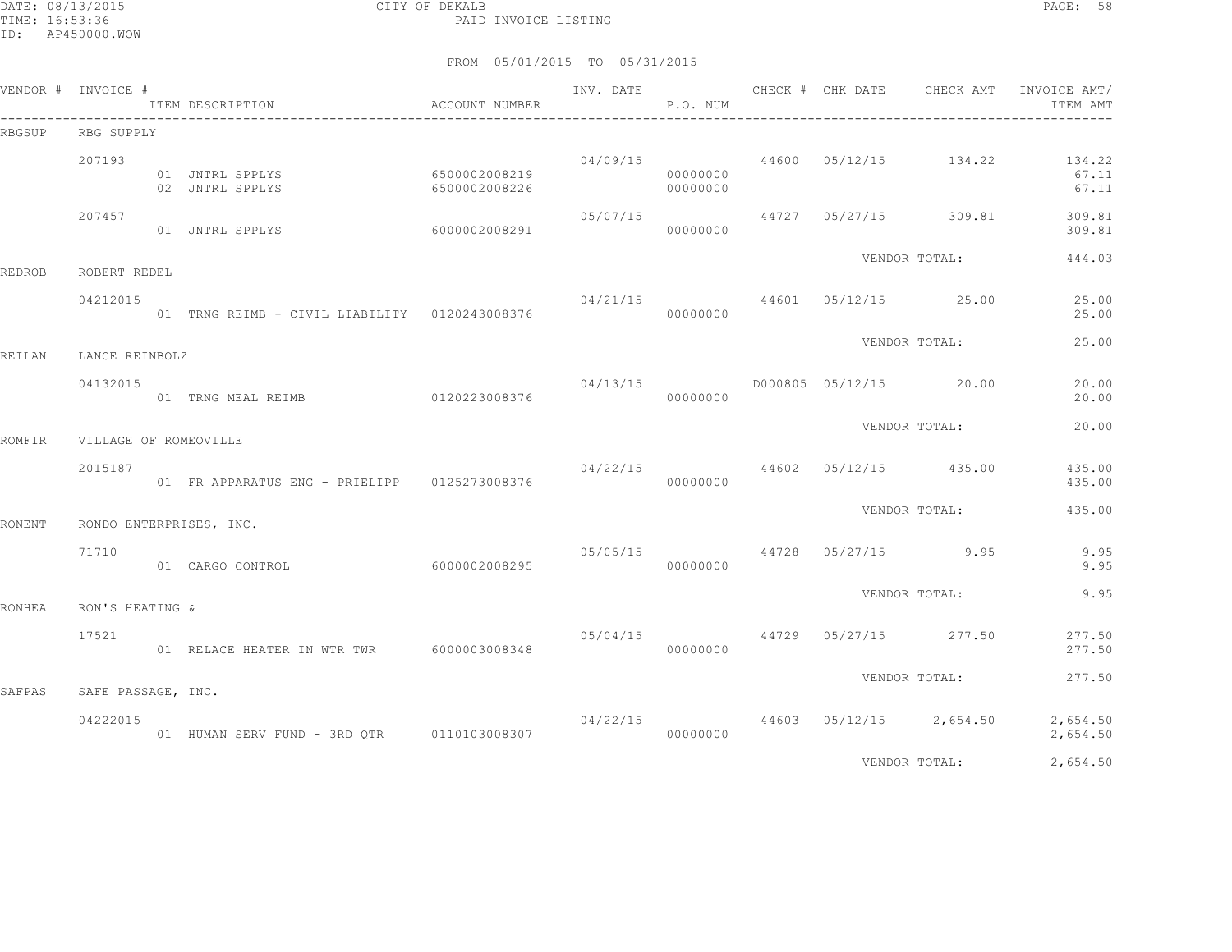CITY OF DEKALB

PAID INVOICE LISTING

FROM 05/01/2015 TO 05/31/2015

| VENDOR # | INVOICE # | ITEM DESCRIPTION | ACCOUNT NUMBER | INV. DATE | P.O. NUM | CHECK # | CHK DATE | CHECK AMT | INVOICE AMT/ ITEM AMT |
|---|---|---|---|---|---|---|---|---|---|
| RBGSUP | RBG SUPPLY | | | | | | | | |
| | 207193 | | | 04/09/15 | | 44600 | 05/12/15 | 134.22 | 134.22 |
| | | 01 JNTRL SPPLYS | 6500002008219 | | 00000000 | | | | 67.11 |
| | | 02 JNTRL SPPLYS | 6500002008226 | | 00000000 | | | | 67.11 |
| | 207457 | | | 05/07/15 | | 44727 | 05/27/15 | 309.81 | 309.81 |
| | | 01 JNTRL SPPLYS | 6000002008291 | | 00000000 | | | | 309.81 |
| | | | | | | | | VENDOR TOTAL: | 444.03 |
| REDROB | ROBERT REDEL | | | | | | | | |
| | 04212015 | | | 04/21/15 | | 44601 | 05/12/15 | 25.00 | 25.00 |
| | | 01 TRNG REIMB - CIVIL LIABILITY | 0120243008376 | | 00000000 | | | | 25.00 |
| | | | | | | | | VENDOR TOTAL: | 25.00 |
| REILAN | LANCE REINBOLZ | | | | | | | | |
| | 04132015 | | | 04/13/15 | | D000805 | 05/12/15 | 20.00 | 20.00 |
| | | 01 TRNG MEAL REIMB | 0120223008376 | | 00000000 | | | | 20.00 |
| | | | | | | | | VENDOR TOTAL: | 20.00 |
| ROMFIR | VILLAGE OF ROMEOVILLE | | | | | | | | |
| | 2015187 | | | 04/22/15 | | 44602 | 05/12/15 | 435.00 | 435.00 |
| | | 01 FR APPARATUS ENG - PRIELIPP | 0125273008376 | | 00000000 | | | | 435.00 |
| | | | | | | | | VENDOR TOTAL: | 435.00 |
| RONENT | RONDO ENTERPRISES, INC. | | | | | | | | |
| | 71710 | | | 05/05/15 | | 44728 | 05/27/15 | 9.95 | 9.95 |
| | | 01 CARGO CONTROL | 6000002008295 | | 00000000 | | | | 9.95 |
| | | | | | | | | VENDOR TOTAL: | 9.95 |
| RONHEA | RON'S HEATING & | | | | | | | | |
| | 17521 | | | 05/04/15 | | 44729 | 05/27/15 | 277.50 | 277.50 |
| | | 01 RELACE HEATER IN WTR TWR | 6000003008348 | | 00000000 | | | | 277.50 |
| | | | | | | | | VENDOR TOTAL: | 277.50 |
| SAFPAS | SAFE PASSAGE, INC. | | | | | | | | |
| | 04222015 | | | 04/22/15 | | 44603 | 05/12/15 | 2,654.50 | 2,654.50 |
| | | 01 HUMAN SERV FUND - 3RD QTR | 0110103008307 | | 00000000 | | | | 2,654.50 |
| | | | | | | | | VENDOR TOTAL: | 2,654.50 |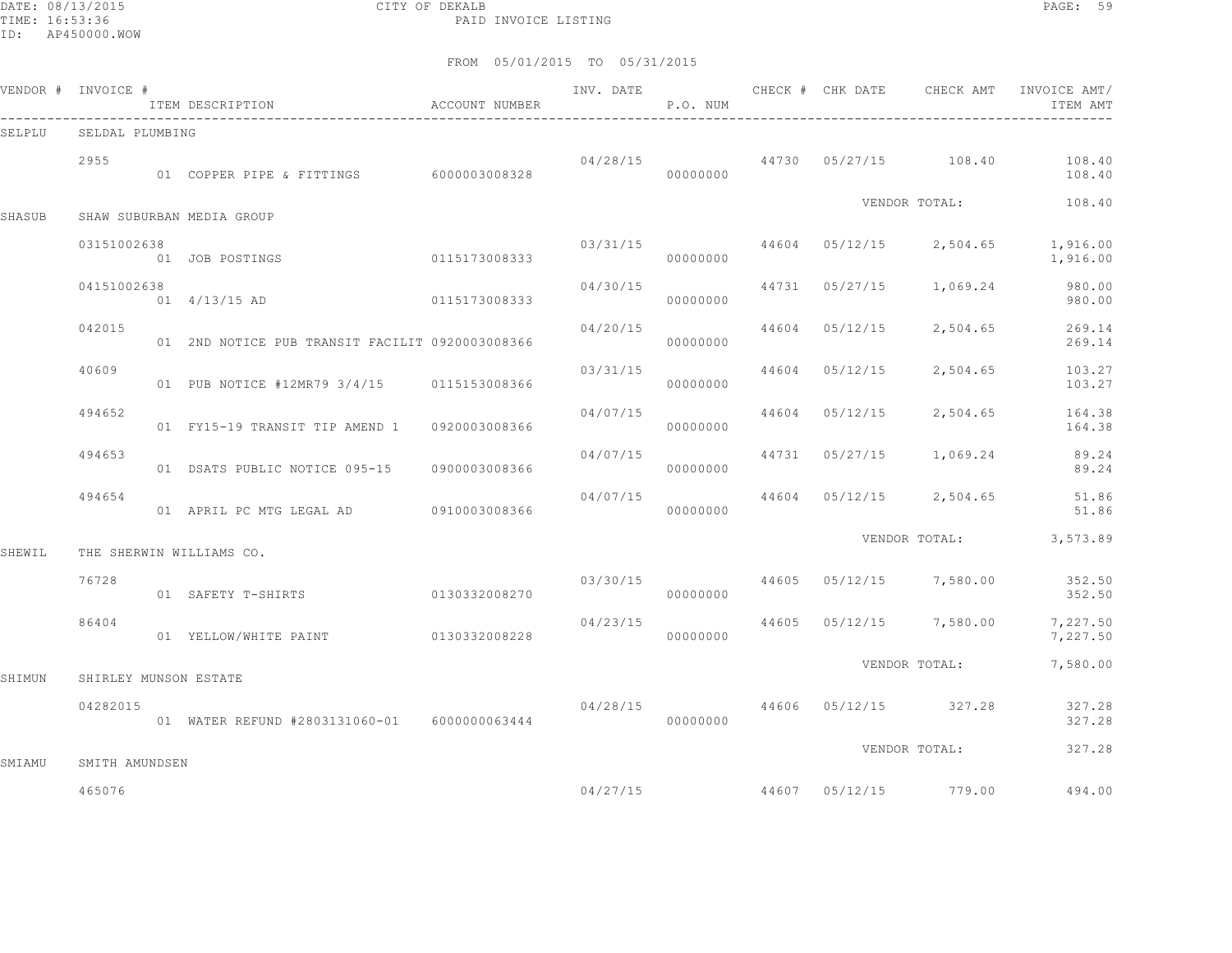CITY OF DEKALB
PAID INVOICE LISTING

FROM 05/01/2015 TO 05/31/2015

| VENDOR # | INVOICE # | ITEM DESCRIPTION | ACCOUNT NUMBER | INV. DATE | P.O. NUM | CHECK # | CHK DATE | CHECK AMT | INVOICE AMT/ ITEM AMT |
|---|---|---|---|---|---|---|---|---|---|
| SELPLU | SELDAL PLUMBING | | | | | | | | |
| | 2955 | | | 04/28/15 | | 44730 | 05/27/15 | 108.40 | 108.40 |
| | | 01 COPPER PIPE & FITTINGS | 6000003008328 | | 00000000 | | | | 108.40 |
| | | | | | | | | VENDOR TOTAL: | 108.40 |
| SHASUB | SHAW SUBURBAN MEDIA GROUP | | | | | | | | |
| | 03151002638 | | | 03/31/15 | | 44604 | 05/12/15 | 2,504.65 | 1,916.00 |
| | | 01 JOB POSTINGS | 0115173008333 | | 00000000 | | | | 1,916.00 |
| | 04151002638 | | | 04/30/15 | | 44731 | 05/27/15 | 1,069.24 | 980.00 |
| | | 01 4/13/15 AD | 0115173008333 | | 00000000 | | | | 980.00 |
| | 042015 | | | 04/20/15 | | 44604 | 05/12/15 | 2,504.65 | 269.14 |
| | | 01 2ND NOTICE PUB TRANSIT FACILIT | 0920003008366 | | 00000000 | | | | 269.14 |
| | 40609 | | | 03/31/15 | | 44604 | 05/12/15 | 2,504.65 | 103.27 |
| | | 01 PUB NOTICE #12MR79 3/4/15 | 0115153008366 | | 00000000 | | | | 103.27 |
| | 494652 | | | 04/07/15 | | 44604 | 05/12/15 | 2,504.65 | 164.38 |
| | | 01 FY15-19 TRANSIT TIP AMEND 1 | 0920003008366 | | 00000000 | | | | 164.38 |
| | 494653 | | | 04/07/15 | | 44731 | 05/27/15 | 1,069.24 | 89.24 |
| | | 01 DSATS PUBLIC NOTICE 095-15 | 0900003008366 | | 00000000 | | | | 89.24 |
| | 494654 | | | 04/07/15 | | 44604 | 05/12/15 | 2,504.65 | 51.86 |
| | | 01 APRIL PC MTG LEGAL AD | 0910003008366 | | 00000000 | | | | 51.86 |
| | | | | | | | | VENDOR TOTAL: | 3,573.89 |
| SHEWIL | THE SHERWIN WILLIAMS CO. | | | | | | | | |
| | 76728 | | | 03/30/15 | | 44605 | 05/12/15 | 7,580.00 | 352.50 |
| | | 01 SAFETY T-SHIRTS | 0130332008270 | | 00000000 | | | | 352.50 |
| | 86404 | | | 04/23/15 | | 44605 | 05/12/15 | 7,580.00 | 7,227.50 |
| | | 01 YELLOW/WHITE PAINT | 0130332008228 | | 00000000 | | | | 7,227.50 |
| | | | | | | | | VENDOR TOTAL: | 7,580.00 |
| SHIMUN | SHIRLEY MUNSON ESTATE | | | | | | | | |
| | 04282015 | | | 04/28/15 | | 44606 | 05/12/15 | 327.28 | 327.28 |
| | | 01 WATER REFUND #2803131060-01 | 6000000063444 | | 00000000 | | | | 327.28 |
| | | | | | | | | VENDOR TOTAL: | 327.28 |
| SMIAMU | SMITH AMUNDSEN | | | | | | | | |
| | 465076 | | | 04/27/15 | | 44607 | 05/12/15 | 779.00 | 494.00 |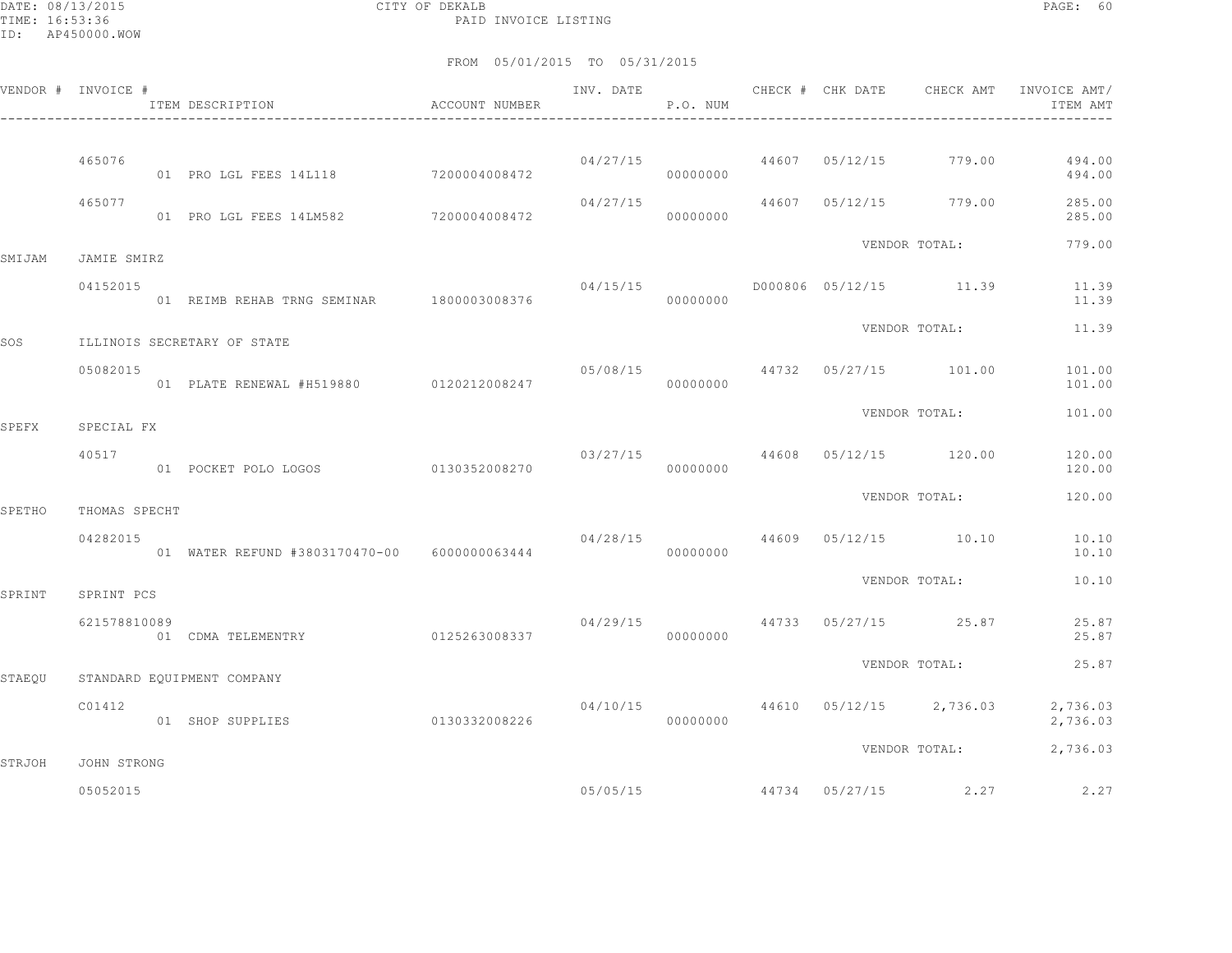CITY OF DEKALB
PAID INVOICE LISTING

DATE: 08/13/2015
TIME: 16:53:36
ID: AP450000.WOW

FROM 05/01/2015 TO 05/31/2015

| VENDOR # | INVOICE # / ITEM DESCRIPTION | ACCOUNT NUMBER | INV. DATE | P.O. NUM | CHECK # | CHK DATE | CHECK AMT | INVOICE AMT/ ITEM AMT |
|---|---|---|---|---|---|---|---|---|
| | 465076 | | 04/27/15 | | 44607 | 05/12/15 | 779.00 | 494.00 |
| | 01 PRO LGL FEES 14L118 | 7200004008472 | | 00000000 | | | | 494.00 |
| | 465077 | | 04/27/15 | | 44607 | 05/12/15 | 779.00 | 285.00 |
| | 01 PRO LGL FEES 14LM582 | 7200004008472 | | 00000000 | | | | 285.00 |
| | | | | | | | VENDOR TOTAL: | 779.00 |
| SMIJAM | JAMIE SMIRZ | | | | | | | |
| | 04152015 | | 04/15/15 | | D000806 | 05/12/15 | 11.39 | 11.39 |
| | 01 REIMB REHAB TRNG SEMINAR | 1800003008376 | | 00000000 | | | | 11.39 |
| | | | | | | | VENDOR TOTAL: | 11.39 |
| SOS | ILLINOIS SECRETARY OF STATE | | | | | | | |
| | 05082015 | | 05/08/15 | | 44732 | 05/27/15 | 101.00 | 101.00 |
| | 01 PLATE RENEWAL #H519880 | 0120212008247 | | 00000000 | | | | 101.00 |
| | | | | | | | VENDOR TOTAL: | 101.00 |
| SPEFX | SPECIAL FX | | | | | | | |
| | 40517 | | 03/27/15 | | 44608 | 05/12/15 | 120.00 | 120.00 |
| | 01 POCKET POLO LOGOS | 0130352008270 | | 00000000 | | | | 120.00 |
| | | | | | | | VENDOR TOTAL: | 120.00 |
| SPETHO | THOMAS SPECHT | | | | | | | |
| | 04282015 | | 04/28/15 | | 44609 | 05/12/15 | 10.10 | 10.10 |
| | 01 WATER REFUND #3803170470-00 | 6000000063444 | | 00000000 | | | | 10.10 |
| | | | | | | | VENDOR TOTAL: | 10.10 |
| SPRINT | SPRINT PCS | | | | | | | |
| | 621578810089 | | 04/29/15 | | 44733 | 05/27/15 | 25.87 | 25.87 |
| | 01 CDMA TELEMENTRY | 0125263008337 | | 00000000 | | | | 25.87 |
| | | | | | | | VENDOR TOTAL: | 25.87 |
| STAEQU | STANDARD EQUIPMENT COMPANY | | | | | | | |
| | C01412 | | 04/10/15 | | 44610 | 05/12/15 | 2,736.03 | 2,736.03 |
| | 01 SHOP SUPPLIES | 0130332008226 | | 00000000 | | | | 2,736.03 |
| | | | | | | | VENDOR TOTAL: | 2,736.03 |
| STRJOH | JOHN STRONG | | | | | | | |
| | 05052015 | | 05/05/15 | | 44734 | 05/27/15 | 2.27 | 2.27 |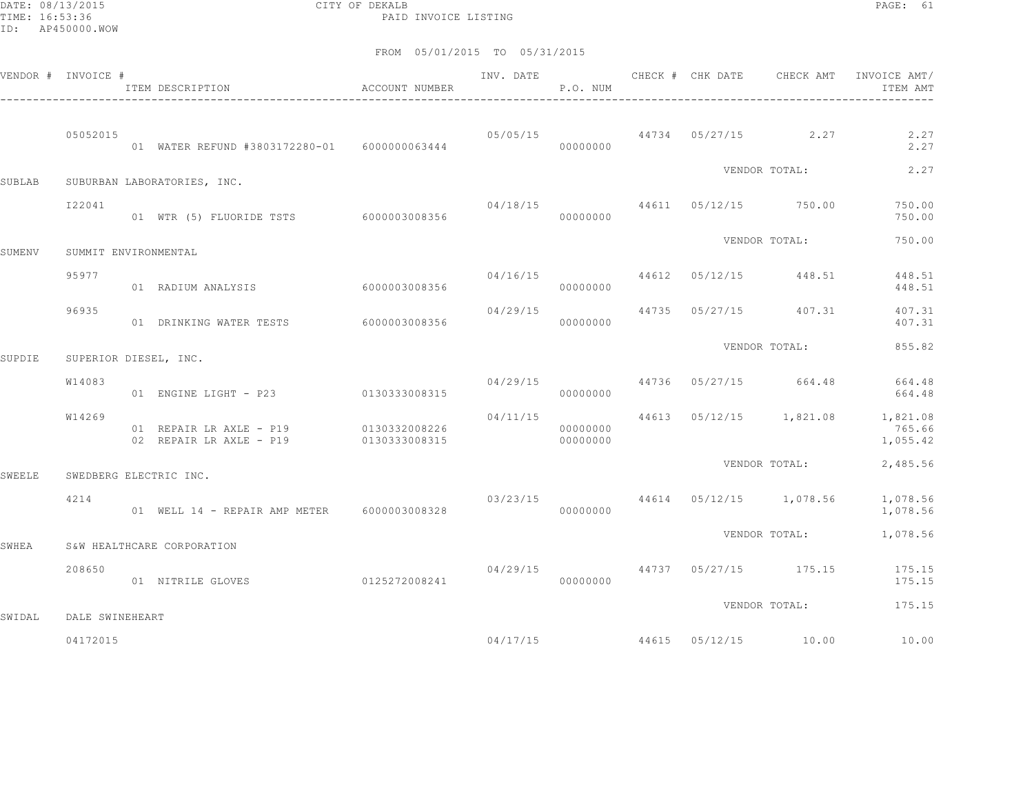FROM 05/01/2015 TO 05/31/2015

| VENDOR # | INVOICE # / ITEM DESCRIPTION | ACCOUNT NUMBER | INV. DATE | P.O. NUM | CHECK # | CHK DATE | CHECK AMT | INVOICE AMT/ ITEM AMT |
|---|---|---|---|---|---|---|---|---|
| | 05052015 | | 05/05/15 | | 44734 | 05/27/15 | 2.27 | 2.27 |
| | 01 WATER REFUND #3803172280-01 | 6000000063444 | | 00000000 | | | | 2.27 |
| | | | | | | VENDOR TOTAL: | | 2.27 |
| SUBLAB | SUBURBAN LABORATORIES, INC. | | | | | | | |
| | I22041 | | 04/18/15 | | 44611 | 05/12/15 | 750.00 | 750.00 |
| | 01 WTR (5) FLUORIDE TSTS | 6000003008356 | | 00000000 | | | | 750.00 |
| | | | | | | VENDOR TOTAL: | | 750.00 |
| SUMENV | SUMMIT ENVIRONMENTAL | | | | | | | |
| | 95977 | | 04/16/15 | | 44612 | 05/12/15 | 448.51 | 448.51 |
| | 01 RADIUM ANALYSIS | 6000003008356 | | 00000000 | | | | 448.51 |
| | 96935 | | 04/29/15 | | 44735 | 05/27/15 | 407.31 | 407.31 |
| | 01 DRINKING WATER TESTS | 6000003008356 | | 00000000 | | | | 407.31 |
| | | | | | | VENDOR TOTAL: | | 855.82 |
| SUPDIE | SUPERIOR DIESEL, INC. | | | | | | | |
| | W14083 | | 04/29/15 | | 44736 | 05/27/15 | 664.48 | 664.48 |
| | 01 ENGINE LIGHT - P23 | 0130333008315 | | 00000000 | | | | 664.48 |
| | W14269 | | 04/11/15 | | 44613 | 05/12/15 | 1,821.08 | 1,821.08 |
| | 01 REPAIR LR AXLE - P19 | 0130332008226 | | 00000000 | | | | 765.66 |
| | 02 REPAIR LR AXLE - P19 | 0130333008315 | | 00000000 | | | | 1,055.42 |
| | | | | | | VENDOR TOTAL: | | 2,485.56 |
| SWEELE | SWEDBERG ELECTRIC INC. | | | | | | | |
| | 4214 | | 03/23/15 | | 44614 | 05/12/15 | 1,078.56 | 1,078.56 |
| | 01 WELL 14 - REPAIR AMP METER | 6000003008328 | | 00000000 | | | | 1,078.56 |
| | | | | | | VENDOR TOTAL: | | 1,078.56 |
| SWHEA | S&W HEALTHCARE CORPORATION | | | | | | | |
| | 208650 | | 04/29/15 | | 44737 | 05/27/15 | 175.15 | 175.15 |
| | 01 NITRILE GLOVES | 0125272008241 | | 00000000 | | | | 175.15 |
| | | | | | | VENDOR TOTAL: | | 175.15 |
| SWIDAL | DALE SWINEHEART | | | | | | | |
| | 04172015 | | 04/17/15 | | 44615 | 05/12/15 | 10.00 | 10.00 |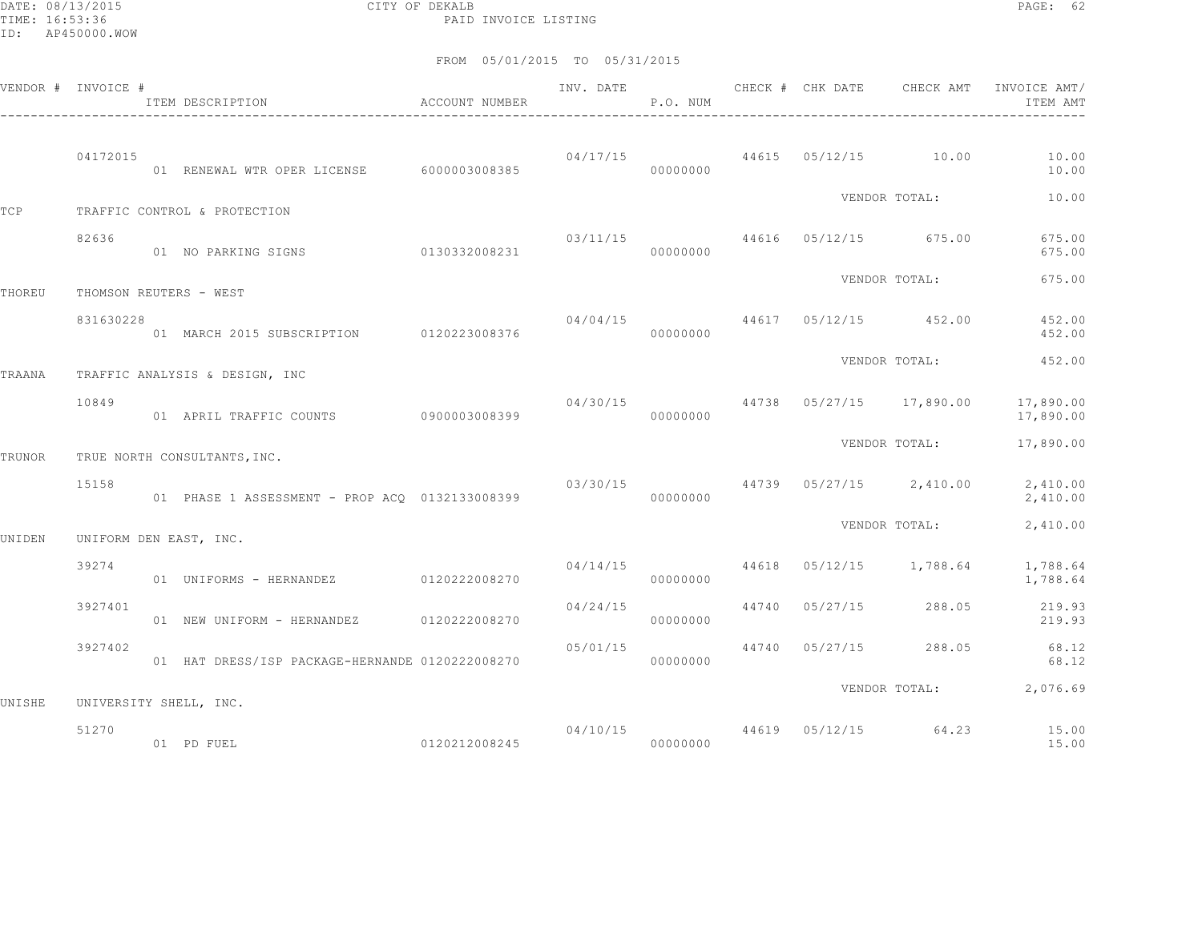DATE: 08/13/2015 CITY OF DEKALB
TIME: 16:53:36 PAID INVOICE LISTING
ID: AP450000.WOW

FROM 05/01/2015 TO 05/31/2015

| VENDOR # | INVOICE # / ITEM DESCRIPTION | ACCOUNT NUMBER | INV. DATE | P.O. NUM | CHECK # | CHK DATE | CHECK AMT | INVOICE AMT/ ITEM AMT |
|---|---|---|---|---|---|---|---|---|
| | 04172015 | | 04/17/15 | | 44615 | 05/12/15 | 10.00 | 10.00 |
| | 01 RENEWAL WTR OPER LICENSE | 6000003008385 | | 00000000 | | | | 10.00 |
| | | | | | | | VENDOR TOTAL: | 10.00 |
| TCP | TRAFFIC CONTROL & PROTECTION | | | | | | | |
| | 82636 | | 03/11/15 | | 44616 | 05/12/15 | 675.00 | 675.00 |
| | 01 NO PARKING SIGNS | 0130332008231 | | 00000000 | | | | 675.00 |
| | | | | | | | VENDOR TOTAL: | 675.00 |
| THOREU | THOMSON REUTERS - WEST | | | | | | | |
| | 831630228 | | 04/04/15 | | 44617 | 05/12/15 | 452.00 | 452.00 |
| | 01 MARCH 2015 SUBSCRIPTION | 0120223008376 | | 00000000 | | | | 452.00 |
| | | | | | | | VENDOR TOTAL: | 452.00 |
| TRAANA | TRAFFIC ANALYSIS & DESIGN, INC | | | | | | | |
| | 10849 | | 04/30/15 | | 44738 | 05/27/15 | 17,890.00 | 17,890.00 |
| | 01 APRIL TRAFFIC COUNTS | 0900003008399 | | 00000000 | | | | 17,890.00 |
| | | | | | | | VENDOR TOTAL: | 17,890.00 |
| TRUNOR | TRUE NORTH CONSULTANTS,INC. | | | | | | | |
| | 15158 | | 03/30/15 | | 44739 | 05/27/15 | 2,410.00 | 2,410.00 |
| | 01 PHASE 1 ASSESSMENT - PROP ACQ | 0132133008399 | | 00000000 | | | | 2,410.00 |
| | | | | | | | VENDOR TOTAL: | 2,410.00 |
| UNIDEN | UNIFORM DEN EAST, INC. | | | | | | | |
| | 39274 | | 04/14/15 | | 44618 | 05/12/15 | 1,788.64 | 1,788.64 |
| | 01 UNIFORMS - HERNANDEZ | 0120222008270 | | 00000000 | | | | 1,788.64 |
| | 3927401 | | 04/24/15 | | 44740 | 05/27/15 | 288.05 | 219.93 |
| | 01 NEW UNIFORM - HERNANDEZ | 0120222008270 | | 00000000 | | | | 219.93 |
| | 3927402 | | 05/01/15 | | 44740 | 05/27/15 | 288.05 | 68.12 |
| | 01 HAT DRESS/ISP PACKAGE-HERNANDE | 0120222008270 | | 00000000 | | | | 68.12 |
| | | | | | | | VENDOR TOTAL: | 2,076.69 |
| UNISHE | UNIVERSITY SHELL, INC. | | | | | | | |
| | 51270 | | 04/10/15 | | 44619 | 05/12/15 | 64.23 | 15.00 |
| | 01 PD FUEL | 0120212008245 | | 00000000 | | | | 15.00 |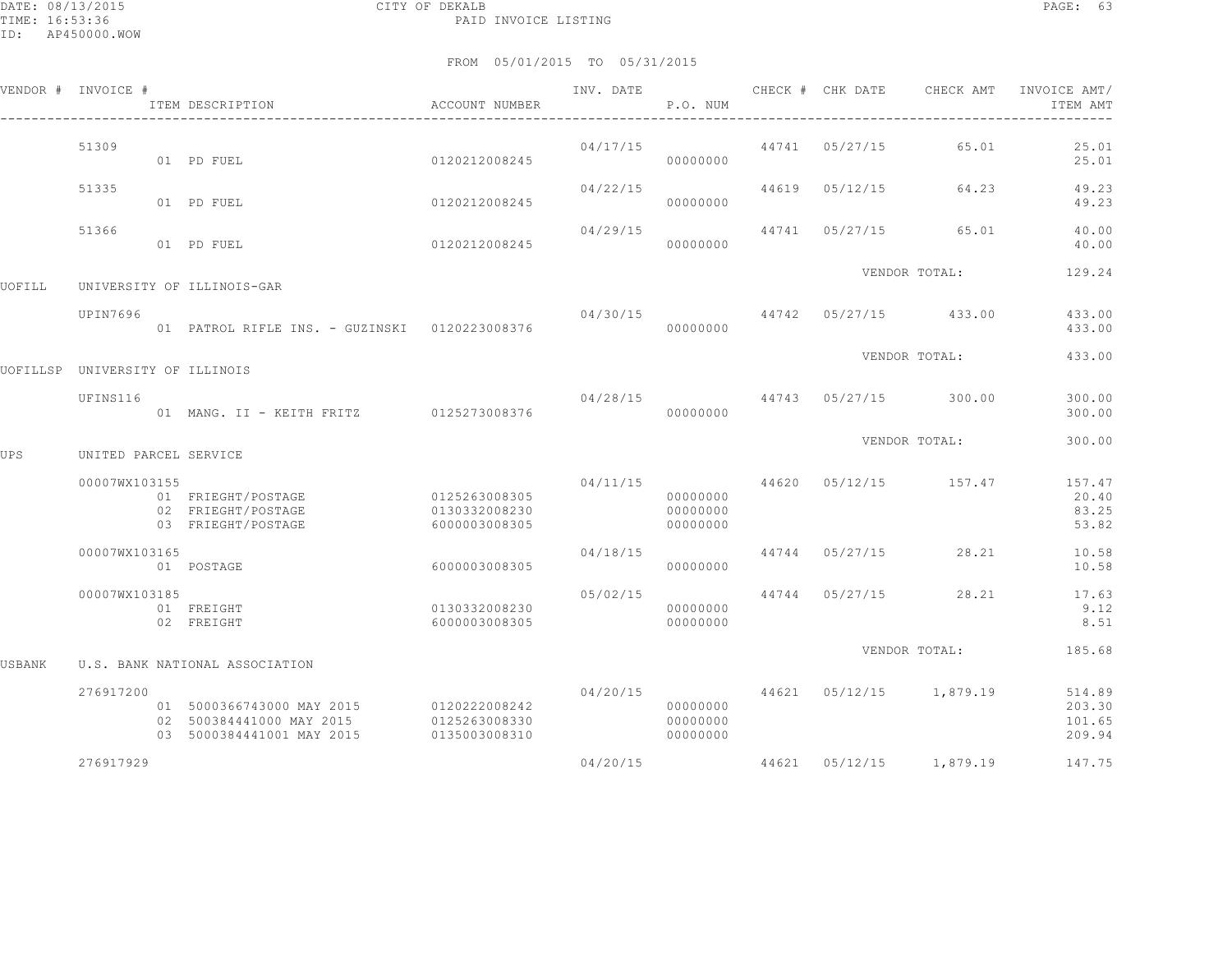FROM 05/01/2015 TO 05/31/2015

| VENDOR # | INVOICE # | ITEM DESCRIPTION | ACCOUNT NUMBER | INV. DATE | P.O. NUM | CHECK # | CHK DATE | CHECK AMT | INVOICE AMT/ ITEM AMT |
|---|---|---|---|---|---|---|---|---|---|
| | 51309 | | | 04/17/15 | | 44741 | 05/27/15 | 65.01 | 25.01 |
| | | 01 PD FUEL | 0120212008245 | | 00000000 | | | | 25.01 |
| | 51335 | | | 04/22/15 | | 44619 | 05/12/15 | 64.23 | 49.23 |
| | | 01 PD FUEL | 0120212008245 | | 00000000 | | | | 49.23 |
| | 51366 | | | 04/29/15 | | 44741 | 05/27/15 | 65.01 | 40.00 |
| | | 01 PD FUEL | 0120212008245 | | 00000000 | | | | 40.00 |
| | | | | | | | VENDOR TOTAL: | | 129.24 |
| UOFILL | UNIVERSITY OF ILLINOIS-GAR | | | | | | | | |
| | UPIN7696 | | | 04/30/15 | | 44742 | 05/27/15 | 433.00 | 433.00 |
| | | 01 PATROL RIFLE INS. - GUZINSKI | 0120223008376 | | 00000000 | | | | 433.00 |
| | | | | | | | VENDOR TOTAL: | | 433.00 |
| UOFILLSP | UNIVERSITY OF ILLINOIS | | | | | | | | |
| | UFINS116 | | | 04/28/15 | | 44743 | 05/27/15 | 300.00 | 300.00 |
| | | 01 MANG. II - KEITH FRITZ | 0125273008376 | | 00000000 | | | | 300.00 |
| | | | | | | | VENDOR TOTAL: | | 300.00 |
| UPS | UNITED PARCEL SERVICE | | | | | | | | |
| | 00007WX103155 | | | 04/11/15 | | 44620 | 05/12/15 | 157.47 | 157.47 |
| | | 01 FRIEGHT/POSTAGE | 0125263008305 | | 00000000 | | | | 20.40 |
| | | 02 FRIEGHT/POSTAGE | 0130332008230 | | 00000000 | | | | 83.25 |
| | | 03 FRIEGHT/POSTAGE | 6000003008305 | | 00000000 | | | | 53.82 |
| | 00007WX103165 | | | 04/18/15 | | 44744 | 05/27/15 | 28.21 | 10.58 |
| | | 01 POSTAGE | 6000003008305 | | 00000000 | | | | 10.58 |
| | 00007WX103185 | | | 05/02/15 | | 44744 | 05/27/15 | 28.21 | 17.63 |
| | | 01 FREIGHT | 0130332008230 | | 00000000 | | | | 9.12 |
| | | 02 FREIGHT | 6000003008305 | | 00000000 | | | | 8.51 |
| | | | | | | | VENDOR TOTAL: | | 185.68 |
| USBANK | U.S. BANK NATIONAL ASSOCIATION | | | | | | | | |
| | 276917200 | | | 04/20/15 | | 44621 | 05/12/15 | 1,879.19 | 514.89 |
| | | 01 5000366743000 MAY 2015 | 0120222008242 | | 00000000 | | | | 203.30 |
| | | 02 500384441000 MAY 2015 | 0125263008330 | | 00000000 | | | | 101.65 |
| | | 03 5000384441001 MAY 2015 | 0135003008310 | | 00000000 | | | | 209.94 |
| | 276917929 | | | 04/20/15 | | 44621 | 05/12/15 | 1,879.19 | 147.75 |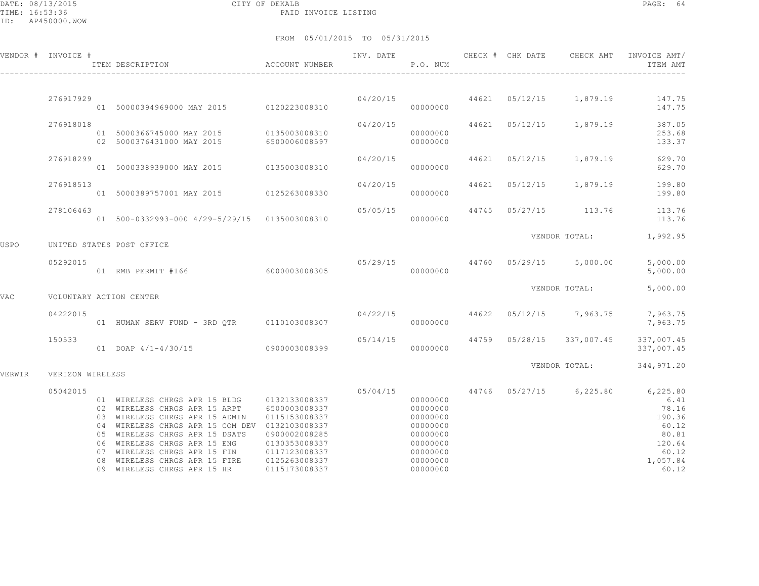CITY OF DEKALB

PAID INVOICE LISTING

FROM 05/01/2015 TO 05/31/2015

| VENDOR # | INVOICE # | ITEM DESCRIPTION | ACCOUNT NUMBER | INV. DATE | P.O. NUM | CHECK # | CHK DATE | CHECK AMT | INVOICE AMT/ ITEM AMT |
|---|---|---|---|---|---|---|---|---|---|
| | 276917929 | | | 04/20/15 | | 44621 | 05/12/15 | 1,879.19 | 147.75 |
| | | 01 50000394969000 MAY 2015 | 0120223008310 | | 00000000 | | | | 147.75 |
| | 276918018 | | | 04/20/15 | | 44621 | 05/12/15 | 1,879.19 | 387.05 |
| | | 01 5000366745000 MAY 2015 | 0135003008310 | | 00000000 | | | | 253.68 |
| | | 02 5000376431000 MAY 2015 | 6500006008597 | | 00000000 | | | | 133.37 |
| | 276918299 | | | 04/20/15 | | 44621 | 05/12/15 | 1,879.19 | 629.70 |
| | | 01 5000338939000 MAY 2015 | 0135003008310 | | 00000000 | | | | 629.70 |
| | 276918513 | | | 04/20/15 | | 44621 | 05/12/15 | 1,879.19 | 199.80 |
| | | 01 5000389757001 MAY 2015 | 0125263008330 | | 00000000 | | | | 199.80 |
| | 278106463 | | | 05/05/15 | | 44745 | 05/27/15 | 113.76 | 113.76 |
| | | 01 500-0332993-000 4/29-5/29/15 | 0135003008310 | | 00000000 | | | | 113.76 |
| | | | | | | | VENDOR TOTAL: | | 1,992.95 |
| USPO | UNITED STATES POST OFFICE | | | | | | | | |
| | 05292015 | | | 05/29/15 | | 44760 | 05/29/15 | 5,000.00 | 5,000.00 |
| | | 01 RMB PERMIT #166 | 6000003008305 | | 00000000 | | | | 5,000.00 |
| | | | | | | | VENDOR TOTAL: | | 5,000.00 |
| VAC | VOLUNTARY ACTION CENTER | | | | | | | | |
| | 04222015 | | | 04/22/15 | | 44622 | 05/12/15 | 7,963.75 | 7,963.75 |
| | | 01 HUMAN SERV FUND - 3RD QTR | 0110103008307 | | 00000000 | | | | 7,963.75 |
| | 150533 | | | 05/14/15 | | 44759 | 05/28/15 | 337,007.45 | 337,007.45 |
| | | 01 DOAP 4/1-4/30/15 | 0900003008399 | | 00000000 | | | | 337,007.45 |
| | | | | | | | VENDOR TOTAL: | | 344,971.20 |
| VERWIR | VERIZON WIRELESS | | | | | | | | |
| | 05042015 | | | 05/04/15 | | 44746 | 05/27/15 | 6,225.80 | 6,225.80 |
| | | 01 WIRELESS CHRGS APR 15 BLDG | 0132133008337 | | 00000000 | | | | 6.41 |
| | | 02 WIRELESS CHRGS APR 15 ARPT | 6500003008337 | | 00000000 | | | | 78.16 |
| | | 03 WIRELESS CHRGS APR 15 ADMIN | 0115153008337 | | 00000000 | | | | 190.36 |
| | | 04 WIRELESS CHRGS APR 15 COM DEV | 0132103008337 | | 00000000 | | | | 60.12 |
| | | 05 WIRELESS CHRGS APR 15 DSATS | 0900002008285 | | 00000000 | | | | 80.81 |
| | | 06 WIRELESS CHRGS APR 15 ENG | 0130353008337 | | 00000000 | | | | 120.64 |
| | | 07 WIRELESS CHRGS APR 15 FIN | 0117123008337 | | 00000000 | | | | 60.12 |
| | | 08 WIRELESS CHRGS APR 15 FIRE | 0125263008337 | | 00000000 | | | | 1,057.84 |
| | | 09 WIRELESS CHRGS APR 15 HR | 0115173008337 | | 00000000 | | | | 60.12 |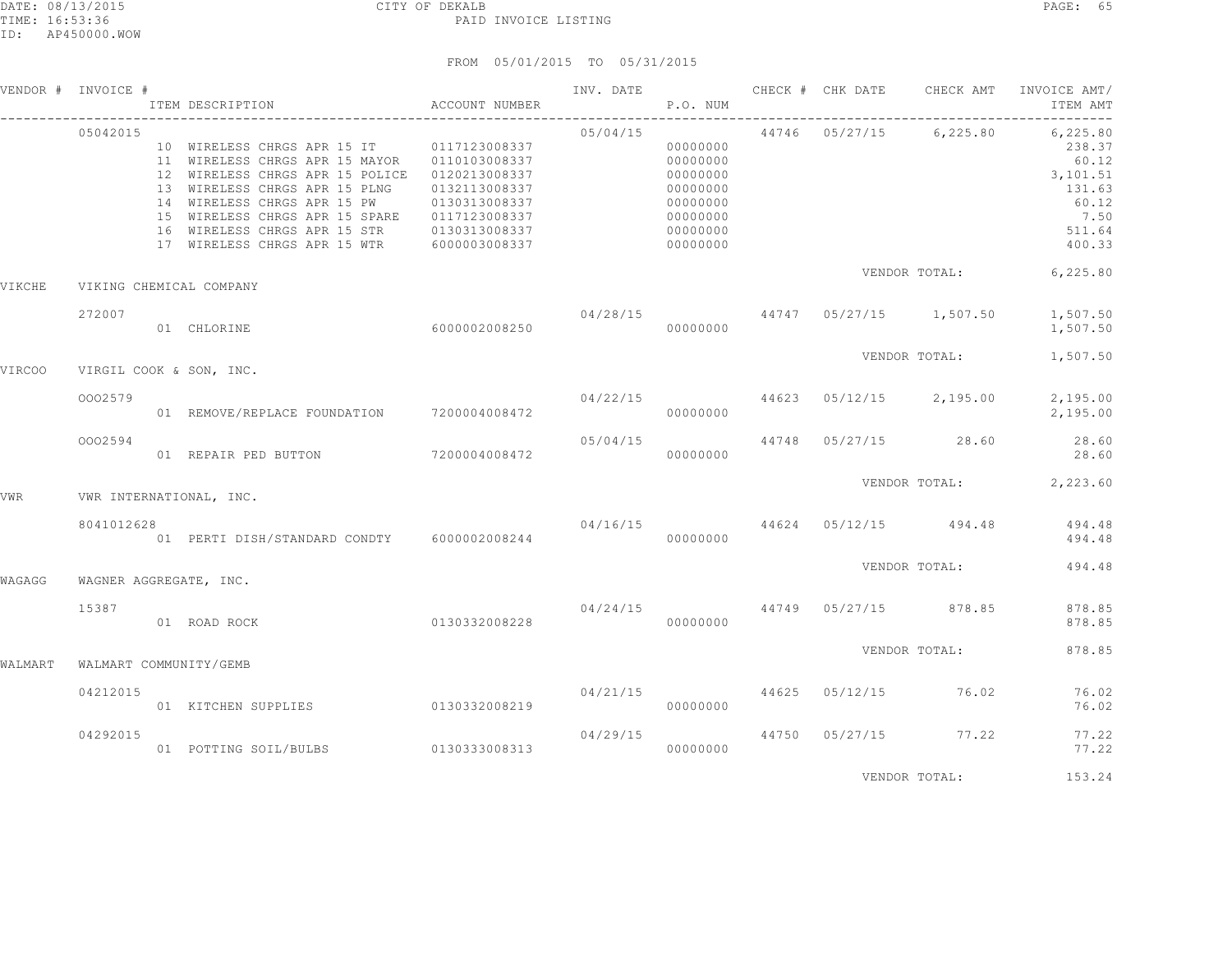CITY OF DEKALB

PAID INVOICE LISTING

DATE: 08/13/2015
TIME: 16:53:36
ID: AP450000.WOW

FROM 05/01/2015 TO 05/31/2015

| VENDOR # | INVOICE # | ITEM DESCRIPTION | ACCOUNT NUMBER | INV. DATE | P.O. NUM | CHECK # | CHK DATE | CHECK AMT | INVOICE AMT/ ITEM AMT |
|---|---|---|---|---|---|---|---|---|---|
| | 05042015 | | | 05/04/15 | | 44746 | 05/27/15 | 6,225.80 | 6,225.80 |
| | | 10 WIRELESS CHRGS APR 15 IT | 0117123008337 | | 00000000 | | | | 238.37 |
| | | 11 WIRELESS CHRGS APR 15 MAYOR | 0110103008337 | | 00000000 | | | | 60.12 |
| | | 12 WIRELESS CHRGS APR 15 POLICE | 0120213008337 | | 00000000 | | | | 3,101.51 |
| | | 13 WIRELESS CHRGS APR 15 PLNG | 0132113008337 | | 00000000 | | | | 131.63 |
| | | 14 WIRELESS CHRGS APR 15 PW | 0130313008337 | | 00000000 | | | | 60.12 |
| | | 15 WIRELESS CHRGS APR 15 SPARE | 0117123008337 | | 00000000 | | | | 7.50 |
| | | 16 WIRELESS CHRGS APR 15 STR | 0130313008337 | | 00000000 | | | | 511.64 |
| | | 17 WIRELESS CHRGS APR 15 WTR | 6000003008337 | | 00000000 | | | | 400.33 |
| | | | | | | | | VENDOR TOTAL: | 6,225.80 |
| VIKCHE | VIKING CHEMICAL COMPANY | | | | | | | | |
| | 272007 | | | 04/28/15 | | 44747 | 05/27/15 | 1,507.50 | 1,507.50 |
| | | 01 CHLORINE | 6000002008250 | | 00000000 | | | | 1,507.50 |
| | | | | | | | | VENDOR TOTAL: | 1,507.50 |
| VIRCOO | VIRGIL COOK & SON, INC. | | | | | | | | |
| | 0002579 | | | 04/22/15 | | 44623 | 05/12/15 | 2,195.00 | 2,195.00 |
| | | 01 REMOVE/REPLACE FOUNDATION | 7200004008472 | | 00000000 | | | | 2,195.00 |
| | 0002594 | | | 05/04/15 | | 44748 | 05/27/15 | 28.60 | 28.60 |
| | | 01 REPAIR PED BUTTON | 7200004008472 | | 00000000 | | | | 28.60 |
| | | | | | | | | VENDOR TOTAL: | 2,223.60 |
| VWR | VWR INTERNATIONAL, INC. | | | | | | | | |
| | 8041012628 | | | 04/16/15 | | 44624 | 05/12/15 | 494.48 | 494.48 |
| | | 01 PERTI DISH/STANDARD CONDTY | 6000002008244 | | 00000000 | | | | 494.48 |
| | | | | | | | | VENDOR TOTAL: | 494.48 |
| WAGAGG | WAGNER AGGREGATE, INC. | | | | | | | | |
| | 15387 | | | 04/24/15 | | 44749 | 05/27/15 | 878.85 | 878.85 |
| | | 01 ROAD ROCK | 0130332008228 | | 00000000 | | | | 878.85 |
| | | | | | | | | VENDOR TOTAL: | 878.85 |
| WALMART | WALMART COMMUNITY/GEMB | | | | | | | | |
| | 04212015 | | | 04/21/15 | | 44625 | 05/12/15 | 76.02 | 76.02 |
| | | 01 KITCHEN SUPPLIES | 0130332008219 | | 00000000 | | | | 76.02 |
| | 04292015 | | | 04/29/15 | | 44750 | 05/27/15 | 77.22 | 77.22 |
| | | 01 POTTING SOIL/BULBS | 0130333008313 | | 00000000 | | | | 77.22 |
| | | | | | | | | VENDOR TOTAL: | 153.24 |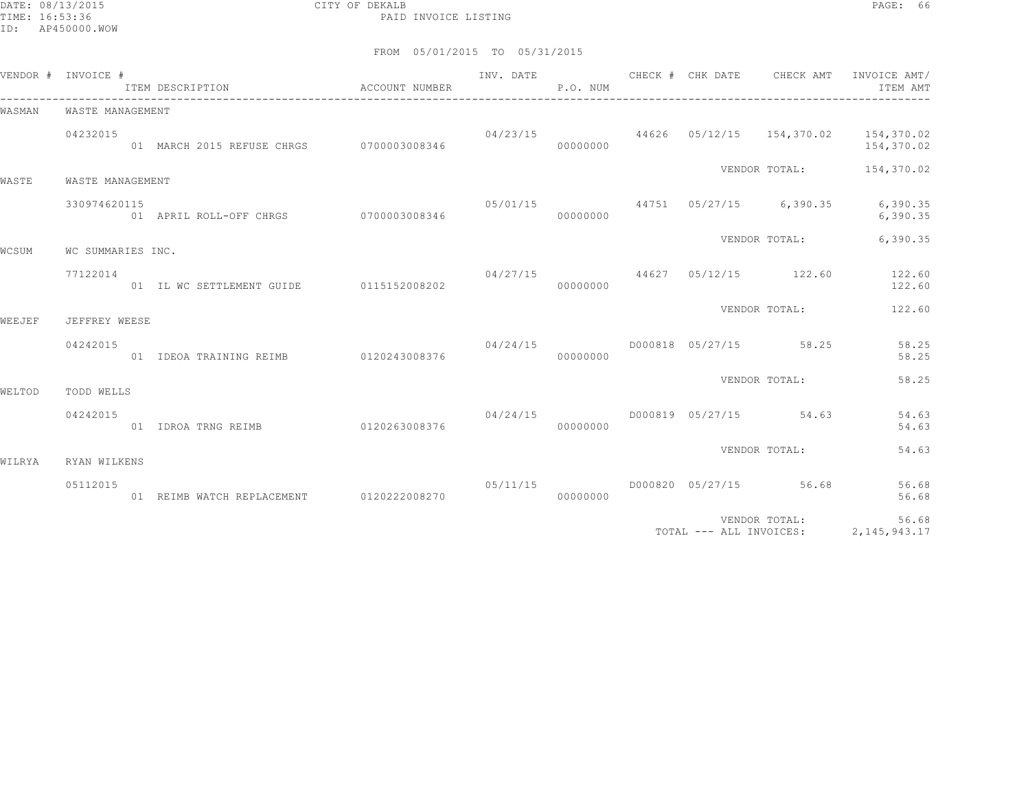DATE: 08/13/2015
TIME: 16:53:36
ID: AP450000.WOW

CITY OF DEKALB
PAID INVOICE LISTING

FROM 05/01/2015 TO 05/31/2015

| VENDOR # | INVOICE # / ITEM DESCRIPTION | ACCOUNT NUMBER | INV. DATE | P.O. NUM | CHECK # | CHK DATE | CHECK AMT | INVOICE AMT/ ITEM AMT |
|---|---|---|---|---|---|---|---|---|
| WASMAN | WASTE MANAGEMENT | | | | | | | |
| | 04232015 | | 04/23/15 | | 44626 | 05/12/15 | 154,370.02 | 154,370.02 |
| | 01 MARCH 2015 REFUSE CHRGS | 0700003008346 | | 00000000 | | | | 154,370.02 |
| | | | | | | | VENDOR TOTAL: | 154,370.02 |
| WASTE | WASTE MANAGEMENT | | | | | | | |
| | 330974620115 | | 05/01/15 | | 44751 | 05/27/15 | 6,390.35 | 6,390.35 |
| | 01 APRIL ROLL-OFF CHRGS | 0700003008346 | | 00000000 | | | | 6,390.35 |
| | | | | | | | VENDOR TOTAL: | 6,390.35 |
| WCSUM | WC SUMMARIES INC. | | | | | | | |
| | 77122014 | | 04/27/15 | | 44627 | 05/12/15 | 122.60 | 122.60 |
| | 01 IL WC SETTLEMENT GUIDE | 0115152008202 | | 00000000 | | | | 122.60 |
| | | | | | | | VENDOR TOTAL: | 122.60 |
| WEEJEF | JEFFREY WEESE | | | | | | | |
| | 04242015 | | 04/24/15 | | D000818 | 05/27/15 | 58.25 | 58.25 |
| | 01 IDEOA TRAINING REIMB | 0120243008376 | | 00000000 | | | | 58.25 |
| | | | | | | | VENDOR TOTAL: | 58.25 |
| WELTOD | TODD WELLS | | | | | | | |
| | 04242015 | | 04/24/15 | | D000819 | 05/27/15 | 54.63 | 54.63 |
| | 01 IDROA TRNG REIMB | 0120263008376 | | 00000000 | | | | 54.63 |
| | | | | | | | VENDOR TOTAL: | 54.63 |
| WILRYA | RYAN WILKENS | | | | | | | |
| | 05112015 | | 05/11/15 | | D000820 | 05/27/15 | 56.68 | 56.68 |
| | 01 REIMB WATCH REPLACEMENT | 0120222008270 | | 00000000 | | | | 56.68 |
| | | | | | | | VENDOR TOTAL: | 56.68 |
| | | | | | | TOTAL --- ALL INVOICES: | | 2,145,943.17 |